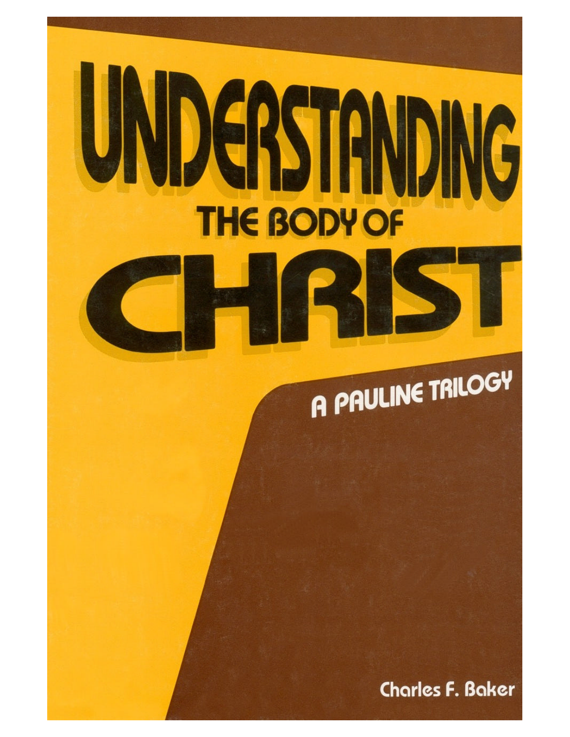# UNDERSTANDING THE BODY OF CHRIST

## A PAULINE TRILOGY

Charles F. Baker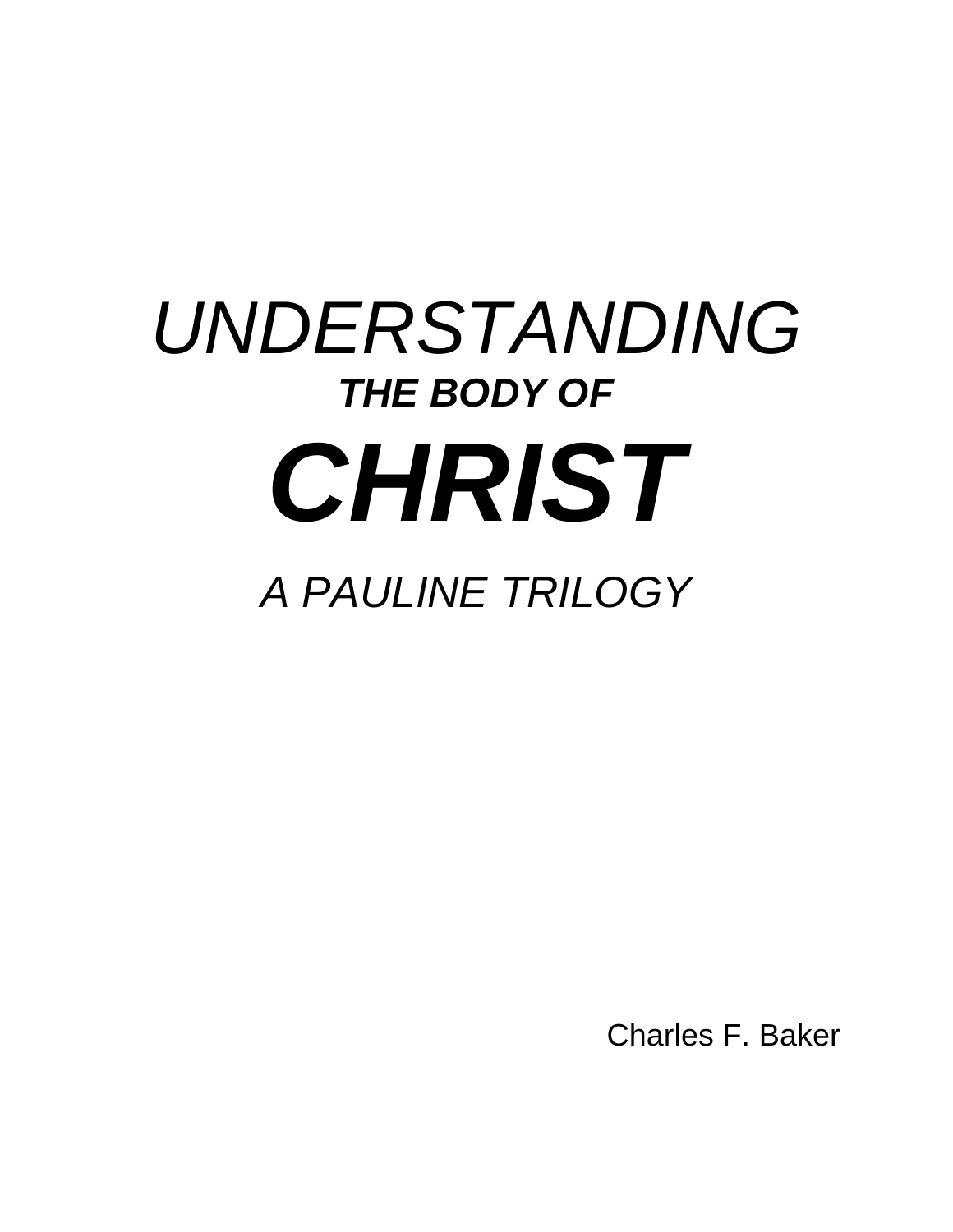# *UNDERSTANDING*
## ***THE BODY OF***
# ***CHRIST***

*A PAULINE TRILOGY*

Charles F. Baker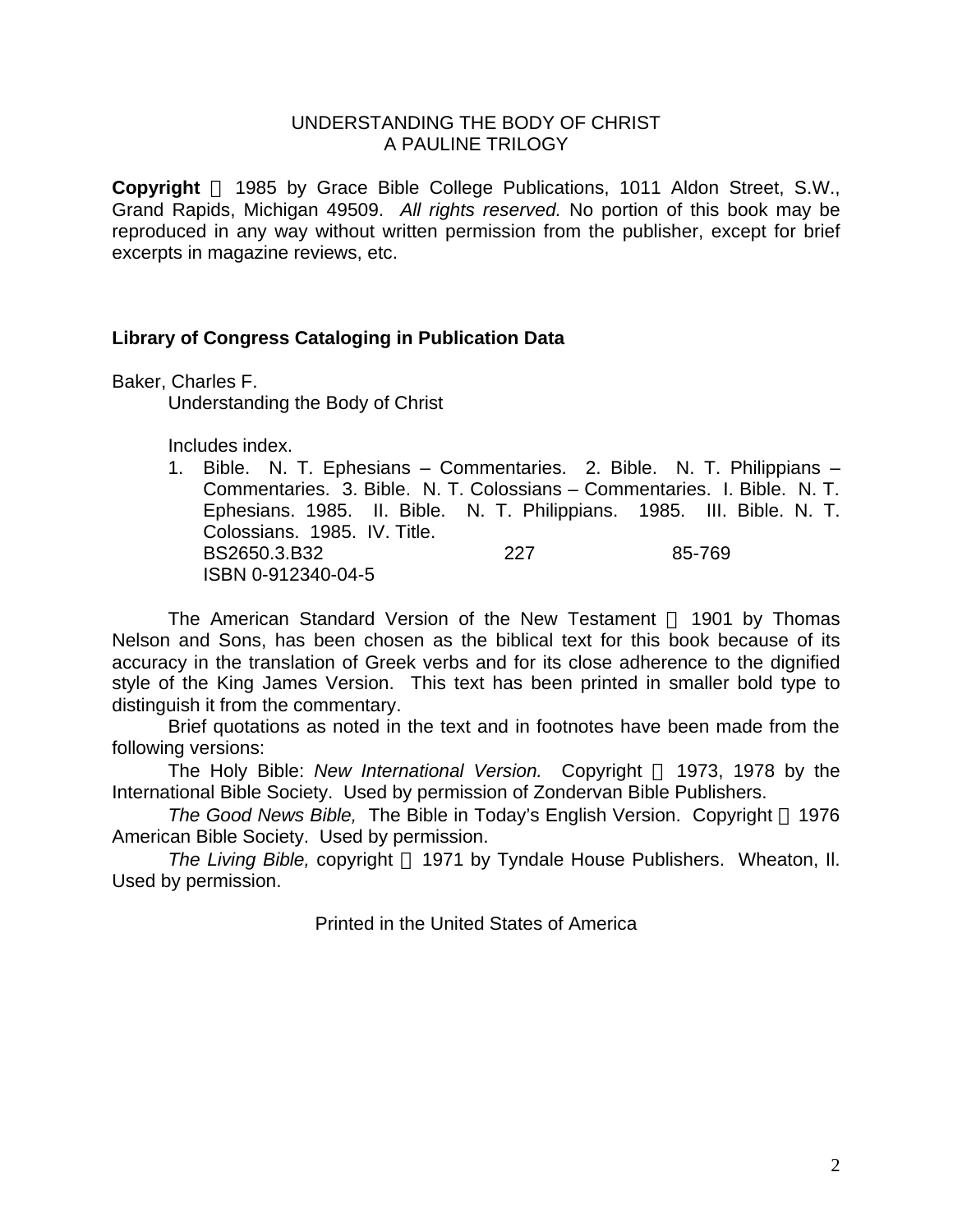UNDERSTANDING THE BODY OF CHRIST
A PAULINE TRILOGY

**Copyright** © 1985 by Grace Bible College Publications, 1011 Aldon Street, S.W., Grand Rapids, Michigan 49509. *All rights reserved.* No portion of this book may be reproduced in any way without written permission from the publisher, except for brief excerpts in magazine reviews, etc.

**Library of Congress Cataloging in Publication Data**

Baker, Charles F.
Understanding the Body of Christ

Includes index.

1. Bible. N. T. Ephesians – Commentaries. 2. Bible. N. T. Philippians – Commentaries. 3. Bible. N. T. Colossians – Commentaries. I. Bible. N. T. Ephesians. 1985. II. Bible. N. T. Philippians. 1985. III. Bible. N. T. Colossians. 1985. IV. Title.
BS2650.3.B32 227 85-769
ISBN 0-912340-04-5

The American Standard Version of the New Testament © 1901 by Thomas Nelson and Sons, has been chosen as the biblical text for this book because of its accuracy in the translation of Greek verbs and for its close adherence to the dignified style of the King James Version. This text has been printed in smaller bold type to distinguish it from the commentary.

Brief quotations as noted in the text and in footnotes have been made from the following versions:

The Holy Bible: *New International Version.* Copyright © 1973, 1978 by the International Bible Society. Used by permission of Zondervan Bible Publishers.

*The Good News Bible,* The Bible in Today's English Version. Copyright © 1976 American Bible Society. Used by permission.

*The Living Bible,* copyright © 1971 by Tyndale House Publishers. Wheaton, Il. Used by permission.

Printed in the United States of America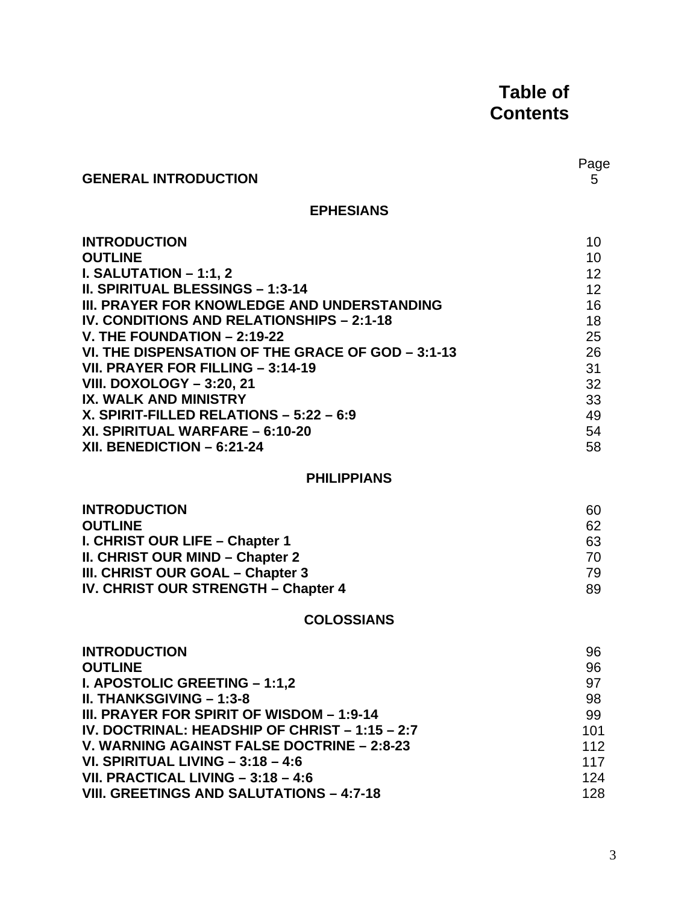# Table of Contents

| | Page |
|---|---|
| **GENERAL INTRODUCTION** | 5 |
| **EPHESIANS** | |
| **INTRODUCTION** | 10 |
| **OUTLINE** | 10 |
| **I. SALUTATION – 1:1, 2** | 12 |
| **II. SPIRITUAL BLESSINGS – 1:3-14** | 12 |
| **III. PRAYER FOR KNOWLEDGE AND UNDERSTANDING** | 16 |
| **IV. CONDITIONS AND RELATIONSHIPS – 2:1-18** | 18 |
| **V. THE FOUNDATION – 2:19-22** | 25 |
| **VI. THE DISPENSATION OF THE GRACE OF GOD – 3:1-13** | 26 |
| **VII. PRAYER FOR FILLING – 3:14-19** | 31 |
| **VIII. DOXOLOGY – 3:20, 21** | 32 |
| **IX. WALK AND MINISTRY** | 33 |
| **X. SPIRIT-FILLED RELATIONS – 5:22 – 6:9** | 49 |
| **XI. SPIRITUAL WARFARE – 6:10-20** | 54 |
| **XII. BENEDICTION – 6:21-24** | 58 |
| **PHILIPPIANS** | |
| **INTRODUCTION** | 60 |
| **OUTLINE** | 62 |
| **I. CHRIST OUR LIFE – Chapter 1** | 63 |
| **II. CHRIST OUR MIND – Chapter 2** | 70 |
| **III. CHRIST OUR GOAL – Chapter 3** | 79 |
| **IV. CHRIST OUR STRENGTH – Chapter 4** | 89 |
| **COLOSSIANS** | |
| **INTRODUCTION** | 96 |
| **OUTLINE** | 96 |
| **I. APOSTOLIC GREETING – 1:1,2** | 97 |
| **II. THANKSGIVING – 1:3-8** | 98 |
| **III. PRAYER FOR SPIRIT OF WISDOM – 1:9-14** | 99 |
| **IV. DOCTRINAL: HEADSHIP OF CHRIST – 1:15 – 2:7** | 101 |
| **V. WARNING AGAINST FALSE DOCTRINE – 2:8-23** | 112 |
| **VI. SPIRITUAL LIVING – 3:18 – 4:6** | 117 |
| **VII. PRACTICAL LIVING – 3:18 – 4:6** | 124 |
| **VIII. GREETINGS AND SALUTATIONS – 4:7-18** | 128 |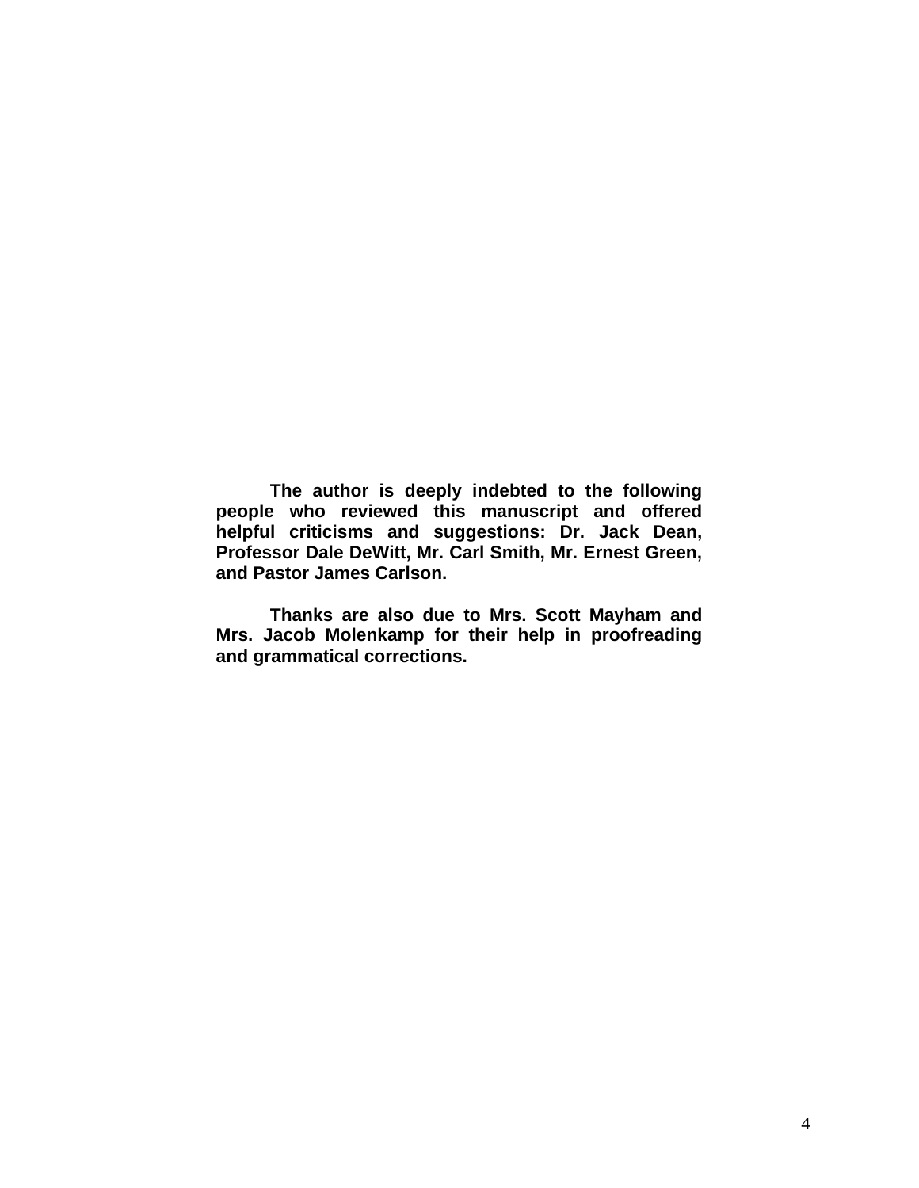**The author is deeply indebted to the following people who reviewed this manuscript and offered helpful criticisms and suggestions: Dr. Jack Dean, Professor Dale DeWitt, Mr. Carl Smith, Mr. Ernest Green, and Pastor James Carlson.**

**Thanks are also due to Mrs. Scott Mayham and Mrs. Jacob Molenkamp for their help in proofreading and grammatical corrections.**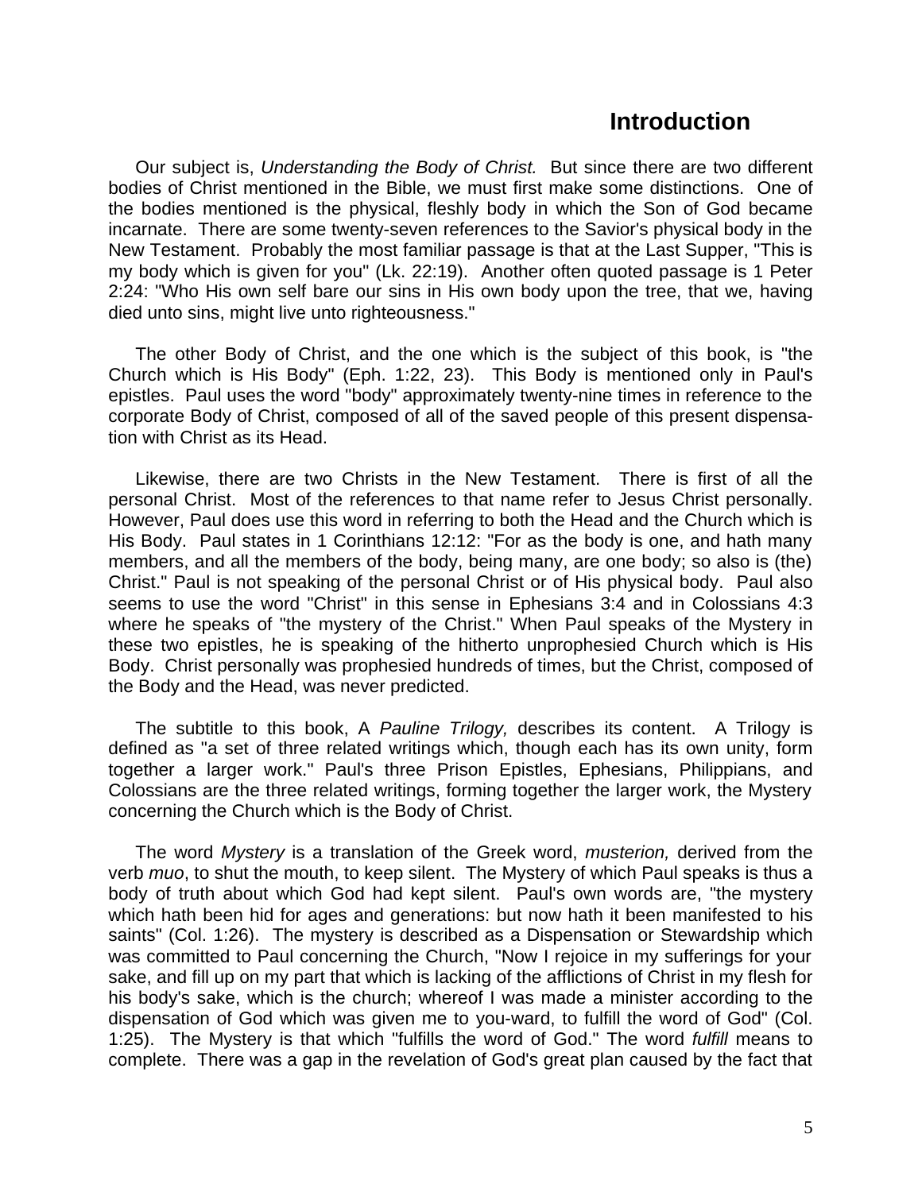# Introduction

Our subject is, *Understanding the Body of Christ.* But since there are two different bodies of Christ mentioned in the Bible, we must first make some distinctions. One of the bodies mentioned is the physical, fleshly body in which the Son of God became incarnate. There are some twenty-seven references to the Savior's physical body in the New Testament. Probably the most familiar passage is that at the Last Supper, "This is my body which is given for you" (Lk. 22:19). Another often quoted passage is 1 Peter 2:24: "Who His own self bare our sins in His own body upon the tree, that we, having died unto sins, might live unto righteousness."

The other Body of Christ, and the one which is the subject of this book, is "the Church which is His Body" (Eph. 1:22, 23). This Body is mentioned only in Paul's epistles. Paul uses the word "body" approximately twenty-nine times in reference to the corporate Body of Christ, composed of all of the saved people of this present dispensation with Christ as its Head.

Likewise, there are two Christs in the New Testament. There is first of all the personal Christ. Most of the references to that name refer to Jesus Christ personally. However, Paul does use this word in referring to both the Head and the Church which is His Body. Paul states in 1 Corinthians 12:12: "For as the body is one, and hath many members, and all the members of the body, being many, are one body; so also is (the) Christ." Paul is not speaking of the personal Christ or of His physical body. Paul also seems to use the word "Christ" in this sense in Ephesians 3:4 and in Colossians 4:3 where he speaks of "the mystery of the Christ." When Paul speaks of the Mystery in these two epistles, he is speaking of the hitherto unprophesied Church which is His Body. Christ personally was prophesied hundreds of times, but the Christ, composed of the Body and the Head, was never predicted.

The subtitle to this book, A *Pauline Trilogy,* describes its content. A Trilogy is defined as "a set of three related writings which, though each has its own unity, form together a larger work." Paul's three Prison Epistles, Ephesians, Philippians, and Colossians are the three related writings, forming together the larger work, the Mystery concerning the Church which is the Body of Christ.

The word *Mystery* is a translation of the Greek word, *musterion,* derived from the verb *muo*, to shut the mouth, to keep silent. The Mystery of which Paul speaks is thus a body of truth about which God had kept silent. Paul's own words are, "the mystery which hath been hid for ages and generations: but now hath it been manifested to his saints" (Col. 1:26). The mystery is described as a Dispensation or Stewardship which was committed to Paul concerning the Church, "Now I rejoice in my sufferings for your sake, and fill up on my part that which is lacking of the afflictions of Christ in my flesh for his body's sake, which is the church; whereof I was made a minister according to the dispensation of God which was given me to you-ward, to fulfill the word of God" (Col. 1:25). The Mystery is that which "fulfills the word of God." The word *fulfill* means to complete. There was a gap in the revelation of God's great plan caused by the fact that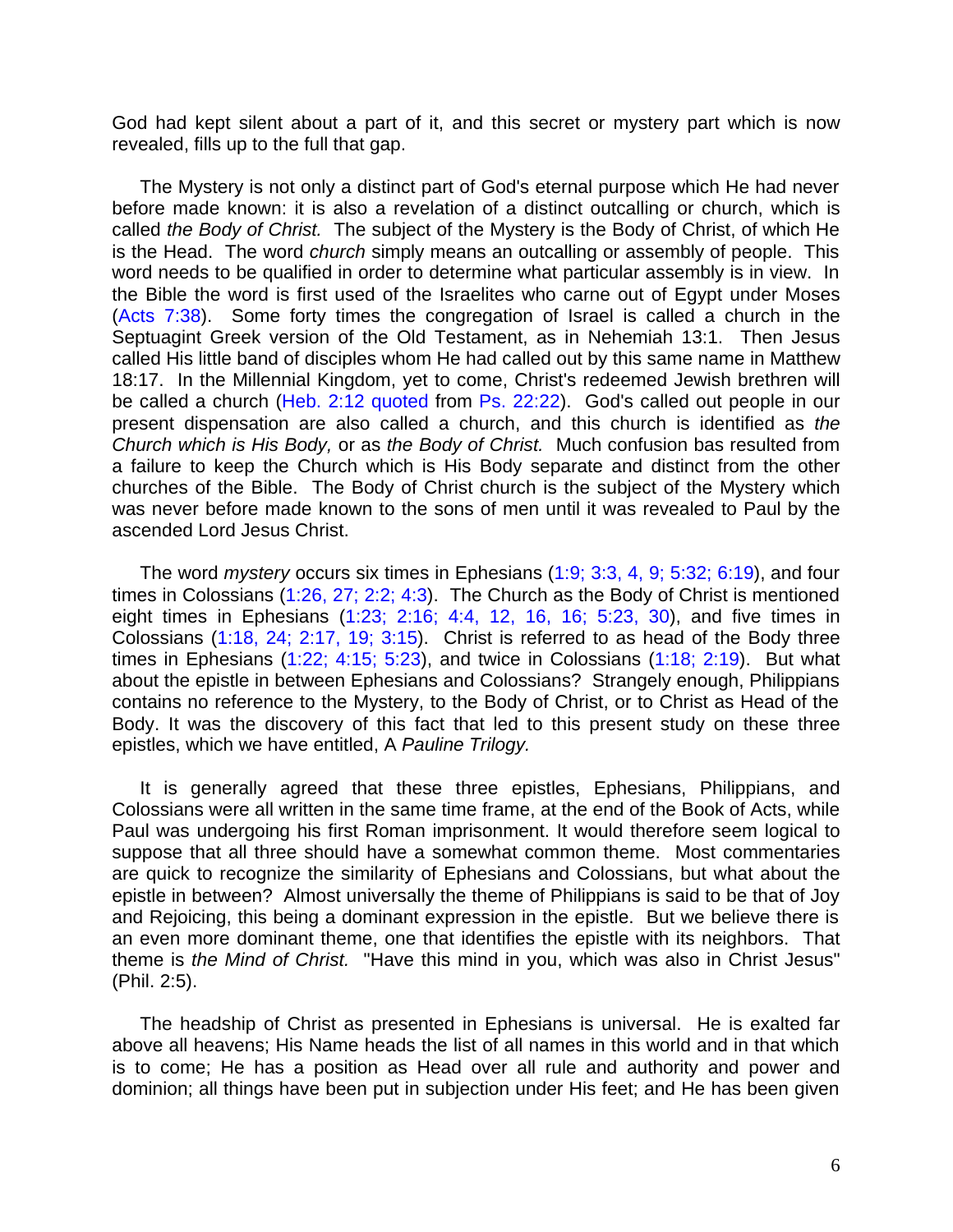God had kept silent about a part of it, and this secret or mystery part which is now revealed, fills up to the full that gap.

The Mystery is not only a distinct part of God's eternal purpose which He had never before made known: it is also a revelation of a distinct outcalling or church, which is called *the Body of Christ.* The subject of the Mystery is the Body of Christ, of which He is the Head. The word *church* simply means an outcalling or assembly of people. This word needs to be qualified in order to determine what particular assembly is in view. In the Bible the word is first used of the Israelites who carne out of Egypt under Moses (Acts 7:38). Some forty times the congregation of Israel is called a church in the Septuagint Greek version of the Old Testament, as in Nehemiah 13:1. Then Jesus called His little band of disciples whom He had called out by this same name in Matthew 18:17. In the Millennial Kingdom, yet to come, Christ's redeemed Jewish brethren will be called a church (Heb. 2:12 quoted from Ps. 22:22). God's called out people in our present dispensation are also called a church, and this church is identified as *the Church which is His Body,* or as *the Body of Christ.* Much confusion bas resulted from a failure to keep the Church which is His Body separate and distinct from the other churches of the Bible. The Body of Christ church is the subject of the Mystery which was never before made known to the sons of men until it was revealed to Paul by the ascended Lord Jesus Christ.

The word *mystery* occurs six times in Ephesians (1:9; 3:3, 4, 9; 5:32; 6:19), and four times in Colossians (1:26, 27; 2:2; 4:3). The Church as the Body of Christ is mentioned eight times in Ephesians (1:23; 2:16; 4:4, 12, 16, 16; 5:23, 30), and five times in Colossians (1:18, 24; 2:17, 19; 3:15). Christ is referred to as head of the Body three times in Ephesians (1:22; 4:15; 5:23), and twice in Colossians (1:18; 2:19). But what about the epistle in between Ephesians and Colossians? Strangely enough, Philippians contains no reference to the Mystery, to the Body of Christ, or to Christ as Head of the Body. It was the discovery of this fact that led to this present study on these three epistles, which we have entitled, A *Pauline Trilogy.*

It is generally agreed that these three epistles, Ephesians, Philippians, and Colossians were all written in the same time frame, at the end of the Book of Acts, while Paul was undergoing his first Roman imprisonment. It would therefore seem logical to suppose that all three should have a somewhat common theme. Most commentaries are quick to recognize the similarity of Ephesians and Colossians, but what about the epistle in between? Almost universally the theme of Philippians is said to be that of Joy and Rejoicing, this being a dominant expression in the epistle. But we believe there is an even more dominant theme, one that identifies the epistle with its neighbors. That theme is *the Mind of Christ.* "Have this mind in you, which was also in Christ Jesus" (Phil. 2:5).

The headship of Christ as presented in Ephesians is universal. He is exalted far above all heavens; His Name heads the list of all names in this world and in that which is to come; He has a position as Head over all rule and authority and power and dominion; all things have been put in subjection under His feet; and He has been given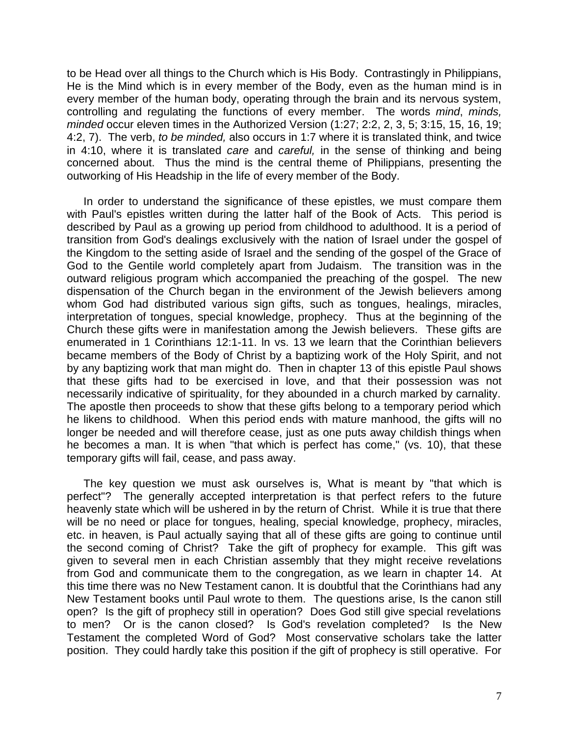to be Head over all things to the Church which is His Body. Contrastingly in Philippians, He is the Mind which is in every member of the Body, even as the human mind is in every member of the human body, operating through the brain and its nervous system, controlling and regulating the functions of every member. The words *mind*, *minds, minded* occur eleven times in the Authorized Version (1:27; 2:2, 2, 3, 5; 3:15, 15, 16, 19; 4:2, 7). The verb, *to be minded,* also occurs in 1:7 where it is translated think, and twice in 4:10, where it is translated *care* and *careful,* in the sense of thinking and being concerned about. Thus the mind is the central theme of Philippians, presenting the outworking of His Headship in the life of every member of the Body.

In order to understand the significance of these epistles, we must compare them with Paul's epistles written during the latter half of the Book of Acts. This period is described by Paul as a growing up period from childhood to adulthood. It is a period of transition from God's dealings exclusively with the nation of Israel under the gospel of the Kingdom to the setting aside of Israel and the sending of the gospel of the Grace of God to the Gentile world completely apart from Judaism. The transition was in the outward religious program which accompanied the preaching of the gospel. The new dispensation of the Church began in the environment of the Jewish believers among whom God had distributed various sign gifts, such as tongues, healings, miracles, interpretation of tongues, special knowledge, prophecy. Thus at the beginning of the Church these gifts were in manifestation among the Jewish believers. These gifts are enumerated in 1 Corinthians 12:1-11. In vs. 13 we learn that the Corinthian believers became members of the Body of Christ by a baptizing work of the Holy Spirit, and not by any baptizing work that man might do. Then in chapter 13 of this epistle Paul shows that these gifts had to be exercised in love, and that their possession was not necessarily indicative of spirituality, for they abounded in a church marked by carnality. The apostle then proceeds to show that these gifts belong to a temporary period which he likens to childhood. When this period ends with mature manhood, the gifts will no longer be needed and will therefore cease, just as one puts away childish things when he becomes a man. It is when "that which is perfect has come," (vs. 10), that these temporary gifts will fail, cease, and pass away.

The key question we must ask ourselves is, What is meant by "that which is perfect"? The generally accepted interpretation is that perfect refers to the future heavenly state which will be ushered in by the return of Christ. While it is true that there will be no need or place for tongues, healing, special knowledge, prophecy, miracles, etc. in heaven, is Paul actually saying that all of these gifts are going to continue until the second coming of Christ? Take the gift of prophecy for example. This gift was given to several men in each Christian assembly that they might receive revelations from God and communicate them to the congregation, as we learn in chapter 14. At this time there was no New Testament canon. It is doubtful that the Corinthians had any New Testament books until Paul wrote to them. The questions arise, Is the canon still open? Is the gift of prophecy still in operation? Does God still give special revelations to men? Or is the canon closed? Is God's revelation completed? Is the New Testament the completed Word of God? Most conservative scholars take the latter position. They could hardly take this position if the gift of prophecy is still operative. For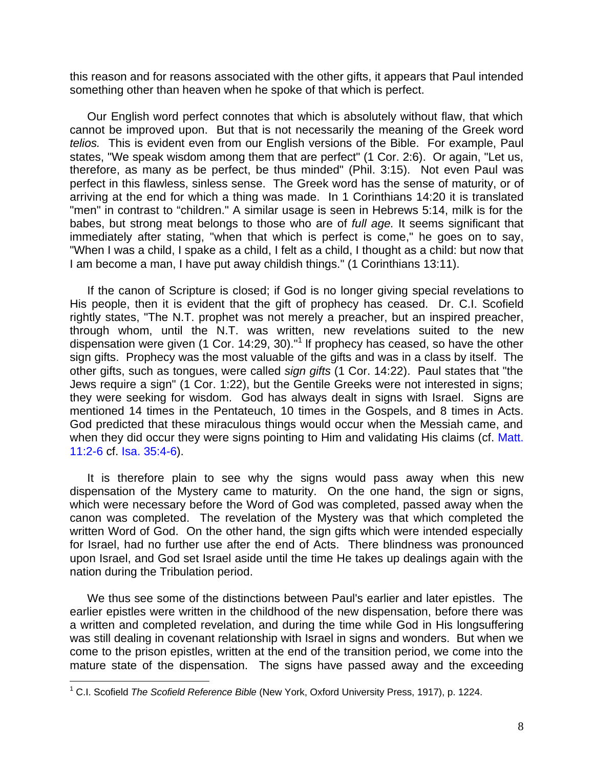this reason and for reasons associated with the other gifts, it appears that Paul intended something other than heaven when he spoke of that which is perfect.

Our English word perfect connotes that which is absolutely without flaw, that which cannot be improved upon. But that is not necessarily the meaning of the Greek word *telios.* This is evident even from our English versions of the Bible. For example, Paul states, "We speak wisdom among them that are perfect" (1 Cor. 2:6). Or again, "Let us, therefore, as many as be perfect, be thus minded" (Phil. 3:15). Not even Paul was perfect in this flawless, sinless sense. The Greek word has the sense of maturity, or of arriving at the end for which a thing was made. In 1 Corinthians 14:20 it is translated "men" in contrast to "children." A similar usage is seen in Hebrews 5:14, milk is for the babes, but strong meat belongs to those who are of *full age.* It seems significant that immediately after stating, "when that which is perfect is come," he goes on to say, "When I was a child, I spake as a child, I felt as a child, I thought as a child: but now that I am become a man, I have put away childish things." (1 Corinthians 13:11).

If the canon of Scripture is closed; if God is no longer giving special revelations to His people, then it is evident that the gift of prophecy has ceased. Dr. C.I. Scofield rightly states, "The N.T. prophet was not merely a preacher, but an inspired preacher, through whom, until the N.T. was written, new revelations suited to the new dispensation were given (1 Cor. 14:29, 30)."[1] If prophecy has ceased, so have the other sign gifts. Prophecy was the most valuable of the gifts and was in a class by itself. The other gifts, such as tongues, were called *sign gifts* (1 Cor. 14:22). Paul states that "the Jews require a sign" (1 Cor. 1:22), but the Gentile Greeks were not interested in signs; they were seeking for wisdom. God has always dealt in signs with Israel. Signs are mentioned 14 times in the Pentateuch, 10 times in the Gospels, and 8 times in Acts. God predicted that these miraculous things would occur when the Messiah came, and when they did occur they were signs pointing to Him and validating His claims (cf. Matt. 11:2-6 cf. Isa. 35:4-6).

It is therefore plain to see why the signs would pass away when this new dispensation of the Mystery came to maturity. On the one hand, the sign or signs, which were necessary before the Word of God was completed, passed away when the canon was completed. The revelation of the Mystery was that which completed the written Word of God. On the other hand, the sign gifts which were intended especially for Israel, had no further use after the end of Acts. There blindness was pronounced upon Israel, and God set Israel aside until the time He takes up dealings again with the nation during the Tribulation period.

We thus see some of the distinctions between Paul's earlier and later epistles. The earlier epistles were written in the childhood of the new dispensation, before there was a written and completed revelation, and during the time while God in His longsuffering was still dealing in covenant relationship with Israel in signs and wonders. But when we come to the prison epistles, written at the end of the transition period, we come into the mature state of the dispensation. The signs have passed away and the exceeding

---

[1] C.I. Scofield *The Scofield Reference Bible* (New York, Oxford University Press, 1917), p. 1224.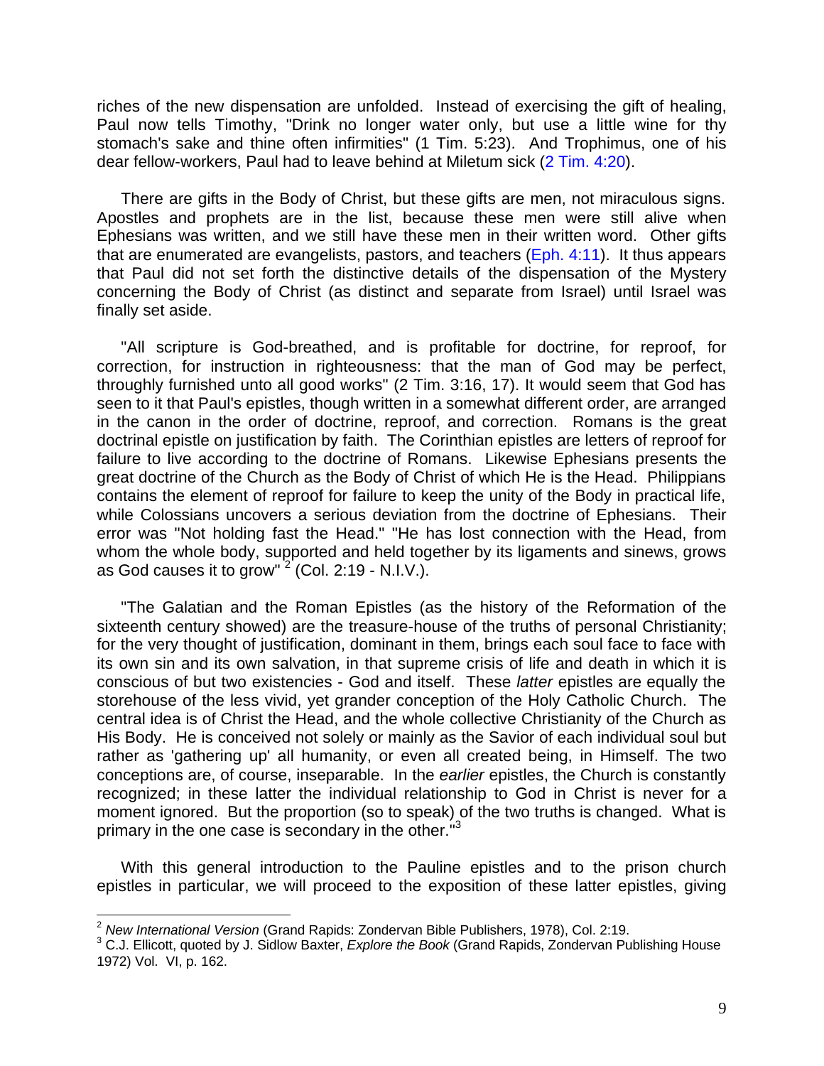riches of the new dispensation are unfolded. Instead of exercising the gift of healing, Paul now tells Timothy, "Drink no longer water only, but use a little wine for thy stomach's sake and thine often infirmities" (1 Tim. 5:23). And Trophimus, one of his dear fellow-workers, Paul had to leave behind at Miletum sick (2 Tim. 4:20).

There are gifts in the Body of Christ, but these gifts are men, not miraculous signs. Apostles and prophets are in the list, because these men were still alive when Ephesians was written, and we still have these men in their written word. Other gifts that are enumerated are evangelists, pastors, and teachers (Eph. 4:11). It thus appears that Paul did not set forth the distinctive details of the dispensation of the Mystery concerning the Body of Christ (as distinct and separate from Israel) until Israel was finally set aside.

"All scripture is God-breathed, and is profitable for doctrine, for reproof, for correction, for instruction in righteousness: that the man of God may be perfect, throughly furnished unto all good works" (2 Tim. 3:16, 17). It would seem that God has seen to it that Paul's epistles, though written in a somewhat different order, are arranged in the canon in the order of doctrine, reproof, and correction. Romans is the great doctrinal epistle on justification by faith. The Corinthian epistles are letters of reproof for failure to live according to the doctrine of Romans. Likewise Ephesians presents the great doctrine of the Church as the Body of Christ of which He is the Head. Philippians contains the element of reproof for failure to keep the unity of the Body in practical life, while Colossians uncovers a serious deviation from the doctrine of Ephesians. Their error was "Not holding fast the Head." "He has lost connection with the Head, from whom the whole body, supported and held together by its ligaments and sinews, grows as God causes it to grow" [2] (Col. 2:19 - N.I.V.).

"The Galatian and the Roman Epistles (as the history of the Reformation of the sixteenth century showed) are the treasure-house of the truths of personal Christianity; for the very thought of justification, dominant in them, brings each soul face to face with its own sin and its own salvation, in that supreme crisis of life and death in which it is conscious of but two existencies - God and itself. These *latter* epistles are equally the storehouse of the less vivid, yet grander conception of the Holy Catholic Church. The central idea is of Christ the Head, and the whole collective Christianity of the Church as His Body. He is conceived not solely or mainly as the Savior of each individual soul but rather as 'gathering up' all humanity, or even all created being, in Himself. The two conceptions are, of course, inseparable. In the *earlier* epistles, the Church is constantly recognized; in these latter the individual relationship to God in Christ is never for a moment ignored. But the proportion (so to speak) of the two truths is changed. What is primary in the one case is secondary in the other." [3]

With this general introduction to the Pauline epistles and to the prison church epistles in particular, we will proceed to the exposition of these latter epistles, giving

---

[2] *New International Version* (Grand Rapids: Zondervan Bible Publishers, 1978), Col. 2:19.

[3] C.J. Ellicott, quoted by J. Sidlow Baxter, *Explore the Book* (Grand Rapids, Zondervan Publishing House 1972) Vol. VI, p. 162.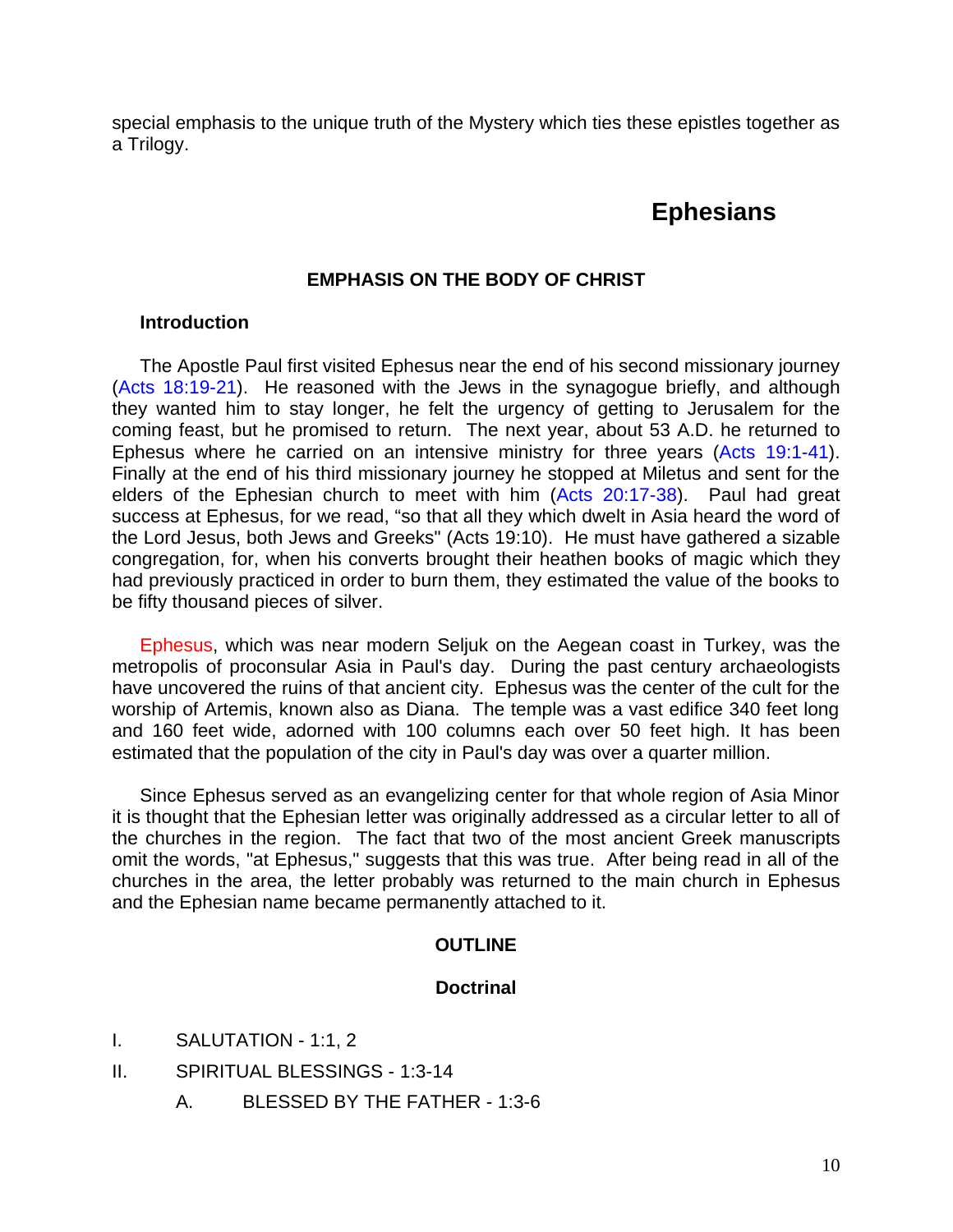special emphasis to the unique truth of the Mystery which ties these epistles together as a Trilogy.

# Ephesians

## EMPHASIS ON THE BODY OF CHRIST

### Introduction

The Apostle Paul first visited Ephesus near the end of his second missionary journey (Acts 18:19-21). He reasoned with the Jews in the synagogue briefly, and although they wanted him to stay longer, he felt the urgency of getting to Jerusalem for the coming feast, but he promised to return. The next year, about 53 A.D. he returned to Ephesus where he carried on an intensive ministry for three years (Acts 19:1-41). Finally at the end of his third missionary journey he stopped at Miletus and sent for the elders of the Ephesian church to meet with him (Acts 20:17-38). Paul had great success at Ephesus, for we read, "so that all they which dwelt in Asia heard the word of the Lord Jesus, both Jews and Greeks" (Acts 19:10). He must have gathered a sizable congregation, for, when his converts brought their heathen books of magic which they had previously practiced in order to burn them, they estimated the value of the books to be fifty thousand pieces of silver.

Ephesus, which was near modern Seljuk on the Aegean coast in Turkey, was the metropolis of proconsular Asia in Paul's day. During the past century archaeologists have uncovered the ruins of that ancient city. Ephesus was the center of the cult for the worship of Artemis, known also as Diana. The temple was a vast edifice 340 feet long and 160 feet wide, adorned with 100 columns each over 50 feet high. It has been estimated that the population of the city in Paul's day was over a quarter million.

Since Ephesus served as an evangelizing center for that whole region of Asia Minor it is thought that the Ephesian letter was originally addressed as a circular letter to all of the churches in the region. The fact that two of the most ancient Greek manuscripts omit the words, "at Ephesus," suggests that this was true. After being read in all of the churches in the area, the letter probably was returned to the main church in Ephesus and the Ephesian name became permanently attached to it.

## OUTLINE

### Doctrinal

I. SALUTATION - 1:1, 2

II. SPIRITUAL BLESSINGS - 1:3-14

  A. BLESSED BY THE FATHER - 1:3-6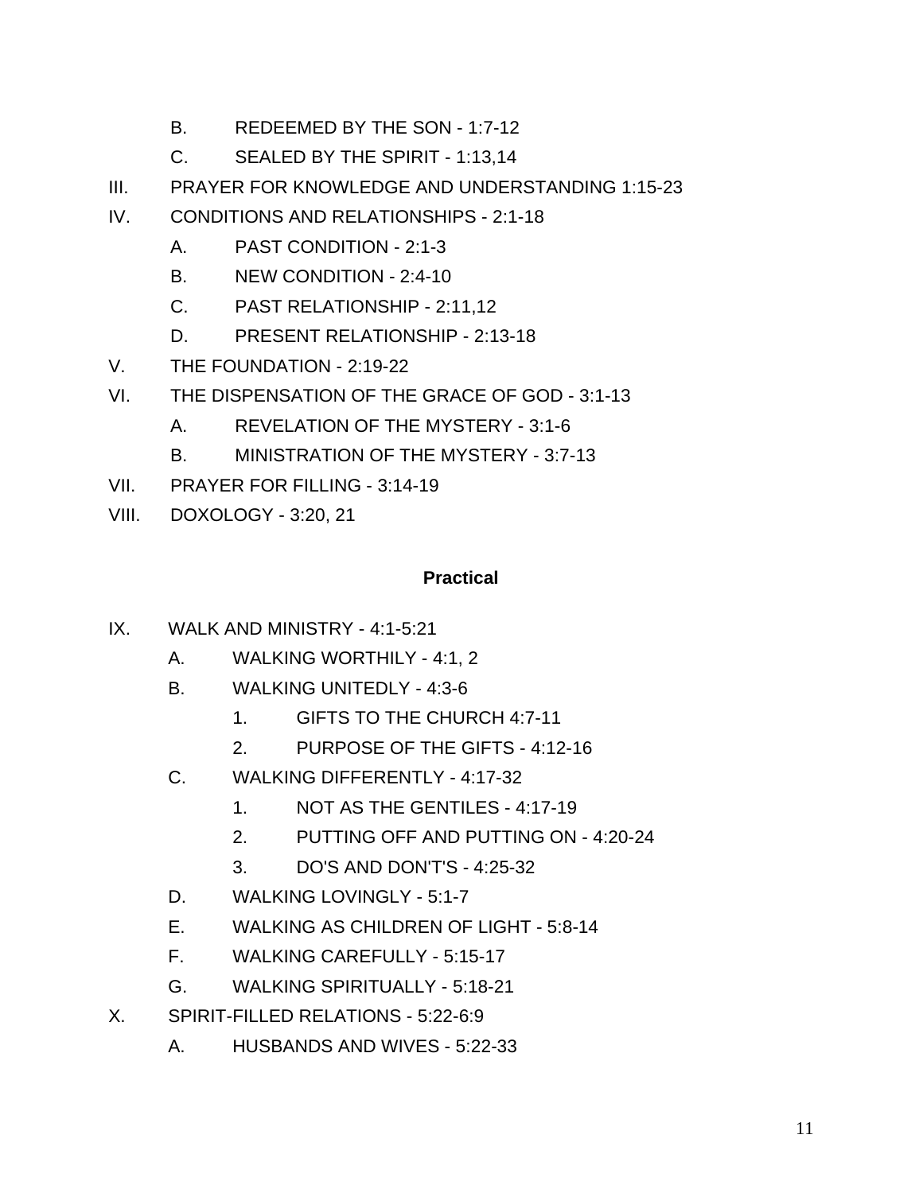- B. REDEEMED BY THE SON - 1:7-12
- C. SEALED BY THE SPIRIT - 1:13,14

III. PRAYER FOR KNOWLEDGE AND UNDERSTANDING 1:15-23

IV. CONDITIONS AND RELATIONSHIPS - 2:1-18

- A. PAST CONDITION - 2:1-3
- B. NEW CONDITION - 2:4-10
- C. PAST RELATIONSHIP - 2:11,12
- D. PRESENT RELATIONSHIP - 2:13-18

V. THE FOUNDATION - 2:19-22

VI. THE DISPENSATION OF THE GRACE OF GOD - 3:1-13

- A. REVELATION OF THE MYSTERY - 3:1-6
- B. MINISTRATION OF THE MYSTERY - 3:7-13

VII. PRAYER FOR FILLING - 3:14-19

VIII. DOXOLOGY - 3:20, 21

**Practical**

IX. WALK AND MINISTRY - 4:1-5:21

- A. WALKING WORTHILY - 4:1, 2
- B. WALKING UNITEDLY - 4:3-6
  1. GIFTS TO THE CHURCH 4:7-11
  2. PURPOSE OF THE GIFTS - 4:12-16
- C. WALKING DIFFERENTLY - 4:17-32
  1. NOT AS THE GENTILES - 4:17-19
  2. PUTTING OFF AND PUTTING ON - 4:20-24
  3. DO'S AND DON'T'S - 4:25-32
- D. WALKING LOVINGLY - 5:1-7
- E. WALKING AS CHILDREN OF LIGHT - 5:8-14
- F. WALKING CAREFULLY - 5:15-17
- G. WALKING SPIRITUALLY - 5:18-21

X. SPIRIT-FILLED RELATIONS - 5:22-6:9

- A. HUSBANDS AND WIVES - 5:22-33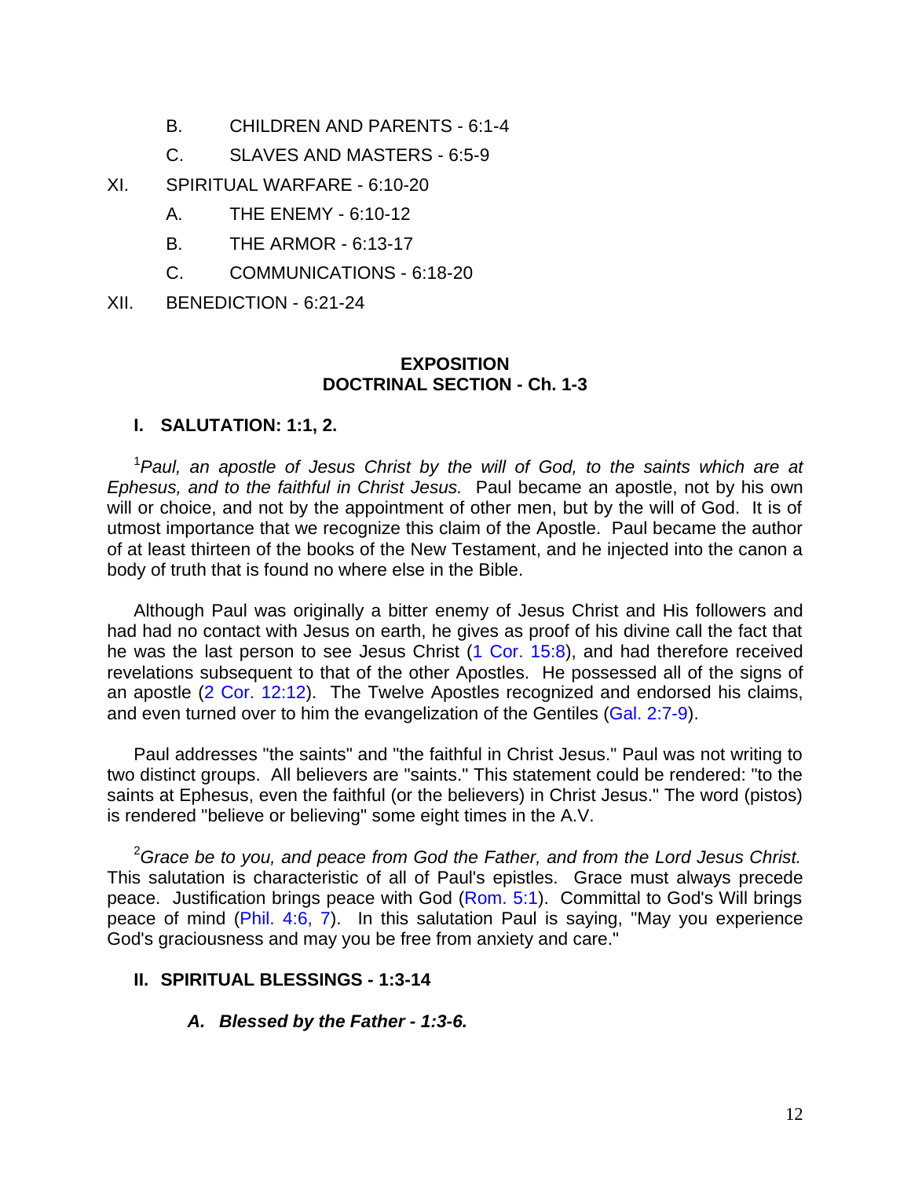B. CHILDREN AND PARENTS - 6:1-4

C. SLAVES AND MASTERS - 6:5-9

XI. SPIRITUAL WARFARE - 6:10-20

A. THE ENEMY - 6:10-12

B. THE ARMOR - 6:13-17

C. COMMUNICATIONS - 6:18-20

XII. BENEDICTION - 6:21-24

## EXPOSITION
## DOCTRINAL SECTION - Ch. 1-3

### I. SALUTATION: 1:1, 2.

[1]*Paul, an apostle of Jesus Christ by the will of God, to the saints which are at Ephesus, and to the faithful in Christ Jesus.* Paul became an apostle, not by his own will or choice, and not by the appointment of other men, but by the will of God. It is of utmost importance that we recognize this claim of the Apostle. Paul became the author of at least thirteen of the books of the New Testament, and he injected into the canon a body of truth that is found no where else in the Bible.

Although Paul was originally a bitter enemy of Jesus Christ and His followers and had had no contact with Jesus on earth, he gives as proof of his divine call the fact that he was the last person to see Jesus Christ (1 Cor. 15:8), and had therefore received revelations subsequent to that of the other Apostles. He possessed all of the signs of an apostle (2 Cor. 12:12). The Twelve Apostles recognized and endorsed his claims, and even turned over to him the evangelization of the Gentiles (Gal. 2:7-9).

Paul addresses "the saints" and "the faithful in Christ Jesus." Paul was not writing to two distinct groups. All believers are "saints." This statement could be rendered: "to the saints at Ephesus, even the faithful (or the believers) in Christ Jesus." The word (pistos) is rendered "believe or believing" some eight times in the A.V.

[2]*Grace be to you, and peace from God the Father, and from the Lord Jesus Christ.* This salutation is characteristic of all of Paul's epistles. Grace must always precede peace. Justification brings peace with God (Rom. 5:1). Committal to God's Will brings peace of mind (Phil. 4:6, 7). In this salutation Paul is saying, "May you experience God's graciousness and may you be free from anxiety and care."

### II. SPIRITUAL BLESSINGS - 1:3-14

#### *A. Blessed by the Father - 1:3-6.*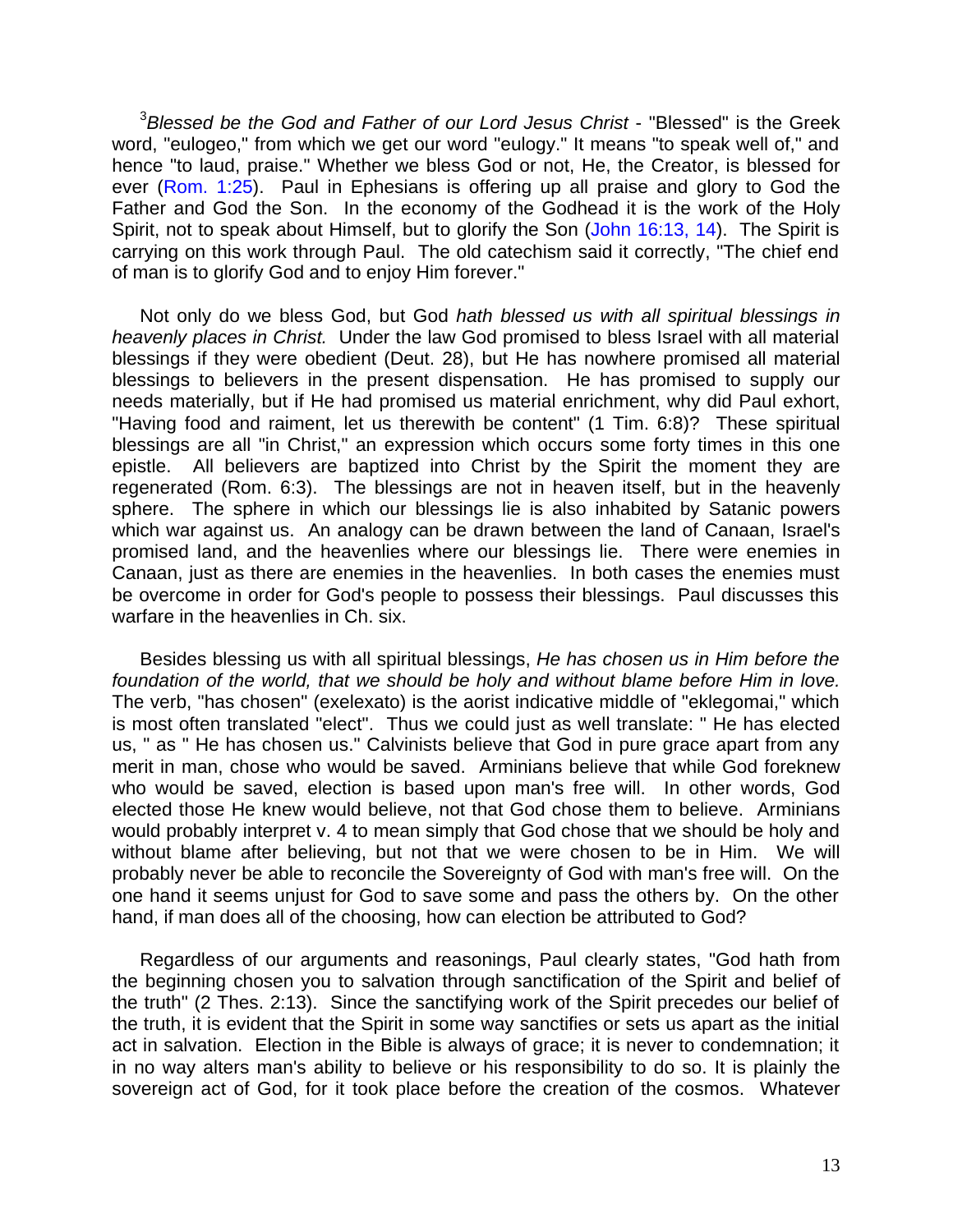[3]*Blessed be the God and Father of our Lord Jesus Christ* - "Blessed" is the Greek word, "eulogeo," from which we get our word "eulogy." It means "to speak well of," and hence "to laud, praise." Whether we bless God or not, He, the Creator, is blessed for ever (Rom. 1:25). Paul in Ephesians is offering up all praise and glory to God the Father and God the Son. In the economy of the Godhead it is the work of the Holy Spirit, not to speak about Himself, but to glorify the Son (John 16:13, 14). The Spirit is carrying on this work through Paul. The old catechism said it correctly, "The chief end of man is to glorify God and to enjoy Him forever."

Not only do we bless God, but God *hath blessed us with all spiritual blessings in heavenly places in Christ.* Under the law God promised to bless Israel with all material blessings if they were obedient (Deut. 28), but He has nowhere promised all material blessings to believers in the present dispensation. He has promised to supply our needs materially, but if He had promised us material enrichment, why did Paul exhort, "Having food and raiment, let us therewith be content" (1 Tim. 6:8)? These spiritual blessings are all "in Christ," an expression which occurs some forty times in this one epistle. All believers are baptized into Christ by the Spirit the moment they are regenerated (Rom. 6:3). The blessings are not in heaven itself, but in the heavenly sphere. The sphere in which our blessings lie is also inhabited by Satanic powers which war against us. An analogy can be drawn between the land of Canaan, Israel's promised land, and the heavenlies where our blessings lie. There were enemies in Canaan, just as there are enemies in the heavenlies. In both cases the enemies must be overcome in order for God's people to possess their blessings. Paul discusses this warfare in the heavenlies in Ch. six.

Besides blessing us with all spiritual blessings, *He has chosen us in Him before the foundation of the world, that we should be holy and without blame before Him in love.* The verb, "has chosen" (exelexato) is the aorist indicative middle of "eklegomai," which is most often translated "elect". Thus we could just as well translate: " He has elected us, " as " He has chosen us." Calvinists believe that God in pure grace apart from any merit in man, chose who would be saved. Arminians believe that while God foreknew who would be saved, election is based upon man's free will. In other words, God elected those He knew would believe, not that God chose them to believe. Arminians would probably interpret v. 4 to mean simply that God chose that we should be holy and without blame after believing, but not that we were chosen to be in Him. We will probably never be able to reconcile the Sovereignty of God with man's free will. On the one hand it seems unjust for God to save some and pass the others by. On the other hand, if man does all of the choosing, how can election be attributed to God?

Regardless of our arguments and reasonings, Paul clearly states, "God hath from the beginning chosen you to salvation through sanctification of the Spirit and belief of the truth" (2 Thes. 2:13). Since the sanctifying work of the Spirit precedes our belief of the truth, it is evident that the Spirit in some way sanctifies or sets us apart as the initial act in salvation. Election in the Bible is always of grace; it is never to condemnation; it in no way alters man's ability to believe or his responsibility to do so. It is plainly the sovereign act of God, for it took place before the creation of the cosmos. Whatever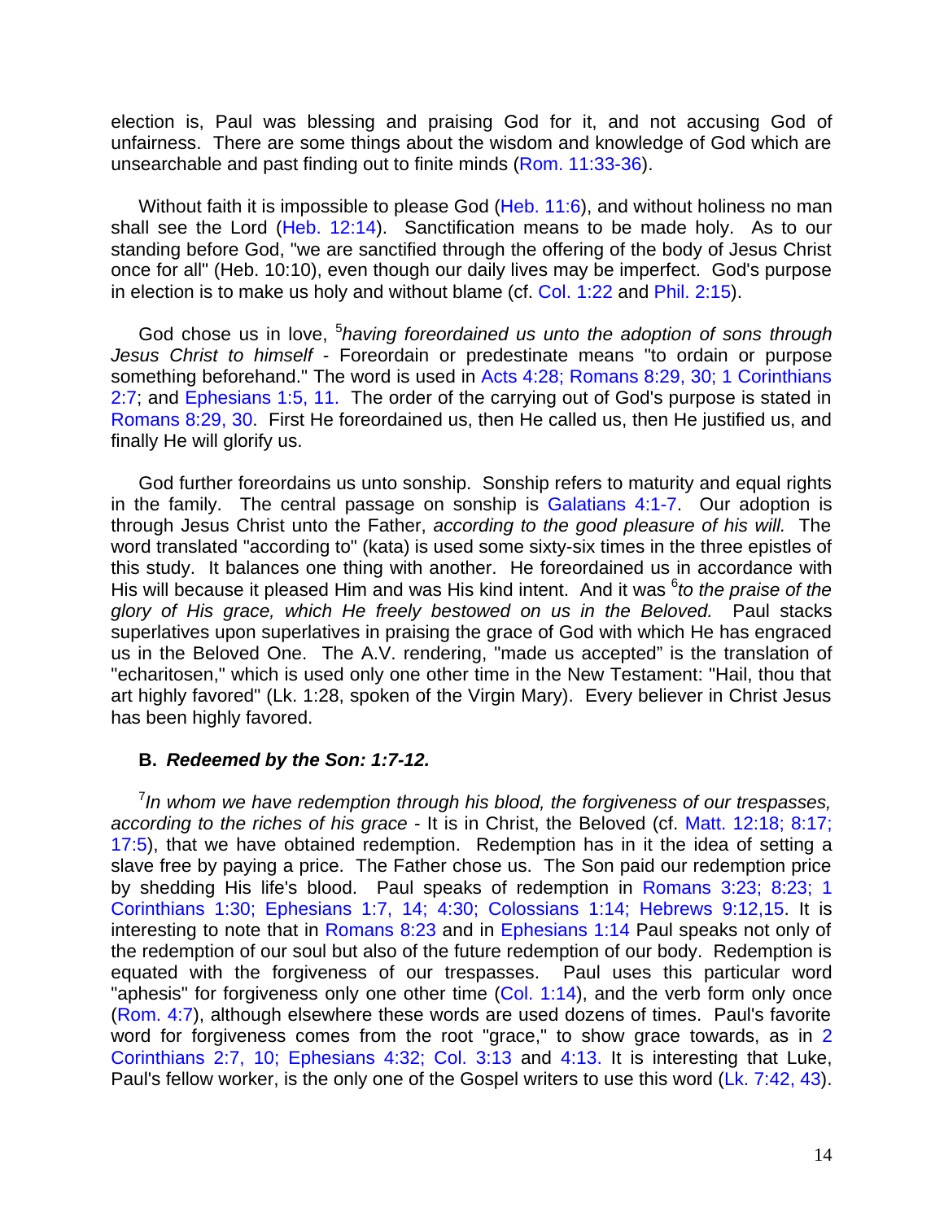election is, Paul was blessing and praising God for it, and not accusing God of unfairness. There are some things about the wisdom and knowledge of God which are unsearchable and past finding out to finite minds (Rom. 11:33-36).

Without faith it is impossible to please God (Heb. 11:6), and without holiness no man shall see the Lord (Heb. 12:14). Sanctification means to be made holy. As to our standing before God, "we are sanctified through the offering of the body of Jesus Christ once for all" (Heb. 10:10), even though our daily lives may be imperfect. God's purpose in election is to make us holy and without blame (cf. Col. 1:22 and Phil. 2:15).

God chose us in love, [5]*having foreordained us unto the adoption of sons through Jesus Christ to himself* - Foreordain or predestinate means "to ordain or purpose something beforehand." The word is used in Acts 4:28; Romans 8:29, 30; 1 Corinthians 2:7; and Ephesians 1:5, 11. The order of the carrying out of God's purpose is stated in Romans 8:29, 30. First He foreordained us, then He called us, then He justified us, and finally He will glorify us.

God further foreordains us unto sonship. Sonship refers to maturity and equal rights in the family. The central passage on sonship is Galatians 4:1-7. Our adoption is through Jesus Christ unto the Father, *according to the good pleasure of his will.* The word translated "according to" (kata) is used some sixty-six times in the three epistles of this study. It balances one thing with another. He foreordained us in accordance with His will because it pleased Him and was His kind intent. And it was [6]*to the praise of the glory of His grace, which He freely bestowed on us in the Beloved.* Paul stacks superlatives upon superlatives in praising the grace of God with which He has engraced us in the Beloved One. The A.V. rendering, "made us accepted" is the translation of "echaritosen," which is used only one other time in the New Testament: "Hail, thou that art highly favored" (Lk. 1:28, spoken of the Virgin Mary). Every believer in Christ Jesus has been highly favored.

### B. *Redeemed by the Son: 1:7-12.*

[7]*In whom we have redemption through his blood, the forgiveness of our trespasses, according to the riches of his grace* - It is in Christ, the Beloved (cf. Matt. 12:18; 8:17; 17:5), that we have obtained redemption. Redemption has in it the idea of setting a slave free by paying a price. The Father chose us. The Son paid our redemption price by shedding His life's blood. Paul speaks of redemption in Romans 3:23; 8:23; 1 Corinthians 1:30; Ephesians 1:7, 14; 4:30; Colossians 1:14; Hebrews 9:12,15. It is interesting to note that in Romans 8:23 and in Ephesians 1:14 Paul speaks not only of the redemption of our soul but also of the future redemption of our body. Redemption is equated with the forgiveness of our trespasses. Paul uses this particular word "aphesis" for forgiveness only one other time (Col. 1:14), and the verb form only once (Rom. 4:7), although elsewhere these words are used dozens of times. Paul's favorite word for forgiveness comes from the root "grace," to show grace towards, as in 2 Corinthians 2:7, 10; Ephesians 4:32; Col. 3:13 and 4:13. It is interesting that Luke, Paul's fellow worker, is the only one of the Gospel writers to use this word (Lk. 7:42, 43).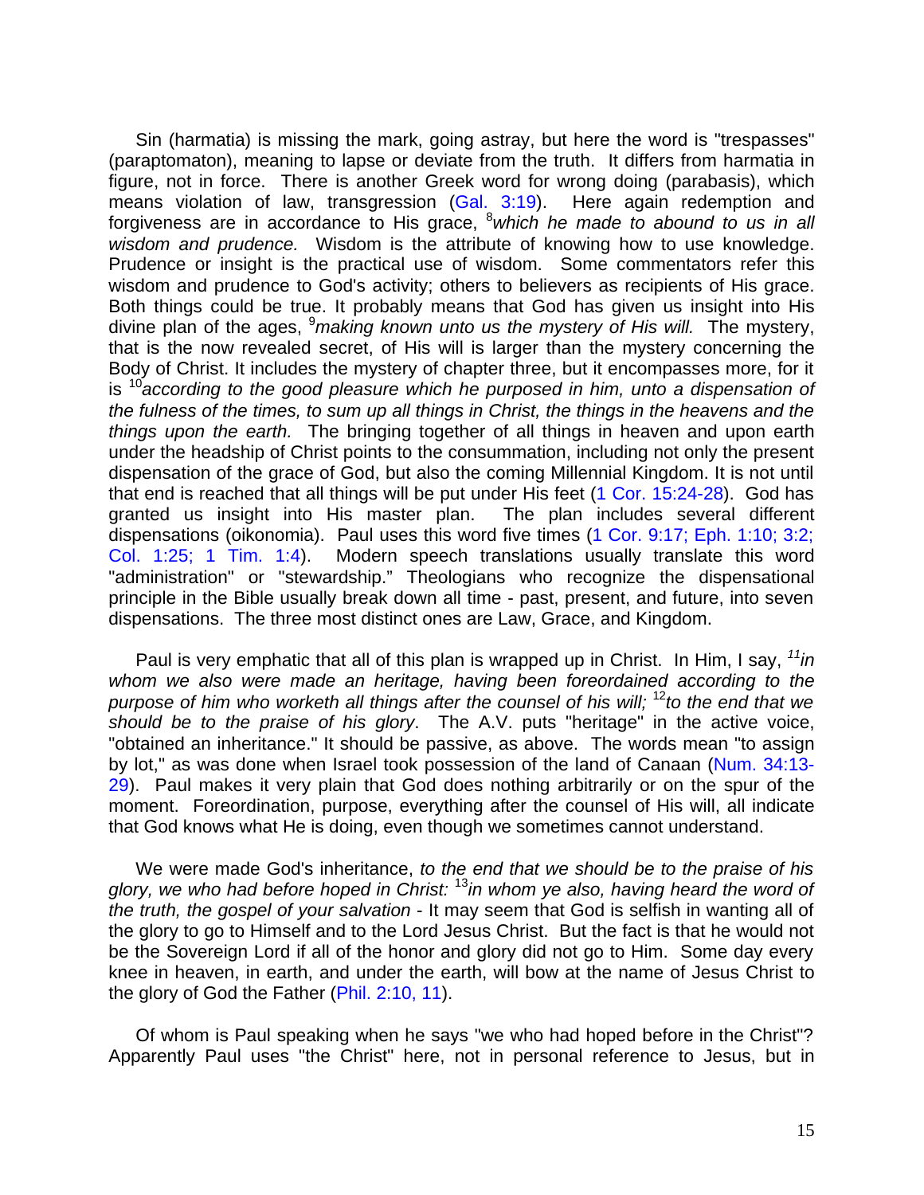Sin (harmatia) is missing the mark, going astray, but here the word is "trespasses" (paraptomaton), meaning to lapse or deviate from the truth. It differs from harmatia in figure, not in force. There is another Greek word for wrong doing (parabasis), which means violation of law, transgression (Gal. 3:19). Here again redemption and forgiveness are in accordance to His grace, [8]*which he made to abound to us in all wisdom and prudence.* Wisdom is the attribute of knowing how to use knowledge. Prudence or insight is the practical use of wisdom. Some commentators refer this wisdom and prudence to God's activity; others to believers as recipients of His grace. Both things could be true. It probably means that God has given us insight into His divine plan of the ages, [9]*making known unto us the mystery of His will.* The mystery, that is the now revealed secret, of His will is larger than the mystery concerning the Body of Christ. It includes the mystery of chapter three, but it encompasses more, for it is [10]*according to the good pleasure which he purposed in him, unto a dispensation of the fulness of the times, to sum up all things in Christ, the things in the heavens and the things upon the earth.* The bringing together of all things in heaven and upon earth under the headship of Christ points to the consummation, including not only the present dispensation of the grace of God, but also the coming Millennial Kingdom. It is not until that end is reached that all things will be put under His feet (1 Cor. 15:24-28). God has granted us insight into His master plan. The plan includes several different dispensations (oikonomia). Paul uses this word five times (1 Cor. 9:17; Eph. 1:10; 3:2; Col. 1:25; 1 Tim. 1:4). Modern speech translations usually translate this word "administration" or "stewardship." Theologians who recognize the dispensational principle in the Bible usually break down all time - past, present, and future, into seven dispensations. The three most distinct ones are Law, Grace, and Kingdom.

Paul is very emphatic that all of this plan is wrapped up in Christ. In Him, I say, [11]*in whom we also were made an heritage, having been foreordained according to the purpose of him who worketh all things after the counsel of his will;* [12]*to the end that we should be to the praise of his glory*. The A.V. puts "heritage" in the active voice, "obtained an inheritance." It should be passive, as above. The words mean "to assign by lot," as was done when Israel took possession of the land of Canaan (Num. 34:13-29). Paul makes it very plain that God does nothing arbitrarily or on the spur of the moment. Foreordination, purpose, everything after the counsel of His will, all indicate that God knows what He is doing, even though we sometimes cannot understand.

We were made God's inheritance, *to the end that we should be to the praise of his glory, we who had before hoped in Christ:* [13]*in whom ye also, having heard the word of the truth, the gospel of your salvation* - It may seem that God is selfish in wanting all of the glory to go to Himself and to the Lord Jesus Christ. But the fact is that he would not be the Sovereign Lord if all of the honor and glory did not go to Him. Some day every knee in heaven, in earth, and under the earth, will bow at the name of Jesus Christ to the glory of God the Father (Phil. 2:10, 11).

Of whom is Paul speaking when he says "we who had hoped before in the Christ"? Apparently Paul uses "the Christ" here, not in personal reference to Jesus, but in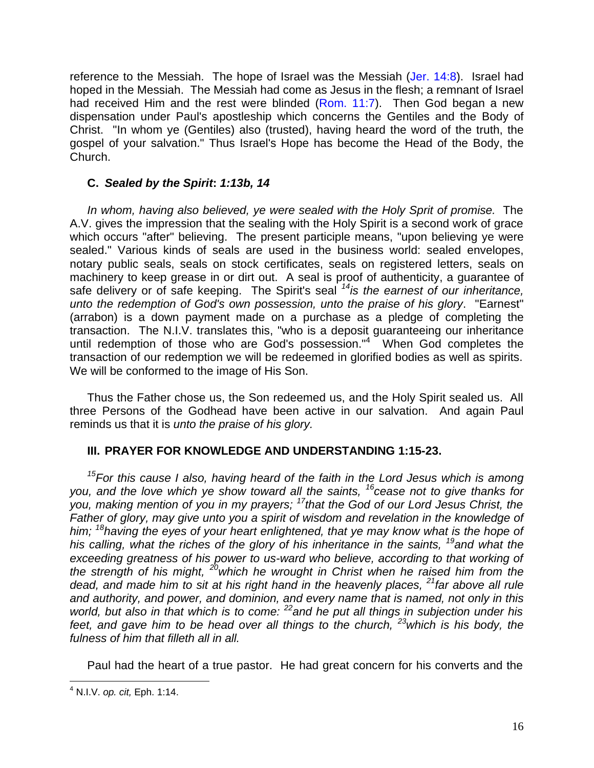reference to the Messiah. The hope of Israel was the Messiah (Jer. 14:8). Israel had hoped in the Messiah. The Messiah had come as Jesus in the flesh; a remnant of Israel had received Him and the rest were blinded (Rom. 11:7). Then God began a new dispensation under Paul's apostleship which concerns the Gentiles and the Body of Christ. "In whom ye (Gentiles) also (trusted), having heard the word of the truth, the gospel of your salvation." Thus Israel's Hope has become the Head of the Body, the Church.

### C. *Sealed by the Spirit*: *1:13b, 14*

*In whom, having also believed, ye were sealed with the Holy Sprit of promise.* The A.V. gives the impression that the sealing with the Holy Spirit is a second work of grace which occurs "after" believing. The present participle means, "upon believing ye were sealed." Various kinds of seals are used in the business world: sealed envelopes, notary public seals, seals on stock certificates, seals on registered letters, seals on machinery to keep grease in or dirt out. A seal is proof of authenticity, a guarantee of safe delivery or of safe keeping. The Spirit's seal *[14]is the earnest of our inheritance, unto the redemption of God's own possession, unto the praise of his glory*. "Earnest" (arrabon) is a down payment made on a purchase as a pledge of completing the transaction. The N.I.V. translates this, "who is a deposit guaranteeing our inheritance until redemption of those who are God's possession."[4] When God completes the transaction of our redemption we will be redeemed in glorified bodies as well as spirits. We will be conformed to the image of His Son.

Thus the Father chose us, the Son redeemed us, and the Holy Spirit sealed us. All three Persons of the Godhead have been active in our salvation. And again Paul reminds us that it is *unto the praise of his glory.*

## III. PRAYER FOR KNOWLEDGE AND UNDERSTANDING 1:15-23.

*[15]For this cause I also, having heard of the faith in the Lord Jesus which is among you, and the love which ye show toward all the saints, [16]cease not to give thanks for you, making mention of you in my prayers; [17]that the God of our Lord Jesus Christ, the Father of glory, may give unto you a spirit of wisdom and revelation in the knowledge of him; [18]having the eyes of your heart enlightened, that ye may know what is the hope of his calling, what the riches of the glory of his inheritance in the saints, [19]and what the exceeding greatness of his power to us-ward who believe, according to that working of the strength of his might, [20]which he wrought in Christ when he raised him from the dead, and made him to sit at his right hand in the heavenly places, [21]far above all rule and authority, and power, and dominion, and every name that is named, not only in this world, but also in that which is to come: [22]and he put all things in subjection under his feet, and gave him to be head over all things to the church, [23]which is his body, the fulness of him that filleth all in all.*

Paul had the heart of a true pastor. He had great concern for his converts and the

---

[4] N.I.V. *op. cit,* Eph. 1:14.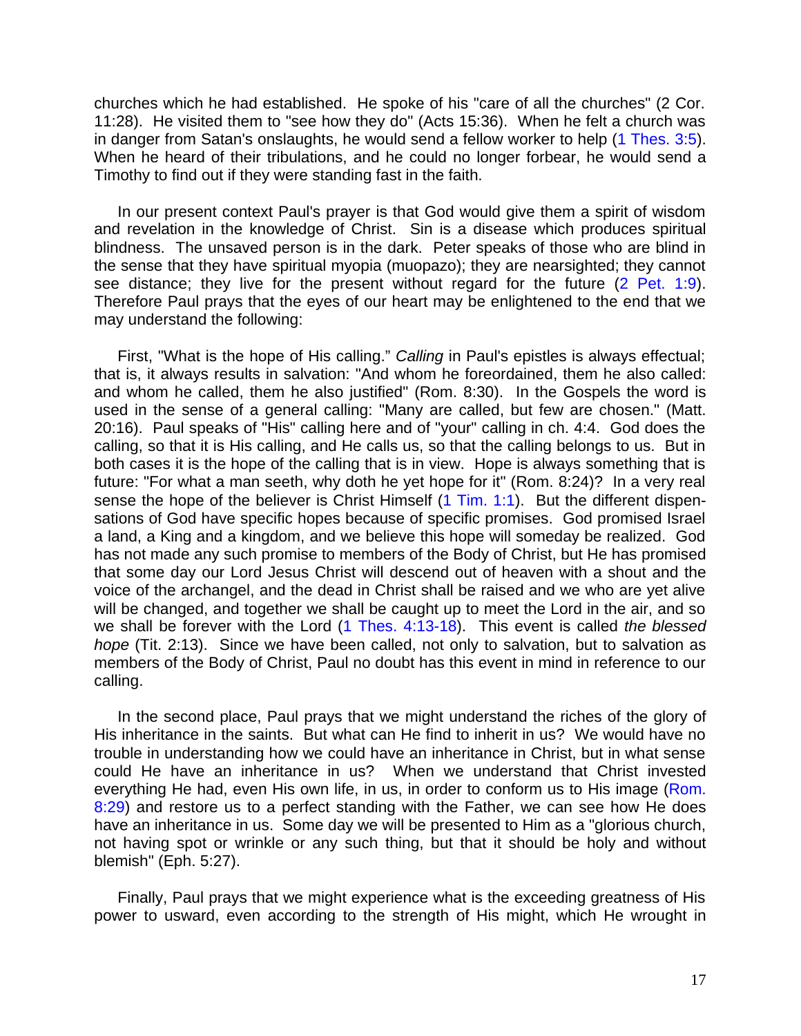churches which he had established. He spoke of his "care of all the churches" (2 Cor. 11:28). He visited them to "see how they do" (Acts 15:36). When he felt a church was in danger from Satan's onslaughts, he would send a fellow worker to help (1 Thes. 3:5). When he heard of their tribulations, and he could no longer forbear, he would send a Timothy to find out if they were standing fast in the faith.

In our present context Paul's prayer is that God would give them a spirit of wisdom and revelation in the knowledge of Christ. Sin is a disease which produces spiritual blindness. The unsaved person is in the dark. Peter speaks of those who are blind in the sense that they have spiritual myopia (muopazo); they are nearsighted; they cannot see distance; they live for the present without regard for the future (2 Pet. 1:9). Therefore Paul prays that the eyes of our heart may be enlightened to the end that we may understand the following:

First, "What is the hope of His calling." *Calling* in Paul's epistles is always effectual; that is, it always results in salvation: "And whom he foreordained, them he also called: and whom he called, them he also justified" (Rom. 8:30). In the Gospels the word is used in the sense of a general calling: "Many are called, but few are chosen." (Matt. 20:16). Paul speaks of "His" calling here and of "your" calling in ch. 4:4. God does the calling, so that it is His calling, and He calls us, so that the calling belongs to us. But in both cases it is the hope of the calling that is in view. Hope is always something that is future: "For what a man seeth, why doth he yet hope for it" (Rom. 8:24)? In a very real sense the hope of the believer is Christ Himself (1 Tim. 1:1). But the different dispensations of God have specific hopes because of specific promises. God promised Israel a land, a King and a kingdom, and we believe this hope will someday be realized. God has not made any such promise to members of the Body of Christ, but He has promised that some day our Lord Jesus Christ will descend out of heaven with a shout and the voice of the archangel, and the dead in Christ shall be raised and we who are yet alive will be changed, and together we shall be caught up to meet the Lord in the air, and so we shall be forever with the Lord (1 Thes. 4:13-18). This event is called *the blessed hope* (Tit. 2:13). Since we have been called, not only to salvation, but to salvation as members of the Body of Christ, Paul no doubt has this event in mind in reference to our calling.

In the second place, Paul prays that we might understand the riches of the glory of His inheritance in the saints. But what can He find to inherit in us? We would have no trouble in understanding how we could have an inheritance in Christ, but in what sense could He have an inheritance in us? When we understand that Christ invested everything He had, even His own life, in us, in order to conform us to His image (Rom. 8:29) and restore us to a perfect standing with the Father, we can see how He does have an inheritance in us. Some day we will be presented to Him as a "glorious church, not having spot or wrinkle or any such thing, but that it should be holy and without blemish" (Eph. 5:27).

Finally, Paul prays that we might experience what is the exceeding greatness of His power to usward, even according to the strength of His might, which He wrought in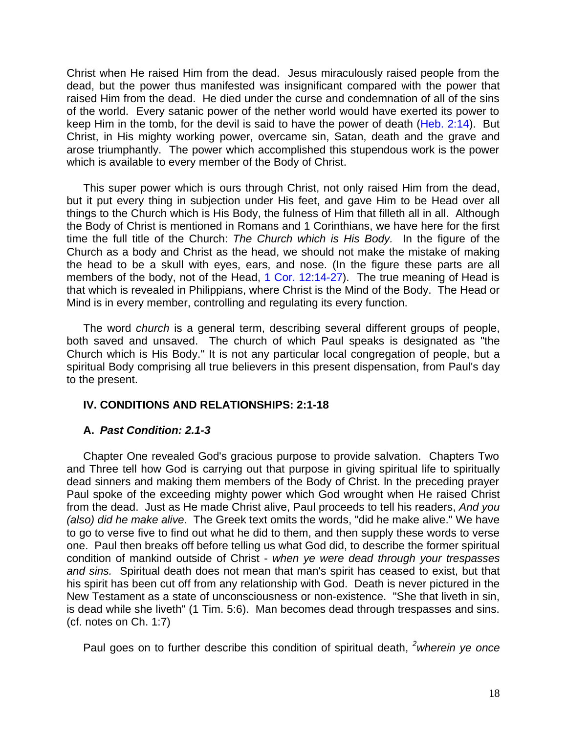Christ when He raised Him from the dead. Jesus miraculously raised people from the dead, but the power thus manifested was insignificant compared with the power that raised Him from the dead. He died under the curse and condemnation of all of the sins of the world. Every satanic power of the nether world would have exerted its power to keep Him in the tomb, for the devil is said to have the power of death (Heb. 2:14). But Christ, in His mighty working power, overcame sin, Satan, death and the grave and arose triumphantly. The power which accomplished this stupendous work is the power which is available to every member of the Body of Christ.

This super power which is ours through Christ, not only raised Him from the dead, but it put every thing in subjection under His feet, and gave Him to be Head over all things to the Church which is His Body, the fulness of Him that filleth all in all. Although the Body of Christ is mentioned in Romans and 1 Corinthians, we have here for the first time the full title of the Church: *The Church which is His Body.* In the figure of the Church as a body and Christ as the head, we should not make the mistake of making the head to be a skull with eyes, ears, and nose. (In the figure these parts are all members of the body, not of the Head, 1 Cor. 12:14-27). The true meaning of Head is that which is revealed in Philippians, where Christ is the Mind of the Body. The Head or Mind is in every member, controlling and regulating its every function.

The word *church* is a general term, describing several different groups of people, both saved and unsaved. The church of which Paul speaks is designated as "the Church which is His Body." It is not any particular local congregation of people, but a spiritual Body comprising all true believers in this present dispensation, from Paul's day to the present.

### IV. CONDITIONS AND RELATIONSHIPS: 2:1-18

#### A. *Past Condition: 2.1-3*

Chapter One revealed God's gracious purpose to provide salvation. Chapters Two and Three tell how God is carrying out that purpose in giving spiritual life to spiritually dead sinners and making them members of the Body of Christ. In the preceding prayer Paul spoke of the exceeding mighty power which God wrought when He raised Christ from the dead. Just as He made Christ alive, Paul proceeds to tell his readers, *And you (also) did he make alive*. The Greek text omits the words, "did he make alive." We have to go to verse five to find out what he did to them, and then supply these words to verse one. Paul then breaks off before telling us what God did, to describe the former spiritual condition of mankind outside of Christ - *when ye were dead through your trespasses and sins.* Spiritual death does not mean that man's spirit has ceased to exist, but that his spirit has been cut off from any relationship with God. Death is never pictured in the New Testament as a state of unconsciousness or non-existence. "She that liveth in sin, is dead while she liveth" (1 Tim. 5:6). Man becomes dead through trespasses and sins. (cf. notes on Ch. 1:7)

Paul goes on to further describe this condition of spiritual death, [2]*wherein ye once*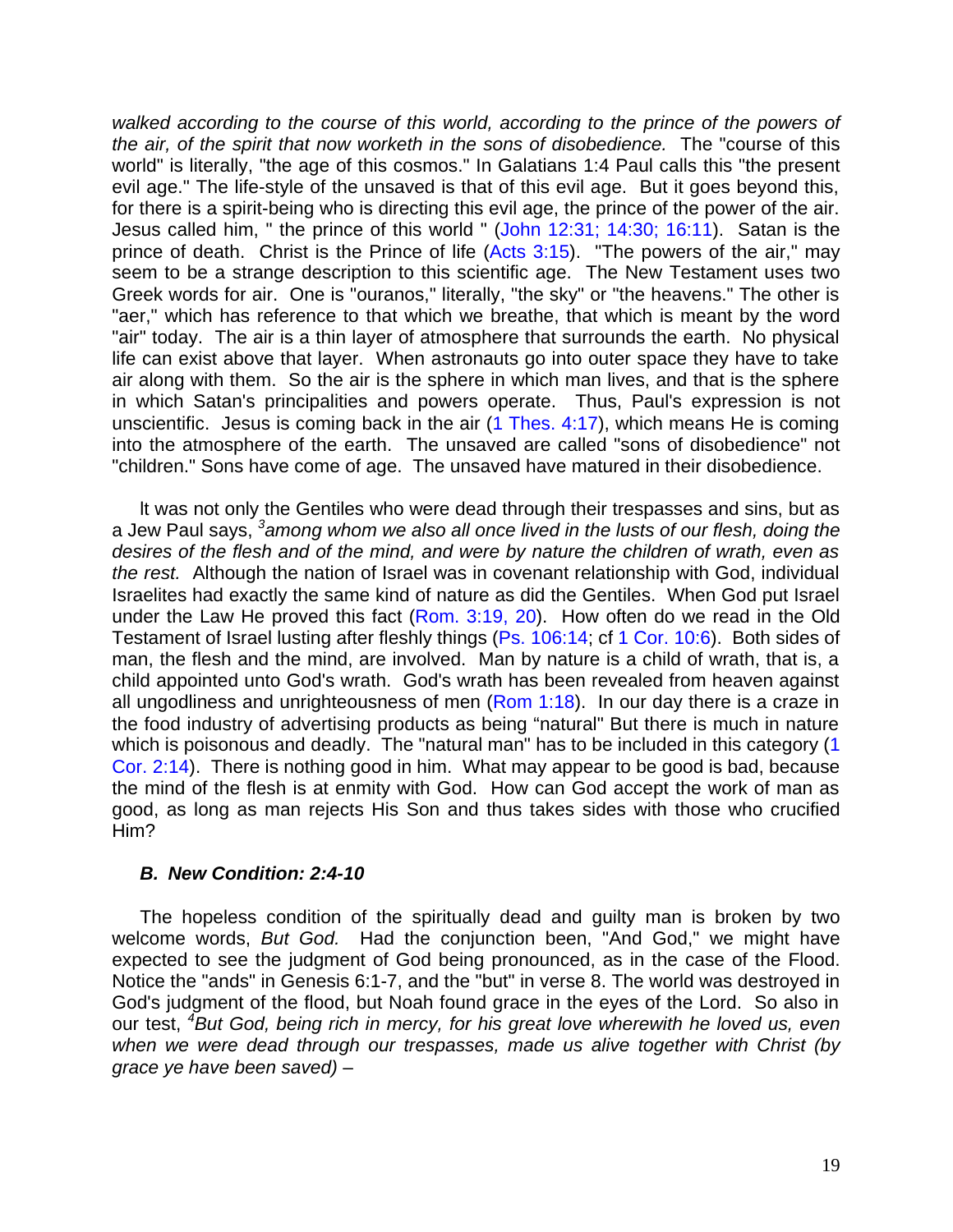*walked according to the course of this world, according to the prince of the powers of the air, of the spirit that now worketh in the sons of disobedience.* The "course of this world" is literally, "the age of this cosmos." In Galatians 1:4 Paul calls this "the present evil age." The life-style of the unsaved is that of this evil age. But it goes beyond this, for there is a spirit-being who is directing this evil age, the prince of the power of the air. Jesus called him, " the prince of this world " (John 12:31; 14:30; 16:11). Satan is the prince of death. Christ is the Prince of life (Acts 3:15). "The powers of the air," may seem to be a strange description to this scientific age. The New Testament uses two Greek words for air. One is "ouranos," literally, "the sky" or "the heavens." The other is "aer," which has reference to that which we breathe, that which is meant by the word "air" today. The air is a thin layer of atmosphere that surrounds the earth. No physical life can exist above that layer. When astronauts go into outer space they have to take air along with them. So the air is the sphere in which man lives, and that is the sphere in which Satan's principalities and powers operate. Thus, Paul's expression is not unscientific. Jesus is coming back in the air (1 Thes. 4:17), which means He is coming into the atmosphere of the earth. The unsaved are called "sons of disobedience" not "children." Sons have come of age. The unsaved have matured in their disobedience.

It was not only the Gentiles who were dead through their trespasses and sins, but as a Jew Paul says, [3]*among whom we also all once lived in the lusts of our flesh, doing the desires of the flesh and of the mind, and were by nature the children of wrath, even as the rest.* Although the nation of Israel was in covenant relationship with God, individual Israelites had exactly the same kind of nature as did the Gentiles. When God put Israel under the Law He proved this fact (Rom. 3:19, 20). How often do we read in the Old Testament of Israel lusting after fleshly things (Ps. 106:14; cf 1 Cor. 10:6). Both sides of man, the flesh and the mind, are involved. Man by nature is a child of wrath, that is, a child appointed unto God's wrath. God's wrath has been revealed from heaven against all ungodliness and unrighteousness of men (Rom 1:18). In our day there is a craze in the food industry of advertising products as being "natural" But there is much in nature which is poisonous and deadly. The "natural man" has to be included in this category (1 Cor. 2:14). There is nothing good in him. What may appear to be good is bad, because the mind of the flesh is at enmity with God. How can God accept the work of man as good, as long as man rejects His Son and thus takes sides with those who crucified Him?

### *B. New Condition: 2:4-10*

The hopeless condition of the spiritually dead and guilty man is broken by two welcome words, *But God.* Had the conjunction been, "And God," we might have expected to see the judgment of God being pronounced, as in the case of the Flood. Notice the "ands" in Genesis 6:1-7, and the "but" in verse 8. The world was destroyed in God's judgment of the flood, but Noah found grace in the eyes of the Lord. So also in our test, [4]*But God, being rich in mercy, for his great love wherewith he loved us, even when we were dead through our trespasses, made us alive together with Christ (by grace ye have been saved) –*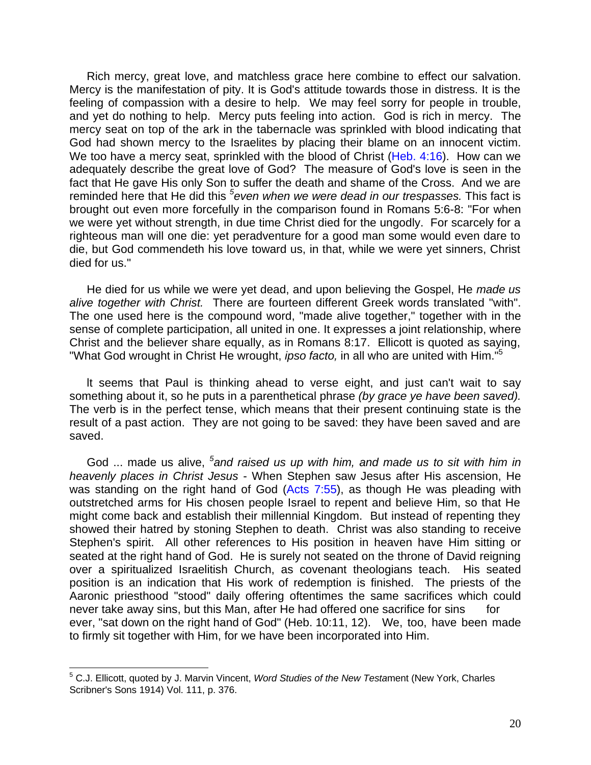Rich mercy, great love, and matchless grace here combine to effect our salvation. Mercy is the manifestation of pity. It is God's attitude towards those in distress. It is the feeling of compassion with a desire to help. We may feel sorry for people in trouble, and yet do nothing to help. Mercy puts feeling into action. God is rich in mercy. The mercy seat on top of the ark in the tabernacle was sprinkled with blood indicating that God had shown mercy to the Israelites by placing their blame on an innocent victim. We too have a mercy seat, sprinkled with the blood of Christ (Heb. 4:16). How can we adequately describe the great love of God? The measure of God's love is seen in the fact that He gave His only Son to suffer the death and shame of the Cross. And we are reminded here that He did this [5]*even when we were dead in our trespasses.* This fact is brought out even more forcefully in the comparison found in Romans 5:6-8: "For when we were yet without strength, in due time Christ died for the ungodly. For scarcely for a righteous man will one die: yet peradventure for a good man some would even dare to die, but God commendeth his love toward us, in that, while we were yet sinners, Christ died for us."

He died for us while we were yet dead, and upon believing the Gospel, He *made us alive together with Christ.* There are fourteen different Greek words translated "with". The one used here is the compound word, "made alive together," together with in the sense of complete participation, all united in one. It expresses a joint relationship, where Christ and the believer share equally, as in Romans 8:17. Ellicott is quoted as saying, "What God wrought in Christ He wrought, *ipso facto,* in all who are united with Him."[5]

It seems that Paul is thinking ahead to verse eight, and just can't wait to say something about it, so he puts in a parenthetical phrase *(by grace ye have been saved).* The verb is in the perfect tense, which means that their present continuing state is the result of a past action. They are not going to be saved: they have been saved and are saved.

God ... made us alive, [5]*and raised us up with him, and made us to sit with him in heavenly places in Christ Jesus* - When Stephen saw Jesus after His ascension, He was standing on the right hand of God (Acts 7:55), as though He was pleading with outstretched arms for His chosen people Israel to repent and believe Him, so that He might come back and establish their millennial Kingdom. But instead of repenting they showed their hatred by stoning Stephen to death. Christ was also standing to receive Stephen's spirit. All other references to His position in heaven have Him sitting or seated at the right hand of God. He is surely not seated on the throne of David reigning over a spiritualized Israelitish Church, as covenant theologians teach. His seated position is an indication that His work of redemption is finished. The priests of the Aaronic priesthood "stood" daily offering oftentimes the same sacrifices which could never take away sins, but this Man, after He had offered one sacrifice for sins for ever, "sat down on the right hand of God" (Heb. 10:11, 12). We, too, have been made to firmly sit together with Him, for we have been incorporated into Him.

---

[5] C.J. Ellicott, quoted by J. Marvin Vincent, *Word Studies of the New Testa*ment (New York, Charles Scribner's Sons 1914) Vol. 111, p. 376.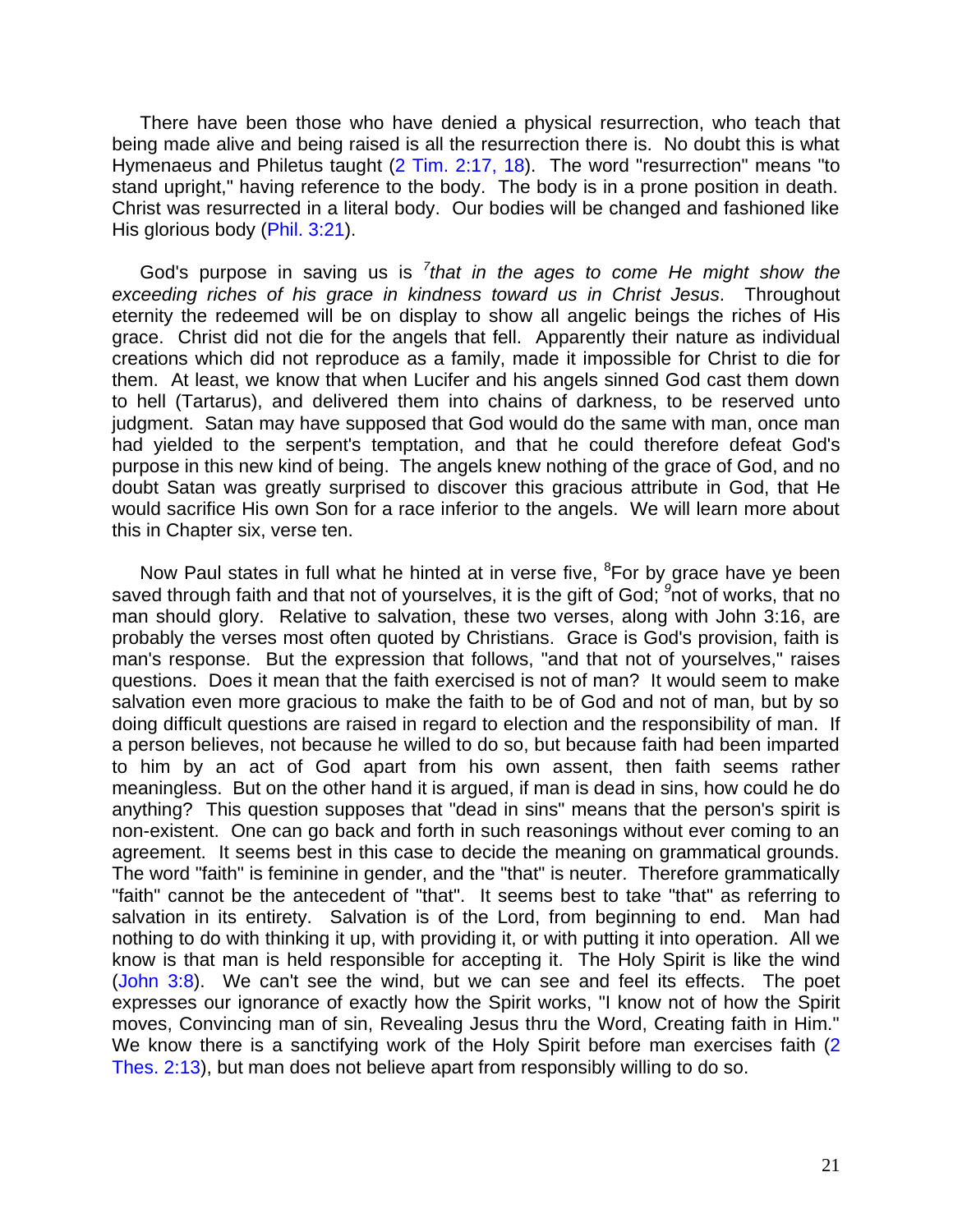There have been those who have denied a physical resurrection, who teach that being made alive and being raised is all the resurrection there is. No doubt this is what Hymenaeus and Philetus taught (2 Tim. 2:17, 18). The word "resurrection" means "to stand upright," having reference to the body. The body is in a prone position in death. Christ was resurrected in a literal body. Our bodies will be changed and fashioned like His glorious body (Phil. 3:21).

God's purpose in saving us is [7]*that in the ages to come He might show the exceeding riches of his grace in kindness toward us in Christ Jesus.* Throughout eternity the redeemed will be on display to show all angelic beings the riches of His grace. Christ did not die for the angels that fell. Apparently their nature as individual creations which did not reproduce as a family, made it impossible for Christ to die for them. At least, we know that when Lucifer and his angels sinned God cast them down to hell (Tartarus), and delivered them into chains of darkness, to be reserved unto judgment. Satan may have supposed that God would do the same with man, once man had yielded to the serpent's temptation, and that he could therefore defeat God's purpose in this new kind of being. The angels knew nothing of the grace of God, and no doubt Satan was greatly surprised to discover this gracious attribute in God, that He would sacrifice His own Son for a race inferior to the angels. We will learn more about this in Chapter six, verse ten.

Now Paul states in full what he hinted at in verse five, [8]For by grace have ye been saved through faith and that not of yourselves, it is the gift of God; [9]not of works, that no man should glory. Relative to salvation, these two verses, along with John 3:16, are probably the verses most often quoted by Christians. Grace is God's provision, faith is man's response. But the expression that follows, "and that not of yourselves," raises questions. Does it mean that the faith exercised is not of man? It would seem to make salvation even more gracious to make the faith to be of God and not of man, but by so doing difficult questions are raised in regard to election and the responsibility of man. If a person believes, not because he willed to do so, but because faith had been imparted to him by an act of God apart from his own assent, then faith seems rather meaningless. But on the other hand it is argued, if man is dead in sins, how could he do anything? This question supposes that "dead in sins" means that the person's spirit is non-existent. One can go back and forth in such reasonings without ever coming to an agreement. It seems best in this case to decide the meaning on grammatical grounds. The word "faith" is feminine in gender, and the "that" is neuter. Therefore grammatically "faith" cannot be the antecedent of "that". It seems best to take "that" as referring to salvation in its entirety. Salvation is of the Lord, from beginning to end. Man had nothing to do with thinking it up, with providing it, or with putting it into operation. All we know is that man is held responsible for accepting it. The Holy Spirit is like the wind (John 3:8). We can't see the wind, but we can see and feel its effects. The poet expresses our ignorance of exactly how the Spirit works, "I know not of how the Spirit moves, Convincing man of sin, Revealing Jesus thru the Word, Creating faith in Him." We know there is a sanctifying work of the Holy Spirit before man exercises faith (2 Thes. 2:13), but man does not believe apart from responsibly willing to do so.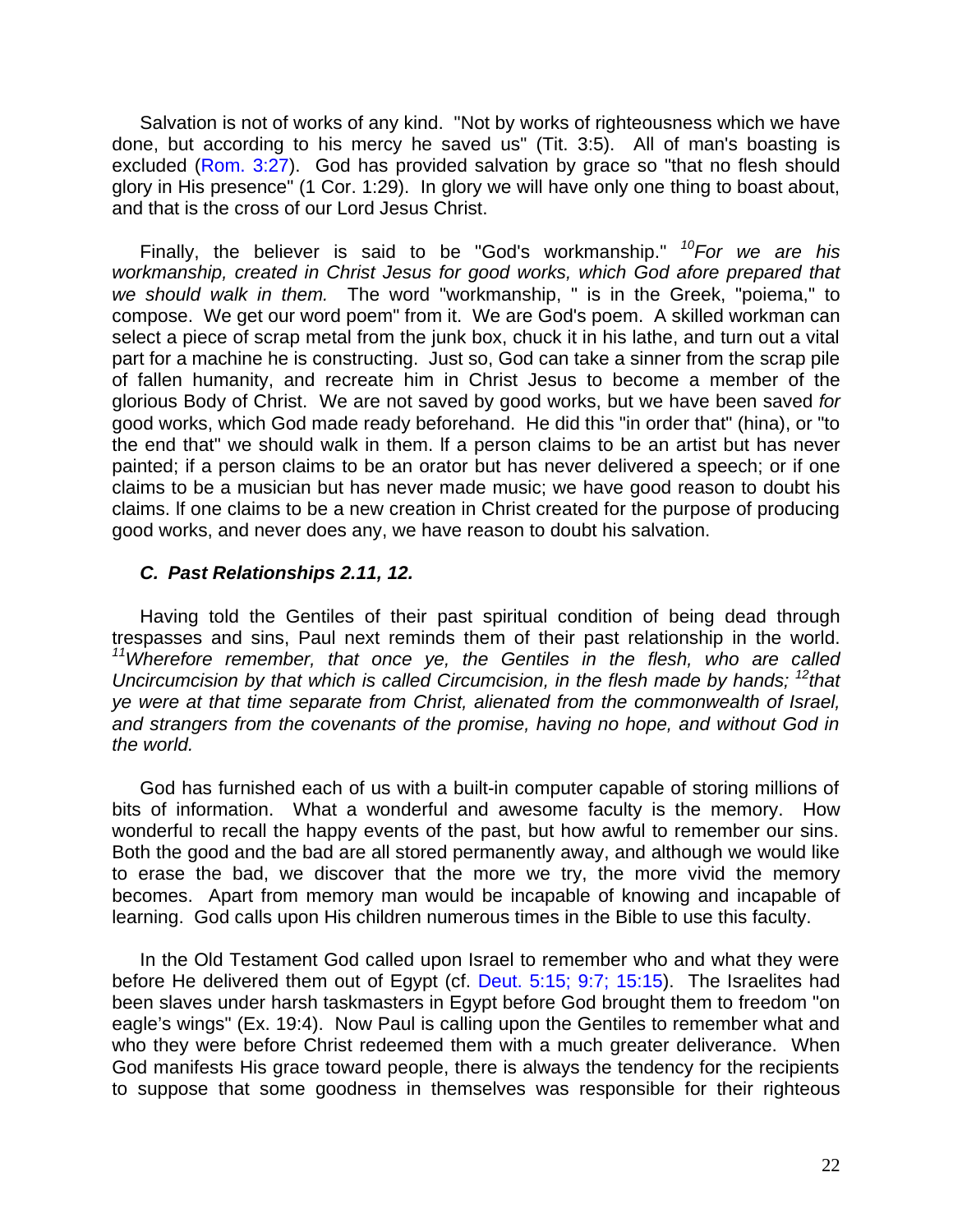Salvation is not of works of any kind. "Not by works of righteousness which we have done, but according to his mercy he saved us" (Tit. 3:5). All of man's boasting is excluded (Rom. 3:27). God has provided salvation by grace so "that no flesh should glory in His presence" (1 Cor. 1:29). In glory we will have only one thing to boast about, and that is the cross of our Lord Jesus Christ.

Finally, the believer is said to be "God's workmanship." [10]*For we are his workmanship, created in Christ Jesus for good works, which God afore prepared that we should walk in them.* The word "workmanship, " is in the Greek, "poiema," to compose. We get our word poem" from it. We are God's poem. A skilled workman can select a piece of scrap metal from the junk box, chuck it in his lathe, and turn out a vital part for a machine he is constructing. Just so, God can take a sinner from the scrap pile of fallen humanity, and recreate him in Christ Jesus to become a member of the glorious Body of Christ. We are not saved by good works, but we have been saved *for* good works, which God made ready beforehand. He did this "in order that" (hina), or "to the end that" we should walk in them. If a person claims to be an artist but has never painted; if a person claims to be an orator but has never delivered a speech; or if one claims to be a musician but has never made music; we have good reason to doubt his claims. If one claims to be a new creation in Christ created for the purpose of producing good works, and never does any, we have reason to doubt his salvation.

### *C. Past Relationships 2.11, 12.*

Having told the Gentiles of their past spiritual condition of being dead through trespasses and sins, Paul next reminds them of their past relationship in the world. [11]*Wherefore remember, that once ye, the Gentiles in the flesh, who are called Uncircumcision by that which is called Circumcision, in the flesh made by hands;* [12]*that ye were at that time separate from Christ, alienated from the commonwealth of Israel, and strangers from the covenants of the promise, having no hope, and without God in the world.*

God has furnished each of us with a built-in computer capable of storing millions of bits of information. What a wonderful and awesome faculty is the memory. How wonderful to recall the happy events of the past, but how awful to remember our sins. Both the good and the bad are all stored permanently away, and although we would like to erase the bad, we discover that the more we try, the more vivid the memory becomes. Apart from memory man would be incapable of knowing and incapable of learning. God calls upon His children numerous times in the Bible to use this faculty.

In the Old Testament God called upon Israel to remember who and what they were before He delivered them out of Egypt (cf. Deut. 5:15; 9:7; 15:15). The Israelites had been slaves under harsh taskmasters in Egypt before God brought them to freedom "on eagle's wings" (Ex. 19:4). Now Paul is calling upon the Gentiles to remember what and who they were before Christ redeemed them with a much greater deliverance. When God manifests His grace toward people, there is always the tendency for the recipients to suppose that some goodness in themselves was responsible for their righteous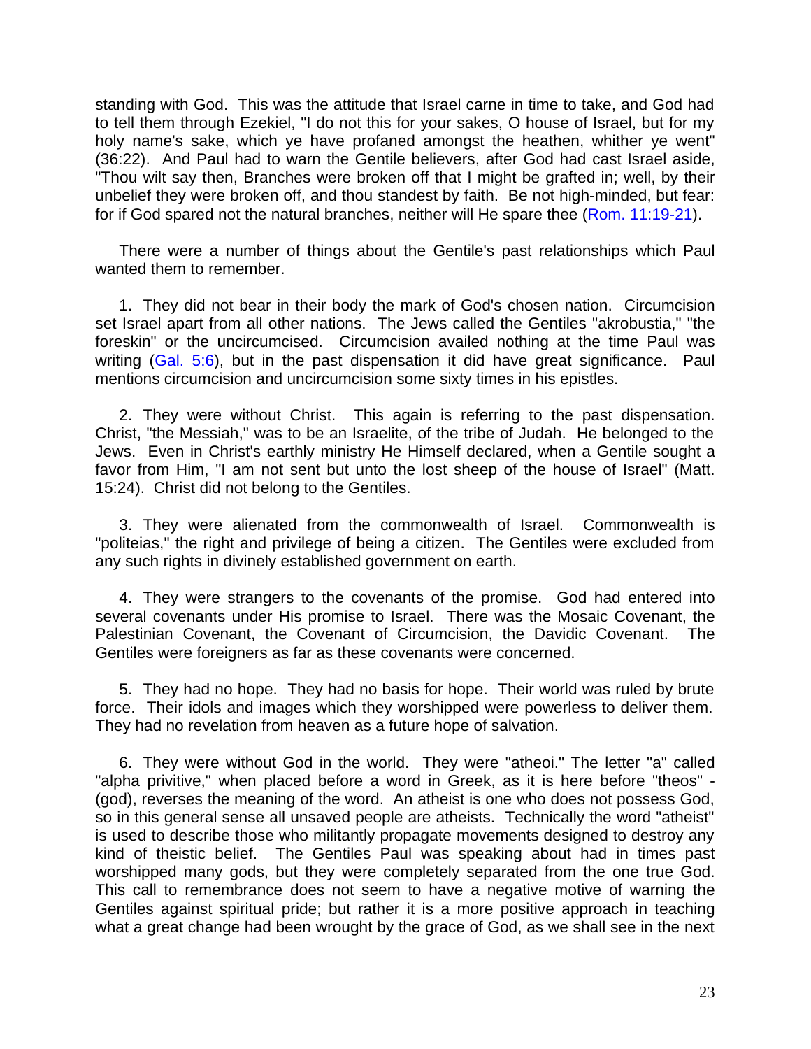standing with God. This was the attitude that Israel carne in time to take, and God had to tell them through Ezekiel, "I do not this for your sakes, O house of Israel, but for my holy name's sake, which ye have profaned amongst the heathen, whither ye went" (36:22). And Paul had to warn the Gentile believers, after God had cast Israel aside, "Thou wilt say then, Branches were broken off that I might be grafted in; well, by their unbelief they were broken off, and thou standest by faith. Be not high-minded, but fear: for if God spared not the natural branches, neither will He spare thee (Rom. 11:19-21).

There were a number of things about the Gentile's past relationships which Paul wanted them to remember.

1. They did not bear in their body the mark of God's chosen nation. Circumcision set Israel apart from all other nations. The Jews called the Gentiles "akrobustia," "the foreskin" or the uncircumcised. Circumcision availed nothing at the time Paul was writing (Gal. 5:6), but in the past dispensation it did have great significance. Paul mentions circumcision and uncircumcision some sixty times in his epistles.

2. They were without Christ. This again is referring to the past dispensation. Christ, "the Messiah," was to be an Israelite, of the tribe of Judah. He belonged to the Jews. Even in Christ's earthly ministry He Himself declared, when a Gentile sought a favor from Him, "I am not sent but unto the lost sheep of the house of Israel" (Matt. 15:24). Christ did not belong to the Gentiles.

3. They were alienated from the commonwealth of Israel. Commonwealth is "politeias," the right and privilege of being a citizen. The Gentiles were excluded from any such rights in divinely established government on earth.

4. They were strangers to the covenants of the promise. God had entered into several covenants under His promise to Israel. There was the Mosaic Covenant, the Palestinian Covenant, the Covenant of Circumcision, the Davidic Covenant. The Gentiles were foreigners as far as these covenants were concerned.

5. They had no hope. They had no basis for hope. Their world was ruled by brute force. Their idols and images which they worshipped were powerless to deliver them. They had no revelation from heaven as a future hope of salvation.

6. They were without God in the world. They were "atheoi." The letter "a" called "alpha privitive," when placed before a word in Greek, as it is here before "theos" - (god), reverses the meaning of the word. An atheist is one who does not possess God, so in this general sense all unsaved people are atheists. Technically the word "atheist" is used to describe those who militantly propagate movements designed to destroy any kind of theistic belief. The Gentiles Paul was speaking about had in times past worshipped many gods, but they were completely separated from the one true God. This call to remembrance does not seem to have a negative motive of warning the Gentiles against spiritual pride; but rather it is a more positive approach in teaching what a great change had been wrought by the grace of God, as we shall see in the next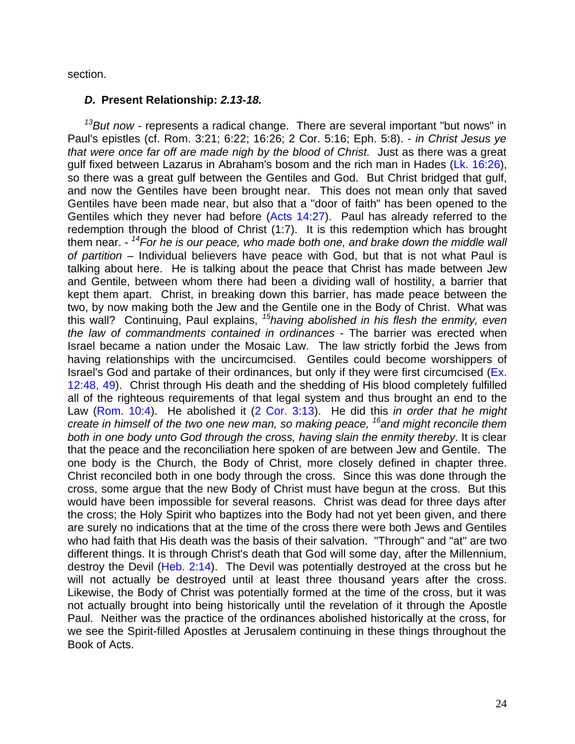section.

### *D.* Present Relationship: *2.13-18.*

[13]*But now* - represents a radical change. There are several important "but nows" in Paul's epistles (cf. Rom. 3:21; 6:22; 16:26; 2 Cor. 5:16; Eph. 5:8). - *in Christ Jesus ye that were once far off are made nigh by the blood of Christ.* Just as there was a great gulf fixed between Lazarus in Abraham's bosom and the rich man in Hades (Lk. 16:26), so there was a great gulf between the Gentiles and God. But Christ bridged that gulf, and now the Gentiles have been brought near. This does not mean only that saved Gentiles have been made near, but also that a "door of faith" has been opened to the Gentiles which they never had before (Acts 14:27). Paul has already referred to the redemption through the blood of Christ (1:7). It is this redemption which has brought them near. - [14]*For he is our peace, who made both one, and brake down the middle wall of partition* – Individual believers have peace with God, but that is not what Paul is talking about here. He is talking about the peace that Christ has made between Jew and Gentile, between whom there had been a dividing wall of hostility, a barrier that kept them apart. Christ, in breaking down this barrier, has made peace between the two, by now making both the Jew and the Gentile one in the Body of Christ. What was this wall? Continuing, Paul explains, [15]*having abolished in his flesh the enmity, even the law of commandments contained in ordinances* - The barrier was erected when Israel became a nation under the Mosaic Law. The law strictly forbid the Jews from having relationships with the uncircumcised. Gentiles could become worshippers of Israel's God and partake of their ordinances, but only if they were first circumcised (Ex. 12:48, 49). Christ through His death and the shedding of His blood completely fulfilled all of the righteous requirements of that legal system and thus brought an end to the Law (Rom. 10:4). He abolished it (2 Cor. 3:13). He did this *in order that he might create in himself of the two one new man, so making peace,* [16]*and might reconcile them both in one body unto God through the cross, having slain the enmity thereby*. It is clear that the peace and the reconciliation here spoken of are between Jew and Gentile. The one body is the Church, the Body of Christ, more closely defined in chapter three. Christ reconciled both in one body through the cross. Since this was done through the cross, some argue that the new Body of Christ must have begun at the cross. But this would have been impossible for several reasons. Christ was dead for three days after the cross; the Holy Spirit who baptizes into the Body had not yet been given, and there are surely no indications that at the time of the cross there were both Jews and Gentiles who had faith that His death was the basis of their salvation. "Through" and "at" are two different things. It is through Christ's death that God will some day, after the Millennium, destroy the Devil (Heb. 2:14). The Devil was potentially destroyed at the cross but he will not actually be destroyed until at least three thousand years after the cross. Likewise, the Body of Christ was potentially formed at the time of the cross, but it was not actually brought into being historically until the revelation of it through the Apostle Paul. Neither was the practice of the ordinances abolished historically at the cross, for we see the Spirit-filled Apostles at Jerusalem continuing in these things throughout the Book of Acts.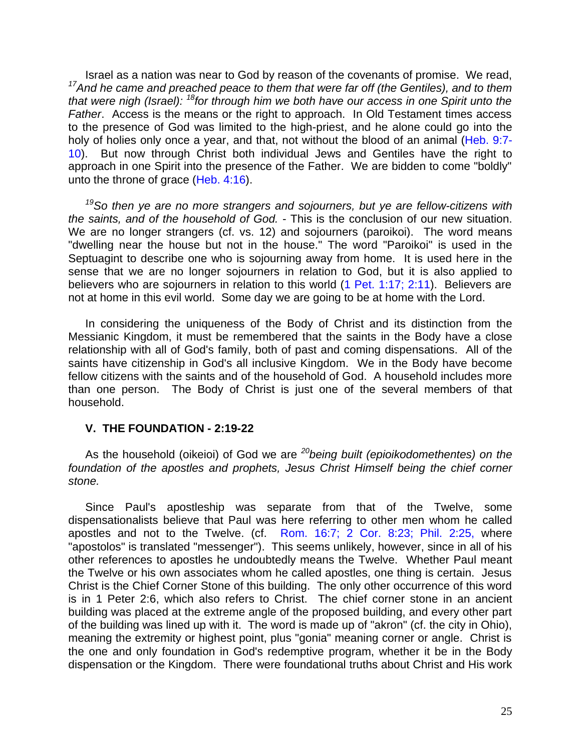Israel as a nation was near to God by reason of the covenants of promise. We read, [17]*And he came and preached peace to them that were far off (the Gentiles), and to them that were nigh (Israel):* [18]*for through him we both have our access in one Spirit unto the Father*. Access is the means or the right to approach. In Old Testament times access to the presence of God was limited to the high-priest, and he alone could go into the holy of holies only once a year, and that, not without the blood of an animal (Heb. 9:7-10). But now through Christ both individual Jews and Gentiles have the right to approach in one Spirit into the presence of the Father. We are bidden to come "boldly" unto the throne of grace (Heb. 4:16).

[19]*So then ye are no more strangers and sojourners, but ye are fellow-citizens with the saints, and of the household of God.* - This is the conclusion of our new situation. We are no longer strangers (cf. vs. 12) and sojourners (paroikoi). The word means "dwelling near the house but not in the house." The word "Paroikoi" is used in the Septuagint to describe one who is sojourning away from home. It is used here in the sense that we are no longer sojourners in relation to God, but it is also applied to believers who are sojourners in relation to this world (1 Pet. 1:17; 2:11). Believers are not at home in this evil world. Some day we are going to be at home with the Lord.

In considering the uniqueness of the Body of Christ and its distinction from the Messianic Kingdom, it must be remembered that the saints in the Body have a close relationship with all of God's family, both of past and coming dispensations. All of the saints have citizenship in God's all inclusive Kingdom. We in the Body have become fellow citizens with the saints and of the household of God. A household includes more than one person. The Body of Christ is just one of the several members of that household.

**V. THE FOUNDATION - 2:19-22**

As the household (oikeioi) of God we are [20]*being built (epioikodomethentes) on the foundation of the apostles and prophets, Jesus Christ Himself being the chief corner stone.*

Since Paul's apostleship was separate from that of the Twelve, some dispensationalists believe that Paul was here referring to other men whom he called apostles and not to the Twelve. (cf. Rom. 16:7; 2 Cor. 8:23; Phil. 2:25, where "apostolos" is translated "messenger"). This seems unlikely, however, since in all of his other references to apostles he undoubtedly means the Twelve. Whether Paul meant the Twelve or his own associates whom he called apostles, one thing is certain. Jesus Christ is the Chief Corner Stone of this building. The only other occurrence of this word is in 1 Peter 2:6, which also refers to Christ. The chief corner stone in an ancient building was placed at the extreme angle of the proposed building, and every other part of the building was lined up with it. The word is made up of "akron" (cf. the city in Ohio), meaning the extremity or highest point, plus "gonia" meaning corner or angle. Christ is the one and only foundation in God's redemptive program, whether it be in the Body dispensation or the Kingdom. There were foundational truths about Christ and His work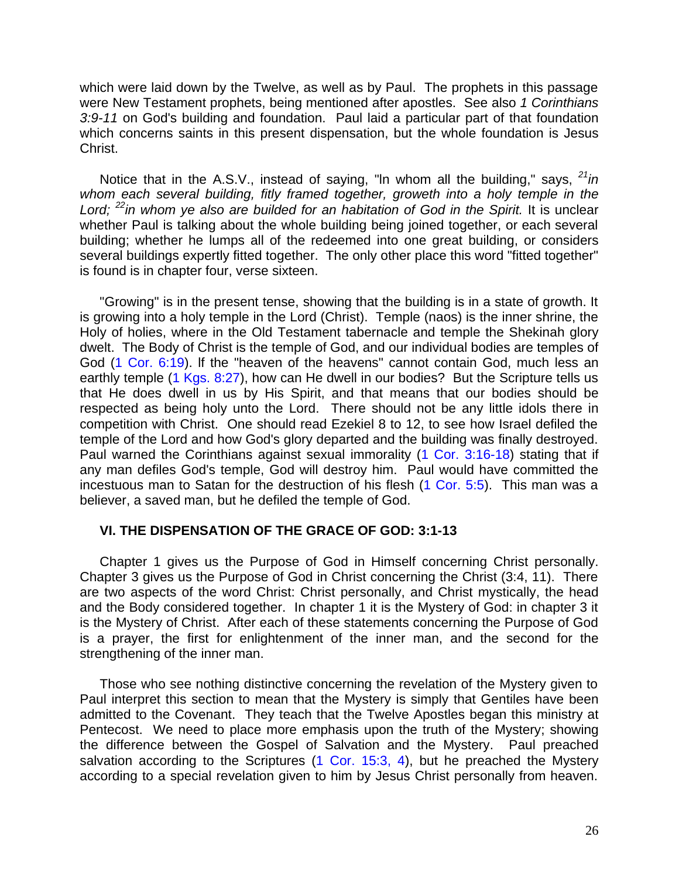which were laid down by the Twelve, as well as by Paul. The prophets in this passage were New Testament prophets, being mentioned after apostles. See also *1 Corinthians 3:9-11* on God's building and foundation. Paul laid a particular part of that foundation which concerns saints in this present dispensation, but the whole foundation is Jesus Christ.

Notice that in the A.S.V., instead of saying, "In whom all the building," says, *[21]in whom each several building, fitly framed together, groweth into a holy temple in the Lord; [22]in whom ye also are builded for an habitation of God in the Spirit.* It is unclear whether Paul is talking about the whole building being joined together, or each several building; whether he lumps all of the redeemed into one great building, or considers several buildings expertly fitted together. The only other place this word "fitted together" is found is in chapter four, verse sixteen.

"Growing" is in the present tense, showing that the building is in a state of growth. It is growing into a holy temple in the Lord (Christ). Temple (naos) is the inner shrine, the Holy of holies, where in the Old Testament tabernacle and temple the Shekinah glory dwelt. The Body of Christ is the temple of God, and our individual bodies are temples of God (1 Cor. 6:19). If the "heaven of the heavens" cannot contain God, much less an earthly temple (1 Kgs. 8:27), how can He dwell in our bodies? But the Scripture tells us that He does dwell in us by His Spirit, and that means that our bodies should be respected as being holy unto the Lord. There should not be any little idols there in competition with Christ. One should read Ezekiel 8 to 12, to see how Israel defiled the temple of the Lord and how God's glory departed and the building was finally destroyed. Paul warned the Corinthians against sexual immorality (1 Cor. 3:16-18) stating that if any man defiles God's temple, God will destroy him. Paul would have committed the incestuous man to Satan for the destruction of his flesh (1 Cor. 5:5). This man was a believer, a saved man, but he defiled the temple of God.

### VI. THE DISPENSATION OF THE GRACE OF GOD: 3:1-13

Chapter 1 gives us the Purpose of God in Himself concerning Christ personally. Chapter 3 gives us the Purpose of God in Christ concerning the Christ (3:4, 11). There are two aspects of the word Christ: Christ personally, and Christ mystically, the head and the Body considered together. In chapter 1 it is the Mystery of God: in chapter 3 it is the Mystery of Christ. After each of these statements concerning the Purpose of God is a prayer, the first for enlightenment of the inner man, and the second for the strengthening of the inner man.

Those who see nothing distinctive concerning the revelation of the Mystery given to Paul interpret this section to mean that the Mystery is simply that Gentiles have been admitted to the Covenant. They teach that the Twelve Apostles began this ministry at Pentecost. We need to place more emphasis upon the truth of the Mystery; showing the difference between the Gospel of Salvation and the Mystery. Paul preached salvation according to the Scriptures (1 Cor. 15:3, 4), but he preached the Mystery according to a special revelation given to him by Jesus Christ personally from heaven.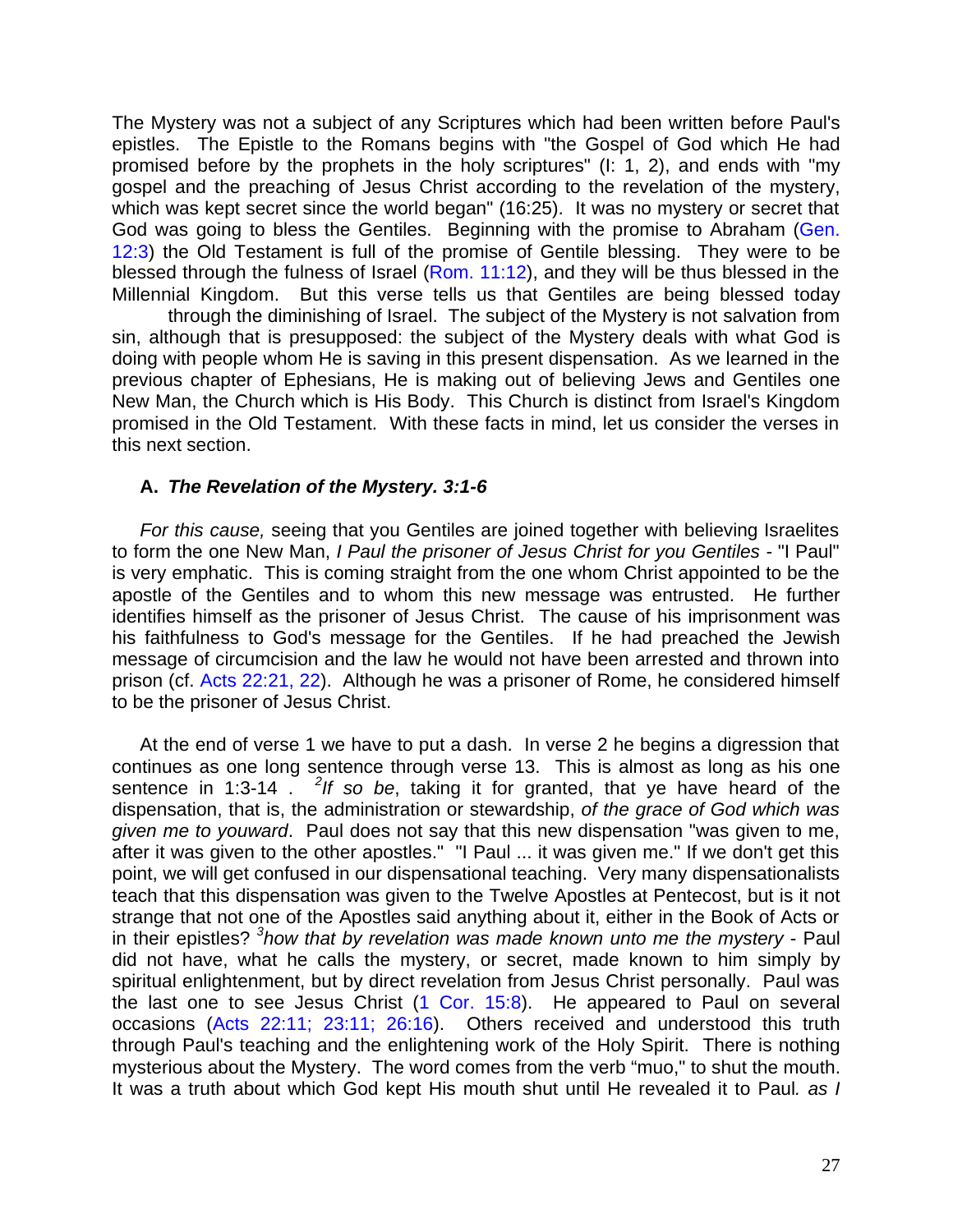The Mystery was not a subject of any Scriptures which had been written before Paul's epistles. The Epistle to the Romans begins with "the Gospel of God which He had promised before by the prophets in the holy scriptures" (I: 1, 2), and ends with "my gospel and the preaching of Jesus Christ according to the revelation of the mystery, which was kept secret since the world began" (16:25). It was no mystery or secret that God was going to bless the Gentiles. Beginning with the promise to Abraham (Gen. 12:3) the Old Testament is full of the promise of Gentile blessing. They were to be blessed through the fulness of Israel (Rom. 11:12), and they will be thus blessed in the Millennial Kingdom. But this verse tells us that Gentiles are being blessed today through the diminishing of Israel. The subject of the Mystery is not salvation from sin, although that is presupposed: the subject of the Mystery deals with what God is doing with people whom He is saving in this present dispensation. As we learned in the previous chapter of Ephesians, He is making out of believing Jews and Gentiles one New Man, the Church which is His Body. This Church is distinct from Israel's Kingdom promised in the Old Testament. With these facts in mind, let us consider the verses in this next section.

### A. *The Revelation of the Mystery. 3:1-6*

*For this cause,* seeing that you Gentiles are joined together with believing Israelites to form the one New Man, *I Paul the prisoner of Jesus Christ for you Gentiles* - "I Paul" is very emphatic. This is coming straight from the one whom Christ appointed to be the apostle of the Gentiles and to whom this new message was entrusted. He further identifies himself as the prisoner of Jesus Christ. The cause of his imprisonment was his faithfulness to God's message for the Gentiles. If he had preached the Jewish message of circumcision and the law he would not have been arrested and thrown into prison (cf. Acts 22:21, 22). Although he was a prisoner of Rome, he considered himself to be the prisoner of Jesus Christ.

At the end of verse 1 we have to put a dash. In verse 2 he begins a digression that continues as one long sentence through verse 13. This is almost as long as his one sentence in 1:3-14 . [2]*If so be*, taking it for granted, that ye have heard of the dispensation, that is, the administration or stewardship, *of the grace of God which was given me to youward*. Paul does not say that this new dispensation "was given to me, after it was given to the other apostles." "I Paul ... it was given me." If we don't get this point, we will get confused in our dispensational teaching. Very many dispensationalists teach that this dispensation was given to the Twelve Apostles at Pentecost, but is it not strange that not one of the Apostles said anything about it, either in the Book of Acts or in their epistles? [3]*how that by revelation was made known unto me the mystery* - Paul did not have, what he calls the mystery, or secret, made known to him simply by spiritual enlightenment, but by direct revelation from Jesus Christ personally. Paul was the last one to see Jesus Christ (1 Cor. 15:8). He appeared to Paul on several occasions (Acts 22:11; 23:11; 26:16). Others received and understood this truth through Paul's teaching and the enlightening work of the Holy Spirit. There is nothing mysterious about the Mystery. The word comes from the verb "muo," to shut the mouth. It was a truth about which God kept His mouth shut until He revealed it to Paul. *as I*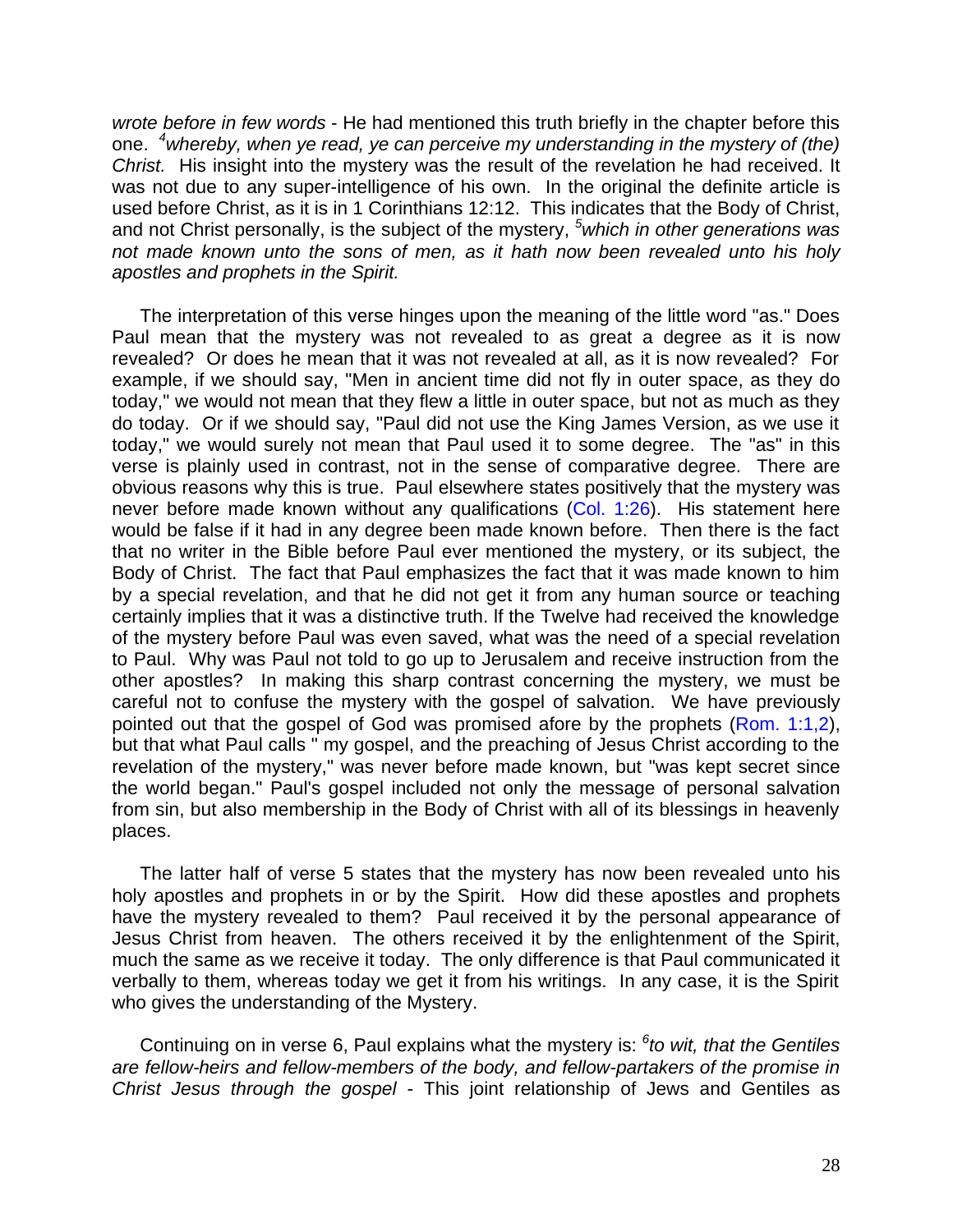*wrote before in few words* - He had mentioned this truth briefly in the chapter before this one. [4]*whereby, when ye read, ye can perceive my understanding in the mystery of (the) Christ.* His insight into the mystery was the result of the revelation he had received. It was not due to any super-intelligence of his own. In the original the definite article is used before Christ, as it is in 1 Corinthians 12:12. This indicates that the Body of Christ, and not Christ personally, is the subject of the mystery, [5]*which in other generations was not made known unto the sons of men, as it hath now been revealed unto his holy apostles and prophets in the Spirit.*

The interpretation of this verse hinges upon the meaning of the little word "as." Does Paul mean that the mystery was not revealed to as great a degree as it is now revealed? Or does he mean that it was not revealed at all, as it is now revealed? For example, if we should say, "Men in ancient time did not fly in outer space, as they do today," we would not mean that they flew a little in outer space, but not as much as they do today. Or if we should say, "Paul did not use the King James Version, as we use it today," we would surely not mean that Paul used it to some degree. The "as" in this verse is plainly used in contrast, not in the sense of comparative degree. There are obvious reasons why this is true. Paul elsewhere states positively that the mystery was never before made known without any qualifications (Col. 1:26). His statement here would be false if it had in any degree been made known before. Then there is the fact that no writer in the Bible before Paul ever mentioned the mystery, or its subject, the Body of Christ. The fact that Paul emphasizes the fact that it was made known to him by a special revelation, and that he did not get it from any human source or teaching certainly implies that it was a distinctive truth. If the Twelve had received the knowledge of the mystery before Paul was even saved, what was the need of a special revelation to Paul. Why was Paul not told to go up to Jerusalem and receive instruction from the other apostles? In making this sharp contrast concerning the mystery, we must be careful not to confuse the mystery with the gospel of salvation. We have previously pointed out that the gospel of God was promised afore by the prophets (Rom. 1:1,2), but that what Paul calls " my gospel, and the preaching of Jesus Christ according to the revelation of the mystery," was never before made known, but "was kept secret since the world began." Paul's gospel included not only the message of personal salvation from sin, but also membership in the Body of Christ with all of its blessings in heavenly places.

The latter half of verse 5 states that the mystery has now been revealed unto his holy apostles and prophets in or by the Spirit. How did these apostles and prophets have the mystery revealed to them? Paul received it by the personal appearance of Jesus Christ from heaven. The others received it by the enlightenment of the Spirit, much the same as we receive it today. The only difference is that Paul communicated it verbally to them, whereas today we get it from his writings. In any case, it is the Spirit who gives the understanding of the Mystery.

Continuing on in verse 6, Paul explains what the mystery is: [6]*to wit, that the Gentiles are fellow-heirs and fellow-members of the body, and fellow-partakers of the promise in Christ Jesus through the gospel* - This joint relationship of Jews and Gentiles as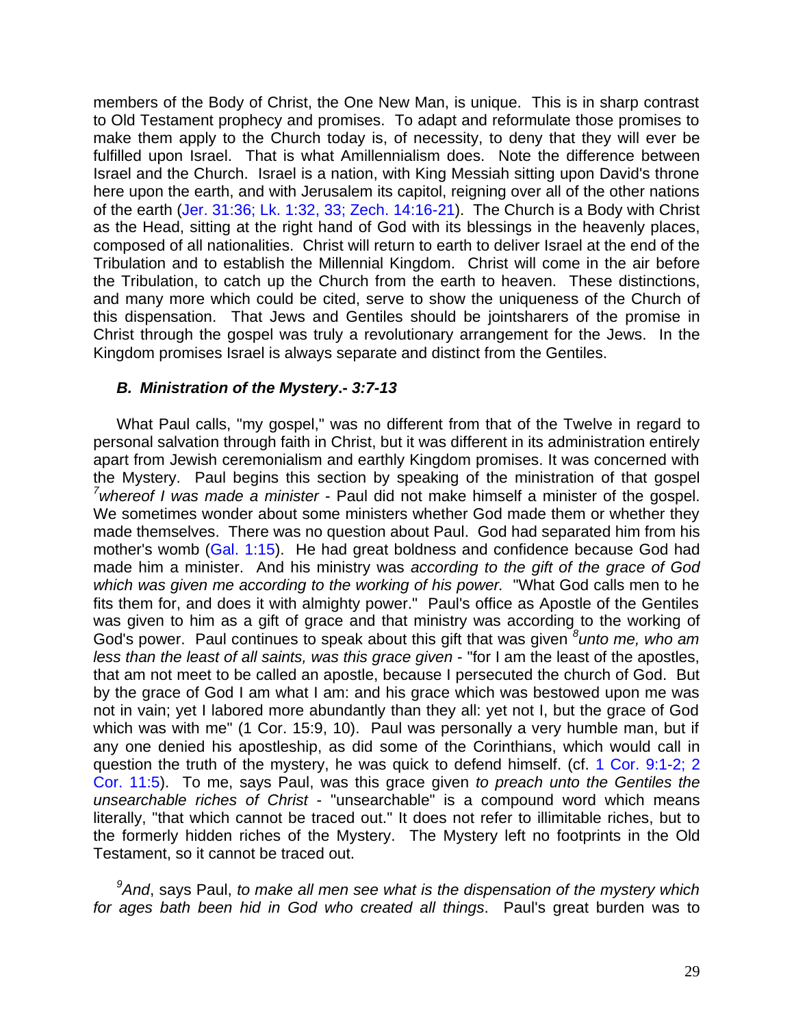members of the Body of Christ, the One New Man, is unique. This is in sharp contrast to Old Testament prophecy and promises. To adapt and reformulate those promises to make them apply to the Church today is, of necessity, to deny that they will ever be fulfilled upon Israel. That is what Amillennialism does. Note the difference between Israel and the Church. Israel is a nation, with King Messiah sitting upon David's throne here upon the earth, and with Jerusalem its capitol, reigning over all of the other nations of the earth (Jer. 31:36; Lk. 1:32, 33; Zech. 14:16-21). The Church is a Body with Christ as the Head, sitting at the right hand of God with its blessings in the heavenly places, composed of all nationalities. Christ will return to earth to deliver Israel at the end of the Tribulation and to establish the Millennial Kingdom. Christ will come in the air before the Tribulation, to catch up the Church from the earth to heaven. These distinctions, and many more which could be cited, serve to show the uniqueness of the Church of this dispensation. That Jews and Gentiles should be jointsharers of the promise in Christ through the gospel was truly a revolutionary arrangement for the Jews. In the Kingdom promises Israel is always separate and distinct from the Gentiles.

### *B. Ministration of the Mystery.- 3:7-13*

What Paul calls, "my gospel," was no different from that of the Twelve in regard to personal salvation through faith in Christ, but it was different in its administration entirely apart from Jewish ceremonialism and earthly Kingdom promises. It was concerned with the Mystery. Paul begins this section by speaking of the ministration of that gospel [7]*whereof I was made a minister* - Paul did not make himself a minister of the gospel. We sometimes wonder about some ministers whether God made them or whether they made themselves. There was no question about Paul. God had separated him from his mother's womb (Gal. 1:15). He had great boldness and confidence because God had made him a minister. And his ministry was *according to the gift of the grace of God which was given me according to the working of his power.* "What God calls men to he fits them for, and does it with almighty power." Paul's office as Apostle of the Gentiles was given to him as a gift of grace and that ministry was according to the working of God's power. Paul continues to speak about this gift that was given [8]*unto me, who am less than the least of all saints, was this grace given* - "for I am the least of the apostles, that am not meet to be called an apostle, because I persecuted the church of God. But by the grace of God I am what I am: and his grace which was bestowed upon me was not in vain; yet I labored more abundantly than they all: yet not I, but the grace of God which was with me" (1 Cor. 15:9, 10). Paul was personally a very humble man, but if any one denied his apostleship, as did some of the Corinthians, which would call in question the truth of the mystery, he was quick to defend himself. (cf. 1 Cor. 9:1-2; 2 Cor. 11:5). To me, says Paul, was this grace given *to preach unto the Gentiles the unsearchable riches of Christ* - "unsearchable" is a compound word which means literally, "that which cannot be traced out." It does not refer to illimitable riches, but to the formerly hidden riches of the Mystery. The Mystery left no footprints in the Old Testament, so it cannot be traced out.

[9]*And*, says Paul, *to make all men see what is the dispensation of the mystery which for ages bath been hid in God who created all things*. Paul's great burden was to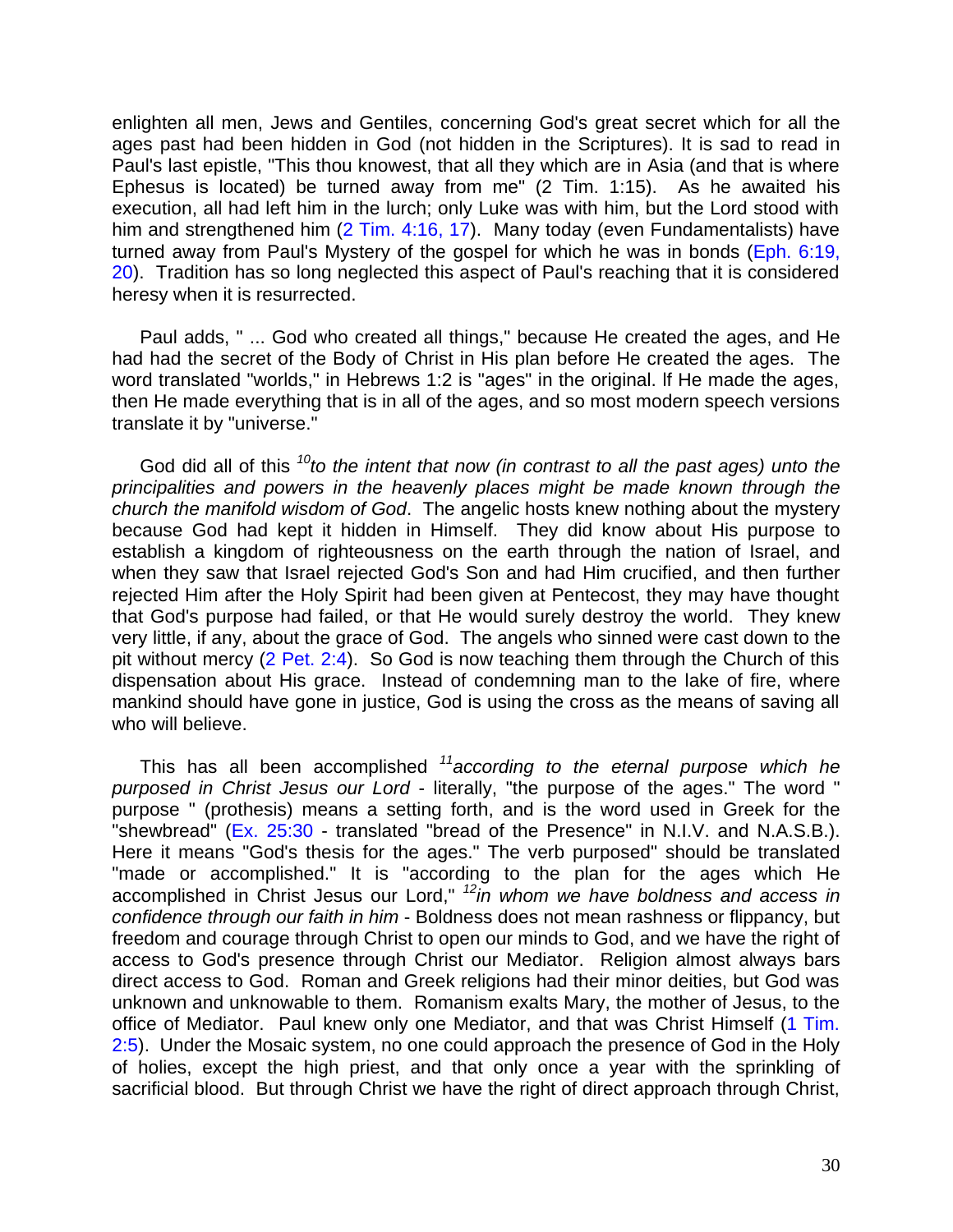enlighten all men, Jews and Gentiles, concerning God's great secret which for all the ages past had been hidden in God (not hidden in the Scriptures). It is sad to read in Paul's last epistle, "This thou knowest, that all they which are in Asia (and that is where Ephesus is located) be turned away from me" (2 Tim. 1:15). As he awaited his execution, all had left him in the lurch; only Luke was with him, but the Lord stood with him and strengthened him (2 Tim. 4:16, 17). Many today (even Fundamentalists) have turned away from Paul's Mystery of the gospel for which he was in bonds (Eph. 6:19, 20). Tradition has so long neglected this aspect of Paul's reaching that it is considered heresy when it is resurrected.

Paul adds, " ... God who created all things," because He created the ages, and He had had the secret of the Body of Christ in His plan before He created the ages. The word translated "worlds," in Hebrews 1:2 is "ages" in the original. If He made the ages, then He made everything that is in all of the ages, and so most modern speech versions translate it by "universe."

God did all of this [10]*to the intent that now (in contrast to all the past ages) unto the principalities and powers in the heavenly places might be made known through the church the manifold wisdom of God*. The angelic hosts knew nothing about the mystery because God had kept it hidden in Himself. They did know about His purpose to establish a kingdom of righteousness on the earth through the nation of Israel, and when they saw that Israel rejected God's Son and had Him crucified, and then further rejected Him after the Holy Spirit had been given at Pentecost, they may have thought that God's purpose had failed, or that He would surely destroy the world. They knew very little, if any, about the grace of God. The angels who sinned were cast down to the pit without mercy (2 Pet. 2:4). So God is now teaching them through the Church of this dispensation about His grace. Instead of condemning man to the lake of fire, where mankind should have gone in justice, God is using the cross as the means of saving all who will believe.

This has all been accomplished [11]*according to the eternal purpose which he purposed in Christ Jesus our Lord* - literally, "the purpose of the ages." The word " purpose " (prothesis) means a setting forth, and is the word used in Greek for the "shewbread" (Ex. 25:30 - translated "bread of the Presence" in N.I.V. and N.A.S.B.). Here it means "God's thesis for the ages." The verb purposed" should be translated "made or accomplished." It is "according to the plan for the ages which He accomplished in Christ Jesus our Lord," [12]*in whom we have boldness and access in confidence through our faith in him* - Boldness does not mean rashness or flippancy, but freedom and courage through Christ to open our minds to God, and we have the right of access to God's presence through Christ our Mediator. Religion almost always bars direct access to God. Roman and Greek religions had their minor deities, but God was unknown and unknowable to them. Romanism exalts Mary, the mother of Jesus, to the office of Mediator. Paul knew only one Mediator, and that was Christ Himself (1 Tim. 2:5). Under the Mosaic system, no one could approach the presence of God in the Holy of holies, except the high priest, and that only once a year with the sprinkling of sacrificial blood. But through Christ we have the right of direct approach through Christ,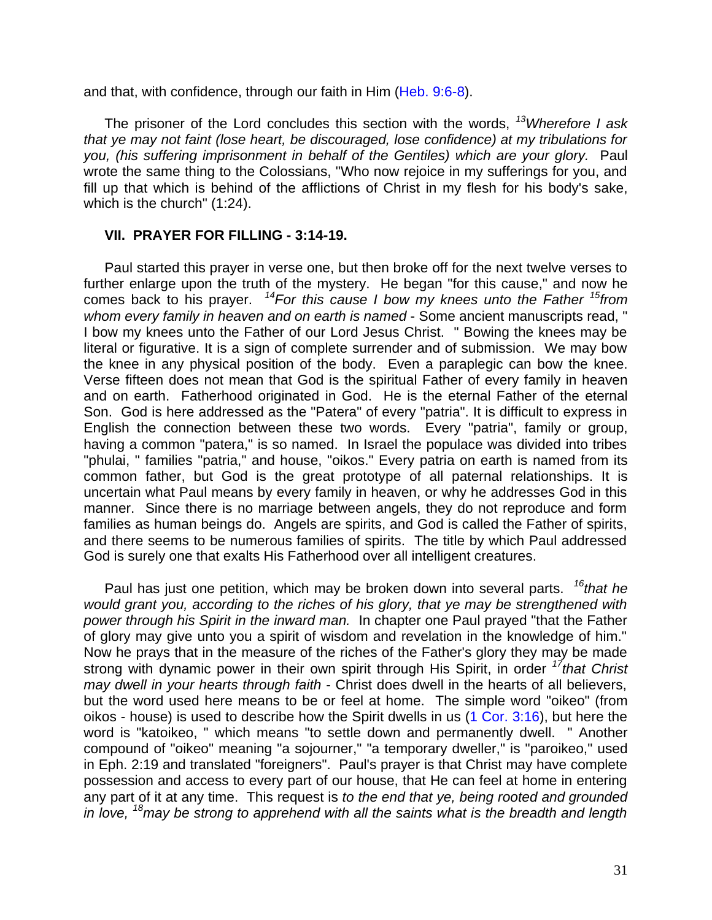and that, with confidence, through our faith in Him (Heb. 9:6-8).

The prisoner of the Lord concludes this section with the words, [13]*Wherefore I ask that ye may not faint (lose heart, be discouraged, lose confidence) at my tribulations for you, (his suffering imprisonment in behalf of the Gentiles) which are your glory.* Paul wrote the same thing to the Colossians, "Who now rejoice in my sufferings for you, and fill up that which is behind of the afflictions of Christ in my flesh for his body's sake, which is the church" (1:24).

### VII. PRAYER FOR FILLING - 3:14-19.

Paul started this prayer in verse one, but then broke off for the next twelve verses to further enlarge upon the truth of the mystery. He began "for this cause," and now he comes back to his prayer. [14]*For this cause I bow my knees unto the Father* [15]*from whom every family in heaven and on earth is named* - Some ancient manuscripts read, " I bow my knees unto the Father of our Lord Jesus Christ. " Bowing the knees may be literal or figurative. It is a sign of complete surrender and of submission. We may bow the knee in any physical position of the body. Even a paraplegic can bow the knee. Verse fifteen does not mean that God is the spiritual Father of every family in heaven and on earth. Fatherhood originated in God. He is the eternal Father of the eternal Son. God is here addressed as the "Patera" of every "patria". It is difficult to express in English the connection between these two words. Every "patria", family or group, having a common "patera," is so named. In Israel the populace was divided into tribes "phulai, " families "patria," and house, "oikos." Every patria on earth is named from its common father, but God is the great prototype of all paternal relationships. It is uncertain what Paul means by every family in heaven, or why he addresses God in this manner. Since there is no marriage between angels, they do not reproduce and form families as human beings do. Angels are spirits, and God is called the Father of spirits, and there seems to be numerous families of spirits. The title by which Paul addressed God is surely one that exalts His Fatherhood over all intelligent creatures.

Paul has just one petition, which may be broken down into several parts. [16]*that he would grant you, according to the riches of his glory, that ye may be strengthened with power through his Spirit in the inward man.* In chapter one Paul prayed "that the Father of glory may give unto you a spirit of wisdom and revelation in the knowledge of him." Now he prays that in the measure of the riches of the Father's glory they may be made strong with dynamic power in their own spirit through His Spirit, in order [17]*that Christ may dwell in your hearts through faith* - Christ does dwell in the hearts of all believers, but the word used here means to be or feel at home. The simple word "oikeo" (from oikos - house) is used to describe how the Spirit dwells in us (1 Cor. 3:16), but here the word is "katoikeo, " which means "to settle down and permanently dwell. " Another compound of "oikeo" meaning "a sojourner," "a temporary dweller," is "paroikeo," used in Eph. 2:19 and translated "foreigners". Paul's prayer is that Christ may have complete possession and access to every part of our house, that He can feel at home in entering any part of it at any time. This request is *to the end that ye, being rooted and grounded in love,* [18]*may be strong to apprehend with all the saints what is the breadth and length*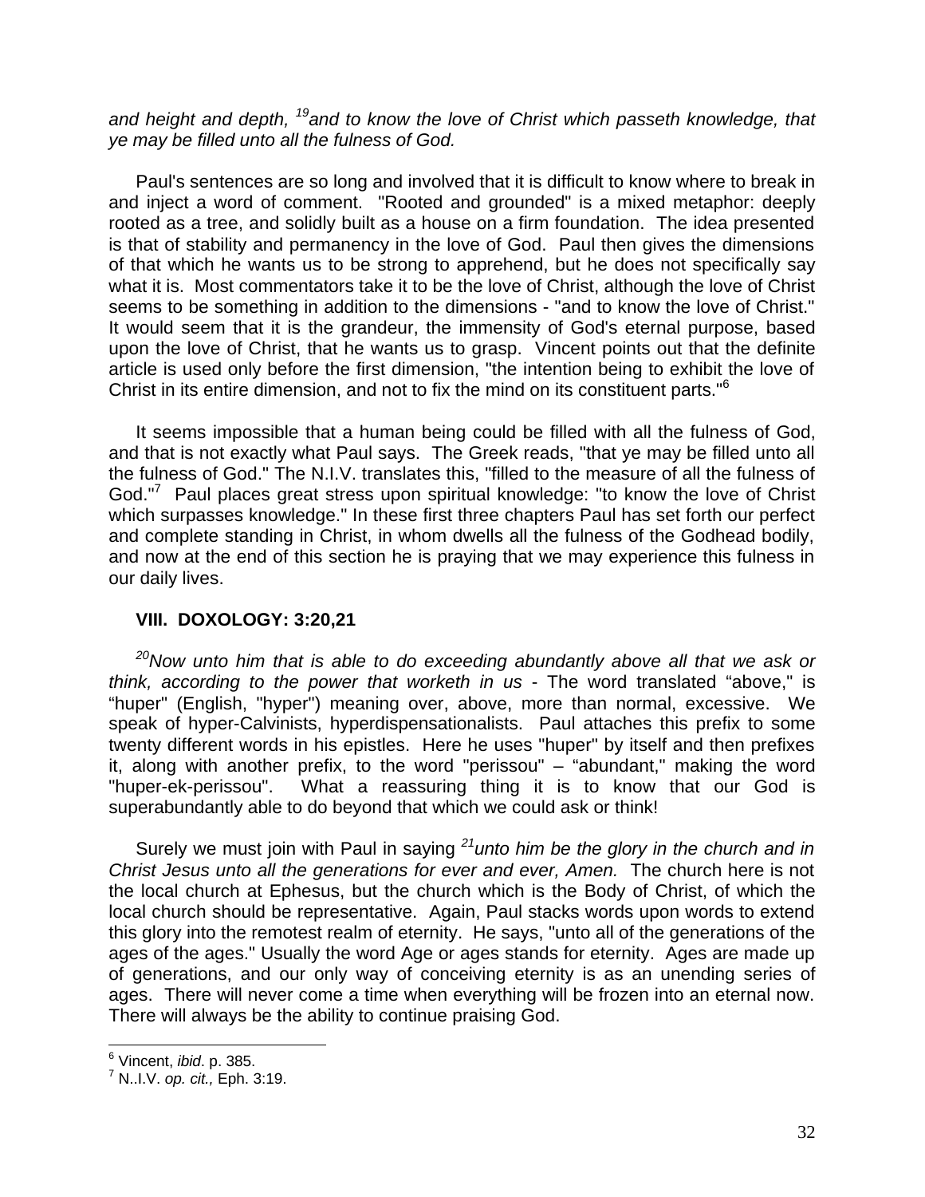*and height and depth, [19]and to know the love of Christ which passeth knowledge, that ye may be filled unto all the fulness of God.*

Paul's sentences are so long and involved that it is difficult to know where to break in and inject a word of comment. "Rooted and grounded" is a mixed metaphor: deeply rooted as a tree, and solidly built as a house on a firm foundation. The idea presented is that of stability and permanency in the love of God. Paul then gives the dimensions of that which he wants us to be strong to apprehend, but he does not specifically say what it is. Most commentators take it to be the love of Christ, although the love of Christ seems to be something in addition to the dimensions - "and to know the love of Christ." It would seem that it is the grandeur, the immensity of God's eternal purpose, based upon the love of Christ, that he wants us to grasp. Vincent points out that the definite article is used only before the first dimension, "the intention being to exhibit the love of Christ in its entire dimension, and not to fix the mind on its constituent parts."[6]

It seems impossible that a human being could be filled with all the fulness of God, and that is not exactly what Paul says. The Greek reads, "that ye may be filled unto all the fulness of God." The N.I.V. translates this, "filled to the measure of all the fulness of God."[7] Paul places great stress upon spiritual knowledge: "to know the love of Christ which surpasses knowledge." In these first three chapters Paul has set forth our perfect and complete standing in Christ, in whom dwells all the fulness of the Godhead bodily, and now at the end of this section he is praying that we may experience this fulness in our daily lives.

## VIII. DOXOLOGY: 3:20,21

*[20]Now unto him that is able to do exceeding abundantly above all that we ask or think, according to the power that worketh in us* - The word translated "above," is "huper" (English, "hyper") meaning over, above, more than normal, excessive. We speak of hyper-Calvinists, hyperdispensationalists. Paul attaches this prefix to some twenty different words in his epistles. Here he uses "huper" by itself and then prefixes it, along with another prefix, to the word "perissou" – "abundant," making the word "huper-ek-perissou". What a reassuring thing it is to know that our God is superabundantly able to do beyond that which we could ask or think!

Surely we must join with Paul in saying *[21]unto him be the glory in the church and in Christ Jesus unto all the generations for ever and ever, Amen.* The church here is not the local church at Ephesus, but the church which is the Body of Christ, of which the local church should be representative. Again, Paul stacks words upon words to extend this glory into the remotest realm of eternity. He says, "unto all of the generations of the ages of the ages." Usually the word Age or ages stands for eternity. Ages are made up of generations, and our only way of conceiving eternity is as an unending series of ages. There will never come a time when everything will be frozen into an eternal now. There will always be the ability to continue praising God.

---

[6] Vincent, *ibid*. p. 385.
[7] N..I.V. *op. cit.,* Eph. 3:19.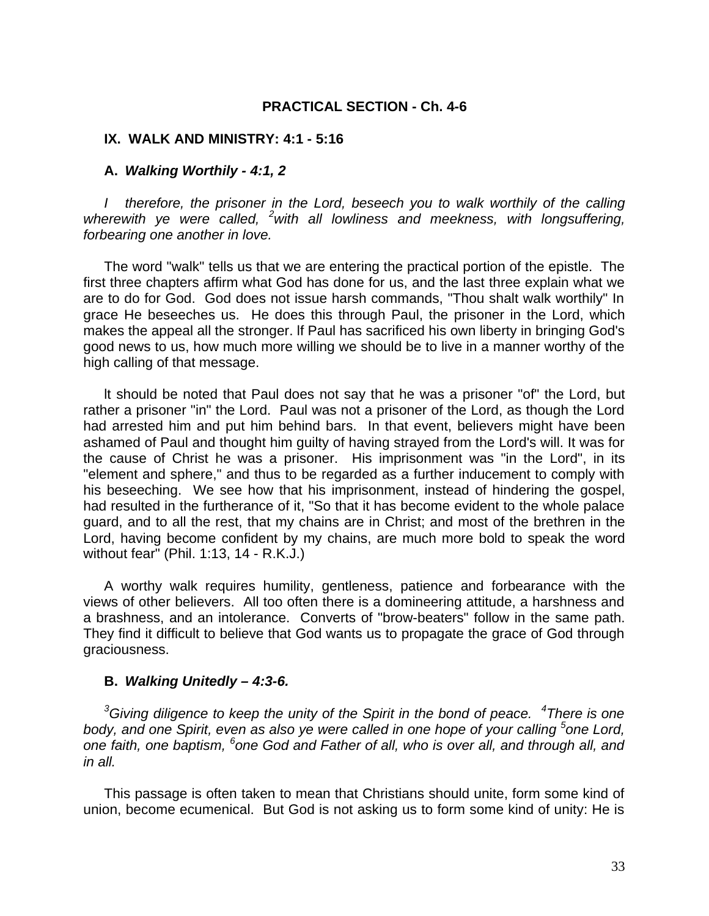## PRACTICAL SECTION - Ch. 4-6

### IX. WALK AND MINISTRY: 4:1 - 5:16

#### A. *Walking Worthily - 4:1, 2*

*I therefore, the prisoner in the Lord, beseech you to walk worthily of the calling wherewith ye were called, [2]with all lowliness and meekness, with longsuffering, forbearing one another in love.*

The word "walk" tells us that we are entering the practical portion of the epistle. The first three chapters affirm what God has done for us, and the last three explain what we are to do for God. God does not issue harsh commands, "Thou shalt walk worthily" In grace He beseeches us. He does this through Paul, the prisoner in the Lord, which makes the appeal all the stronger. lf Paul has sacrificed his own liberty in bringing God's good news to us, how much more willing we should be to live in a manner worthy of the high calling of that message.

lt should be noted that Paul does not say that he was a prisoner "of" the Lord, but rather a prisoner "in" the Lord. Paul was not a prisoner of the Lord, as though the Lord had arrested him and put him behind bars. In that event, believers might have been ashamed of Paul and thought him guilty of having strayed from the Lord's will. It was for the cause of Christ he was a prisoner. His imprisonment was "in the Lord", in its "element and sphere," and thus to be regarded as a further inducement to comply with his beseeching. We see how that his imprisonment, instead of hindering the gospel, had resulted in the furtherance of it, "So that it has become evident to the whole palace guard, and to all the rest, that my chains are in Christ; and most of the brethren in the Lord, having become confident by my chains, are much more bold to speak the word without fear" (Phil. 1:13, 14 - R.K.J.)

A worthy walk requires humility, gentleness, patience and forbearance with the views of other believers. All too often there is a domineering attitude, a harshness and a brashness, and an intolerance. Converts of "brow-beaters" follow in the same path. They find it difficult to believe that God wants us to propagate the grace of God through graciousness.

#### B. *Walking Unitedly – 4:3-6.*

*[3]Giving diligence to keep the unity of the Spirit in the bond of peace. [4]There is one body, and one Spirit, even as also ye were called in one hope of your calling [5]one Lord, one faith, one baptism, [6]one God and Father of all, who is over all, and through all, and in all.*

This passage is often taken to mean that Christians should unite, form some kind of union, become ecumenical. But God is not asking us to form some kind of unity: He is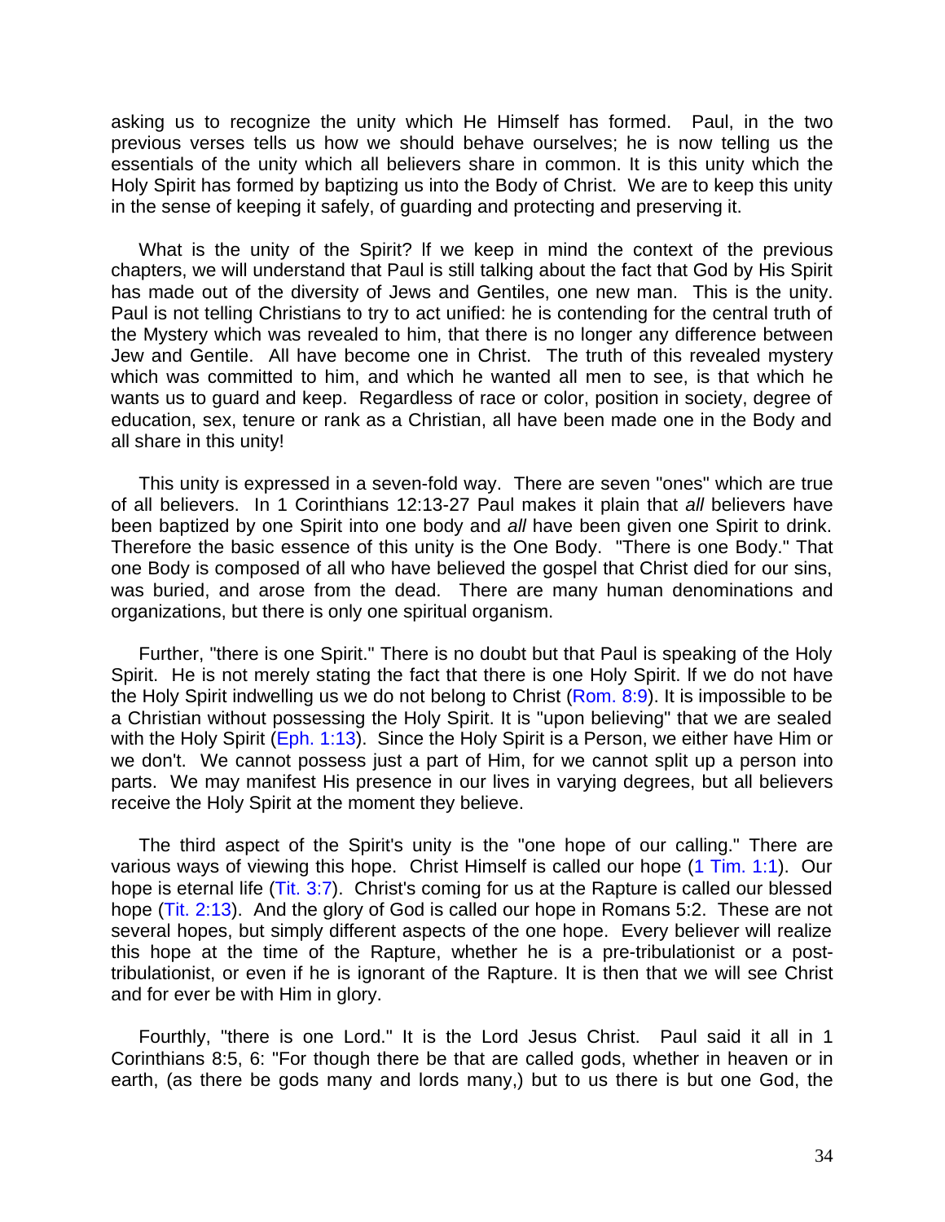asking us to recognize the unity which He Himself has formed. Paul, in the two previous verses tells us how we should behave ourselves; he is now telling us the essentials of the unity which all believers share in common. It is this unity which the Holy Spirit has formed by baptizing us into the Body of Christ. We are to keep this unity in the sense of keeping it safely, of guarding and protecting and preserving it.

What is the unity of the Spirit? If we keep in mind the context of the previous chapters, we will understand that Paul is still talking about the fact that God by His Spirit has made out of the diversity of Jews and Gentiles, one new man. This is the unity. Paul is not telling Christians to try to act unified: he is contending for the central truth of the Mystery which was revealed to him, that there is no longer any difference between Jew and Gentile. All have become one in Christ. The truth of this revealed mystery which was committed to him, and which he wanted all men to see, is that which he wants us to guard and keep. Regardless of race or color, position in society, degree of education, sex, tenure or rank as a Christian, all have been made one in the Body and all share in this unity!

This unity is expressed in a seven-fold way. There are seven "ones" which are true of all believers. In 1 Corinthians 12:13-27 Paul makes it plain that *all* believers have been baptized by one Spirit into one body and *all* have been given one Spirit to drink. Therefore the basic essence of this unity is the One Body. "There is one Body." That one Body is composed of all who have believed the gospel that Christ died for our sins, was buried, and arose from the dead. There are many human denominations and organizations, but there is only one spiritual organism.

Further, "there is one Spirit." There is no doubt but that Paul is speaking of the Holy Spirit. He is not merely stating the fact that there is one Holy Spirit. If we do not have the Holy Spirit indwelling us we do not belong to Christ (Rom. 8:9). It is impossible to be a Christian without possessing the Holy Spirit. It is "upon believing" that we are sealed with the Holy Spirit (Eph. 1:13). Since the Holy Spirit is a Person, we either have Him or we don't. We cannot possess just a part of Him, for we cannot split up a person into parts. We may manifest His presence in our lives in varying degrees, but all believers receive the Holy Spirit at the moment they believe.

The third aspect of the Spirit's unity is the "one hope of our calling." There are various ways of viewing this hope. Christ Himself is called our hope (1 Tim. 1:1). Our hope is eternal life (Tit. 3:7). Christ's coming for us at the Rapture is called our blessed hope (Tit. 2:13). And the glory of God is called our hope in Romans 5:2. These are not several hopes, but simply different aspects of the one hope. Every believer will realize this hope at the time of the Rapture, whether he is a pre-tribulationist or a post-tribulationist, or even if he is ignorant of the Rapture. It is then that we will see Christ and for ever be with Him in glory.

Fourthly, "there is one Lord." It is the Lord Jesus Christ. Paul said it all in 1 Corinthians 8:5, 6: "For though there be that are called gods, whether in heaven or in earth, (as there be gods many and lords many,) but to us there is but one God, the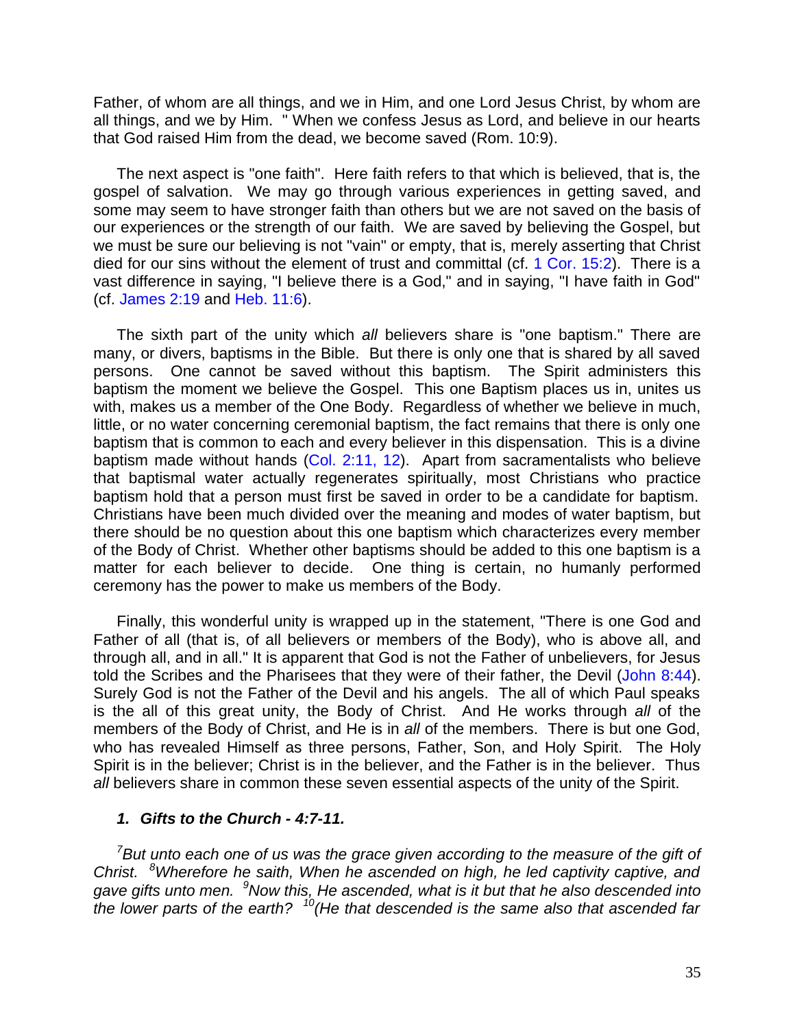Father, of whom are all things, and we in Him, and one Lord Jesus Christ, by whom are all things, and we by Him. " When we confess Jesus as Lord, and believe in our hearts that God raised Him from the dead, we become saved (Rom. 10:9).

The next aspect is "one faith". Here faith refers to that which is believed, that is, the gospel of salvation. We may go through various experiences in getting saved, and some may seem to have stronger faith than others but we are not saved on the basis of our experiences or the strength of our faith. We are saved by believing the Gospel, but we must be sure our believing is not "vain" or empty, that is, merely asserting that Christ died for our sins without the element of trust and committal (cf. 1 Cor. 15:2). There is a vast difference in saying, "I believe there is a God," and in saying, "I have faith in God" (cf. James 2:19 and Heb. 11:6).

The sixth part of the unity which *all* believers share is "one baptism." There are many, or divers, baptisms in the Bible. But there is only one that is shared by all saved persons. One cannot be saved without this baptism. The Spirit administers this baptism the moment we believe the Gospel. This one Baptism places us in, unites us with, makes us a member of the One Body. Regardless of whether we believe in much, little, or no water concerning ceremonial baptism, the fact remains that there is only one baptism that is common to each and every believer in this dispensation. This is a divine baptism made without hands (Col. 2:11, 12). Apart from sacramentalists who believe that baptismal water actually regenerates spiritually, most Christians who practice baptism hold that a person must first be saved in order to be a candidate for baptism. Christians have been much divided over the meaning and modes of water baptism, but there should be no question about this one baptism which characterizes every member of the Body of Christ. Whether other baptisms should be added to this one baptism is a matter for each believer to decide. One thing is certain, no humanly performed ceremony has the power to make us members of the Body.

Finally, this wonderful unity is wrapped up in the statement, "There is one God and Father of all (that is, of all believers or members of the Body), who is above all, and through all, and in all." It is apparent that God is not the Father of unbelievers, for Jesus told the Scribes and the Pharisees that they were of their father, the Devil (John 8:44). Surely God is not the Father of the Devil and his angels. The all of which Paul speaks is the all of this great unity, the Body of Christ. And He works through *all* of the members of the Body of Christ, and He is in *all* of the members. There is but one God, who has revealed Himself as three persons, Father, Son, and Holy Spirit. The Holy Spirit is in the believer; Christ is in the believer, and the Father is in the believer. Thus *all* believers share in common these seven essential aspects of the unity of the Spirit.

### 1. Gifts to the Church - 4:7-11.

*[7]But unto each one of us was the grace given according to the measure of the gift of Christ. [8]Wherefore he saith, When he ascended on high, he led captivity captive, and gave gifts unto men. [9]Now this, He ascended, what is it but that he also descended into the lower parts of the earth? [10](He that descended is the same also that ascended far*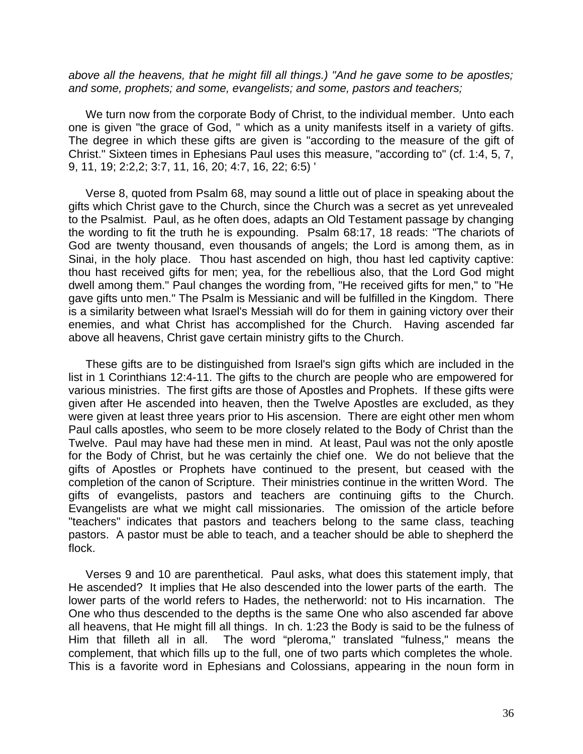*above all the heavens, that he might fill all things.) "And he gave some to be apostles; and some, prophets; and some, evangelists; and some, pastors and teachers;*

We turn now from the corporate Body of Christ, to the individual member. Unto each one is given "the grace of God, " which as a unity manifests itself in a variety of gifts. The degree in which these gifts are given is "according to the measure of the gift of Christ." Sixteen times in Ephesians Paul uses this measure, "according to" (cf. 1:4, 5, 7, 9, 11, 19; 2:2,2; 3:7, 11, 16, 20; 4:7, 16, 22; 6:5) '

Verse 8, quoted from Psalm 68, may sound a little out of place in speaking about the gifts which Christ gave to the Church, since the Church was a secret as yet unrevealed to the Psalmist. Paul, as he often does, adapts an Old Testament passage by changing the wording to fit the truth he is expounding. Psalm 68:17, 18 reads: "The chariots of God are twenty thousand, even thousands of angels; the Lord is among them, as in Sinai, in the holy place. Thou hast ascended on high, thou hast led captivity captive: thou hast received gifts for men; yea, for the rebellious also, that the Lord God might dwell among them." Paul changes the wording from, "He received gifts for men," to "He gave gifts unto men." The Psalm is Messianic and will be fulfilled in the Kingdom. There is a similarity between what Israel's Messiah will do for them in gaining victory over their enemies, and what Christ has accomplished for the Church. Having ascended far above all heavens, Christ gave certain ministry gifts to the Church.

These gifts are to be distinguished from Israel's sign gifts which are included in the list in 1 Corinthians 12:4-11. The gifts to the church are people who are empowered for various ministries. The first gifts are those of Apostles and Prophets. If these gifts were given after He ascended into heaven, then the Twelve Apostles are excluded, as they were given at least three years prior to His ascension. There are eight other men whom Paul calls apostles, who seem to be more closely related to the Body of Christ than the Twelve. Paul may have had these men in mind. At least, Paul was not the only apostle for the Body of Christ, but he was certainly the chief one. We do not believe that the gifts of Apostles or Prophets have continued to the present, but ceased with the completion of the canon of Scripture. Their ministries continue in the written Word. The gifts of evangelists, pastors and teachers are continuing gifts to the Church. Evangelists are what we might call missionaries. The omission of the article before "teachers" indicates that pastors and teachers belong to the same class, teaching pastors. A pastor must be able to teach, and a teacher should be able to shepherd the flock.

Verses 9 and 10 are parenthetical. Paul asks, what does this statement imply, that He ascended? It implies that He also descended into the lower parts of the earth. The lower parts of the world refers to Hades, the netherworld: not to His incarnation. The One who thus descended to the depths is the same One who also ascended far above all heavens, that He might fill all things. In ch. 1:23 the Body is said to be the fulness of Him that filleth all in all. The word "pleroma," translated "fulness," means the complement, that which fills up to the full, one of two parts which completes the whole. This is a favorite word in Ephesians and Colossians, appearing in the noun form in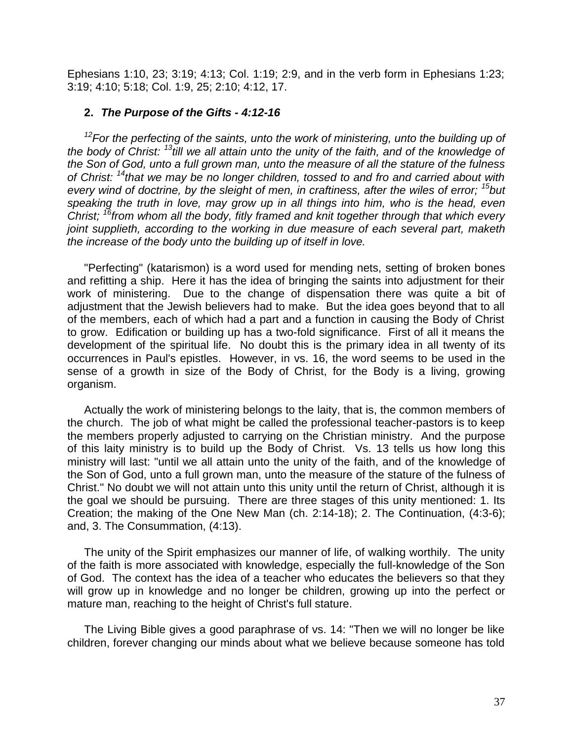Ephesians 1:10, 23; 3:19; 4:13; Col. 1:19; 2:9, and in the verb form in Ephesians 1:23; 3:19; 4:10; 5:18; Col. 1:9, 25; 2:10; 4:12, 17.

### 2. *The Purpose of the Gifts - 4:12-16*

*[12]For the perfecting of the saints, unto the work of ministering, unto the building up of the body of Christ: [13]till we all attain unto the unity of the faith, and of the knowledge of the Son of God, unto a full grown man, unto the measure of all the stature of the fulness of Christ: [14]that we may be no longer children, tossed to and fro and carried about with every wind of doctrine, by the sleight of men, in craftiness, after the wiles of error; [15]but speaking the truth in love, may grow up in all things into him, who is the head, even Christ; [16]from whom all the body, fitly framed and knit together through that which every joint supplieth, according to the working in due measure of each several part, maketh the increase of the body unto the building up of itself in love.*

"Perfecting" (katarismon) is a word used for mending nets, setting of broken bones and refitting a ship. Here it has the idea of bringing the saints into adjustment for their work of ministering. Due to the change of dispensation there was quite a bit of adjustment that the Jewish believers had to make. But the idea goes beyond that to all of the members, each of which had a part and a function in causing the Body of Christ to grow. Edification or building up has a two-fold significance. First of all it means the development of the spiritual life. No doubt this is the primary idea in all twenty of its occurrences in Paul's epistles. However, in vs. 16, the word seems to be used in the sense of a growth in size of the Body of Christ, for the Body is a living, growing organism.

Actually the work of ministering belongs to the laity, that is, the common members of the church. The job of what might be called the professional teacher-pastors is to keep the members properly adjusted to carrying on the Christian ministry. And the purpose of this laity ministry is to build up the Body of Christ. Vs. 13 tells us how long this ministry will last: "until we all attain unto the unity of the faith, and of the knowledge of the Son of God, unto a full grown man, unto the measure of the stature of the fulness of Christ." No doubt we will not attain unto this unity until the return of Christ, although it is the goal we should be pursuing. There are three stages of this unity mentioned: 1. Its Creation; the making of the One New Man (ch. 2:14-18); 2. The Continuation, (4:3-6); and, 3. The Consummation, (4:13).

The unity of the Spirit emphasizes our manner of life, of walking worthily. The unity of the faith is more associated with knowledge, especially the full-knowledge of the Son of God. The context has the idea of a teacher who educates the believers so that they will grow up in knowledge and no longer be children, growing up into the perfect or mature man, reaching to the height of Christ's full stature.

The Living Bible gives a good paraphrase of vs. 14: "Then we will no longer be like children, forever changing our minds about what we believe because someone has told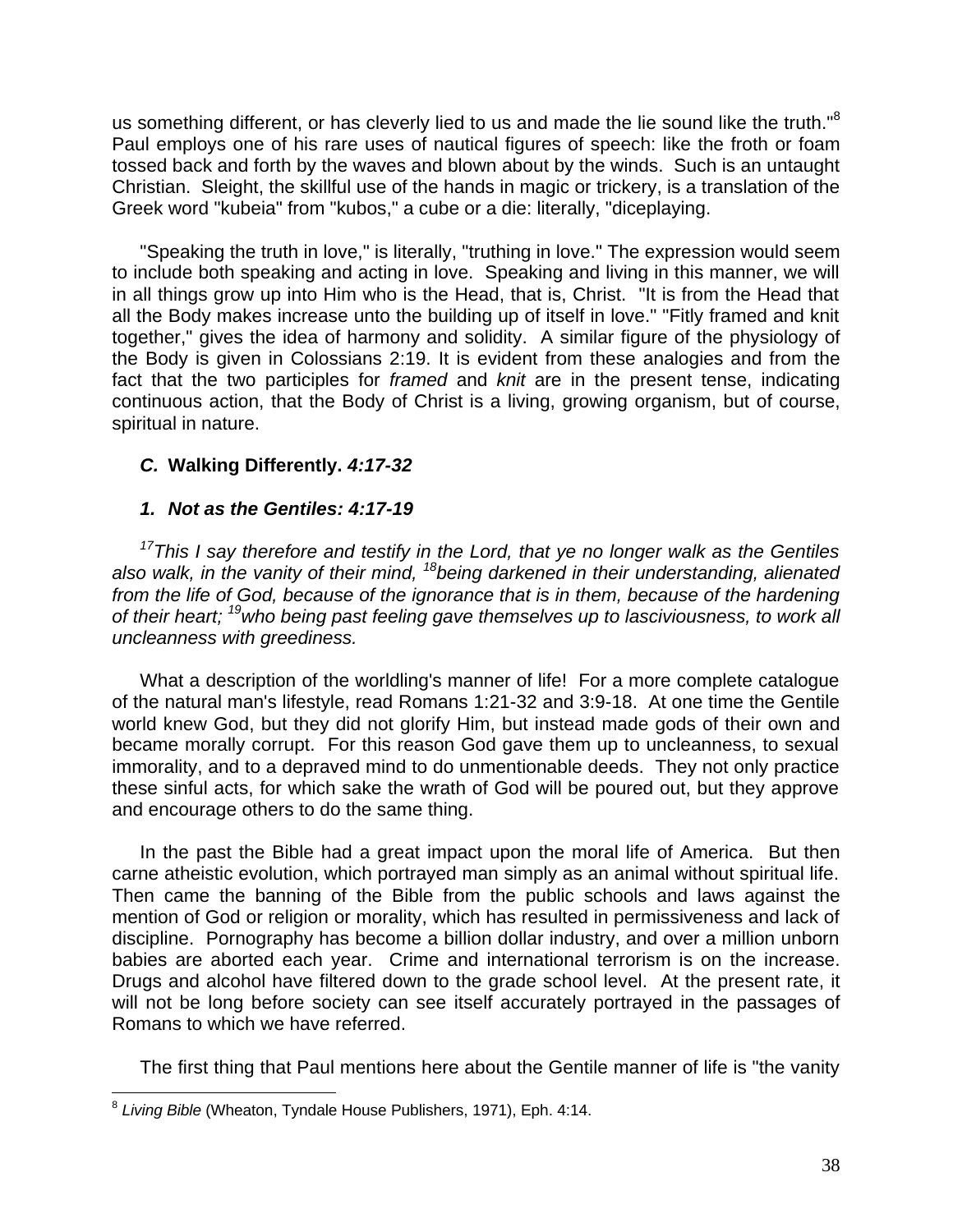us something different, or has cleverly lied to us and made the lie sound like the truth."[8] Paul employs one of his rare uses of nautical figures of speech: like the froth or foam tossed back and forth by the waves and blown about by the winds. Such is an untaught Christian. Sleight, the skillful use of the hands in magic or trickery, is a translation of the Greek word "kubeia" from "kubos," a cube or a die: literally, "diceplaying.

"Speaking the truth in love," is literally, "truthing in love." The expression would seem to include both speaking and acting in love. Speaking and living in this manner, we will in all things grow up into Him who is the Head, that is, Christ. "It is from the Head that all the Body makes increase unto the building up of itself in love." "Fitly framed and knit together," gives the idea of harmony and solidity. A similar figure of the physiology of the Body is given in Colossians 2:19. It is evident from these analogies and from the fact that the two participles for *framed* and *knit* are in the present tense, indicating continuous action, that the Body of Christ is a living, growing organism, but of course, spiritual in nature.

### *C.* Walking Differently. *4:17-32*

#### *1. Not as the Gentiles: 4:17-19*

*[17]This I say therefore and testify in the Lord, that ye no longer walk as the Gentiles also walk, in the vanity of their mind, [18]being darkened in their understanding, alienated from the life of God, because of the ignorance that is in them, because of the hardening of their heart; [19]who being past feeling gave themselves up to lasciviousness, to work all uncleanness with greediness.*

What a description of the worldling's manner of life! For a more complete catalogue of the natural man's lifestyle, read Romans 1:21-32 and 3:9-18. At one time the Gentile world knew God, but they did not glorify Him, but instead made gods of their own and became morally corrupt. For this reason God gave them up to uncleanness, to sexual immorality, and to a depraved mind to do unmentionable deeds. They not only practice these sinful acts, for which sake the wrath of God will be poured out, but they approve and encourage others to do the same thing.

In the past the Bible had a great impact upon the moral life of America. But then carne atheistic evolution, which portrayed man simply as an animal without spiritual life. Then came the banning of the Bible from the public schools and laws against the mention of God or religion or morality, which has resulted in permissiveness and lack of discipline. Pornography has become a billion dollar industry, and over a million unborn babies are aborted each year. Crime and international terrorism is on the increase. Drugs and alcohol have filtered down to the grade school level. At the present rate, it will not be long before society can see itself accurately portrayed in the passages of Romans to which we have referred.

The first thing that Paul mentions here about the Gentile manner of life is "the vanity

---

[8] *Living Bible* (Wheaton, Tyndale House Publishers, 1971), Eph. 4:14.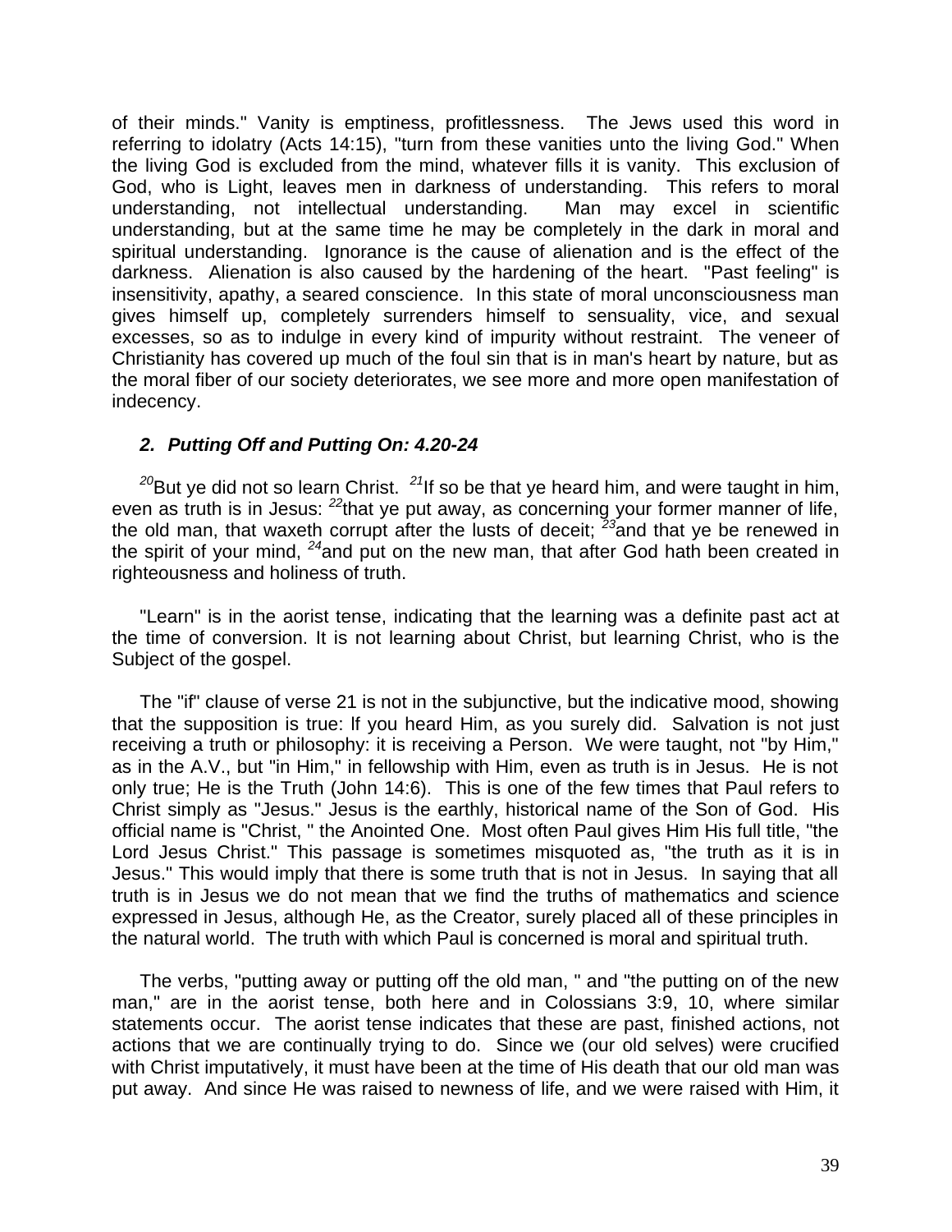of their minds." Vanity is emptiness, profitlessness. The Jews used this word in referring to idolatry (Acts 14:15), "turn from these vanities unto the living God." When the living God is excluded from the mind, whatever fills it is vanity. This exclusion of God, who is Light, leaves men in darkness of understanding. This refers to moral understanding, not intellectual understanding. Man may excel in scientific understanding, but at the same time he may be completely in the dark in moral and spiritual understanding. Ignorance is the cause of alienation and is the effect of the darkness. Alienation is also caused by the hardening of the heart. "Past feeling" is insensitivity, apathy, a seared conscience. In this state of moral unconsciousness man gives himself up, completely surrenders himself to sensuality, vice, and sexual excesses, so as to indulge in every kind of impurity without restraint. The veneer of Christianity has covered up much of the foul sin that is in man's heart by nature, but as the moral fiber of our society deteriorates, we see more and more open manifestation of indecency.

### *2. Putting Off and Putting On: 4.20-24*

[20]But ye did not so learn Christ. [21]If so be that ye heard him, and were taught in him, even as truth is in Jesus: [22]that ye put away, as concerning your former manner of life, the old man, that waxeth corrupt after the lusts of deceit; [23]and that ye be renewed in the spirit of your mind, [24]and put on the new man, that after God hath been created in righteousness and holiness of truth.

"Learn" is in the aorist tense, indicating that the learning was a definite past act at the time of conversion. It is not learning about Christ, but learning Christ, who is the Subject of the gospel.

The "if" clause of verse 21 is not in the subjunctive, but the indicative mood, showing that the supposition is true: If you heard Him, as you surely did. Salvation is not just receiving a truth or philosophy: it is receiving a Person. We were taught, not "by Him," as in the A.V., but "in Him," in fellowship with Him, even as truth is in Jesus. He is not only true; He is the Truth (John 14:6). This is one of the few times that Paul refers to Christ simply as "Jesus." Jesus is the earthly, historical name of the Son of God. His official name is "Christ, " the Anointed One. Most often Paul gives Him His full title, "the Lord Jesus Christ." This passage is sometimes misquoted as, "the truth as it is in Jesus." This would imply that there is some truth that is not in Jesus. In saying that all truth is in Jesus we do not mean that we find the truths of mathematics and science expressed in Jesus, although He, as the Creator, surely placed all of these principles in the natural world. The truth with which Paul is concerned is moral and spiritual truth.

The verbs, "putting away or putting off the old man, " and "the putting on of the new man," are in the aorist tense, both here and in Colossians 3:9, 10, where similar statements occur. The aorist tense indicates that these are past, finished actions, not actions that we are continually trying to do. Since we (our old selves) were crucified with Christ imputatively, it must have been at the time of His death that our old man was put away. And since He was raised to newness of life, and we were raised with Him, it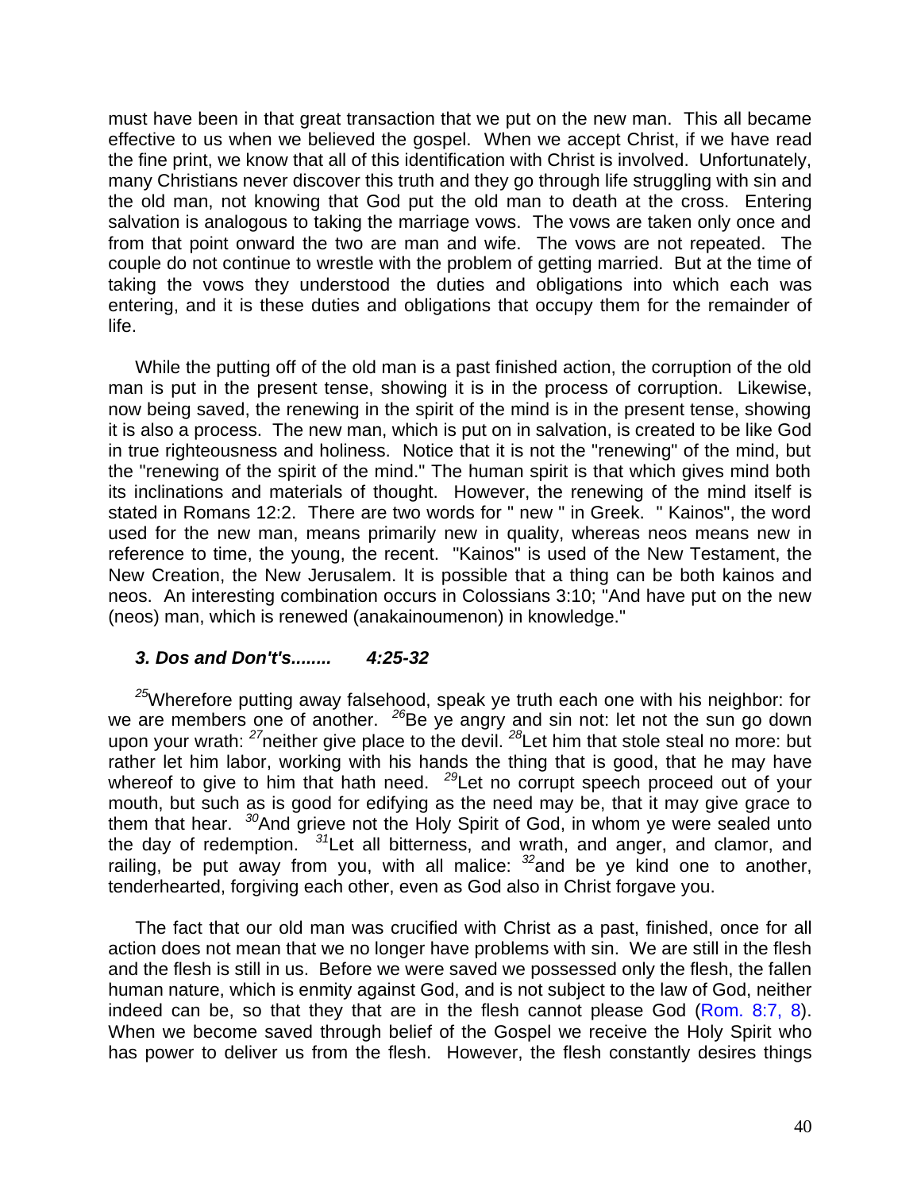must have been in that great transaction that we put on the new man. This all became effective to us when we believed the gospel. When we accept Christ, if we have read the fine print, we know that all of this identification with Christ is involved. Unfortunately, many Christians never discover this truth and they go through life struggling with sin and the old man, not knowing that God put the old man to death at the cross. Entering salvation is analogous to taking the marriage vows. The vows are taken only once and from that point onward the two are man and wife. The vows are not repeated. The couple do not continue to wrestle with the problem of getting married. But at the time of taking the vows they understood the duties and obligations into which each was entering, and it is these duties and obligations that occupy them for the remainder of life.

While the putting off of the old man is a past finished action, the corruption of the old man is put in the present tense, showing it is in the process of corruption. Likewise, now being saved, the renewing in the spirit of the mind is in the present tense, showing it is also a process. The new man, which is put on in salvation, is created to be like God in true righteousness and holiness. Notice that it is not the "renewing" of the mind, but the "renewing of the spirit of the mind." The human spirit is that which gives mind both its inclinations and materials of thought. However, the renewing of the mind itself is stated in Romans 12:2. There are two words for " new " in Greek. " Kainos", the word used for the new man, means primarily new in quality, whereas neos means new in reference to time, the young, the recent. "Kainos" is used of the New Testament, the New Creation, the New Jerusalem. It is possible that a thing can be both kainos and neos. An interesting combination occurs in Colossians 3:10; "And have put on the new (neos) man, which is renewed (anakainoumenon) in knowledge."

### *3. Dos and Don't's........ 4:25-32*

[25]Wherefore putting away falsehood, speak ye truth each one with his neighbor: for we are members one of another. [26]Be ye angry and sin not: let not the sun go down upon your wrath: [27]neither give place to the devil. [28]Let him that stole steal no more: but rather let him labor, working with his hands the thing that is good, that he may have whereof to give to him that hath need. [29]Let no corrupt speech proceed out of your mouth, but such as is good for edifying as the need may be, that it may give grace to them that hear. [30]And grieve not the Holy Spirit of God, in whom ye were sealed unto the day of redemption. [31]Let all bitterness, and wrath, and anger, and clamor, and railing, be put away from you, with all malice: [32]and be ye kind one to another, tenderhearted, forgiving each other, even as God also in Christ forgave you.

The fact that our old man was crucified with Christ as a past, finished, once for all action does not mean that we no longer have problems with sin. We are still in the flesh and the flesh is still in us. Before we were saved we possessed only the flesh, the fallen human nature, which is enmity against God, and is not subject to the law of God, neither indeed can be, so that they that are in the flesh cannot please God (Rom. 8:7, 8). When we become saved through belief of the Gospel we receive the Holy Spirit who has power to deliver us from the flesh. However, the flesh constantly desires things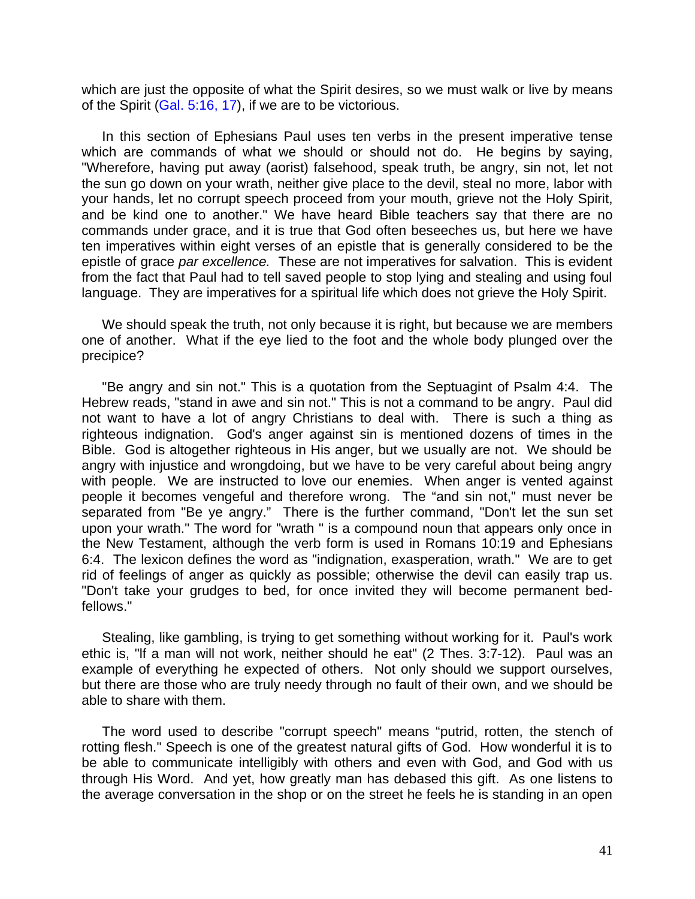which are just the opposite of what the Spirit desires, so we must walk or live by means of the Spirit (Gal. 5:16, 17), if we are to be victorious.

In this section of Ephesians Paul uses ten verbs in the present imperative tense which are commands of what we should or should not do. He begins by saying, "Wherefore, having put away (aorist) falsehood, speak truth, be angry, sin not, let not the sun go down on your wrath, neither give place to the devil, steal no more, labor with your hands, let no corrupt speech proceed from your mouth, grieve not the Holy Spirit, and be kind one to another." We have heard Bible teachers say that there are no commands under grace, and it is true that God often beseeches us, but here we have ten imperatives within eight verses of an epistle that is generally considered to be the epistle of grace *par excellence.* These are not imperatives for salvation. This is evident from the fact that Paul had to tell saved people to stop lying and stealing and using foul language. They are imperatives for a spiritual life which does not grieve the Holy Spirit.

We should speak the truth, not only because it is right, but because we are members one of another. What if the eye lied to the foot and the whole body plunged over the precipice?

"Be angry and sin not." This is a quotation from the Septuagint of Psalm 4:4. The Hebrew reads, "stand in awe and sin not." This is not a command to be angry. Paul did not want to have a lot of angry Christians to deal with. There is such a thing as righteous indignation. God's anger against sin is mentioned dozens of times in the Bible. God is altogether righteous in His anger, but we usually are not. We should be angry with injustice and wrongdoing, but we have to be very careful about being angry with people. We are instructed to love our enemies. When anger is vented against people it becomes vengeful and therefore wrong. The "and sin not," must never be separated from "Be ye angry." There is the further command, "Don't let the sun set upon your wrath." The word for "wrath " is a compound noun that appears only once in the New Testament, although the verb form is used in Romans 10:19 and Ephesians 6:4. The lexicon defines the word as "indignation, exasperation, wrath." We are to get rid of feelings of anger as quickly as possible; otherwise the devil can easily trap us. "Don't take your grudges to bed, for once invited they will become permanent bed-fellows."

Stealing, like gambling, is trying to get something without working for it. Paul's work ethic is, "If a man will not work, neither should he eat" (2 Thes. 3:7-12). Paul was an example of everything he expected of others. Not only should we support ourselves, but there are those who are truly needy through no fault of their own, and we should be able to share with them.

The word used to describe "corrupt speech" means "putrid, rotten, the stench of rotting flesh." Speech is one of the greatest natural gifts of God. How wonderful it is to be able to communicate intelligibly with others and even with God, and God with us through His Word. And yet, how greatly man has debased this gift. As one listens to the average conversation in the shop or on the street he feels he is standing in an open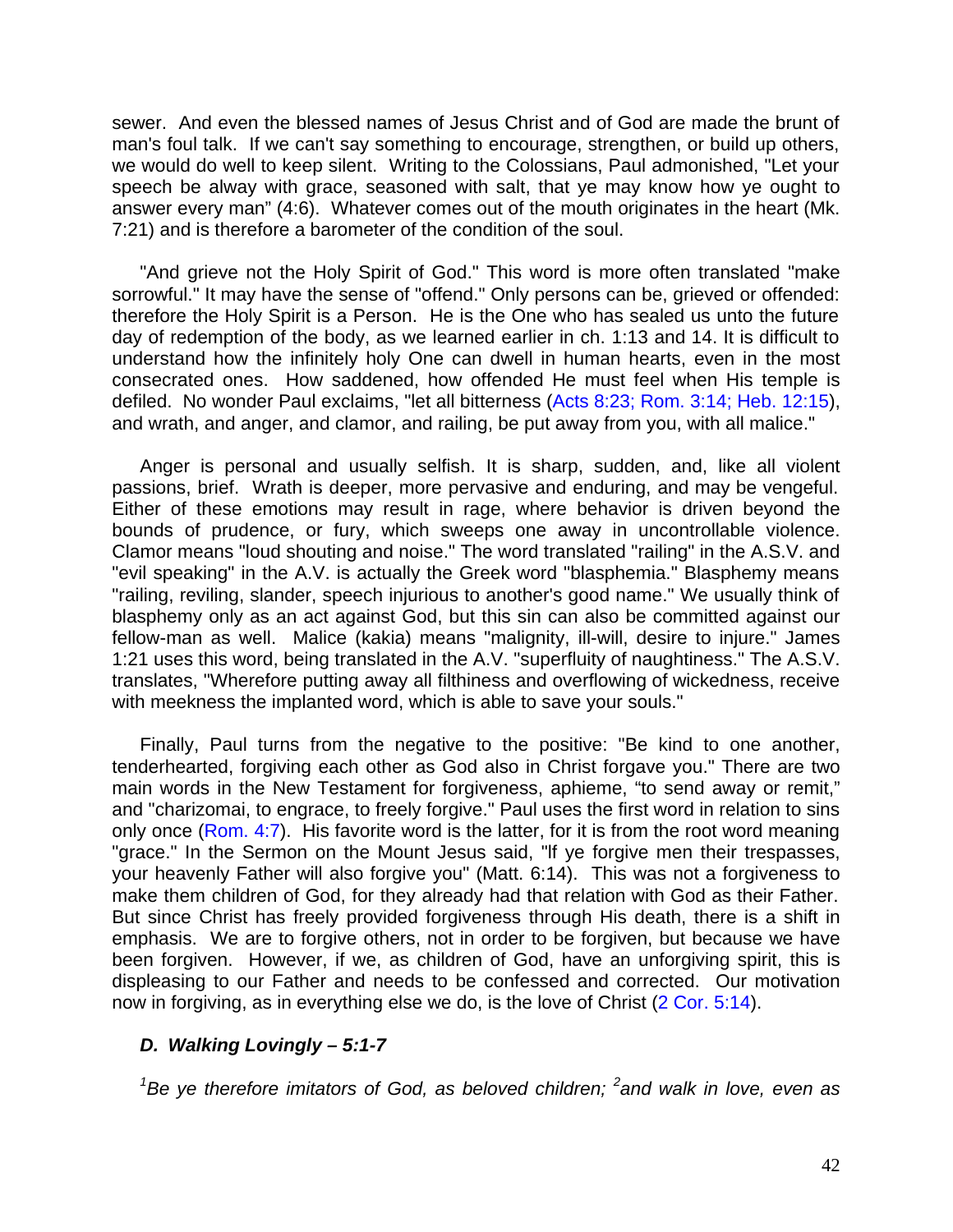sewer. And even the blessed names of Jesus Christ and of God are made the brunt of man's foul talk. If we can't say something to encourage, strengthen, or build up others, we would do well to keep silent. Writing to the Colossians, Paul admonished, "Let your speech be alway with grace, seasoned with salt, that ye may know how ye ought to answer every man" (4:6). Whatever comes out of the mouth originates in the heart (Mk. 7:21) and is therefore a barometer of the condition of the soul.

"And grieve not the Holy Spirit of God." This word is more often translated "make sorrowful." It may have the sense of "offend." Only persons can be, grieved or offended: therefore the Holy Spirit is a Person. He is the One who has sealed us unto the future day of redemption of the body, as we learned earlier in ch. 1:13 and 14. It is difficult to understand how the infinitely holy One can dwell in human hearts, even in the most consecrated ones. How saddened, how offended He must feel when His temple is defiled. No wonder Paul exclaims, "let all bitterness (Acts 8:23; Rom. 3:14; Heb. 12:15), and wrath, and anger, and clamor, and railing, be put away from you, with all malice."

Anger is personal and usually selfish. It is sharp, sudden, and, like all violent passions, brief. Wrath is deeper, more pervasive and enduring, and may be vengeful. Either of these emotions may result in rage, where behavior is driven beyond the bounds of prudence, or fury, which sweeps one away in uncontrollable violence. Clamor means "loud shouting and noise." The word translated "railing" in the A.S.V. and "evil speaking" in the A.V. is actually the Greek word "blasphemia." Blasphemy means "railing, reviling, slander, speech injurious to another's good name." We usually think of blasphemy only as an act against God, but this sin can also be committed against our fellow-man as well. Malice (kakia) means "malignity, ill-will, desire to injure." James 1:21 uses this word, being translated in the A.V. "superfluity of naughtiness." The A.S.V. translates, "Wherefore putting away all filthiness and overflowing of wickedness, receive with meekness the implanted word, which is able to save your souls."

Finally, Paul turns from the negative to the positive: "Be kind to one another, tenderhearted, forgiving each other as God also in Christ forgave you." There are two main words in the New Testament for forgiveness, aphieme, "to send away or remit," and "charizomai, to engrace, to freely forgive." Paul uses the first word in relation to sins only once (Rom. 4:7). His favorite word is the latter, for it is from the root word meaning "grace." In the Sermon on the Mount Jesus said, "If ye forgive men their trespasses, your heavenly Father will also forgive you" (Matt. 6:14). This was not a forgiveness to make them children of God, for they already had that relation with God as their Father. But since Christ has freely provided forgiveness through His death, there is a shift in emphasis. We are to forgive others, not in order to be forgiven, but because we have been forgiven. However, if we, as children of God, have an unforgiving spirit, this is displeasing to our Father and needs to be confessed and corrected. Our motivation now in forgiving, as in everything else we do, is the love of Christ (2 Cor. 5:14).

### *D. Walking Lovingly – 5:1-7*

*[1]Be ye therefore imitators of God, as beloved children; [2]and walk in love, even as*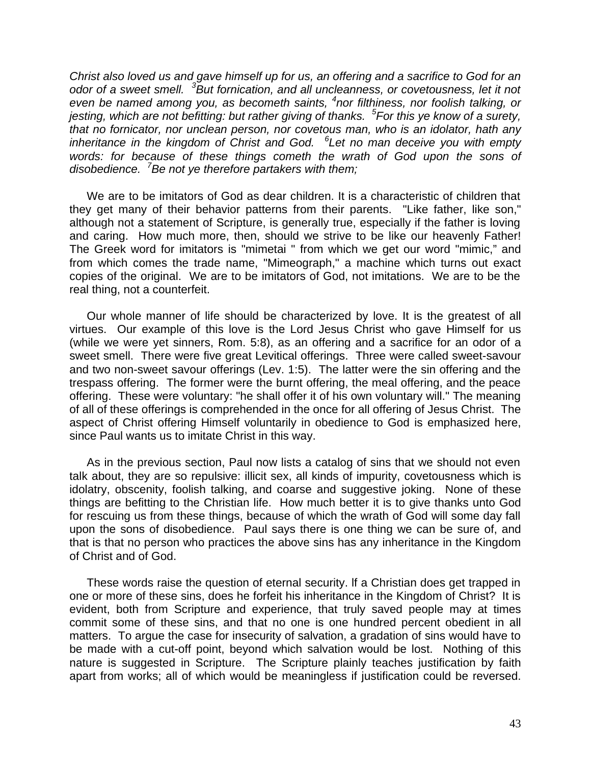*Christ also loved us and gave himself up for us, an offering and a sacrifice to God for an odor of a sweet smell. [3]But fornication, and all uncleanness, or covetousness, let it not even be named among you, as becometh saints, [4]nor filthiness, nor foolish talking, or jesting, which are not befitting: but rather giving of thanks. [5]For this ye know of a surety, that no fornicator, nor unclean person, nor covetous man, who is an idolator, hath any inheritance in the kingdom of Christ and God. [6]Let no man deceive you with empty words: for because of these things cometh the wrath of God upon the sons of disobedience. [7]Be not ye therefore partakers with them;*

We are to be imitators of God as dear children. It is a characteristic of children that they get many of their behavior patterns from their parents. "Like father, like son," although not a statement of Scripture, is generally true, especially if the father is loving and caring. How much more, then, should we strive to be like our heavenly Father! The Greek word for imitators is "mimetai " from which we get our word "mimic," and from which comes the trade name, "Mimeograph," a machine which turns out exact copies of the original. We are to be imitators of God, not imitations. We are to be the real thing, not a counterfeit.

Our whole manner of life should be characterized by love. It is the greatest of all virtues. Our example of this love is the Lord Jesus Christ who gave Himself for us (while we were yet sinners, Rom. 5:8), as an offering and a sacrifice for an odor of a sweet smell. There were five great Levitical offerings. Three were called sweet-savour and two non-sweet savour offerings (Lev. 1:5). The latter were the sin offering and the trespass offering. The former were the burnt offering, the meal offering, and the peace offering. These were voluntary: "he shall offer it of his own voluntary will." The meaning of all of these offerings is comprehended in the once for all offering of Jesus Christ. The aspect of Christ offering Himself voluntarily in obedience to God is emphasized here, since Paul wants us to imitate Christ in this way.

As in the previous section, Paul now lists a catalog of sins that we should not even talk about, they are so repulsive: illicit sex, all kinds of impurity, covetousness which is idolatry, obscenity, foolish talking, and coarse and suggestive joking. None of these things are befitting to the Christian life. How much better it is to give thanks unto God for rescuing us from these things, because of which the wrath of God will some day fall upon the sons of disobedience. Paul says there is one thing we can be sure of, and that is that no person who practices the above sins has any inheritance in the Kingdom of Christ and of God.

These words raise the question of eternal security. If a Christian does get trapped in one or more of these sins, does he forfeit his inheritance in the Kingdom of Christ? It is evident, both from Scripture and experience, that truly saved people may at times commit some of these sins, and that no one is one hundred percent obedient in all matters. To argue the case for insecurity of salvation, a gradation of sins would have to be made with a cut-off point, beyond which salvation would be lost. Nothing of this nature is suggested in Scripture. The Scripture plainly teaches justification by faith apart from works; all of which would be meaningless if justification could be reversed.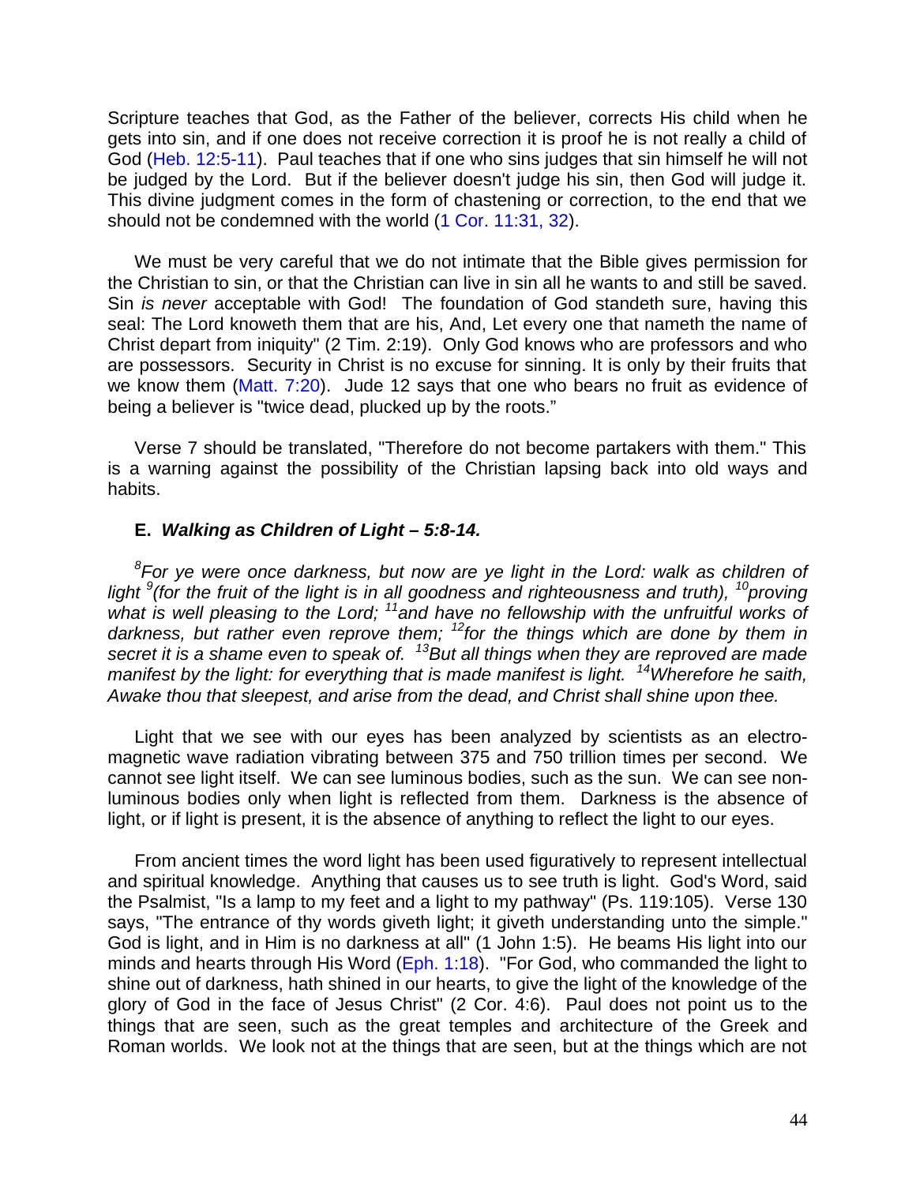Scripture teaches that God, as the Father of the believer, corrects His child when he gets into sin, and if one does not receive correction it is proof he is not really a child of God (Heb. 12:5-11). Paul teaches that if one who sins judges that sin himself he will not be judged by the Lord. But if the believer doesn't judge his sin, then God will judge it. This divine judgment comes in the form of chastening or correction, to the end that we should not be condemned with the world (1 Cor. 11:31, 32).

We must be very careful that we do not intimate that the Bible gives permission for the Christian to sin, or that the Christian can live in sin all he wants to and still be saved. Sin *is never* acceptable with God! The foundation of God standeth sure, having this seal: The Lord knoweth them that are his, And, Let every one that nameth the name of Christ depart from iniquity" (2 Tim. 2:19). Only God knows who are professors and who are possessors. Security in Christ is no excuse for sinning. It is only by their fruits that we know them (Matt. 7:20). Jude 12 says that one who bears no fruit as evidence of being a believer is "twice dead, plucked up by the roots."

Verse 7 should be translated, "Therefore do not become partakers with them." This is a warning against the possibility of the Christian lapsing back into old ways and habits.

### E. *Walking as Children of Light – 5:8-14.*

*[8]For ye were once darkness, but now are ye light in the Lord: walk as children of light [9](for the fruit of the light is in all goodness and righteousness and truth), [10]proving what is well pleasing to the Lord; [11]and have no fellowship with the unfruitful works of darkness, but rather even reprove them; [12]for the things which are done by them in secret it is a shame even to speak of. [13]But all things when they are reproved are made manifest by the light: for everything that is made manifest is light. [14]Wherefore he saith, Awake thou that sleepest, and arise from the dead, and Christ shall shine upon thee.*

Light that we see with our eyes has been analyzed by scientists as an electro-magnetic wave radiation vibrating between 375 and 750 trillion times per second. We cannot see light itself. We can see luminous bodies, such as the sun. We can see non-luminous bodies only when light is reflected from them. Darkness is the absence of light, or if light is present, it is the absence of anything to reflect the light to our eyes.

From ancient times the word light has been used figuratively to represent intellectual and spiritual knowledge. Anything that causes us to see truth is light. God's Word, said the Psalmist, "Is a lamp to my feet and a light to my pathway" (Ps. 119:105). Verse 130 says, "The entrance of thy words giveth light; it giveth understanding unto the simple." God is light, and in Him is no darkness at all" (1 John 1:5). He beams His light into our minds and hearts through His Word (Eph. 1:18). "For God, who commanded the light to shine out of darkness, hath shined in our hearts, to give the light of the knowledge of the glory of God in the face of Jesus Christ" (2 Cor. 4:6). Paul does not point us to the things that are seen, such as the great temples and architecture of the Greek and Roman worlds. We look not at the things that are seen, but at the things which are not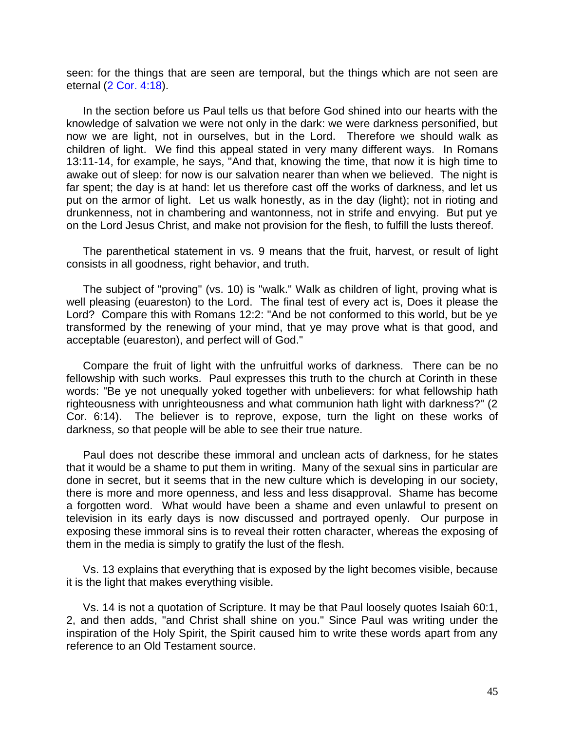seen: for the things that are seen are temporal, but the things which are not seen are eternal (2 Cor. 4:18).

In the section before us Paul tells us that before God shined into our hearts with the knowledge of salvation we were not only in the dark: we were darkness personified, but now we are light, not in ourselves, but in the Lord. Therefore we should walk as children of light. We find this appeal stated in very many different ways. In Romans 13:11-14, for example, he says, "And that, knowing the time, that now it is high time to awake out of sleep: for now is our salvation nearer than when we believed. The night is far spent; the day is at hand: let us therefore cast off the works of darkness, and let us put on the armor of light. Let us walk honestly, as in the day (light); not in rioting and drunkenness, not in chambering and wantonness, not in strife and envying. But put ye on the Lord Jesus Christ, and make not provision for the flesh, to fulfill the lusts thereof.

The parenthetical statement in vs. 9 means that the fruit, harvest, or result of light consists in all goodness, right behavior, and truth.

The subject of "proving" (vs. 10) is "walk." Walk as children of light, proving what is well pleasing (euareston) to the Lord. The final test of every act is, Does it please the Lord? Compare this with Romans 12:2: "And be not conformed to this world, but be ye transformed by the renewing of your mind, that ye may prove what is that good, and acceptable (euareston), and perfect will of God."

Compare the fruit of light with the unfruitful works of darkness. There can be no fellowship with such works. Paul expresses this truth to the church at Corinth in these words: "Be ye not unequally yoked together with unbelievers: for what fellowship hath righteousness with unrighteousness and what communion hath light with darkness?" (2 Cor. 6:14). The believer is to reprove, expose, turn the light on these works of darkness, so that people will be able to see their true nature.

Paul does not describe these immoral and unclean acts of darkness, for he states that it would be a shame to put them in writing. Many of the sexual sins in particular are done in secret, but it seems that in the new culture which is developing in our society, there is more and more openness, and less and less disapproval. Shame has become a forgotten word. What would have been a shame and even unlawful to present on television in its early days is now discussed and portrayed openly. Our purpose in exposing these immoral sins is to reveal their rotten character, whereas the exposing of them in the media is simply to gratify the lust of the flesh.

Vs. 13 explains that everything that is exposed by the light becomes visible, because it is the light that makes everything visible.

Vs. 14 is not a quotation of Scripture. It may be that Paul loosely quotes Isaiah 60:1, 2, and then adds, "and Christ shall shine on you." Since Paul was writing under the inspiration of the Holy Spirit, the Spirit caused him to write these words apart from any reference to an Old Testament source.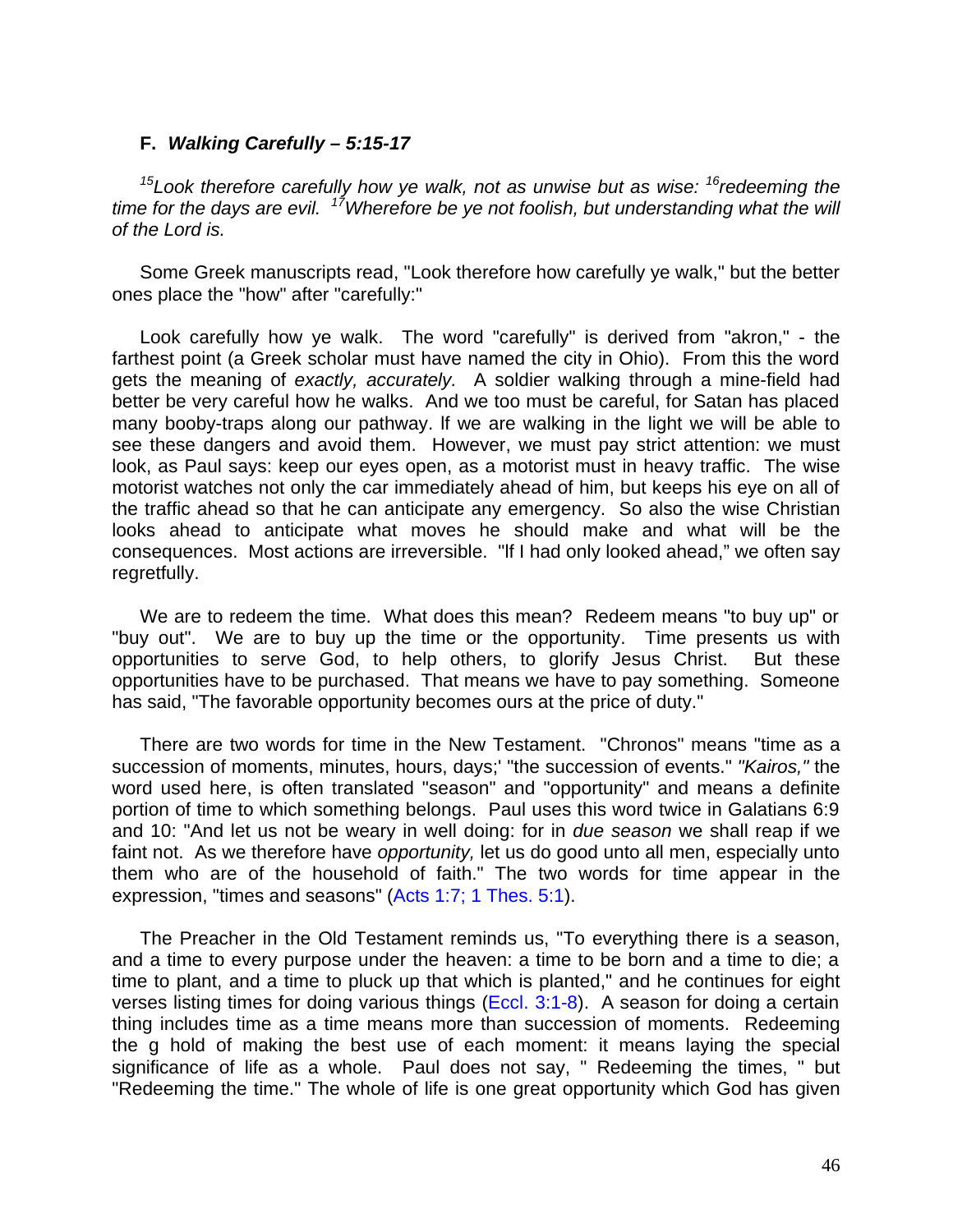### F. *Walking Carefully – 5:15-17*

*[15]Look therefore carefully how ye walk, not as unwise but as wise: [16]redeeming the time for the days are evil. [17]Wherefore be ye not foolish, but understanding what the will of the Lord is.*

Some Greek manuscripts read, "Look therefore how carefully ye walk," but the better ones place the "how" after "carefully:"

Look carefully how ye walk. The word "carefully" is derived from "akron," - the farthest point (a Greek scholar must have named the city in Ohio). From this the word gets the meaning of *exactly, accurately.* A soldier walking through a mine-field had better be very careful how he walks. And we too must be careful, for Satan has placed many booby-traps along our pathway. If we are walking in the light we will be able to see these dangers and avoid them. However, we must pay strict attention: we must look, as Paul says: keep our eyes open, as a motorist must in heavy traffic. The wise motorist watches not only the car immediately ahead of him, but keeps his eye on all of the traffic ahead so that he can anticipate any emergency. So also the wise Christian looks ahead to anticipate what moves he should make and what will be the consequences. Most actions are irreversible. "If I had only looked ahead," we often say regretfully.

We are to redeem the time. What does this mean? Redeem means "to buy up" or "buy out". We are to buy up the time or the opportunity. Time presents us with opportunities to serve God, to help others, to glorify Jesus Christ. But these opportunities have to be purchased. That means we have to pay something. Someone has said, "The favorable opportunity becomes ours at the price of duty."

There are two words for time in the New Testament. "Chronos" means "time as a succession of moments, minutes, hours, days;' "the succession of events." *"Kairos,"* the word used here, is often translated "season" and "opportunity" and means a definite portion of time to which something belongs. Paul uses this word twice in Galatians 6:9 and 10: "And let us not be weary in well doing: for in *due season* we shall reap if we faint not. As we therefore have *opportunity,* let us do good unto all men, especially unto them who are of the household of faith." The two words for time appear in the expression, "times and seasons" (Acts 1:7; 1 Thes. 5:1).

The Preacher in the Old Testament reminds us, "To everything there is a season, and a time to every purpose under the heaven: a time to be born and a time to die; a time to plant, and a time to pluck up that which is planted," and he continues for eight verses listing times for doing various things (Eccl. 3:1-8). A season for doing a certain thing includes time as a time means more than succession of moments. Redeeming the g hold of making the best use of each moment: it means laying the special significance of life as a whole. Paul does not say, " Redeeming the times, " but "Redeeming the time." The whole of life is one great opportunity which God has given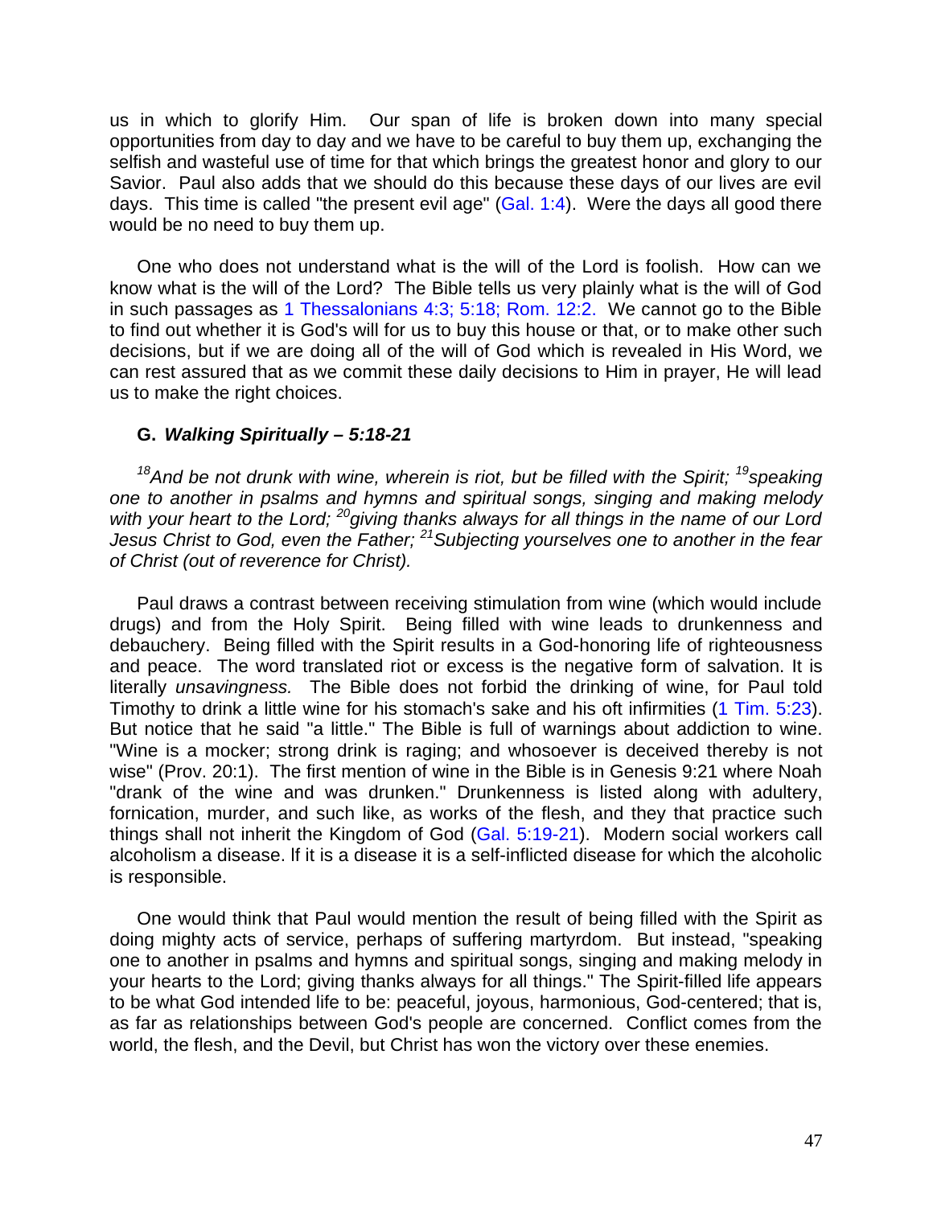us in which to glorify Him. Our span of life is broken down into many special opportunities from day to day and we have to be careful to buy them up, exchanging the selfish and wasteful use of time for that which brings the greatest honor and glory to our Savior. Paul also adds that we should do this because these days of our lives are evil days. This time is called "the present evil age" (Gal. 1:4). Were the days all good there would be no need to buy them up.

One who does not understand what is the will of the Lord is foolish. How can we know what is the will of the Lord? The Bible tells us very plainly what is the will of God in such passages as 1 Thessalonians 4:3; 5:18; Rom. 12:2. We cannot go to the Bible to find out whether it is God's will for us to buy this house or that, or to make other such decisions, but if we are doing all of the will of God which is revealed in His Word, we can rest assured that as we commit these daily decisions to Him in prayer, He will lead us to make the right choices.

### G. *Walking Spiritually – 5:18-21*

*[18]And be not drunk with wine, wherein is riot, but be filled with the Spirit; [19]speaking one to another in psalms and hymns and spiritual songs, singing and making melody with your heart to the Lord; [20]giving thanks always for all things in the name of our Lord Jesus Christ to God, even the Father; [21]Subjecting yourselves one to another in the fear of Christ (out of reverence for Christ).*

Paul draws a contrast between receiving stimulation from wine (which would include drugs) and from the Holy Spirit. Being filled with wine leads to drunkenness and debauchery. Being filled with the Spirit results in a God-honoring life of righteousness and peace. The word translated riot or excess is the negative form of salvation. It is literally *unsavingness.* The Bible does not forbid the drinking of wine, for Paul told Timothy to drink a little wine for his stomach's sake and his oft infirmities (1 Tim. 5:23). But notice that he said "a little." The Bible is full of warnings about addiction to wine. "Wine is a mocker; strong drink is raging; and whosoever is deceived thereby is not wise" (Prov. 20:1). The first mention of wine in the Bible is in Genesis 9:21 where Noah "drank of the wine and was drunken." Drunkenness is listed along with adultery, fornication, murder, and such like, as works of the flesh, and they that practice such things shall not inherit the Kingdom of God (Gal. 5:19-21). Modern social workers call alcoholism a disease. If it is a disease it is a self-inflicted disease for which the alcoholic is responsible.

One would think that Paul would mention the result of being filled with the Spirit as doing mighty acts of service, perhaps of suffering martyrdom. But instead, "speaking one to another in psalms and hymns and spiritual songs, singing and making melody in your hearts to the Lord; giving thanks always for all things." The Spirit-filled life appears to be what God intended life to be: peaceful, joyous, harmonious, God-centered; that is, as far as relationships between God's people are concerned. Conflict comes from the world, the flesh, and the Devil, but Christ has won the victory over these enemies.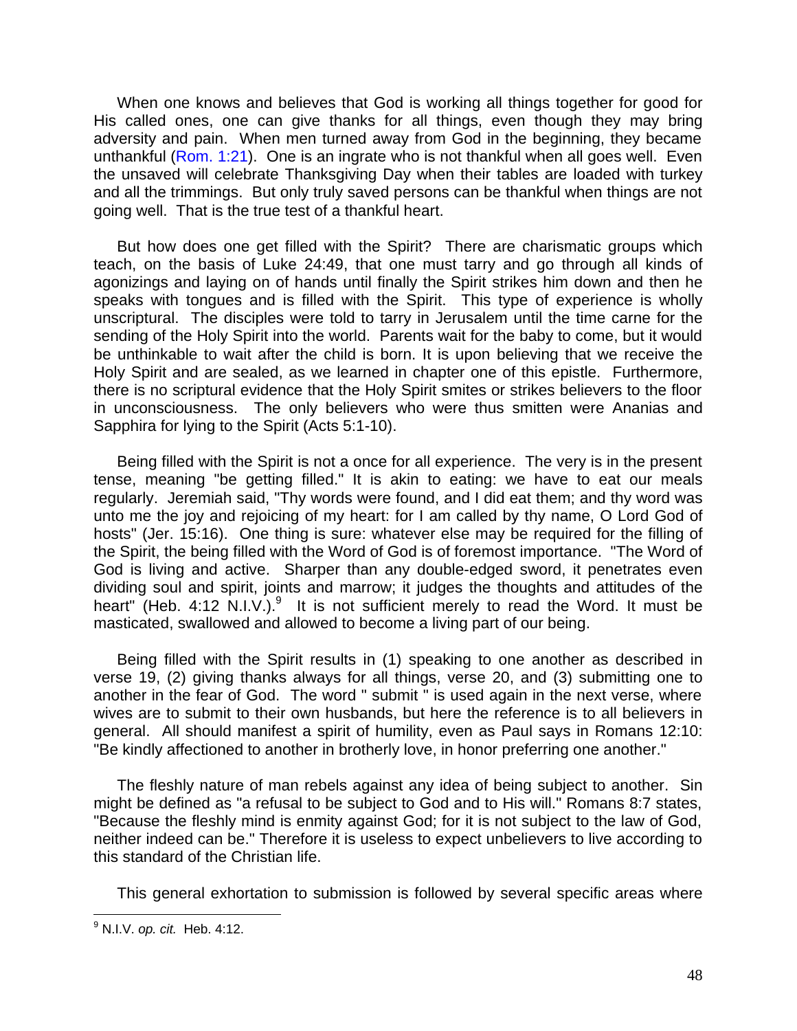When one knows and believes that God is working all things together for good for His called ones, one can give thanks for all things, even though they may bring adversity and pain. When men turned away from God in the beginning, they became unthankful (Rom. 1:21). One is an ingrate who is not thankful when all goes well. Even the unsaved will celebrate Thanksgiving Day when their tables are loaded with turkey and all the trimmings. But only truly saved persons can be thankful when things are not going well. That is the true test of a thankful heart.

But how does one get filled with the Spirit? There are charismatic groups which teach, on the basis of Luke 24:49, that one must tarry and go through all kinds of agonizings and laying on of hands until finally the Spirit strikes him down and then he speaks with tongues and is filled with the Spirit. This type of experience is wholly unscriptural. The disciples were told to tarry in Jerusalem until the time carne for the sending of the Holy Spirit into the world. Parents wait for the baby to come, but it would be unthinkable to wait after the child is born. It is upon believing that we receive the Holy Spirit and are sealed, as we learned in chapter one of this epistle. Furthermore, there is no scriptural evidence that the Holy Spirit smites or strikes believers to the floor in unconsciousness. The only believers who were thus smitten were Ananias and Sapphira for lying to the Spirit (Acts 5:1-10).

Being filled with the Spirit is not a once for all experience. The very is in the present tense, meaning "be getting filled." It is akin to eating: we have to eat our meals regularly. Jeremiah said, "Thy words were found, and I did eat them; and thy word was unto me the joy and rejoicing of my heart: for I am called by thy name, O Lord God of hosts" (Jer. 15:16). One thing is sure: whatever else may be required for the filling of the Spirit, the being filled with the Word of God is of foremost importance. "The Word of God is living and active. Sharper than any double-edged sword, it penetrates even dividing soul and spirit, joints and marrow; it judges the thoughts and attitudes of the heart" (Heb. 4:12 N.I.V.).[9] It is not sufficient merely to read the Word. It must be masticated, swallowed and allowed to become a living part of our being.

Being filled with the Spirit results in (1) speaking to one another as described in verse 19, (2) giving thanks always for all things, verse 20, and (3) submitting one to another in the fear of God. The word " submit " is used again in the next verse, where wives are to submit to their own husbands, but here the reference is to all believers in general. All should manifest a spirit of humility, even as Paul says in Romans 12:10: "Be kindly affectioned to another in brotherly love, in honor preferring one another."

The fleshly nature of man rebels against any idea of being subject to another. Sin might be defined as "a refusal to be subject to God and to His will." Romans 8:7 states, "Because the fleshly mind is enmity against God; for it is not subject to the law of God, neither indeed can be." Therefore it is useless to expect unbelievers to live according to this standard of the Christian life.

This general exhortation to submission is followed by several specific areas where

---

[9] N.I.V. *op. cit.* Heb. 4:12.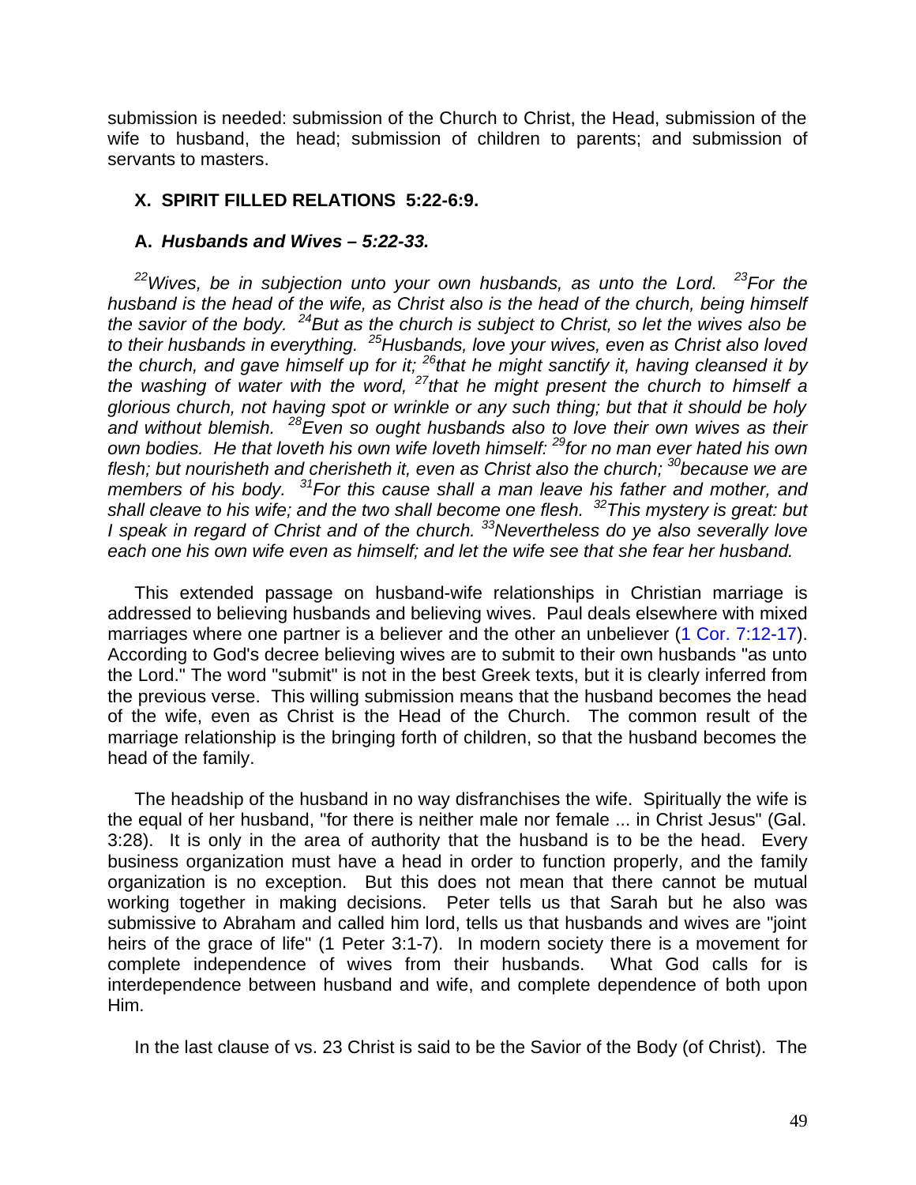submission is needed: submission of the Church to Christ, the Head, submission of the wife to husband, the head; submission of children to parents; and submission of servants to masters.

### X. SPIRIT FILLED RELATIONS 5:22-6:9.

#### A. *Husbands and Wives – 5:22-33.*

*[22]Wives, be in subjection unto your own husbands, as unto the Lord. [23]For the husband is the head of the wife, as Christ also is the head of the church, being himself the savior of the body. [24]But as the church is subject to Christ, so let the wives also be to their husbands in everything. [25]Husbands, love your wives, even as Christ also loved the church, and gave himself up for it; [26]that he might sanctify it, having cleansed it by the washing of water with the word, [27]that he might present the church to himself a glorious church, not having spot or wrinkle or any such thing; but that it should be holy and without blemish. [28]Even so ought husbands also to love their own wives as their own bodies. He that loveth his own wife loveth himself: [29]for no man ever hated his own flesh; but nourisheth and cherisheth it, even as Christ also the church; [30]because we are members of his body. [31]For this cause shall a man leave his father and mother, and shall cleave to his wife; and the two shall become one flesh. [32]This mystery is great: but I speak in regard of Christ and of the church. [33]Nevertheless do ye also severally love each one his own wife even as himself; and let the wife see that she fear her husband.*

This extended passage on husband-wife relationships in Christian marriage is addressed to believing husbands and believing wives. Paul deals elsewhere with mixed marriages where one partner is a believer and the other an unbeliever (1 Cor. 7:12-17). According to God's decree believing wives are to submit to their own husbands "as unto the Lord." The word "submit" is not in the best Greek texts, but it is clearly inferred from the previous verse. This willing submission means that the husband becomes the head of the wife, even as Christ is the Head of the Church. The common result of the marriage relationship is the bringing forth of children, so that the husband becomes the head of the family.

The headship of the husband in no way disfranchises the wife. Spiritually the wife is the equal of her husband, "for there is neither male nor female ... in Christ Jesus" (Gal. 3:28). It is only in the area of authority that the husband is to be the head. Every business organization must have a head in order to function properly, and the family organization is no exception. But this does not mean that there cannot be mutual working together in making decisions. Peter tells us that Sarah but he also was submissive to Abraham and called him lord, tells us that husbands and wives are "joint heirs of the grace of life" (1 Peter 3:1-7). In modern society there is a movement for complete independence of wives from their husbands. What God calls for is interdependence between husband and wife, and complete dependence of both upon Him.

In the last clause of vs. 23 Christ is said to be the Savior of the Body (of Christ). The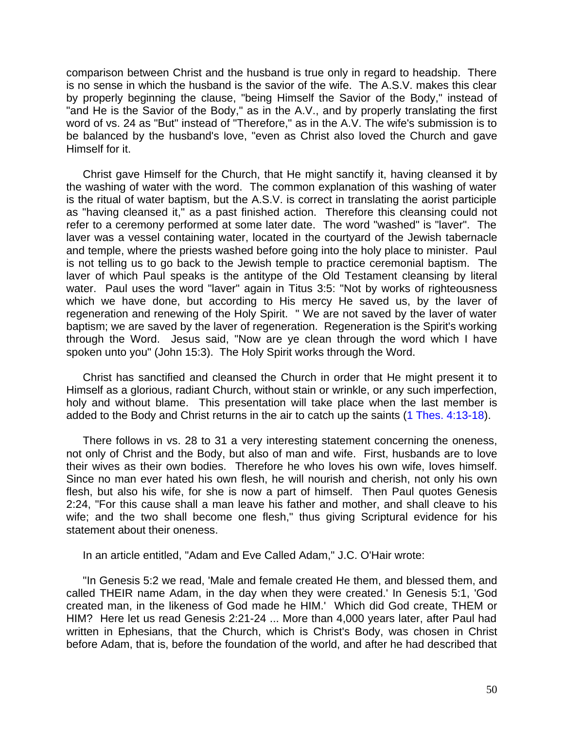comparison between Christ and the husband is true only in regard to headship. There is no sense in which the husband is the savior of the wife. The A.S.V. makes this clear by properly beginning the clause, "being Himself the Savior of the Body," instead of "and He is the Savior of the Body," as in the A.V., and by properly translating the first word of vs. 24 as "But" instead of "Therefore," as in the A.V. The wife's submission is to be balanced by the husband's love, "even as Christ also loved the Church and gave Himself for it.

Christ gave Himself for the Church, that He might sanctify it, having cleansed it by the washing of water with the word. The common explanation of this washing of water is the ritual of water baptism, but the A.S.V. is correct in translating the aorist participle as "having cleansed it," as a past finished action. Therefore this cleansing could not refer to a ceremony performed at some later date. The word "washed" is "laver". The laver was a vessel containing water, located in the courtyard of the Jewish tabernacle and temple, where the priests washed before going into the holy place to minister. Paul is not telling us to go back to the Jewish temple to practice ceremonial baptism. The laver of which Paul speaks is the antitype of the Old Testament cleansing by literal water. Paul uses the word "laver" again in Titus 3:5: "Not by works of righteousness which we have done, but according to His mercy He saved us, by the laver of regeneration and renewing of the Holy Spirit. " We are not saved by the laver of water baptism; we are saved by the laver of regeneration. Regeneration is the Spirit's working through the Word. Jesus said, "Now are ye clean through the word which I have spoken unto you" (John 15:3). The Holy Spirit works through the Word.

Christ has sanctified and cleansed the Church in order that He might present it to Himself as a glorious, radiant Church, without stain or wrinkle, or any such imperfection, holy and without blame. This presentation will take place when the last member is added to the Body and Christ returns in the air to catch up the saints (1 Thes. 4:13-18).

There follows in vs. 28 to 31 a very interesting statement concerning the oneness, not only of Christ and the Body, but also of man and wife. First, husbands are to love their wives as their own bodies. Therefore he who loves his own wife, loves himself. Since no man ever hated his own flesh, he will nourish and cherish, not only his own flesh, but also his wife, for she is now a part of himself. Then Paul quotes Genesis 2:24, "For this cause shall a man leave his father and mother, and shall cleave to his wife; and the two shall become one flesh," thus giving Scriptural evidence for his statement about their oneness.

In an article entitled, "Adam and Eve Called Adam," J.C. O'Hair wrote:

"In Genesis 5:2 we read, 'Male and female created He them, and blessed them, and called THEIR name Adam, in the day when they were created.' In Genesis 5:1, 'God created man, in the likeness of God made he HIM.' Which did God create, THEM or HIM? Here let us read Genesis 2:21-24 ... More than 4,000 years later, after Paul had written in Ephesians, that the Church, which is Christ's Body, was chosen in Christ before Adam, that is, before the foundation of the world, and after he had described that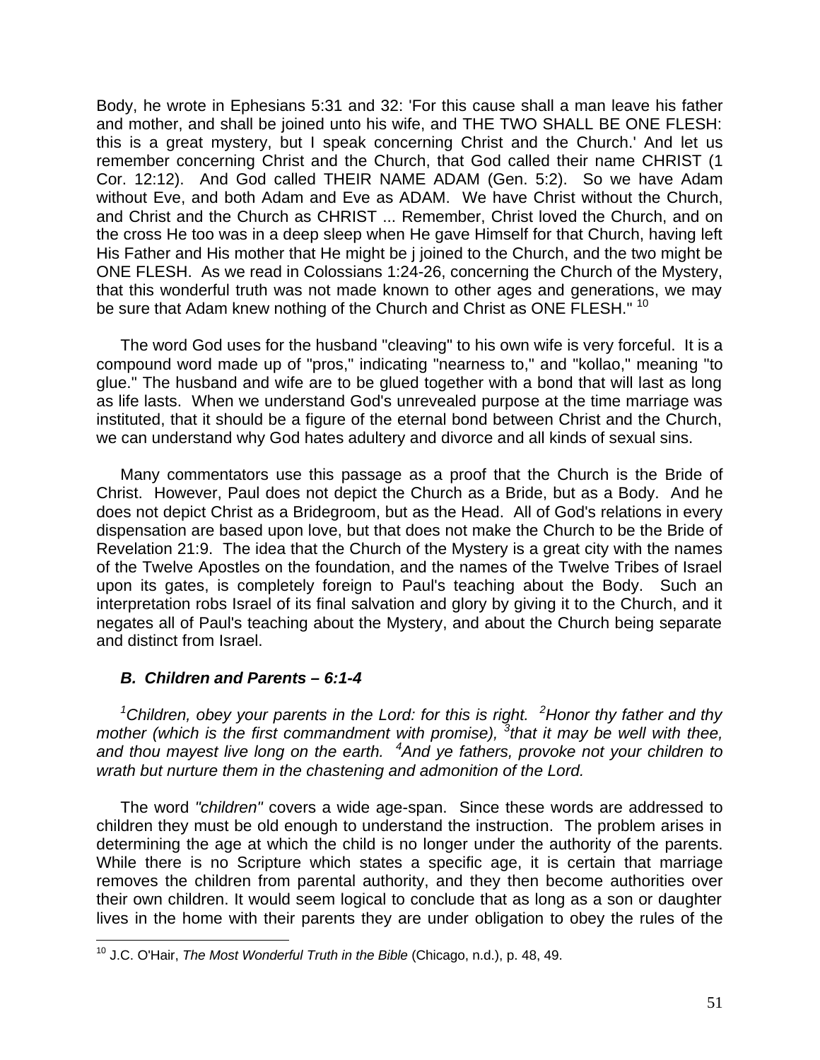Body, he wrote in Ephesians 5:31 and 32: 'For this cause shall a man leave his father and mother, and shall be joined unto his wife, and THE TWO SHALL BE ONE FLESH: this is a great mystery, but I speak concerning Christ and the Church.' And let us remember concerning Christ and the Church, that God called their name CHRIST (1 Cor. 12:12). And God called THEIR NAME ADAM (Gen. 5:2). So we have Adam without Eve, and both Adam and Eve as ADAM. We have Christ without the Church, and Christ and the Church as CHRIST ... Remember, Christ loved the Church, and on the cross He too was in a deep sleep when He gave Himself for that Church, having left His Father and His mother that He might be j joined to the Church, and the two might be ONE FLESH. As we read in Colossians 1:24-26, concerning the Church of the Mystery, that this wonderful truth was not made known to other ages and generations, we may be sure that Adam knew nothing of the Church and Christ as ONE FLESH." [10]

The word God uses for the husband "cleaving" to his own wife is very forceful. It is a compound word made up of "pros," indicating "nearness to," and "kollao," meaning "to glue." The husband and wife are to be glued together with a bond that will last as long as life lasts. When we understand God's unrevealed purpose at the time marriage was instituted, that it should be a figure of the eternal bond between Christ and the Church, we can understand why God hates adultery and divorce and all kinds of sexual sins.

Many commentators use this passage as a proof that the Church is the Bride of Christ. However, Paul does not depict the Church as a Bride, but as a Body. And he does not depict Christ as a Bridegroom, but as the Head. All of God's relations in every dispensation are based upon love, but that does not make the Church to be the Bride of Revelation 21:9. The idea that the Church of the Mystery is a great city with the names of the Twelve Apostles on the foundation, and the names of the Twelve Tribes of Israel upon its gates, is completely foreign to Paul's teaching about the Body. Such an interpretation robs Israel of its final salvation and glory by giving it to the Church, and it negates all of Paul's teaching about the Mystery, and about the Church being separate and distinct from Israel.

### *B. Children and Parents – 6:1-4*

*[1]Children, obey your parents in the Lord: for this is right. [2]Honor thy father and thy mother (which is the first commandment with promise), [3]that it may be well with thee, and thou mayest live long on the earth. [4]And ye fathers, provoke not your children to wrath but nurture them in the chastening and admonition of the Lord.*

The word *"children"* covers a wide age-span. Since these words are addressed to children they must be old enough to understand the instruction. The problem arises in determining the age at which the child is no longer under the authority of the parents. While there is no Scripture which states a specific age, it is certain that marriage removes the children from parental authority, and they then become authorities over their own children. It would seem logical to conclude that as long as a son or daughter lives in the home with their parents they are under obligation to obey the rules of the

---

[10] J.C. O'Hair, *The Most Wonderful Truth in the Bible* (Chicago, n.d.), p. 48, 49.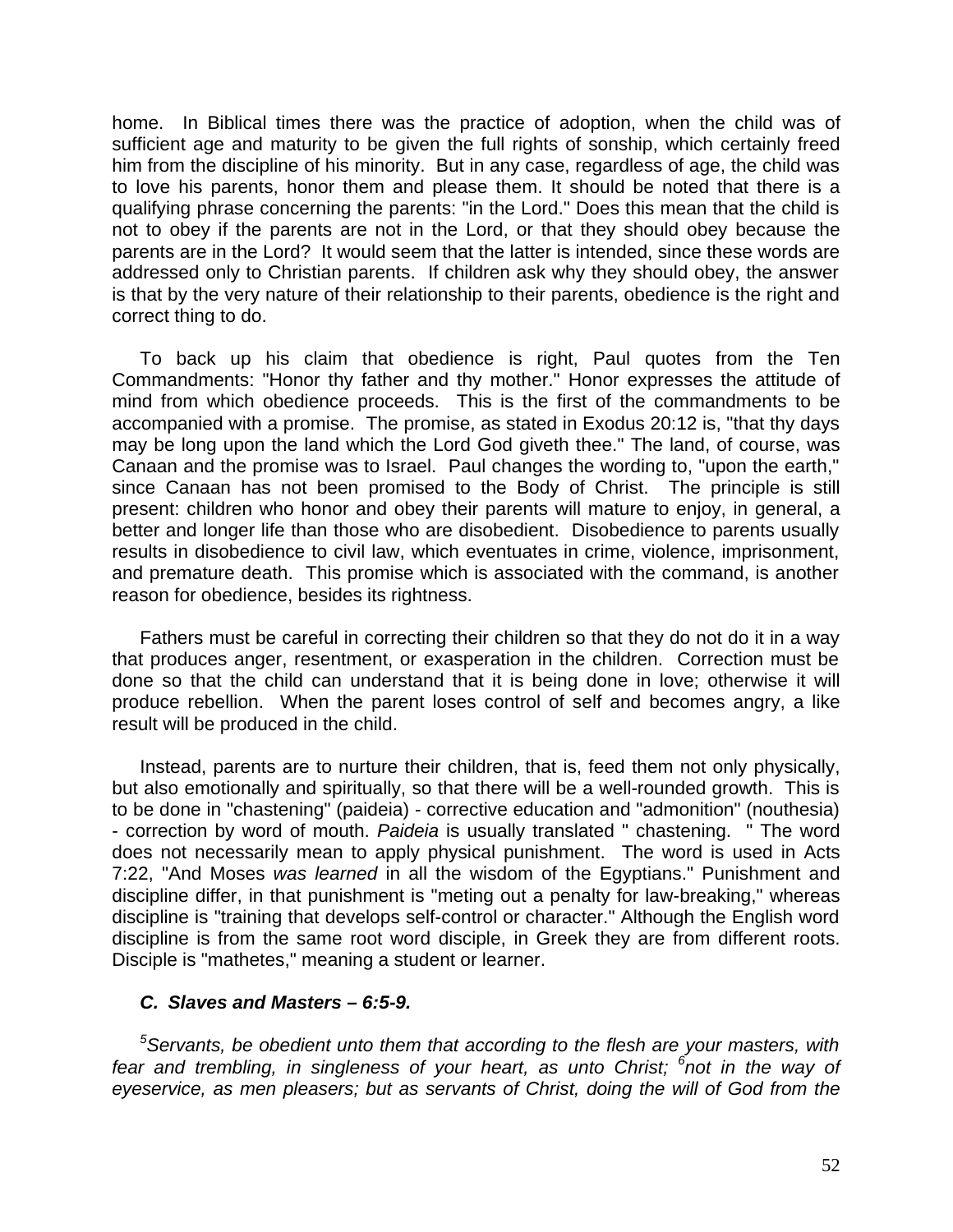home. In Biblical times there was the practice of adoption, when the child was of sufficient age and maturity to be given the full rights of sonship, which certainly freed him from the discipline of his minority. But in any case, regardless of age, the child was to love his parents, honor them and please them. It should be noted that there is a qualifying phrase concerning the parents: "in the Lord." Does this mean that the child is not to obey if the parents are not in the Lord, or that they should obey because the parents are in the Lord? It would seem that the latter is intended, since these words are addressed only to Christian parents. If children ask why they should obey, the answer is that by the very nature of their relationship to their parents, obedience is the right and correct thing to do.

To back up his claim that obedience is right, Paul quotes from the Ten Commandments: "Honor thy father and thy mother." Honor expresses the attitude of mind from which obedience proceeds. This is the first of the commandments to be accompanied with a promise. The promise, as stated in Exodus 20:12 is, "that thy days may be long upon the land which the Lord God giveth thee." The land, of course, was Canaan and the promise was to Israel. Paul changes the wording to, "upon the earth," since Canaan has not been promised to the Body of Christ. The principle is still present: children who honor and obey their parents will mature to enjoy, in general, a better and longer life than those who are disobedient. Disobedience to parents usually results in disobedience to civil law, which eventuates in crime, violence, imprisonment, and premature death. This promise which is associated with the command, is another reason for obedience, besides its rightness.

Fathers must be careful in correcting their children so that they do not do it in a way that produces anger, resentment, or exasperation in the children. Correction must be done so that the child can understand that it is being done in love; otherwise it will produce rebellion. When the parent loses control of self and becomes angry, a like result will be produced in the child.

Instead, parents are to nurture their children, that is, feed them not only physically, but also emotionally and spiritually, so that there will be a well-rounded growth. This is to be done in "chastening" (paideia) - corrective education and "admonition" (nouthesia) - correction by word of mouth. *Paideia* is usually translated " chastening. " The word does not necessarily mean to apply physical punishment. The word is used in Acts 7:22, "And Moses *was learned* in all the wisdom of the Egyptians." Punishment and discipline differ, in that punishment is "meting out a penalty for law-breaking," whereas discipline is "training that develops self-control or character." Although the English word discipline is from the same root word disciple, in Greek they are from different roots. Disciple is "mathetes," meaning a student or learner.

### *C. Slaves and Masters – 6:5-9.*

*[5]Servants, be obedient unto them that according to the flesh are your masters, with fear and trembling, in singleness of your heart, as unto Christ; [6]not in the way of eyeservice, as men pleasers; but as servants of Christ, doing the will of God from the*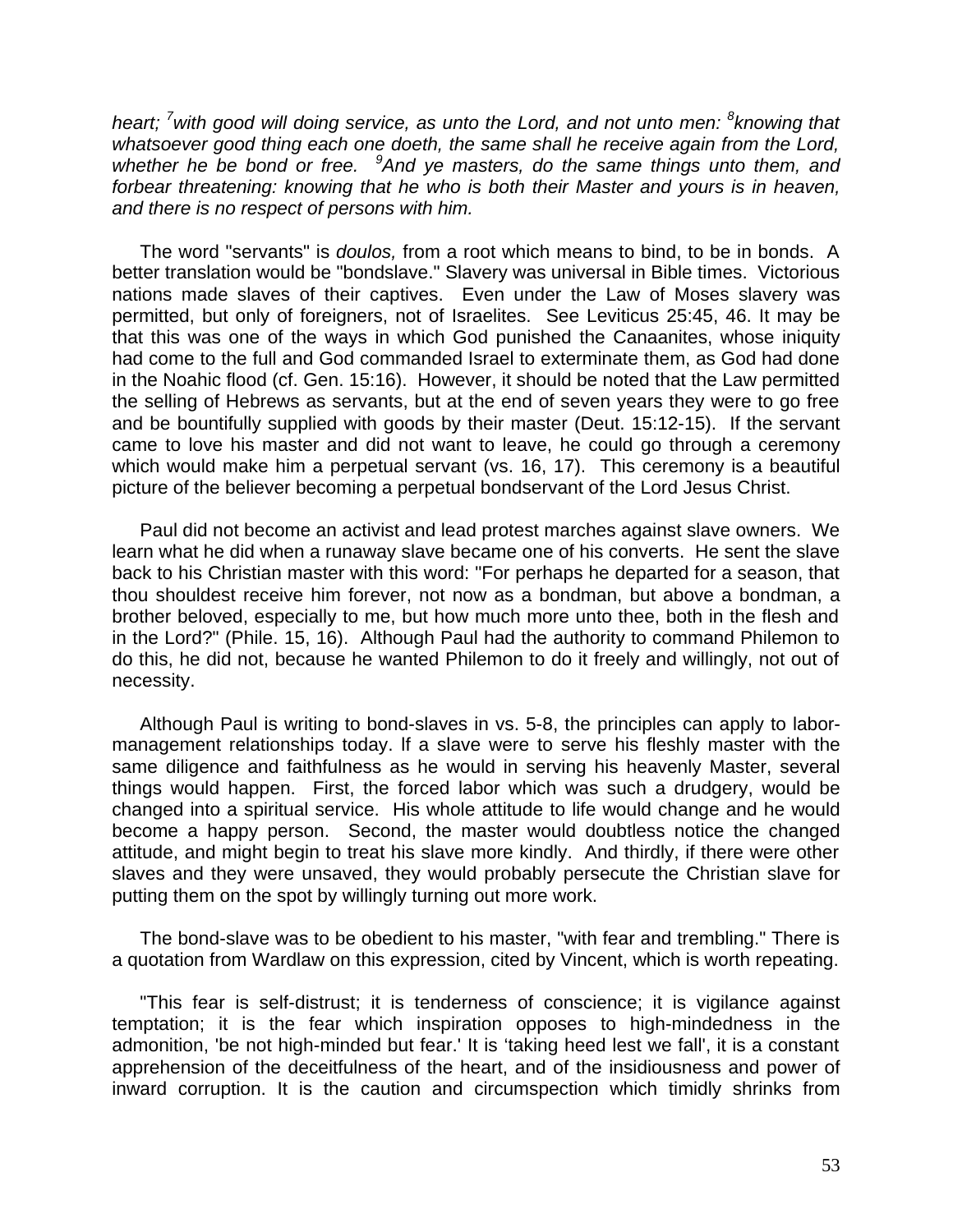*heart; [7]with good will doing service, as unto the Lord, and not unto men: [8]knowing that whatsoever good thing each one doeth, the same shall he receive again from the Lord, whether he be bond or free. [9]And ye masters, do the same things unto them, and forbear threatening: knowing that he who is both their Master and yours is in heaven, and there is no respect of persons with him.*

The word "servants" is *doulos,* from a root which means to bind, to be in bonds. A better translation would be "bondslave." Slavery was universal in Bible times. Victorious nations made slaves of their captives. Even under the Law of Moses slavery was permitted, but only of foreigners, not of Israelites. See Leviticus 25:45, 46. It may be that this was one of the ways in which God punished the Canaanites, whose iniquity had come to the full and God commanded Israel to exterminate them, as God had done in the Noahic flood (cf. Gen. 15:16). However, it should be noted that the Law permitted the selling of Hebrews as servants, but at the end of seven years they were to go free and be bountifully supplied with goods by their master (Deut. 15:12-15). If the servant came to love his master and did not want to leave, he could go through a ceremony which would make him a perpetual servant (vs. 16, 17). This ceremony is a beautiful picture of the believer becoming a perpetual bondservant of the Lord Jesus Christ.

Paul did not become an activist and lead protest marches against slave owners. We learn what he did when a runaway slave became one of his converts. He sent the slave back to his Christian master with this word: "For perhaps he departed for a season, that thou shouldest receive him forever, not now as a bondman, but above a bondman, a brother beloved, especially to me, but how much more unto thee, both in the flesh and in the Lord?" (Phile. 15, 16). Although Paul had the authority to command Philemon to do this, he did not, because he wanted Philemon to do it freely and willingly, not out of necessity.

Although Paul is writing to bond-slaves in vs. 5-8, the principles can apply to labor-management relationships today. If a slave were to serve his fleshly master with the same diligence and faithfulness as he would in serving his heavenly Master, several things would happen. First, the forced labor which was such a drudgery, would be changed into a spiritual service. His whole attitude to life would change and he would become a happy person. Second, the master would doubtless notice the changed attitude, and might begin to treat his slave more kindly. And thirdly, if there were other slaves and they were unsaved, they would probably persecute the Christian slave for putting them on the spot by willingly turning out more work.

The bond-slave was to be obedient to his master, "with fear and trembling." There is a quotation from Wardlaw on this expression, cited by Vincent, which is worth repeating.

"This fear is self-distrust; it is tenderness of conscience; it is vigilance against temptation; it is the fear which inspiration opposes to high-mindedness in the admonition, 'be not high-minded but fear.' It is 'taking heed lest we fall', it is a constant apprehension of the deceitfulness of the heart, and of the insidiousness and power of inward corruption. It is the caution and circumspection which timidly shrinks from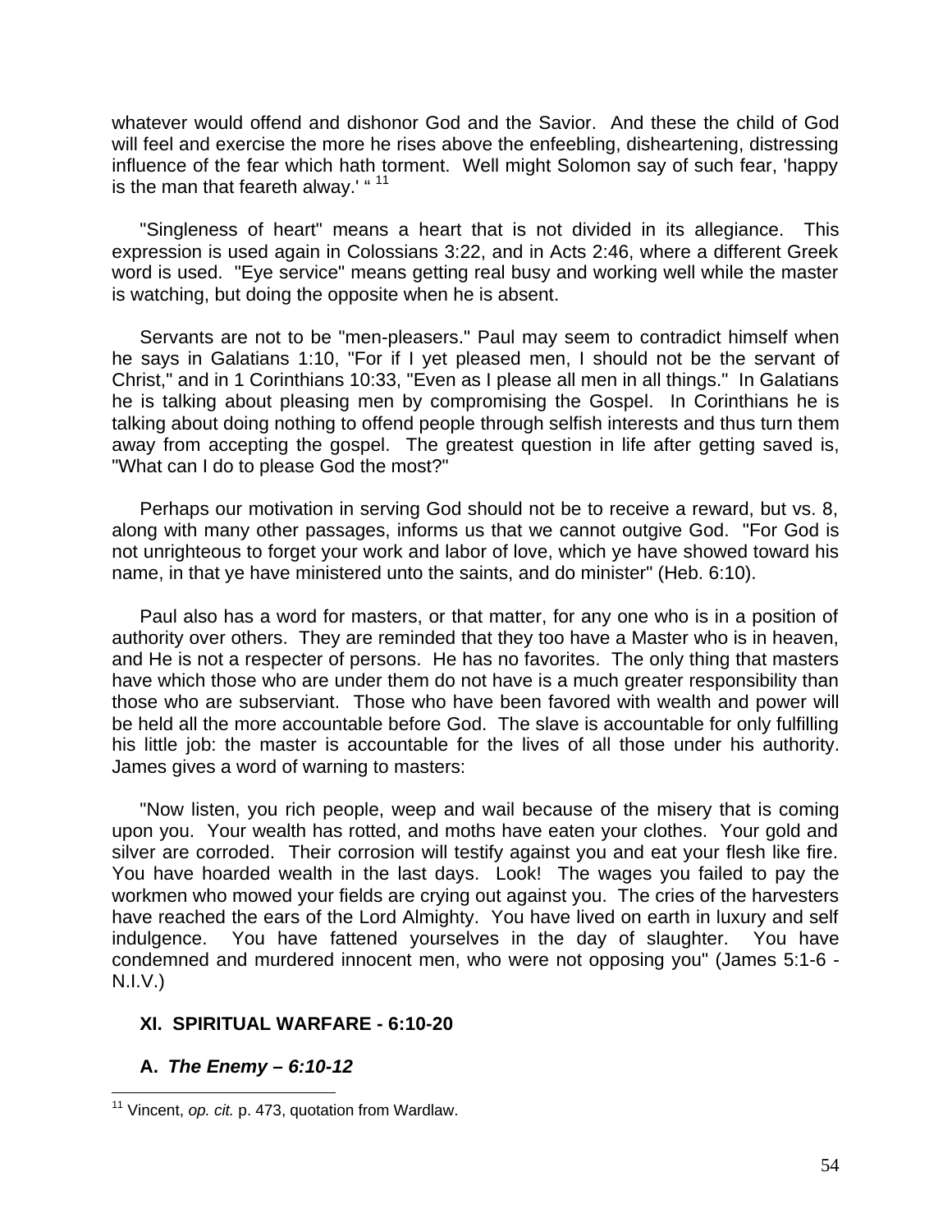whatever would offend and dishonor God and the Savior. And these the child of God will feel and exercise the more he rises above the enfeebling, disheartening, distressing influence of the fear which hath torment. Well might Solomon say of such fear, 'happy is the man that feareth alway.' "[11]

"Singleness of heart" means a heart that is not divided in its allegiance. This expression is used again in Colossians 3:22, and in Acts 2:46, where a different Greek word is used. "Eye service" means getting real busy and working well while the master is watching, but doing the opposite when he is absent.

Servants are not to be "men-pleasers." Paul may seem to contradict himself when he says in Galatians 1:10, "For if I yet pleased men, I should not be the servant of Christ," and in 1 Corinthians 10:33, "Even as I please all men in all things." In Galatians he is talking about pleasing men by compromising the Gospel. In Corinthians he is talking about doing nothing to offend people through selfish interests and thus turn them away from accepting the gospel. The greatest question in life after getting saved is, "What can I do to please God the most?"

Perhaps our motivation in serving God should not be to receive a reward, but vs. 8, along with many other passages, informs us that we cannot outgive God. "For God is not unrighteous to forget your work and labor of love, which ye have showed toward his name, in that ye have ministered unto the saints, and do minister" (Heb. 6:10).

Paul also has a word for masters, or that matter, for any one who is in a position of authority over others. They are reminded that they too have a Master who is in heaven, and He is not a respecter of persons. He has no favorites. The only thing that masters have which those who are under them do not have is a much greater responsibility than those who are subserviant. Those who have been favored with wealth and power will be held all the more accountable before God. The slave is accountable for only fulfilling his little job: the master is accountable for the lives of all those under his authority. James gives a word of warning to masters:

"Now listen, you rich people, weep and wail because of the misery that is coming upon you. Your wealth has rotted, and moths have eaten your clothes. Your gold and silver are corroded. Their corrosion will testify against you and eat your flesh like fire. You have hoarded wealth in the last days. Look! The wages you failed to pay the workmen who mowed your fields are crying out against you. The cries of the harvesters have reached the ears of the Lord Almighty. You have lived on earth in luxury and self indulgence. You have fattened yourselves in the day of slaughter. You have condemned and murdered innocent men, who were not opposing you" (James 5:1-6 - N.I.V.)

## XI. SPIRITUAL WARFARE - 6:10-20

### A. *The Enemy – 6:10-12*

[11] Vincent, *op. cit.* p. 473, quotation from Wardlaw.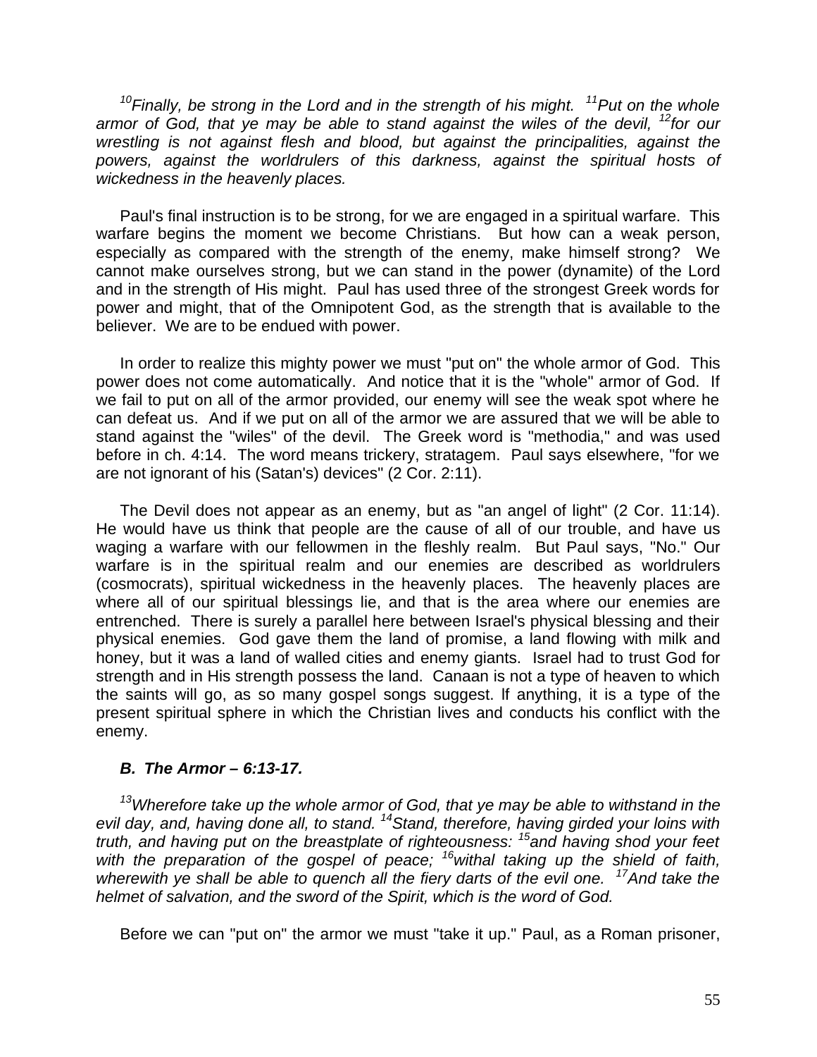*[10]Finally, be strong in the Lord and in the strength of his might. [11]Put on the whole armor of God, that ye may be able to stand against the wiles of the devil, [12]for our wrestling is not against flesh and blood, but against the principalities, against the powers, against the worldrulers of this darkness, against the spiritual hosts of wickedness in the heavenly places.*

Paul's final instruction is to be strong, for we are engaged in a spiritual warfare. This warfare begins the moment we become Christians. But how can a weak person, especially as compared with the strength of the enemy, make himself strong? We cannot make ourselves strong, but we can stand in the power (dynamite) of the Lord and in the strength of His might. Paul has used three of the strongest Greek words for power and might, that of the Omnipotent God, as the strength that is available to the believer. We are to be endued with power.

In order to realize this mighty power we must "put on" the whole armor of God. This power does not come automatically. And notice that it is the "whole" armor of God. If we fail to put on all of the armor provided, our enemy will see the weak spot where he can defeat us. And if we put on all of the armor we are assured that we will be able to stand against the "wiles" of the devil. The Greek word is "methodia," and was used before in ch. 4:14. The word means trickery, stratagem. Paul says elsewhere, "for we are not ignorant of his (Satan's) devices" (2 Cor. 2:11).

The Devil does not appear as an enemy, but as "an angel of light" (2 Cor. 11:14). He would have us think that people are the cause of all of our trouble, and have us waging a warfare with our fellowmen in the fleshly realm. But Paul says, "No." Our warfare is in the spiritual realm and our enemies are described as worldrulers (cosmocrats), spiritual wickedness in the heavenly places. The heavenly places are where all of our spiritual blessings lie, and that is the area where our enemies are entrenched. There is surely a parallel here between Israel's physical blessing and their physical enemies. God gave them the land of promise, a land flowing with milk and honey, but it was a land of walled cities and enemy giants. Israel had to trust God for strength and in His strength possess the land. Canaan is not a type of heaven to which the saints will go, as so many gospel songs suggest. If anything, it is a type of the present spiritual sphere in which the Christian lives and conducts his conflict with the enemy.

### *B. The Armor – 6:13-17.*

*[13]Wherefore take up the whole armor of God, that ye may be able to withstand in the evil day, and, having done all, to stand. [14]Stand, therefore, having girded your loins with truth, and having put on the breastplate of righteousness: [15]and having shod your feet with the preparation of the gospel of peace; [16]withal taking up the shield of faith, wherewith ye shall be able to quench all the fiery darts of the evil one. [17]And take the helmet of salvation, and the sword of the Spirit, which is the word of God.*

Before we can "put on" the armor we must "take it up." Paul, as a Roman prisoner,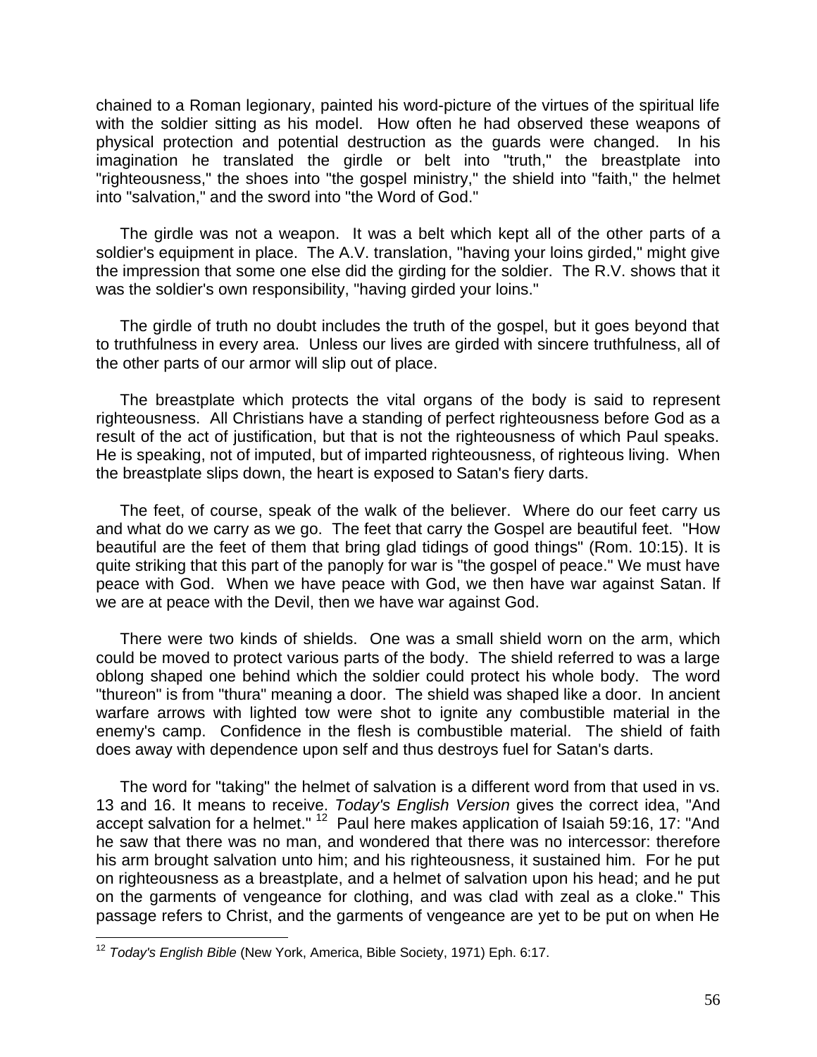chained to a Roman legionary, painted his word-picture of the virtues of the spiritual life with the soldier sitting as his model. How often he had observed these weapons of physical protection and potential destruction as the guards were changed. In his imagination he translated the girdle or belt into "truth," the breastplate into "righteousness," the shoes into "the gospel ministry," the shield into "faith," the helmet into "salvation," and the sword into "the Word of God."

The girdle was not a weapon. It was a belt which kept all of the other parts of a soldier's equipment in place. The A.V. translation, "having your loins girded," might give the impression that some one else did the girding for the soldier. The R.V. shows that it was the soldier's own responsibility, "having girded your loins."

The girdle of truth no doubt includes the truth of the gospel, but it goes beyond that to truthfulness in every area. Unless our lives are girded with sincere truthfulness, all of the other parts of our armor will slip out of place.

The breastplate which protects the vital organs of the body is said to represent righteousness. All Christians have a standing of perfect righteousness before God as a result of the act of justification, but that is not the righteousness of which Paul speaks. He is speaking, not of imputed, but of imparted righteousness, of righteous living. When the breastplate slips down, the heart is exposed to Satan's fiery darts.

The feet, of course, speak of the walk of the believer. Where do our feet carry us and what do we carry as we go. The feet that carry the Gospel are beautiful feet. "How beautiful are the feet of them that bring glad tidings of good things" (Rom. 10:15). It is quite striking that this part of the panoply for war is "the gospel of peace." We must have peace with God. When we have peace with God, we then have war against Satan. If we are at peace with the Devil, then we have war against God.

There were two kinds of shields. One was a small shield worn on the arm, which could be moved to protect various parts of the body. The shield referred to was a large oblong shaped one behind which the soldier could protect his whole body. The word "thureon" is from "thura" meaning a door. The shield was shaped like a door. In ancient warfare arrows with lighted tow were shot to ignite any combustible material in the enemy's camp. Confidence in the flesh is combustible material. The shield of faith does away with dependence upon self and thus destroys fuel for Satan's darts.

The word for "taking" the helmet of salvation is a different word from that used in vs. 13 and 16. It means to receive. *Today's English Version* gives the correct idea, "And accept salvation for a helmet." [12] Paul here makes application of Isaiah 59:16, 17: "And he saw that there was no man, and wondered that there was no intercessor: therefore his arm brought salvation unto him; and his righteousness, it sustained him. For he put on righteousness as a breastplate, and a helmet of salvation upon his head; and he put on the garments of vengeance for clothing, and was clad with zeal as a cloke." This passage refers to Christ, and the garments of vengeance are yet to be put on when He

[12] *Today's English Bible* (New York, America, Bible Society, 1971) Eph. 6:17.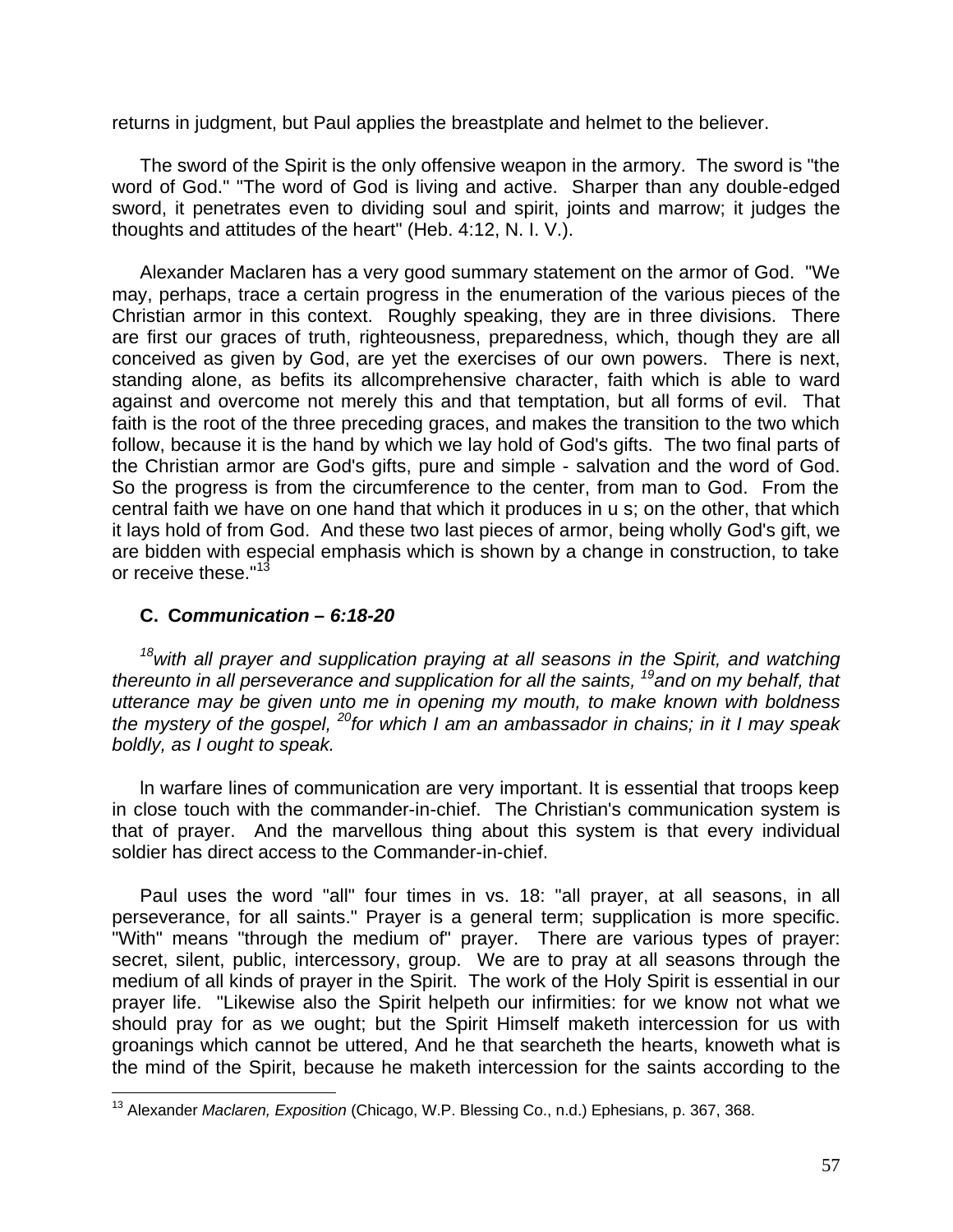returns in judgment, but Paul applies the breastplate and helmet to the believer.

The sword of the Spirit is the only offensive weapon in the armory. The sword is "the word of God." "The word of God is living and active. Sharper than any double-edged sword, it penetrates even to dividing soul and spirit, joints and marrow; it judges the thoughts and attitudes of the heart" (Heb. 4:12, N. I. V.).

Alexander Maclaren has a very good summary statement on the armor of God. "We may, perhaps, trace a certain progress in the enumeration of the various pieces of the Christian armor in this context. Roughly speaking, they are in three divisions. There are first our graces of truth, righteousness, preparedness, which, though they are all conceived as given by God, are yet the exercises of our own powers. There is next, standing alone, as befits its allcomprehensive character, faith which is able to ward against and overcome not merely this and that temptation, but all forms of evil. That faith is the root of the three preceding graces, and makes the transition to the two which follow, because it is the hand by which we lay hold of God's gifts. The two final parts of the Christian armor are God's gifts, pure and simple - salvation and the word of God. So the progress is from the circumference to the center, from man to God. From the central faith we have on one hand that which it produces in u s; on the other, that which it lays hold of from God. And these two last pieces of armor, being wholly God's gift, we are bidden with especial emphasis which is shown by a change in construction, to take or receive these."[13]

### C. C*ommunication – 6:18-20*

*[18]with all prayer and supplication praying at all seasons in the Spirit, and watching thereunto in all perseverance and supplication for all the saints, [19]and on my behalf, that utterance may be given unto me in opening my mouth, to make known with boldness the mystery of the gospel, [20]for which I am an ambassador in chains; in it I may speak boldly, as I ought to speak.*

In warfare lines of communication are very important. It is essential that troops keep in close touch with the commander-in-chief. The Christian's communication system is that of prayer. And the marvellous thing about this system is that every individual soldier has direct access to the Commander-in-chief.

Paul uses the word "all" four times in vs. 18: "all prayer, at all seasons, in all perseverance, for all saints." Prayer is a general term; supplication is more specific. "With" means "through the medium of" prayer. There are various types of prayer: secret, silent, public, intercessory, group. We are to pray at all seasons through the medium of all kinds of prayer in the Spirit. The work of the Holy Spirit is essential in our prayer life. "Likewise also the Spirit helpeth our infirmities: for we know not what we should pray for as we ought; but the Spirit Himself maketh intercession for us with groanings which cannot be uttered, And he that searcheth the hearts, knoweth what is the mind of the Spirit, because he maketh intercession for the saints according to the

---

[13] Alexander *Maclaren, Exposition* (Chicago, W.P. Blessing Co., n.d.) Ephesians, p. 367, 368.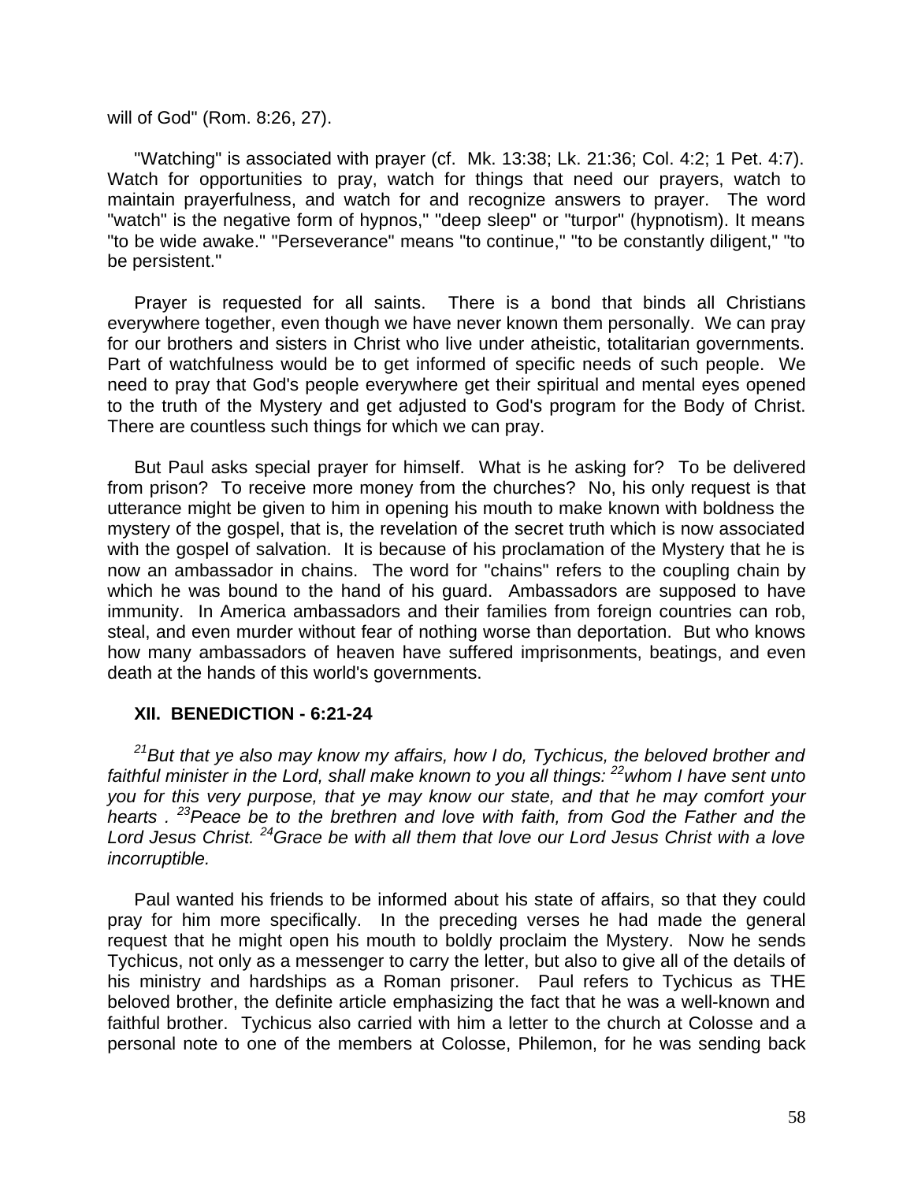will of God" (Rom. 8:26, 27).

"Watching" is associated with prayer (cf. Mk. 13:38; Lk. 21:36; Col. 4:2; 1 Pet. 4:7). Watch for opportunities to pray, watch for things that need our prayers, watch to maintain prayerfulness, and watch for and recognize answers to prayer. The word "watch" is the negative form of hypnos," "deep sleep" or "turpor" (hypnotism). It means "to be wide awake." "Perseverance" means "to continue," "to be constantly diligent," "to be persistent."

Prayer is requested for all saints. There is a bond that binds all Christians everywhere together, even though we have never known them personally. We can pray for our brothers and sisters in Christ who live under atheistic, totalitarian governments. Part of watchfulness would be to get informed of specific needs of such people. We need to pray that God's people everywhere get their spiritual and mental eyes opened to the truth of the Mystery and get adjusted to God's program for the Body of Christ. There are countless such things for which we can pray.

But Paul asks special prayer for himself. What is he asking for? To be delivered from prison? To receive more money from the churches? No, his only request is that utterance might be given to him in opening his mouth to make known with boldness the mystery of the gospel, that is, the revelation of the secret truth which is now associated with the gospel of salvation. It is because of his proclamation of the Mystery that he is now an ambassador in chains. The word for "chains" refers to the coupling chain by which he was bound to the hand of his guard. Ambassadors are supposed to have immunity. In America ambassadors and their families from foreign countries can rob, steal, and even murder without fear of nothing worse than deportation. But who knows how many ambassadors of heaven have suffered imprisonments, beatings, and even death at the hands of this world's governments.

### XII. BENEDICTION - 6:21-24

*[21]But that ye also may know my affairs, how I do, Tychicus, the beloved brother and faithful minister in the Lord, shall make known to you all things: [22]whom I have sent unto you for this very purpose, that ye may know our state, and that he may comfort your hearts . [23]Peace be to the brethren and love with faith, from God the Father and the Lord Jesus Christ. [24]Grace be with all them that love our Lord Jesus Christ with a love incorruptible.*

Paul wanted his friends to be informed about his state of affairs, so that they could pray for him more specifically. In the preceding verses he had made the general request that he might open his mouth to boldly proclaim the Mystery. Now he sends Tychicus, not only as a messenger to carry the letter, but also to give all of the details of his ministry and hardships as a Roman prisoner. Paul refers to Tychicus as THE beloved brother, the definite article emphasizing the fact that he was a well-known and faithful brother. Tychicus also carried with him a letter to the church at Colosse and a personal note to one of the members at Colosse, Philemon, for he was sending back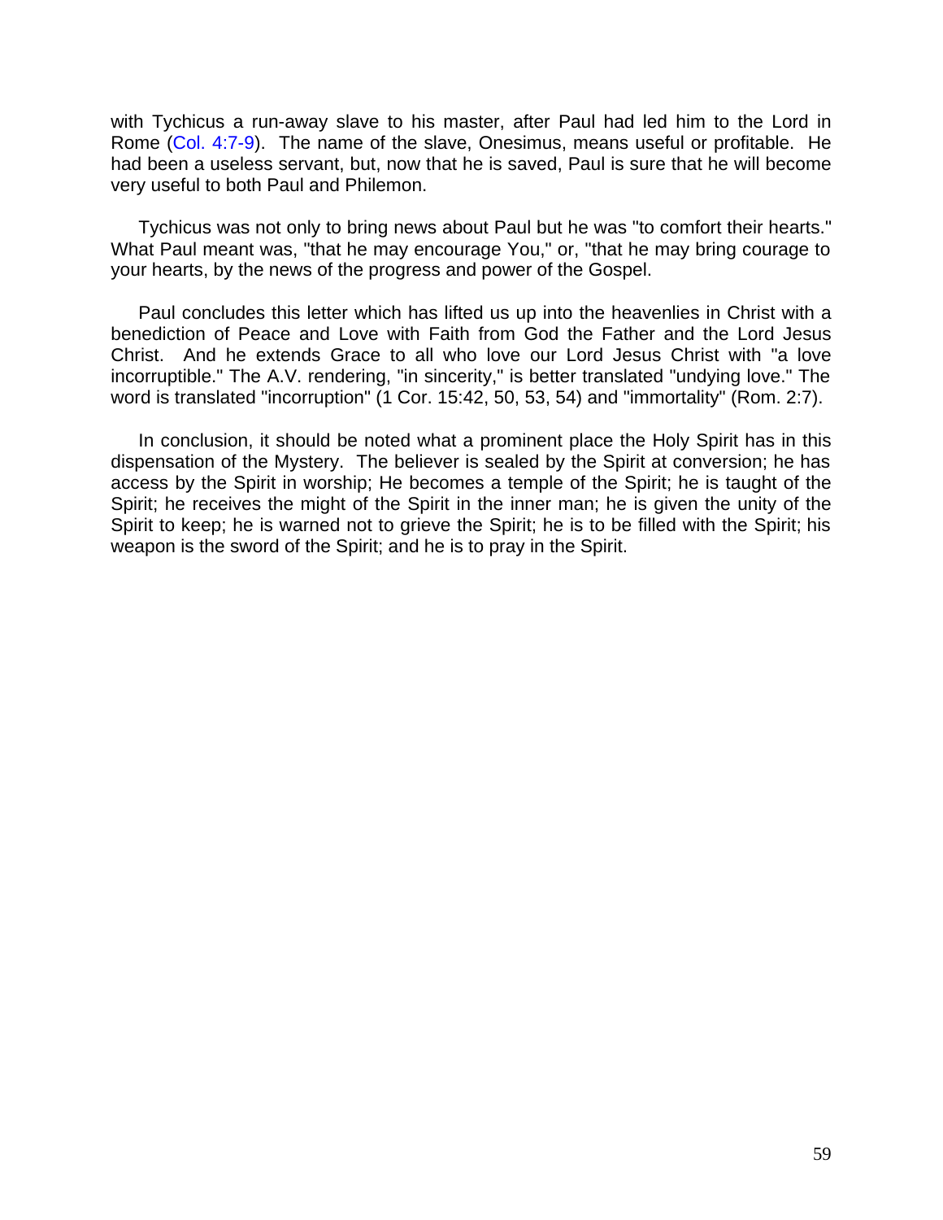with Tychicus a run-away slave to his master, after Paul had led him to the Lord in Rome (Col. 4:7-9). The name of the slave, Onesimus, means useful or profitable. He had been a useless servant, but, now that he is saved, Paul is sure that he will become very useful to both Paul and Philemon.

Tychicus was not only to bring news about Paul but he was "to comfort their hearts." What Paul meant was, "that he may encourage You," or, "that he may bring courage to your hearts, by the news of the progress and power of the Gospel.

Paul concludes this letter which has lifted us up into the heavenlies in Christ with a benediction of Peace and Love with Faith from God the Father and the Lord Jesus Christ. And he extends Grace to all who love our Lord Jesus Christ with "a love incorruptible." The A.V. rendering, "in sincerity," is better translated "undying love." The word is translated "incorruption" (1 Cor. 15:42, 50, 53, 54) and "immortality" (Rom. 2:7).

In conclusion, it should be noted what a prominent place the Holy Spirit has in this dispensation of the Mystery. The believer is sealed by the Spirit at conversion; he has access by the Spirit in worship; He becomes a temple of the Spirit; he is taught of the Spirit; he receives the might of the Spirit in the inner man; he is given the unity of the Spirit to keep; he is warned not to grieve the Spirit; he is to be filled with the Spirit; his weapon is the sword of the Spirit; and he is to pray in the Spirit.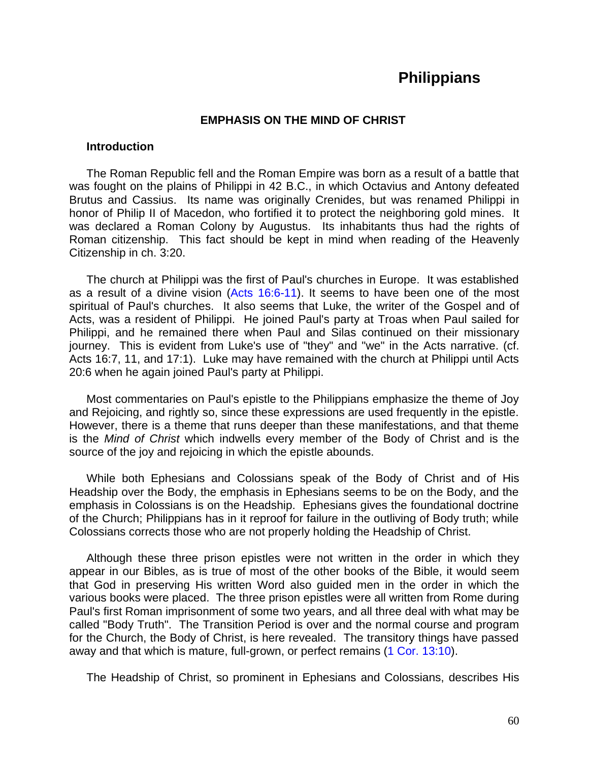# Philippians

## EMPHASIS ON THE MIND OF CHRIST

### Introduction

The Roman Republic fell and the Roman Empire was born as a result of a battle that was fought on the plains of Philippi in 42 B.C., in which Octavius and Antony defeated Brutus and Cassius. Its name was originally Crenides, but was renamed Philippi in honor of Philip II of Macedon, who fortified it to protect the neighboring gold mines. It was declared a Roman Colony by Augustus. Its inhabitants thus had the rights of Roman citizenship. This fact should be kept in mind when reading of the Heavenly Citizenship in ch. 3:20.

The church at Philippi was the first of Paul's churches in Europe. It was established as a result of a divine vision (Acts 16:6-11). It seems to have been one of the most spiritual of Paul's churches. It also seems that Luke, the writer of the Gospel and of Acts, was a resident of Philippi. He joined Paul's party at Troas when Paul sailed for Philippi, and he remained there when Paul and Silas continued on their missionary journey. This is evident from Luke's use of "they" and "we" in the Acts narrative. (cf. Acts 16:7, 11, and 17:1). Luke may have remained with the church at Philippi until Acts 20:6 when he again joined Paul's party at Philippi.

Most commentaries on Paul's epistle to the Philippians emphasize the theme of Joy and Rejoicing, and rightly so, since these expressions are used frequently in the epistle. However, there is a theme that runs deeper than these manifestations, and that theme is the *Mind of Christ* which indwells every member of the Body of Christ and is the source of the joy and rejoicing in which the epistle abounds.

While both Ephesians and Colossians speak of the Body of Christ and of His Headship over the Body, the emphasis in Ephesians seems to be on the Body, and the emphasis in Colossians is on the Headship. Ephesians gives the foundational doctrine of the Church; Philippians has in it reproof for failure in the outliving of Body truth; while Colossians corrects those who are not properly holding the Headship of Christ.

Although these three prison epistles were not written in the order in which they appear in our Bibles, as is true of most of the other books of the Bible, it would seem that God in preserving His written Word also guided men in the order in which the various books were placed. The three prison epistles were all written from Rome during Paul's first Roman imprisonment of some two years, and all three deal with what may be called "Body Truth". The Transition Period is over and the normal course and program for the Church, the Body of Christ, is here revealed. The transitory things have passed away and that which is mature, full-grown, or perfect remains (1 Cor. 13:10).

The Headship of Christ, so prominent in Ephesians and Colossians, describes His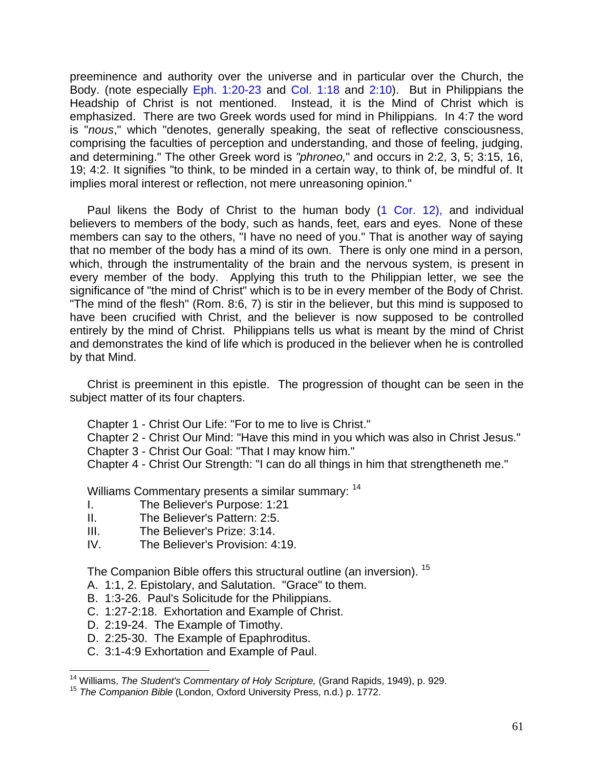preeminence and authority over the universe and in particular over the Church, the Body. (note especially Eph. 1:20-23 and Col. 1:18 and 2:10). But in Philippians the Headship of Christ is not mentioned. Instead, it is the Mind of Christ which is emphasized. There are two Greek words used for mind in Philippians. In 4:7 the word is "*nous*," which "denotes, generally speaking, the seat of reflective consciousness, comprising the faculties of perception and understanding, and those of feeling, judging, and determining." The other Greek word is *"phroneo,"* and occurs in 2:2, 3, 5; 3:15, 16, 19; 4:2. It signifies "to think, to be minded in a certain way, to think of, be mindful of. It implies moral interest or reflection, not mere unreasoning opinion."

Paul likens the Body of Christ to the human body (1 Cor. 12), and individual believers to members of the body, such as hands, feet, ears and eyes. None of these members can say to the others, "I have no need of you." That is another way of saying that no member of the body has a mind of its own. There is only one mind in a person, which, through the instrumentality of the brain and the nervous system, is present in every member of the body. Applying this truth to the Philippian letter, we see the significance of "the mind of Christ" which is to be in every member of the Body of Christ. "The mind of the flesh" (Rom. 8:6, 7) is stir in the believer, but this mind is supposed to have been crucified with Christ, and the believer is now supposed to be controlled entirely by the mind of Christ. Philippians tells us what is meant by the mind of Christ and demonstrates the kind of life which is produced in the believer when he is controlled by that Mind.

Christ is preeminent in this epistle. The progression of thought can be seen in the subject matter of its four chapters.

Chapter 1 - Christ Our Life: "For to me to live is Christ."
Chapter 2 - Christ Our Mind: "Have this mind in you which was also in Christ Jesus."
Chapter 3 - Christ Our Goal: "That I may know him."
Chapter 4 - Christ Our Strength: "I can do all things in him that strengtheneth me."

Williams Commentary presents a similar summary: [14]

I. The Believer's Purpose: 1:21
II. The Believer's Pattern: 2:5.
III. The Believer's Prize: 3:14.
IV. The Believer's Provision: 4:19.

The Companion Bible offers this structural outline (an inversion). [15]

A. 1:1, 2. Epistolary, and Salutation. "Grace" to them.
B. 1:3-26. Paul's Solicitude for the Philippians.
C. 1:27-2:18. Exhortation and Example of Christ.
D. 2:19-24. The Example of Timothy.
D. 2:25-30. The Example of Epaphroditus.
C. 3:1-4:9 Exhortation and Example of Paul.

---

[14] Williams, *The Student's Commentary of Holy Scripture,* (Grand Rapids, 1949), p. 929.

[15] *The Companion Bible* (London, Oxford University Press, n.d.) p. 1772.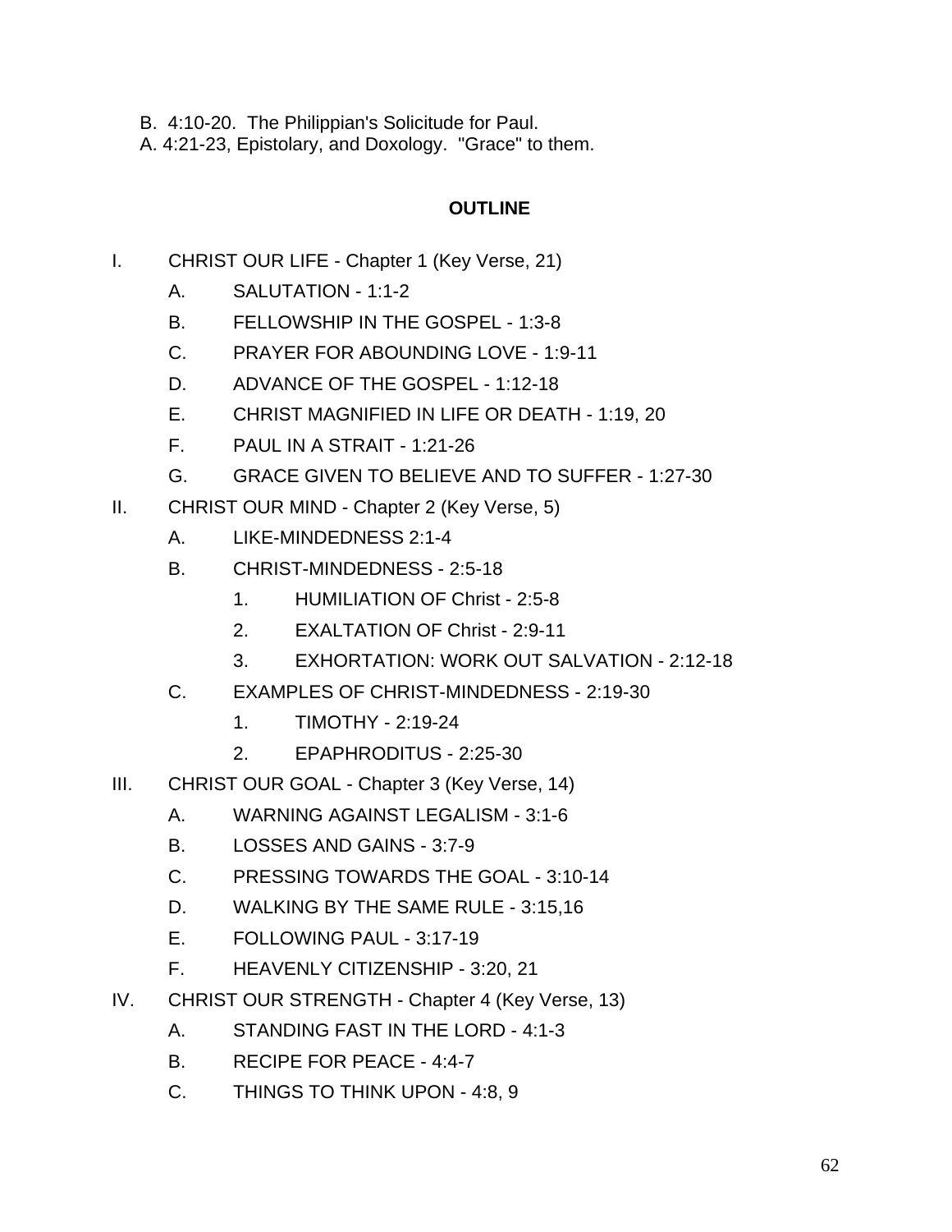B. 4:10-20. The Philippian's Solicitude for Paul.

A. 4:21-23, Epistolary, and Doxology. "Grace" to them.

## OUTLINE

I. CHRIST OUR LIFE - Chapter 1 (Key Verse, 21)
   - A. SALUTATION - 1:1-2
   - B. FELLOWSHIP IN THE GOSPEL - 1:3-8
   - C. PRAYER FOR ABOUNDING LOVE - 1:9-11
   - D. ADVANCE OF THE GOSPEL - 1:12-18
   - E. CHRIST MAGNIFIED IN LIFE OR DEATH - 1:19, 20
   - F. PAUL IN A STRAIT - 1:21-26
   - G. GRACE GIVEN TO BELIEVE AND TO SUFFER - 1:27-30

II. CHRIST OUR MIND - Chapter 2 (Key Verse, 5)
   - A. LIKE-MINDEDNESS 2:1-4
   - B. CHRIST-MINDEDNESS - 2:5-18
     1. HUMILIATION OF Christ - 2:5-8
     2. EXALTATION OF Christ - 2:9-11
     3. EXHORTATION: WORK OUT SALVATION - 2:12-18
   - C. EXAMPLES OF CHRIST-MINDEDNESS - 2:19-30
     1. TIMOTHY - 2:19-24
     2. EPAPHRODITUS - 2:25-30

III. CHRIST OUR GOAL - Chapter 3 (Key Verse, 14)
   - A. WARNING AGAINST LEGALISM - 3:1-6
   - B. LOSSES AND GAINS - 3:7-9
   - C. PRESSING TOWARDS THE GOAL - 3:10-14
   - D. WALKING BY THE SAME RULE - 3:15,16
   - E. FOLLOWING PAUL - 3:17-19
   - F. HEAVENLY CITIZENSHIP - 3:20, 21

IV. CHRIST OUR STRENGTH - Chapter 4 (Key Verse, 13)
   - A. STANDING FAST IN THE LORD - 4:1-3
   - B. RECIPE FOR PEACE - 4:4-7
   - C. THINGS TO THINK UPON - 4:8, 9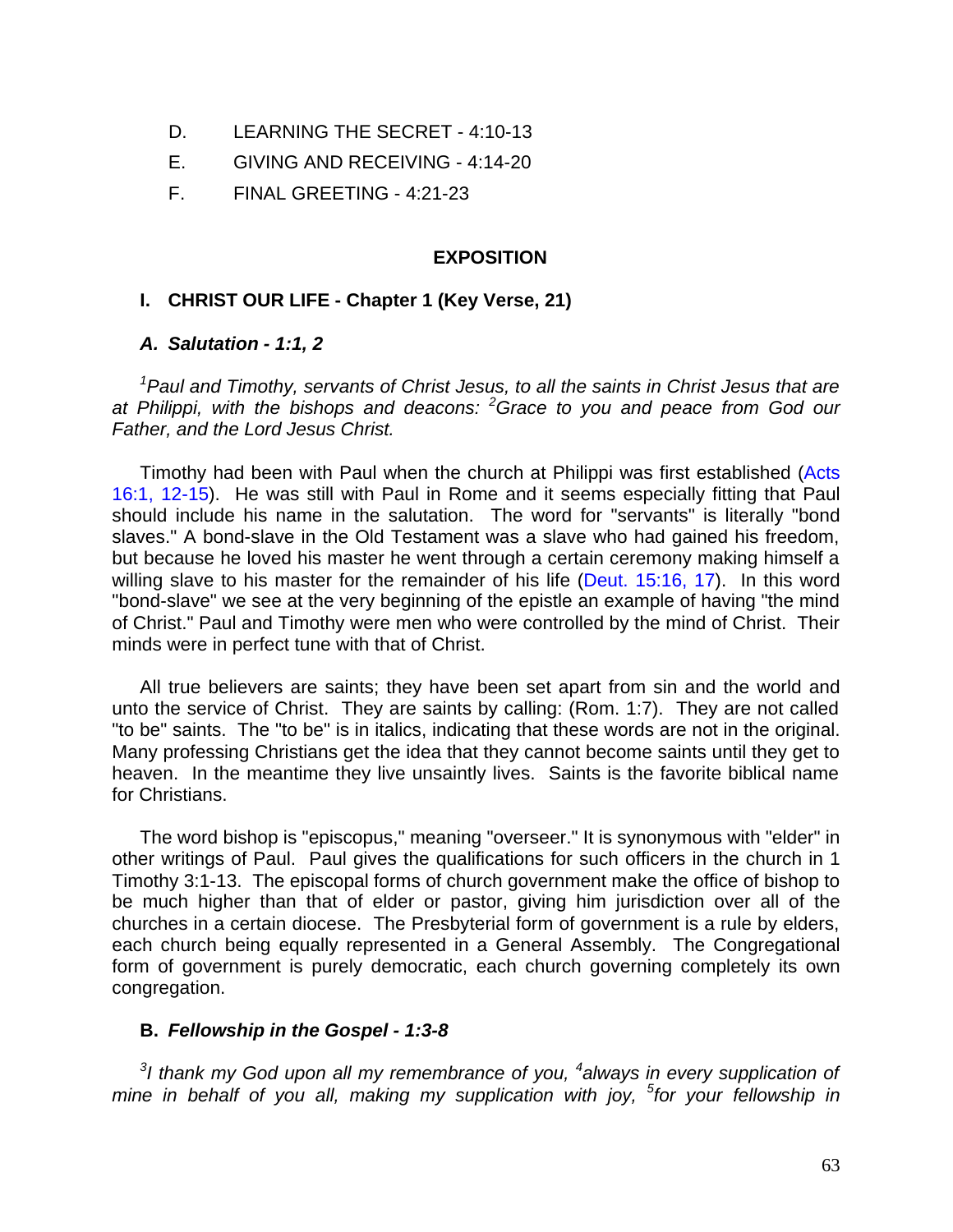D. LEARNING THE SECRET - 4:10-13

E. GIVING AND RECEIVING - 4:14-20

F. FINAL GREETING - 4:21-23

## EXPOSITION

### I. CHRIST OUR LIFE - Chapter 1 (Key Verse, 21)

#### *A. Salutation - 1:1, 2*

*[1]Paul and Timothy, servants of Christ Jesus, to all the saints in Christ Jesus that are at Philippi, with the bishops and deacons: [2]Grace to you and peace from God our Father, and the Lord Jesus Christ.*

Timothy had been with Paul when the church at Philippi was first established (Acts 16:1, 12-15). He was still with Paul in Rome and it seems especially fitting that Paul should include his name in the salutation. The word for "servants" is literally "bond slaves." A bond-slave in the Old Testament was a slave who had gained his freedom, but because he loved his master he went through a certain ceremony making himself a willing slave to his master for the remainder of his life (Deut. 15:16, 17). In this word "bond-slave" we see at the very beginning of the epistle an example of having "the mind of Christ." Paul and Timothy were men who were controlled by the mind of Christ. Their minds were in perfect tune with that of Christ.

All true believers are saints; they have been set apart from sin and the world and unto the service of Christ. They are saints by calling: (Rom. 1:7). They are not called "to be" saints. The "to be" is in italics, indicating that these words are not in the original. Many professing Christians get the idea that they cannot become saints until they get to heaven. In the meantime they live unsaintly lives. Saints is the favorite biblical name for Christians.

The word bishop is "episcopus," meaning "overseer." It is synonymous with "elder" in other writings of Paul. Paul gives the qualifications for such officers in the church in 1 Timothy 3:1-13. The episcopal forms of church government make the office of bishop to be much higher than that of elder or pastor, giving him jurisdiction over all of the churches in a certain diocese. The Presbyterial form of government is a rule by elders, each church being equally represented in a General Assembly. The Congregational form of government is purely democratic, each church governing completely its own congregation.

#### **B.** *Fellowship in the Gospel - 1:3-8*

*[3]I thank my God upon all my remembrance of you, [4]always in every supplication of mine in behalf of you all, making my supplication with joy, [5]for your fellowship in*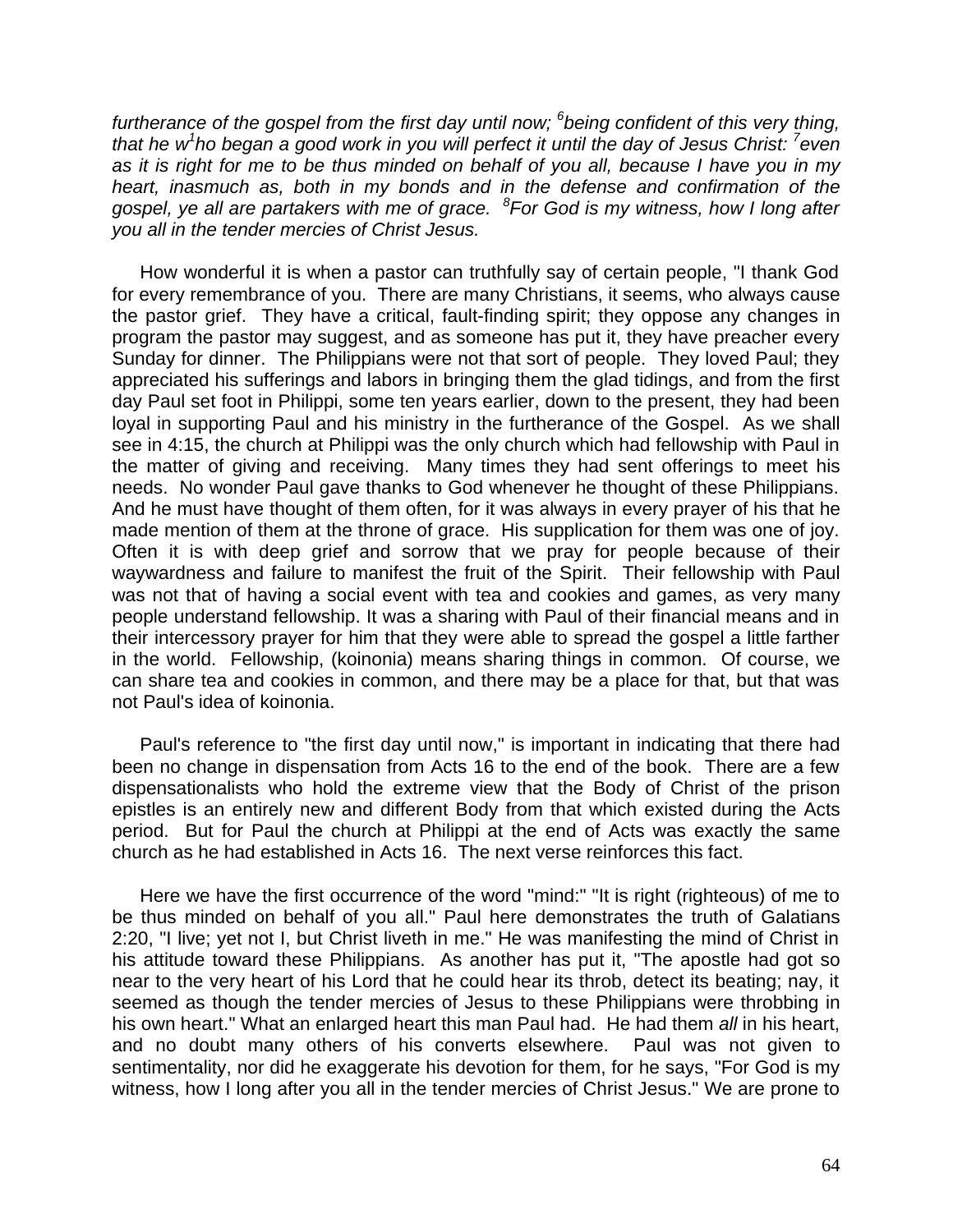*furtherance of the gospel from the first day until now;* [6]*being confident of this very thing, that he w*[1]*ho began a good work in you will perfect it until the day of Jesus Christ:* [7]*even as it is right for me to be thus minded on behalf of you all, because I have you in my heart, inasmuch as, both in my bonds and in the defense and confirmation of the gospel, ye all are partakers with me of grace.* [8]*For God is my witness, how I long after you all in the tender mercies of Christ Jesus.*

How wonderful it is when a pastor can truthfully say of certain people, "I thank God for every remembrance of you. There are many Christians, it seems, who always cause the pastor grief. They have a critical, fault-finding spirit; they oppose any changes in program the pastor may suggest, and as someone has put it, they have preacher every Sunday for dinner. The Philippians were not that sort of people. They loved Paul; they appreciated his sufferings and labors in bringing them the glad tidings, and from the first day Paul set foot in Philippi, some ten years earlier, down to the present, they had been loyal in supporting Paul and his ministry in the furtherance of the Gospel. As we shall see in 4:15, the church at Philippi was the only church which had fellowship with Paul in the matter of giving and receiving. Many times they had sent offerings to meet his needs. No wonder Paul gave thanks to God whenever he thought of these Philippians. And he must have thought of them often, for it was always in every prayer of his that he made mention of them at the throne of grace. His supplication for them was one of joy. Often it is with deep grief and sorrow that we pray for people because of their waywardness and failure to manifest the fruit of the Spirit. Their fellowship with Paul was not that of having a social event with tea and cookies and games, as very many people understand fellowship. It was a sharing with Paul of their financial means and in their intercessory prayer for him that they were able to spread the gospel a little farther in the world. Fellowship, (koinonia) means sharing things in common. Of course, we can share tea and cookies in common, and there may be a place for that, but that was not Paul's idea of koinonia.

Paul's reference to "the first day until now," is important in indicating that there had been no change in dispensation from Acts 16 to the end of the book. There are a few dispensationalists who hold the extreme view that the Body of Christ of the prison epistles is an entirely new and different Body from that which existed during the Acts period. But for Paul the church at Philippi at the end of Acts was exactly the same church as he had established in Acts 16. The next verse reinforces this fact.

Here we have the first occurrence of the word "mind:" "It is right (righteous) of me to be thus minded on behalf of you all." Paul here demonstrates the truth of Galatians 2:20, "I live; yet not I, but Christ liveth in me." He was manifesting the mind of Christ in his attitude toward these Philippians. As another has put it, "The apostle had got so near to the very heart of his Lord that he could hear its throb, detect its beating; nay, it seemed as though the tender mercies of Jesus to these Philippians were throbbing in his own heart." What an enlarged heart this man Paul had. He had them *all* in his heart, and no doubt many others of his converts elsewhere. Paul was not given to sentimentality, nor did he exaggerate his devotion for them, for he says, "For God is my witness, how I long after you all in the tender mercies of Christ Jesus." We are prone to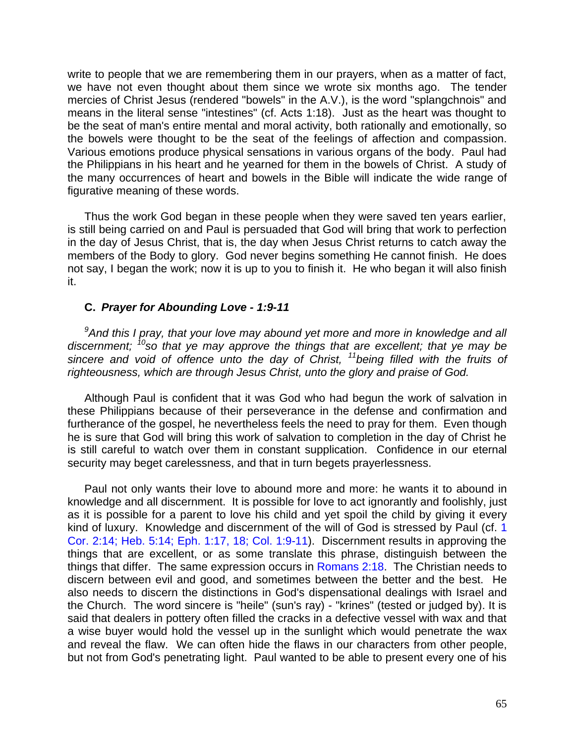write to people that we are remembering them in our prayers, when as a matter of fact, we have not even thought about them since we wrote six months ago. The tender mercies of Christ Jesus (rendered "bowels" in the A.V.), is the word "splangchnois" and means in the literal sense "intestines" (cf. Acts 1:18). Just as the heart was thought to be the seat of man's entire mental and moral activity, both rationally and emotionally, so the bowels were thought to be the seat of the feelings of affection and compassion. Various emotions produce physical sensations in various organs of the body. Paul had the Philippians in his heart and he yearned for them in the bowels of Christ. A study of the many occurrences of heart and bowels in the Bible will indicate the wide range of figurative meaning of these words.

Thus the work God began in these people when they were saved ten years earlier, is still being carried on and Paul is persuaded that God will bring that work to perfection in the day of Jesus Christ, that is, the day when Jesus Christ returns to catch away the members of the Body to glory. God never begins something He cannot finish. He does not say, I began the work; now it is up to you to finish it. He who began it will also finish it.

### C. *Prayer for Abounding Love - 1:9-11*

*[9]And this I pray, that your love may abound yet more and more in knowledge and all discernment; [10]so that ye may approve the things that are excellent; that ye may be sincere and void of offence unto the day of Christ, [11]being filled with the fruits of righteousness, which are through Jesus Christ, unto the glory and praise of God.*

Although Paul is confident that it was God who had begun the work of salvation in these Philippians because of their perseverance in the defense and confirmation and furtherance of the gospel, he nevertheless feels the need to pray for them. Even though he is sure that God will bring this work of salvation to completion in the day of Christ he is still careful to watch over them in constant supplication. Confidence in our eternal security may beget carelessness, and that in turn begets prayerlessness.

Paul not only wants their love to abound more and more: he wants it to abound in knowledge and all discernment. It is possible for love to act ignorantly and foolishly, just as it is possible for a parent to love his child and yet spoil the child by giving it every kind of luxury. Knowledge and discernment of the will of God is stressed by Paul (cf. 1 Cor. 2:14; Heb. 5:14; Eph. 1:17, 18; Col. 1:9-11). Discernment results in approving the things that are excellent, or as some translate this phrase, distinguish between the things that differ. The same expression occurs in Romans 2:18. The Christian needs to discern between evil and good, and sometimes between the better and the best. He also needs to discern the distinctions in God's dispensational dealings with Israel and the Church. The word sincere is "heile" (sun's ray) - "krines" (tested or judged by). It is said that dealers in pottery often filled the cracks in a defective vessel with wax and that a wise buyer would hold the vessel up in the sunlight which would penetrate the wax and reveal the flaw. We can often hide the flaws in our characters from other people, but not from God's penetrating light. Paul wanted to be able to present every one of his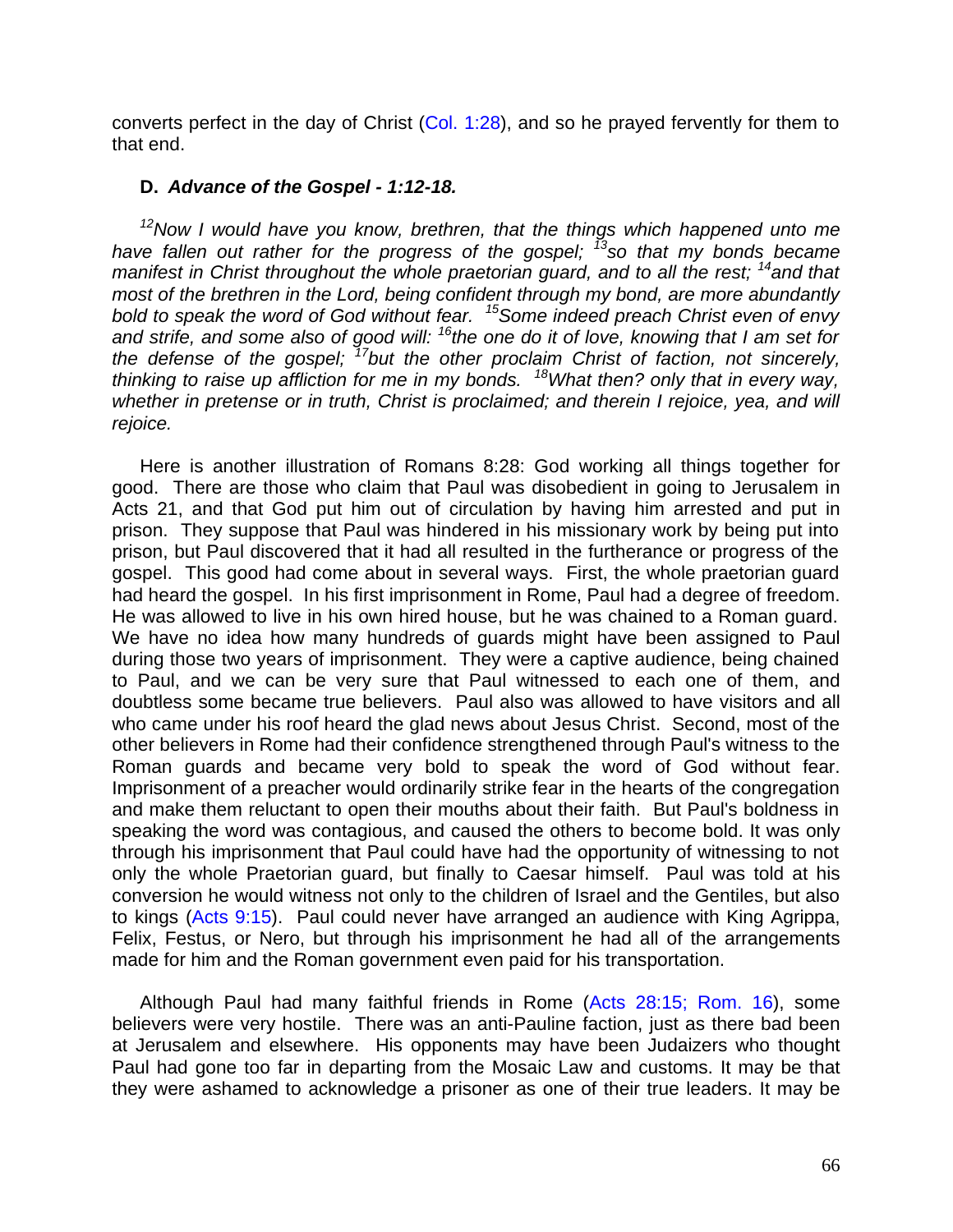converts perfect in the day of Christ (Col. 1:28), and so he prayed fervently for them to that end.

### D. *Advance of the Gospel - 1:12-18.*

*[12]Now I would have you know, brethren, that the things which happened unto me have fallen out rather for the progress of the gospel; [13]so that my bonds became manifest in Christ throughout the whole praetorian guard, and to all the rest; [14]and that most of the brethren in the Lord, being confident through my bond, are more abundantly bold to speak the word of God without fear. [15]Some indeed preach Christ even of envy and strife, and some also of good will: [16]the one do it of love, knowing that I am set for the defense of the gospel; [17]but the other proclaim Christ of faction, not sincerely, thinking to raise up affliction for me in my bonds. [18]What then? only that in every way, whether in pretense or in truth, Christ is proclaimed; and therein I rejoice, yea, and will rejoice.*

Here is another illustration of Romans 8:28: God working all things together for good. There are those who claim that Paul was disobedient in going to Jerusalem in Acts 21, and that God put him out of circulation by having him arrested and put in prison. They suppose that Paul was hindered in his missionary work by being put into prison, but Paul discovered that it had all resulted in the furtherance or progress of the gospel. This good had come about in several ways. First, the whole praetorian guard had heard the gospel. In his first imprisonment in Rome, Paul had a degree of freedom. He was allowed to live in his own hired house, but he was chained to a Roman guard. We have no idea how many hundreds of guards might have been assigned to Paul during those two years of imprisonment. They were a captive audience, being chained to Paul, and we can be very sure that Paul witnessed to each one of them, and doubtless some became true believers. Paul also was allowed to have visitors and all who came under his roof heard the glad news about Jesus Christ. Second, most of the other believers in Rome had their confidence strengthened through Paul's witness to the Roman guards and became very bold to speak the word of God without fear. Imprisonment of a preacher would ordinarily strike fear in the hearts of the congregation and make them reluctant to open their mouths about their faith. But Paul's boldness in speaking the word was contagious, and caused the others to become bold. It was only through his imprisonment that Paul could have had the opportunity of witnessing to not only the whole Praetorian guard, but finally to Caesar himself. Paul was told at his conversion he would witness not only to the children of Israel and the Gentiles, but also to kings (Acts 9:15). Paul could never have arranged an audience with King Agrippa, Felix, Festus, or Nero, but through his imprisonment he had all of the arrangements made for him and the Roman government even paid for his transportation.

Although Paul had many faithful friends in Rome (Acts 28:15; Rom. 16), some believers were very hostile. There was an anti-Pauline faction, just as there bad been at Jerusalem and elsewhere. His opponents may have been Judaizers who thought Paul had gone too far in departing from the Mosaic Law and customs. It may be that they were ashamed to acknowledge a prisoner as one of their true leaders. It may be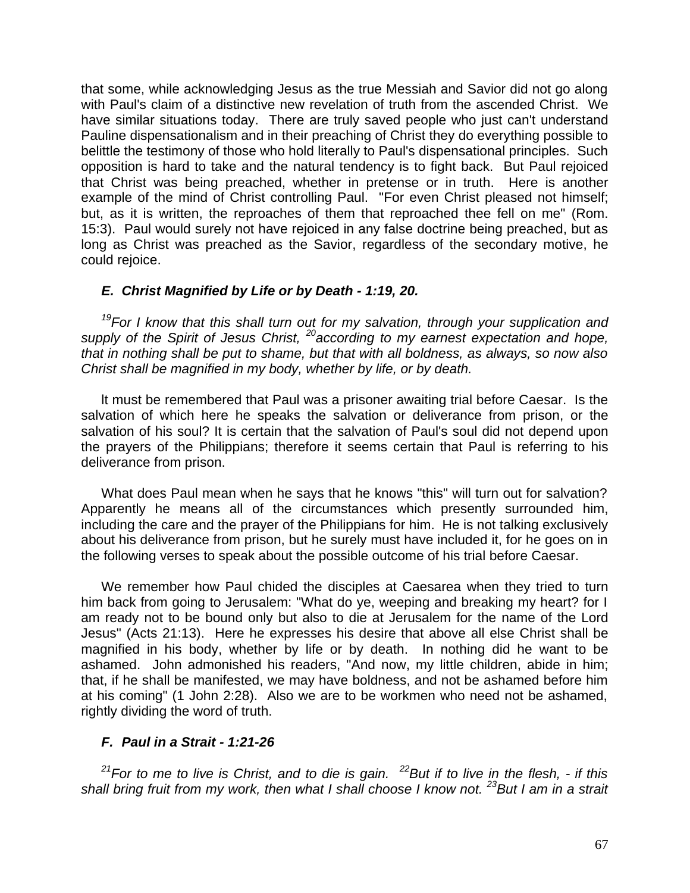that some, while acknowledging Jesus as the true Messiah and Savior did not go along with Paul's claim of a distinctive new revelation of truth from the ascended Christ. We have similar situations today. There are truly saved people who just can't understand Pauline dispensationalism and in their preaching of Christ they do everything possible to belittle the testimony of those who hold literally to Paul's dispensational principles. Such opposition is hard to take and the natural tendency is to fight back. But Paul rejoiced that Christ was being preached, whether in pretense or in truth. Here is another example of the mind of Christ controlling Paul. "For even Christ pleased not himself; but, as it is written, the reproaches of them that reproached thee fell on me" (Rom. 15:3). Paul would surely not have rejoiced in any false doctrine being preached, but as long as Christ was preached as the Savior, regardless of the secondary motive, he could rejoice.

### *E. Christ Magnified by Life or by Death - 1:19, 20.*

*[19]For I know that this shall turn out for my salvation, through your supplication and supply of the Spirit of Jesus Christ, [20]according to my earnest expectation and hope, that in nothing shall be put to shame, but that with all boldness, as always, so now also Christ shall be magnified in my body, whether by life, or by death.*

It must be remembered that Paul was a prisoner awaiting trial before Caesar. Is the salvation of which here he speaks the salvation or deliverance from prison, or the salvation of his soul? It is certain that the salvation of Paul's soul did not depend upon the prayers of the Philippians; therefore it seems certain that Paul is referring to his deliverance from prison.

What does Paul mean when he says that he knows "this" will turn out for salvation? Apparently he means all of the circumstances which presently surrounded him, including the care and the prayer of the Philippians for him. He is not talking exclusively about his deliverance from prison, but he surely must have included it, for he goes on in the following verses to speak about the possible outcome of his trial before Caesar.

We remember how Paul chided the disciples at Caesarea when they tried to turn him back from going to Jerusalem: "What do ye, weeping and breaking my heart? for I am ready not to be bound only but also to die at Jerusalem for the name of the Lord Jesus" (Acts 21:13). Here he expresses his desire that above all else Christ shall be magnified in his body, whether by life or by death. In nothing did he want to be ashamed. John admonished his readers, "And now, my little children, abide in him; that, if he shall be manifested, we may have boldness, and not be ashamed before him at his coming" (1 John 2:28). Also we are to be workmen who need not be ashamed, rightly dividing the word of truth.

### *F. Paul in a Strait - 1:21-26*

*[21]For to me to live is Christ, and to die is gain. [22]But if to live in the flesh, - if this shall bring fruit from my work, then what I shall choose I know not. [23]But I am in a strait*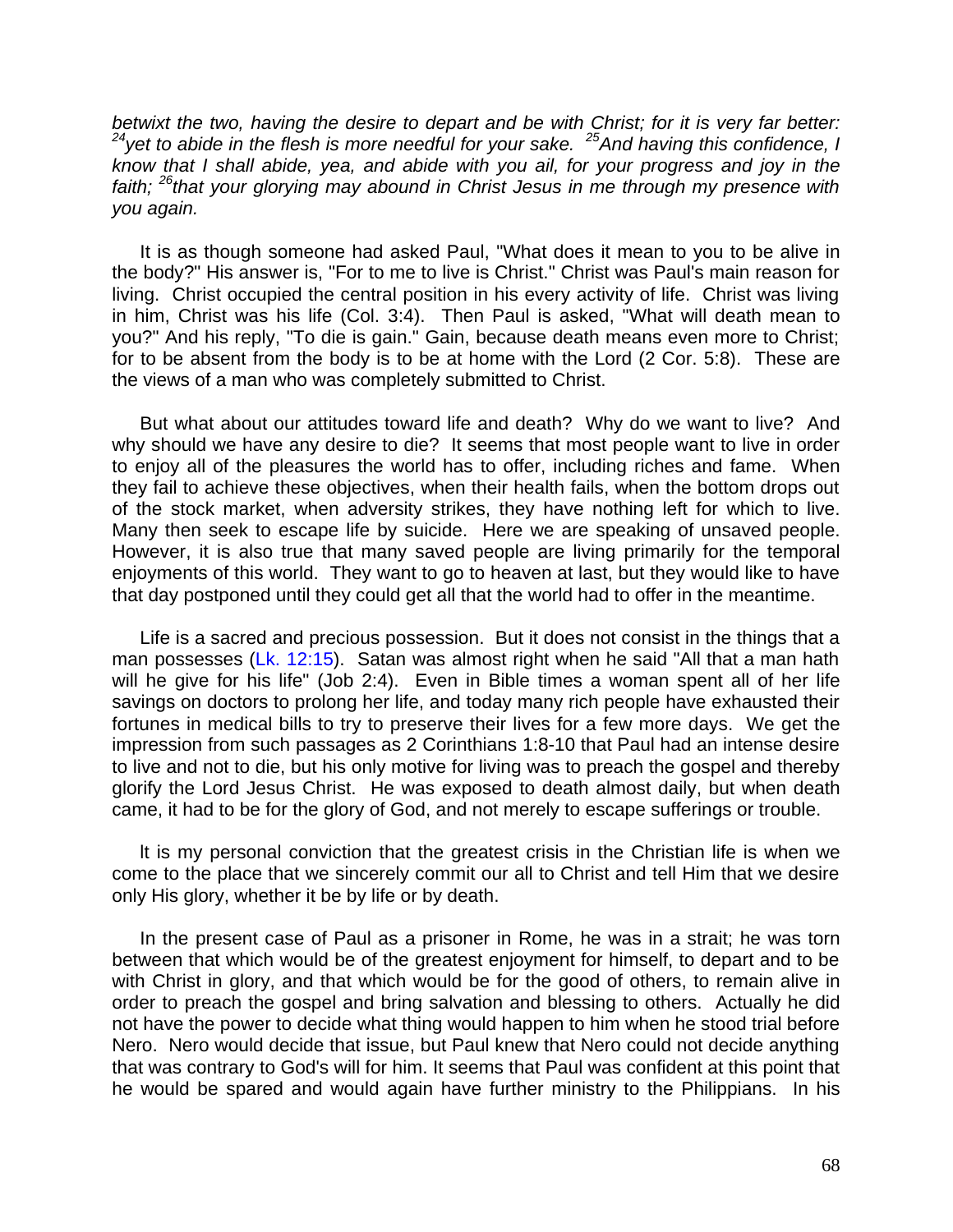*betwixt the two, having the desire to depart and be with Christ; for it is very far better: [24]yet to abide in the flesh is more needful for your sake. [25]And having this confidence, I know that I shall abide, yea, and abide with you ail, for your progress and joy in the faith; [26]that your glorying may abound in Christ Jesus in me through my presence with you again.*

It is as though someone had asked Paul, "What does it mean to you to be alive in the body?" His answer is, "For to me to live is Christ." Christ was Paul's main reason for living. Christ occupied the central position in his every activity of life. Christ was living in him, Christ was his life (Col. 3:4). Then Paul is asked, "What will death mean to you?" And his reply, "To die is gain." Gain, because death means even more to Christ; for to be absent from the body is to be at home with the Lord (2 Cor. 5:8). These are the views of a man who was completely submitted to Christ.

But what about our attitudes toward life and death? Why do we want to live? And why should we have any desire to die? It seems that most people want to live in order to enjoy all of the pleasures the world has to offer, including riches and fame. When they fail to achieve these objectives, when their health fails, when the bottom drops out of the stock market, when adversity strikes, they have nothing left for which to live. Many then seek to escape life by suicide. Here we are speaking of unsaved people. However, it is also true that many saved people are living primarily for the temporal enjoyments of this world. They want to go to heaven at last, but they would like to have that day postponed until they could get all that the world had to offer in the meantime.

Life is a sacred and precious possession. But it does not consist in the things that a man possesses (Lk. 12:15). Satan was almost right when he said "All that a man hath will he give for his life" (Job 2:4). Even in Bible times a woman spent all of her life savings on doctors to prolong her life, and today many rich people have exhausted their fortunes in medical bills to try to preserve their lives for a few more days. We get the impression from such passages as 2 Corinthians 1:8-10 that Paul had an intense desire to live and not to die, but his only motive for living was to preach the gospel and thereby glorify the Lord Jesus Christ. He was exposed to death almost daily, but when death came, it had to be for the glory of God, and not merely to escape sufferings or trouble.

It is my personal conviction that the greatest crisis in the Christian life is when we come to the place that we sincerely commit our all to Christ and tell Him that we desire only His glory, whether it be by life or by death.

In the present case of Paul as a prisoner in Rome, he was in a strait; he was torn between that which would be of the greatest enjoyment for himself, to depart and to be with Christ in glory, and that which would be for the good of others, to remain alive in order to preach the gospel and bring salvation and blessing to others. Actually he did not have the power to decide what thing would happen to him when he stood trial before Nero. Nero would decide that issue, but Paul knew that Nero could not decide anything that was contrary to God's will for him. It seems that Paul was confident at this point that he would be spared and would again have further ministry to the Philippians. In his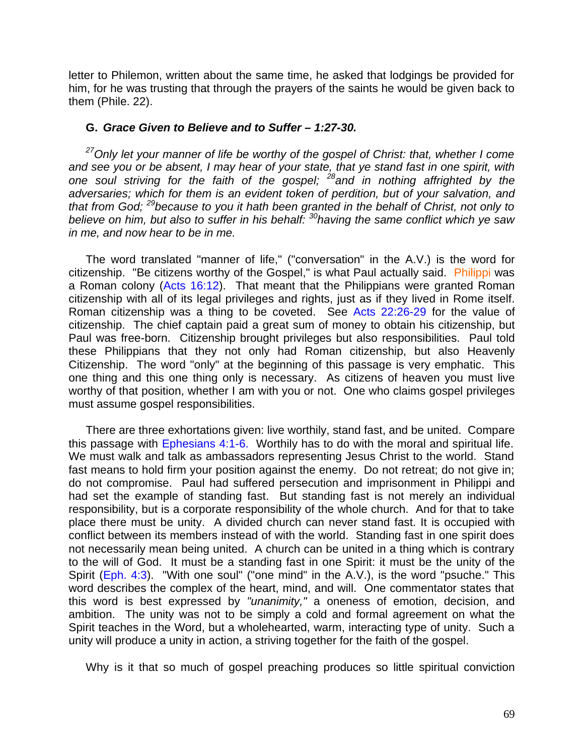letter to Philemon, written about the same time, he asked that lodgings be provided for him, for he was trusting that through the prayers of the saints he would be given back to them (Phile. 22).

### G. *Grace Given to Believe and to Suffer – 1:27-30.*

*[27]Only let your manner of life be worthy of the gospel of Christ: that, whether I come and see you or be absent, I may hear of your state, that ye stand fast in one spirit, with one soul striving for the faith of the gospel; [28]and in nothing affrighted by the adversaries; which for them is an evident token of perdition, but of your salvation, and that from God; [29]because to you it hath been granted in the behalf of Christ, not only to believe on him, but also to suffer in his behalf: [30]having the same conflict which ye saw in me, and now hear to be in me.*

The word translated "manner of life," ("conversation" in the A.V.) is the word for citizenship. "Be citizens worthy of the Gospel," is what Paul actually said. Philippi was a Roman colony (Acts 16:12). That meant that the Philippians were granted Roman citizenship with all of its legal privileges and rights, just as if they lived in Rome itself. Roman citizenship was a thing to be coveted. See Acts 22:26-29 for the value of citizenship. The chief captain paid a great sum of money to obtain his citizenship, but Paul was free-born. Citizenship brought privileges but also responsibilities. Paul told these Philippians that they not only had Roman citizenship, but also Heavenly Citizenship. The word "only" at the beginning of this passage is very emphatic. This one thing and this one thing only is necessary. As citizens of heaven you must live worthy of that position, whether I am with you or not. One who claims gospel privileges must assume gospel responsibilities.

There are three exhortations given: live worthily, stand fast, and be united. Compare this passage with Ephesians 4:1-6. Worthily has to do with the moral and spiritual life. We must walk and talk as ambassadors representing Jesus Christ to the world. Stand fast means to hold firm your position against the enemy. Do not retreat; do not give in; do not compromise. Paul had suffered persecution and imprisonment in Philippi and had set the example of standing fast. But standing fast is not merely an individual responsibility, but is a corporate responsibility of the whole church. And for that to take place there must be unity. A divided church can never stand fast. It is occupied with conflict between its members instead of with the world. Standing fast in one spirit does not necessarily mean being united. A church can be united in a thing which is contrary to the will of God. It must be a standing fast in one Spirit: it must be the unity of the Spirit (Eph. 4:3). "With one soul" ("one mind" in the A.V.), is the word "psuche." This word describes the complex of the heart, mind, and will. One commentator states that this word is best expressed by *"unanimity,"* a oneness of emotion, decision, and ambition. The unity was not to be simply a cold and formal agreement on what the Spirit teaches in the Word, but a wholehearted, warm, interacting type of unity. Such a unity will produce a unity in action, a striving together for the faith of the gospel.

Why is it that so much of gospel preaching produces so little spiritual conviction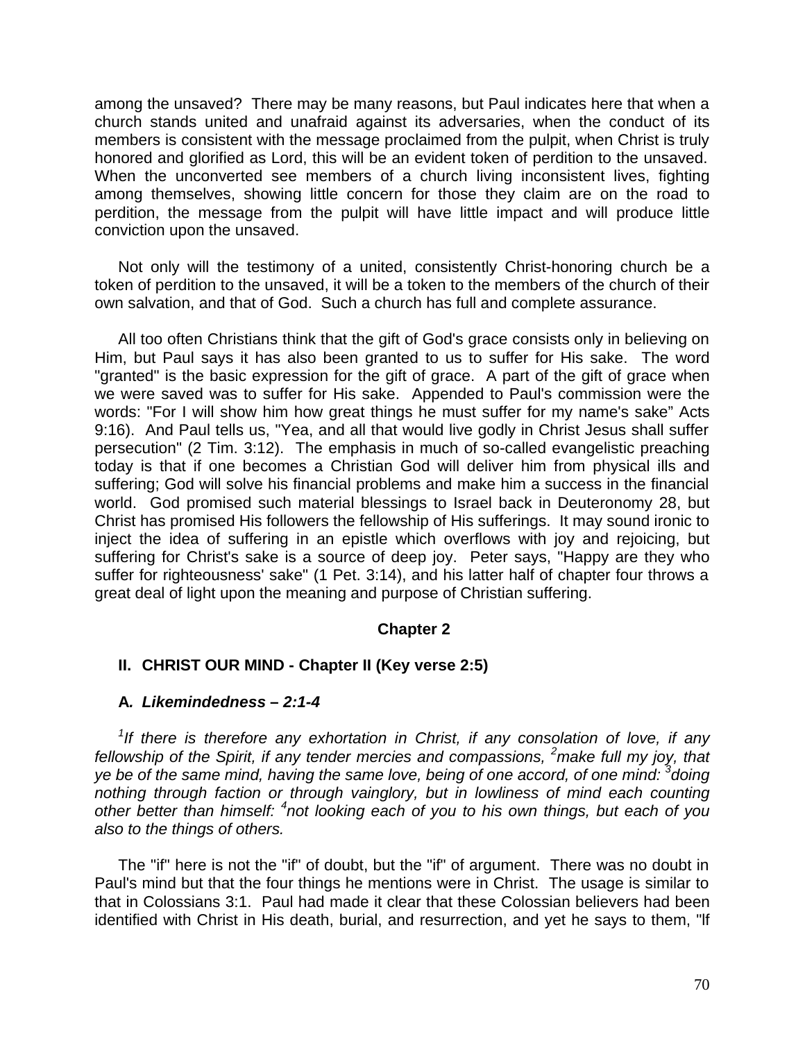among the unsaved? There may be many reasons, but Paul indicates here that when a church stands united and unafraid against its adversaries, when the conduct of its members is consistent with the message proclaimed from the pulpit, when Christ is truly honored and glorified as Lord, this will be an evident token of perdition to the unsaved. When the unconverted see members of a church living inconsistent lives, fighting among themselves, showing little concern for those they claim are on the road to perdition, the message from the pulpit will have little impact and will produce little conviction upon the unsaved.

Not only will the testimony of a united, consistently Christ-honoring church be a token of perdition to the unsaved, it will be a token to the members of the church of their own salvation, and that of God. Such a church has full and complete assurance.

All too often Christians think that the gift of God's grace consists only in believing on Him, but Paul says it has also been granted to us to suffer for His sake. The word "granted" is the basic expression for the gift of grace. A part of the gift of grace when we were saved was to suffer for His sake. Appended to Paul's commission were the words: "For I will show him how great things he must suffer for my name's sake" Acts 9:16). And Paul tells us, "Yea, and all that would live godly in Christ Jesus shall suffer persecution" (2 Tim. 3:12). The emphasis in much of so-called evangelistic preaching today is that if one becomes a Christian God will deliver him from physical ills and suffering; God will solve his financial problems and make him a success in the financial world. God promised such material blessings to Israel back in Deuteronomy 28, but Christ has promised His followers the fellowship of His sufferings. It may sound ironic to inject the idea of suffering in an epistle which overflows with joy and rejoicing, but suffering for Christ's sake is a source of deep joy. Peter says, "Happy are they who suffer for righteousness' sake" (1 Pet. 3:14), and his latter half of chapter four throws a great deal of light upon the meaning and purpose of Christian suffering.

## Chapter 2

### II. CHRIST OUR MIND - Chapter II (Key verse 2:5)

#### A. *Likemindedness – 2:1-4*

*[1]If there is therefore any exhortation in Christ, if any consolation of love, if any fellowship of the Spirit, if any tender mercies and compassions, [2]make full my joy, that ye be of the same mind, having the same love, being of one accord, of one mind: [3]doing nothing through faction or through vainglory, but in lowliness of mind each counting other better than himself: [4]not looking each of you to his own things, but each of you also to the things of others.*

The "if" here is not the "if" of doubt, but the "if" of argument. There was no doubt in Paul's mind but that the four things he mentions were in Christ. The usage is similar to that in Colossians 3:1. Paul had made it clear that these Colossian believers had been identified with Christ in His death, burial, and resurrection, and yet he says to them, "If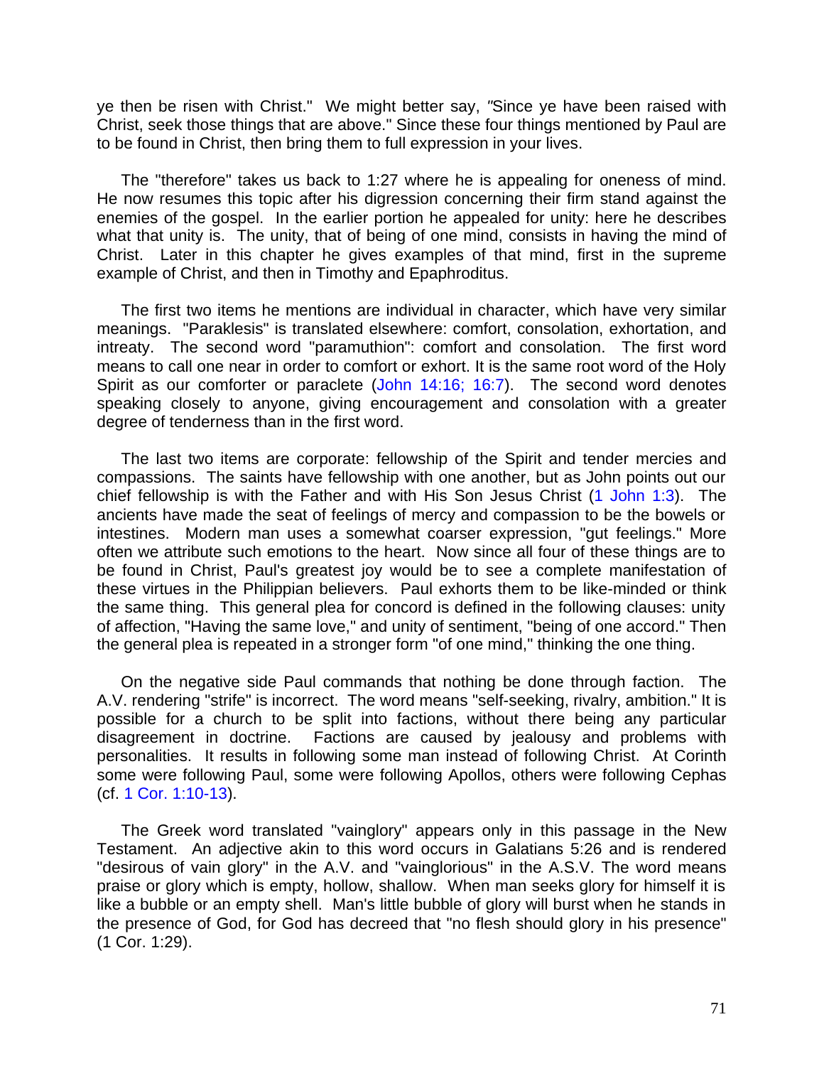ye then be risen with Christ." We might better say, "Since ye have been raised with Christ, seek those things that are above." Since these four things mentioned by Paul are to be found in Christ, then bring them to full expression in your lives.

The "therefore" takes us back to 1:27 where he is appealing for oneness of mind. He now resumes this topic after his digression concerning their firm stand against the enemies of the gospel. In the earlier portion he appealed for unity: here he describes what that unity is. The unity, that of being of one mind, consists in having the mind of Christ. Later in this chapter he gives examples of that mind, first in the supreme example of Christ, and then in Timothy and Epaphroditus.

The first two items he mentions are individual in character, which have very similar meanings. "Paraklesis" is translated elsewhere: comfort, consolation, exhortation, and intreaty. The second word "paramuthion": comfort and consolation. The first word means to call one near in order to comfort or exhort. It is the same root word of the Holy Spirit as our comforter or paraclete (John 14:16; 16:7). The second word denotes speaking closely to anyone, giving encouragement and consolation with a greater degree of tenderness than in the first word.

The last two items are corporate: fellowship of the Spirit and tender mercies and compassions. The saints have fellowship with one another, but as John points out our chief fellowship is with the Father and with His Son Jesus Christ (1 John 1:3). The ancients have made the seat of feelings of mercy and compassion to be the bowels or intestines. Modern man uses a somewhat coarser expression, "gut feelings." More often we attribute such emotions to the heart. Now since all four of these things are to be found in Christ, Paul's greatest joy would be to see a complete manifestation of these virtues in the Philippian believers. Paul exhorts them to be like-minded or think the same thing. This general plea for concord is defined in the following clauses: unity of affection, "Having the same love," and unity of sentiment, "being of one accord." Then the general plea is repeated in a stronger form "of one mind," thinking the one thing.

On the negative side Paul commands that nothing be done through faction. The A.V. rendering "strife" is incorrect. The word means "self-seeking, rivalry, ambition." It is possible for a church to be split into factions, without there being any particular disagreement in doctrine. Factions are caused by jealousy and problems with personalities. It results in following some man instead of following Christ. At Corinth some were following Paul, some were following Apollos, others were following Cephas (cf. 1 Cor. 1:10-13).

The Greek word translated "vainglory" appears only in this passage in the New Testament. An adjective akin to this word occurs in Galatians 5:26 and is rendered "desirous of vain glory" in the A.V. and "vainglorious" in the A.S.V. The word means praise or glory which is empty, hollow, shallow. When man seeks glory for himself it is like a bubble or an empty shell. Man's little bubble of glory will burst when he stands in the presence of God, for God has decreed that "no flesh should glory in his presence" (1 Cor. 1:29).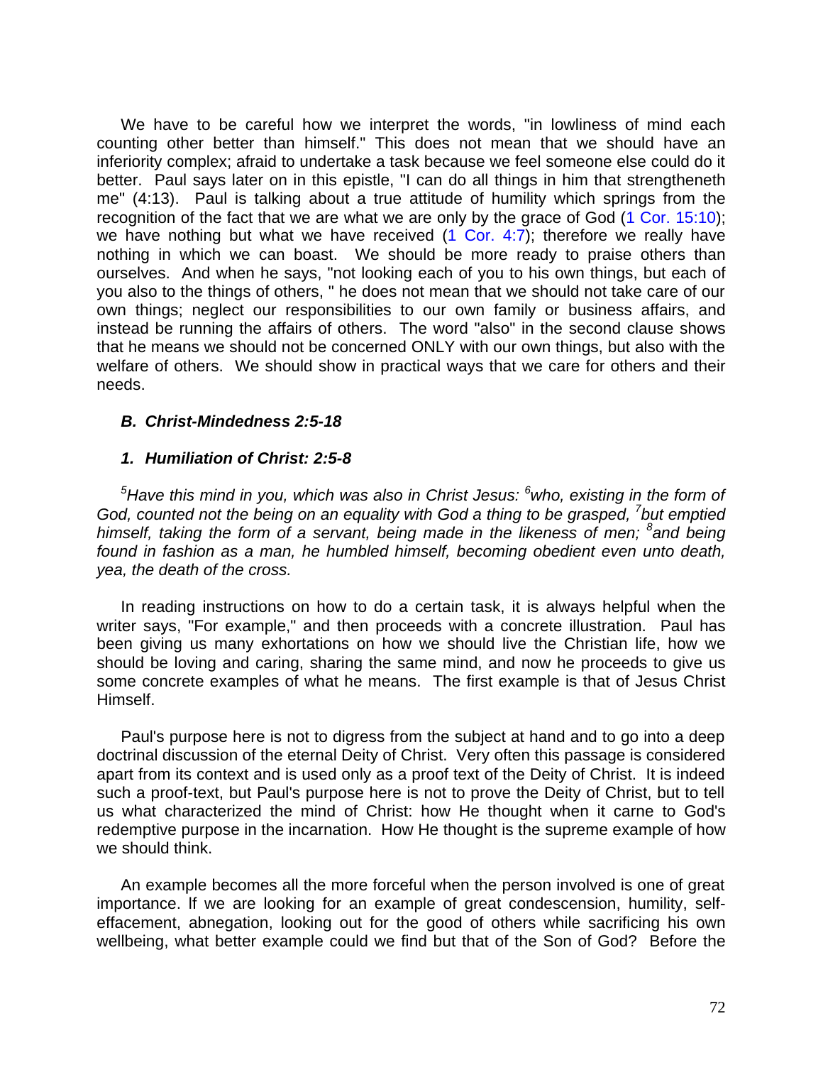We have to be careful how we interpret the words, "in lowliness of mind each counting other better than himself." This does not mean that we should have an inferiority complex; afraid to undertake a task because we feel someone else could do it better. Paul says later on in this epistle, "I can do all things in him that strengtheneth me" (4:13). Paul is talking about a true attitude of humility which springs from the recognition of the fact that we are what we are only by the grace of God (1 Cor. 15:10); we have nothing but what we have received (1 Cor. 4:7); therefore we really have nothing in which we can boast. We should be more ready to praise others than ourselves. And when he says, "not looking each of you to his own things, but each of you also to the things of others, " he does not mean that we should not take care of our own things; neglect our responsibilities to our own family or business affairs, and instead be running the affairs of others. The word "also" in the second clause shows that he means we should not be concerned ONLY with our own things, but also with the welfare of others. We should show in practical ways that we care for others and their needs.

### *B. Christ-Mindedness 2:5-18*

#### *1. Humiliation of Christ: 2:5-8*

*[5]Have this mind in you, which was also in Christ Jesus: [6]who, existing in the form of God, counted not the being on an equality with God a thing to be grasped, [7]but emptied himself, taking the form of a servant, being made in the likeness of men; [8]and being found in fashion as a man, he humbled himself, becoming obedient even unto death, yea, the death of the cross.*

In reading instructions on how to do a certain task, it is always helpful when the writer says, "For example," and then proceeds with a concrete illustration. Paul has been giving us many exhortations on how we should live the Christian life, how we should be loving and caring, sharing the same mind, and now he proceeds to give us some concrete examples of what he means. The first example is that of Jesus Christ Himself.

Paul's purpose here is not to digress from the subject at hand and to go into a deep doctrinal discussion of the eternal Deity of Christ. Very often this passage is considered apart from its context and is used only as a proof text of the Deity of Christ. It is indeed such a proof-text, but Paul's purpose here is not to prove the Deity of Christ, but to tell us what characterized the mind of Christ: how He thought when it carne to God's redemptive purpose in the incarnation. How He thought is the supreme example of how we should think.

An example becomes all the more forceful when the person involved is one of great importance. If we are looking for an example of great condescension, humility, self-effacement, abnegation, looking out for the good of others while sacrificing his own wellbeing, what better example could we find but that of the Son of God? Before the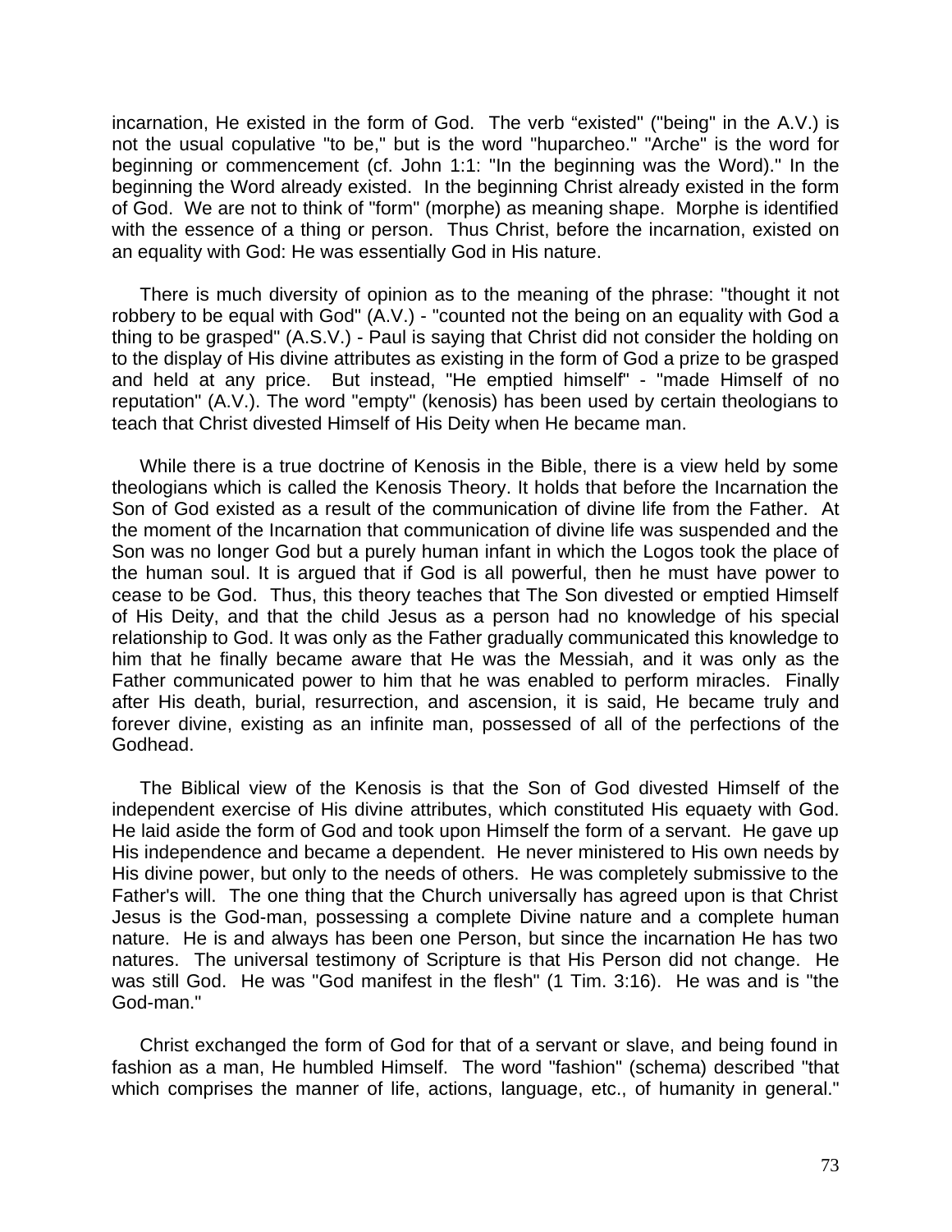incarnation, He existed in the form of God. The verb “existed" ("being" in the A.V.) is not the usual copulative "to be," but is the word "huparcheo." "Arche" is the word for beginning or commencement (cf. John 1:1: "In the beginning was the Word)." In the beginning the Word already existed. In the beginning Christ already existed in the form of God. We are not to think of "form" (morphe) as meaning shape. Morphe is identified with the essence of a thing or person. Thus Christ, before the incarnation, existed on an equality with God: He was essentially God in His nature.

There is much diversity of opinion as to the meaning of the phrase: "thought it not robbery to be equal with God" (A.V.) - "counted not the being on an equality with God a thing to be grasped" (A.S.V.) - Paul is saying that Christ did not consider the holding on to the display of His divine attributes as existing in the form of God a prize to be grasped and held at any price. But instead, "He emptied himself" - "made Himself of no reputation" (A.V.). The word "empty" (kenosis) has been used by certain theologians to teach that Christ divested Himself of His Deity when He became man.

While there is a true doctrine of Kenosis in the Bible, there is a view held by some theologians which is called the Kenosis Theory. It holds that before the Incarnation the Son of God existed as a result of the communication of divine life from the Father. At the moment of the Incarnation that communication of divine life was suspended and the Son was no longer God but a purely human infant in which the Logos took the place of the human soul. It is argued that if God is all powerful, then he must have power to cease to be God. Thus, this theory teaches that The Son divested or emptied Himself of His Deity, and that the child Jesus as a person had no knowledge of his special relationship to God. It was only as the Father gradually communicated this knowledge to him that he finally became aware that He was the Messiah, and it was only as the Father communicated power to him that he was enabled to perform miracles. Finally after His death, burial, resurrection, and ascension, it is said, He became truly and forever divine, existing as an infinite man, possessed of all of the perfections of the Godhead.

The Biblical view of the Kenosis is that the Son of God divested Himself of the independent exercise of His divine attributes, which constituted His equaety with God. He laid aside the form of God and took upon Himself the form of a servant. He gave up His independence and became a dependent. He never ministered to His own needs by His divine power, but only to the needs of others. He was completely submissive to the Father's will. The one thing that the Church universally has agreed upon is that Christ Jesus is the God-man, possessing a complete Divine nature and a complete human nature. He is and always has been one Person, but since the incarnation He has two natures. The universal testimony of Scripture is that His Person did not change. He was still God. He was "God manifest in the flesh" (1 Tim. 3:16). He was and is "the God-man."

Christ exchanged the form of God for that of a servant or slave, and being found in fashion as a man, He humbled Himself. The word "fashion" (schema) described "that which comprises the manner of life, actions, language, etc., of humanity in general."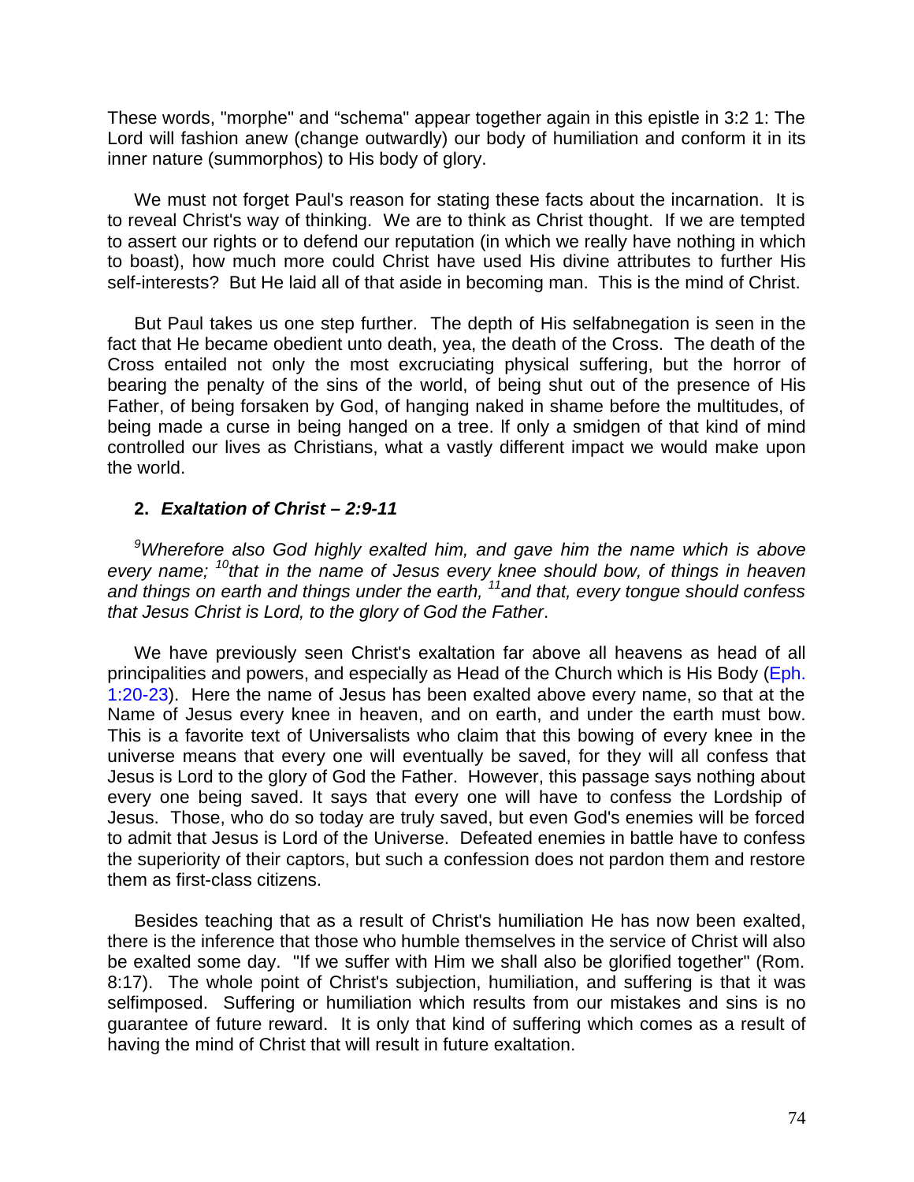These words, "morphe" and "schema" appear together again in this epistle in 3:2 1: The Lord will fashion anew (change outwardly) our body of humiliation and conform it in its inner nature (summorphos) to His body of glory.

We must not forget Paul's reason for stating these facts about the incarnation. It is to reveal Christ's way of thinking. We are to think as Christ thought. If we are tempted to assert our rights or to defend our reputation (in which we really have nothing in which to boast), how much more could Christ have used His divine attributes to further His self-interests? But He laid all of that aside in becoming man. This is the mind of Christ.

But Paul takes us one step further. The depth of His selfabnegation is seen in the fact that He became obedient unto death, yea, the death of the Cross. The death of the Cross entailed not only the most excruciating physical suffering, but the horror of bearing the penalty of the sins of the world, of being shut out of the presence of His Father, of being forsaken by God, of hanging naked in shame before the multitudes, of being made a curse in being hanged on a tree. If only a smidgen of that kind of mind controlled our lives as Christians, what a vastly different impact we would make upon the world.

### 2. *Exaltation of Christ – 2:9-11*

*[9]Wherefore also God highly exalted him, and gave him the name which is above every name; [10]that in the name of Jesus every knee should bow, of things in heaven and things on earth and things under the earth, [11]and that, every tongue should confess that Jesus Christ is Lord, to the glory of God the Father*.

We have previously seen Christ's exaltation far above all heavens as head of all principalities and powers, and especially as Head of the Church which is His Body (Eph. 1:20-23). Here the name of Jesus has been exalted above every name, so that at the Name of Jesus every knee in heaven, and on earth, and under the earth must bow. This is a favorite text of Universalists who claim that this bowing of every knee in the universe means that every one will eventually be saved, for they will all confess that Jesus is Lord to the glory of God the Father. However, this passage says nothing about every one being saved. It says that every one will have to confess the Lordship of Jesus. Those, who do so today are truly saved, but even God's enemies will be forced to admit that Jesus is Lord of the Universe. Defeated enemies in battle have to confess the superiority of their captors, but such a confession does not pardon them and restore them as first-class citizens.

Besides teaching that as a result of Christ's humiliation He has now been exalted, there is the inference that those who humble themselves in the service of Christ will also be exalted some day. "If we suffer with Him we shall also be glorified together" (Rom. 8:17). The whole point of Christ's subjection, humiliation, and suffering is that it was selfimposed. Suffering or humiliation which results from our mistakes and sins is no guarantee of future reward. It is only that kind of suffering which comes as a result of having the mind of Christ that will result in future exaltation.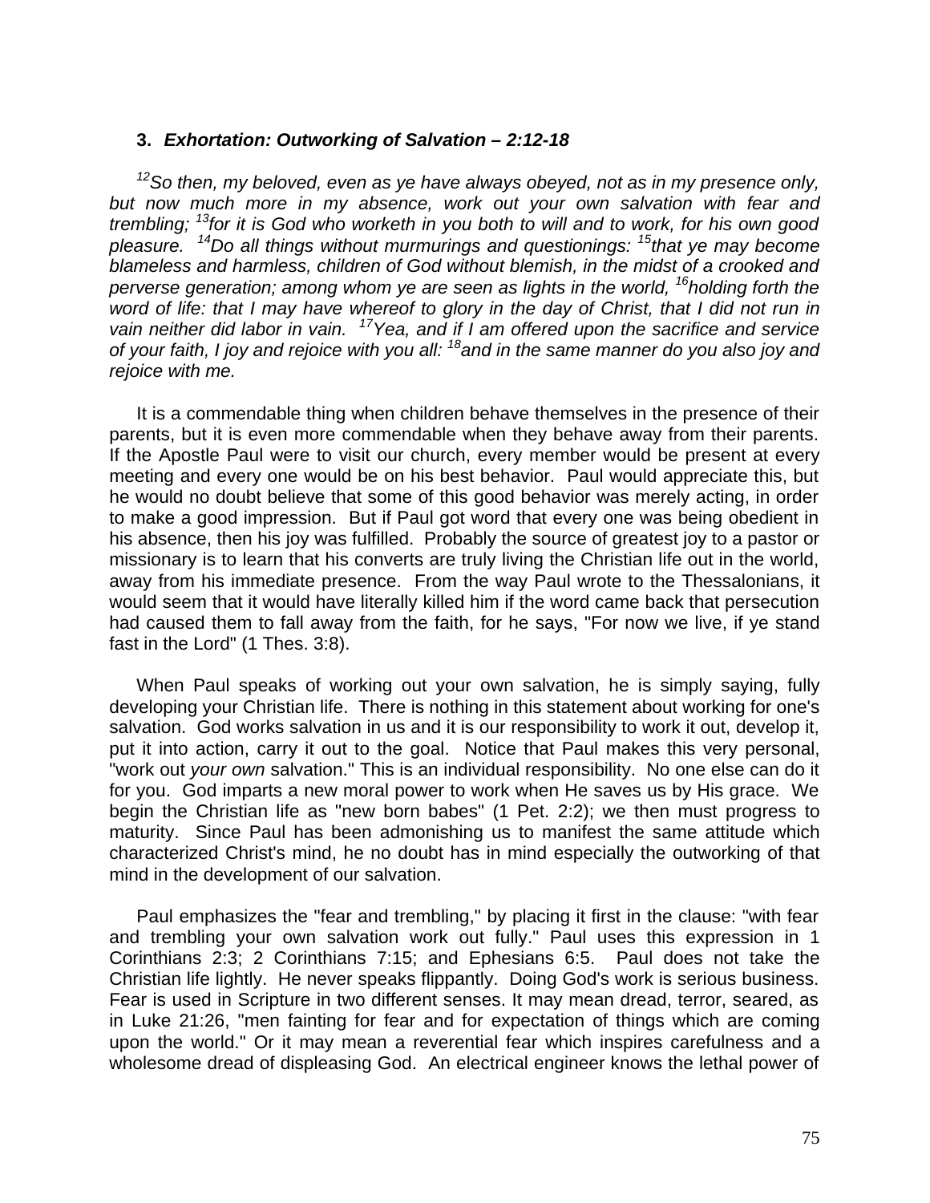### 3. *Exhortation: Outworking of Salvation – 2:12-18*

*[12]So then, my beloved, even as ye have always obeyed, not as in my presence only, but now much more in my absence, work out your own salvation with fear and trembling; [13]for it is God who worketh in you both to will and to work, for his own good pleasure. [14]Do all things without murmurings and questionings: [15]that ye may become blameless and harmless, children of God without blemish, in the midst of a crooked and perverse generation; among whom ye are seen as lights in the world, [16]holding forth the word of life: that I may have whereof to glory in the day of Christ, that I did not run in vain neither did labor in vain. [17]Yea, and if I am offered upon the sacrifice and service of your faith, I joy and rejoice with you all: [18]and in the same manner do you also joy and rejoice with me.*

It is a commendable thing when children behave themselves in the presence of their parents, but it is even more commendable when they behave away from their parents. If the Apostle Paul were to visit our church, every member would be present at every meeting and every one would be on his best behavior. Paul would appreciate this, but he would no doubt believe that some of this good behavior was merely acting, in order to make a good impression. But if Paul got word that every one was being obedient in his absence, then his joy was fulfilled. Probably the source of greatest joy to a pastor or missionary is to learn that his converts are truly living the Christian life out in the world, away from his immediate presence. From the way Paul wrote to the Thessalonians, it would seem that it would have literally killed him if the word came back that persecution had caused them to fall away from the faith, for he says, "For now we live, if ye stand fast in the Lord" (1 Thes. 3:8).

When Paul speaks of working out your own salvation, he is simply saying, fully developing your Christian life. There is nothing in this statement about working for one's salvation. God works salvation in us and it is our responsibility to work it out, develop it, put it into action, carry it out to the goal. Notice that Paul makes this very personal, "work out *your own* salvation." This is an individual responsibility. No one else can do it for you. God imparts a new moral power to work when He saves us by His grace. We begin the Christian life as "new born babes" (1 Pet. 2:2); we then must progress to maturity. Since Paul has been admonishing us to manifest the same attitude which characterized Christ's mind, he no doubt has in mind especially the outworking of that mind in the development of our salvation.

Paul emphasizes the "fear and trembling," by placing it first in the clause: "with fear and trembling your own salvation work out fully." Paul uses this expression in 1 Corinthians 2:3; 2 Corinthians 7:15; and Ephesians 6:5. Paul does not take the Christian life lightly. He never speaks flippantly. Doing God's work is serious business. Fear is used in Scripture in two different senses. It may mean dread, terror, seared, as in Luke 21:26, "men fainting for fear and for expectation of things which are coming upon the world." Or it may mean a reverential fear which inspires carefulness and a wholesome dread of displeasing God. An electrical engineer knows the lethal power of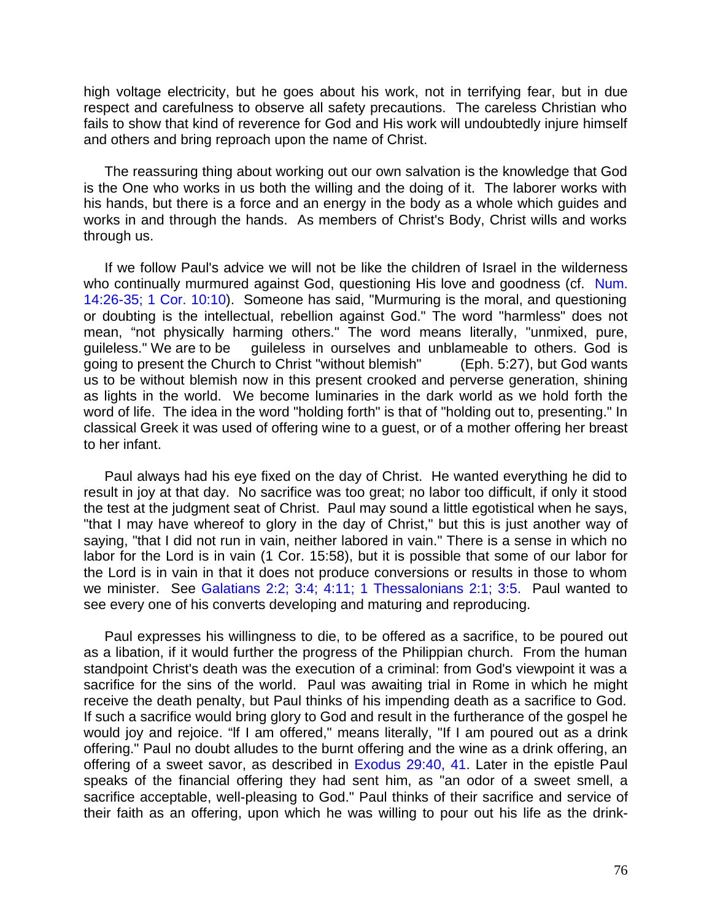high voltage electricity, but he goes about his work, not in terrifying fear, but in due respect and carefulness to observe all safety precautions. The careless Christian who fails to show that kind of reverence for God and His work will undoubtedly injure himself and others and bring reproach upon the name of Christ.

The reassuring thing about working out our own salvation is the knowledge that God is the One who works in us both the willing and the doing of it. The laborer works with his hands, but there is a force and an energy in the body as a whole which guides and works in and through the hands. As members of Christ's Body, Christ wills and works through us.

If we follow Paul's advice we will not be like the children of Israel in the wilderness who continually murmured against God, questioning His love and goodness (cf. Num. 14:26-35; 1 Cor. 10:10). Someone has said, "Murmuring is the moral, and questioning or doubting is the intellectual, rebellion against God." The word "harmless" does not mean, "not physically harming others." The word means literally, "unmixed, pure, guileless." We are to be guileless in ourselves and unblameable to others. God is going to present the Church to Christ "without blemish" (Eph. 5:27), but God wants us to be without blemish now in this present crooked and perverse generation, shining as lights in the world. We become luminaries in the dark world as we hold forth the word of life. The idea in the word "holding forth" is that of "holding out to, presenting." In classical Greek it was used of offering wine to a guest, or of a mother offering her breast to her infant.

Paul always had his eye fixed on the day of Christ. He wanted everything he did to result in joy at that day. No sacrifice was too great; no labor too difficult, if only it stood the test at the judgment seat of Christ. Paul may sound a little egotistical when he says, "that I may have whereof to glory in the day of Christ," but this is just another way of saying, "that I did not run in vain, neither labored in vain." There is a sense in which no labor for the Lord is in vain (1 Cor. 15:58), but it is possible that some of our labor for the Lord is in vain in that it does not produce conversions or results in those to whom we minister. See Galatians 2:2; 3:4; 4:11; 1 Thessalonians 2:1; 3:5. Paul wanted to see every one of his converts developing and maturing and reproducing.

Paul expresses his willingness to die, to be offered as a sacrifice, to be poured out as a libation, if it would further the progress of the Philippian church. From the human standpoint Christ's death was the execution of a criminal: from God's viewpoint it was a sacrifice for the sins of the world. Paul was awaiting trial in Rome in which he might receive the death penalty, but Paul thinks of his impending death as a sacrifice to God. If such a sacrifice would bring glory to God and result in the furtherance of the gospel he would joy and rejoice. "If I am offered," means literally, "If I am poured out as a drink offering." Paul no doubt alludes to the burnt offering and the wine as a drink offering, an offering of a sweet savor, as described in Exodus 29:40, 41. Later in the epistle Paul speaks of the financial offering they had sent him, as "an odor of a sweet smell, a sacrifice acceptable, well-pleasing to God." Paul thinks of their sacrifice and service of their faith as an offering, upon which he was willing to pour out his life as the drink-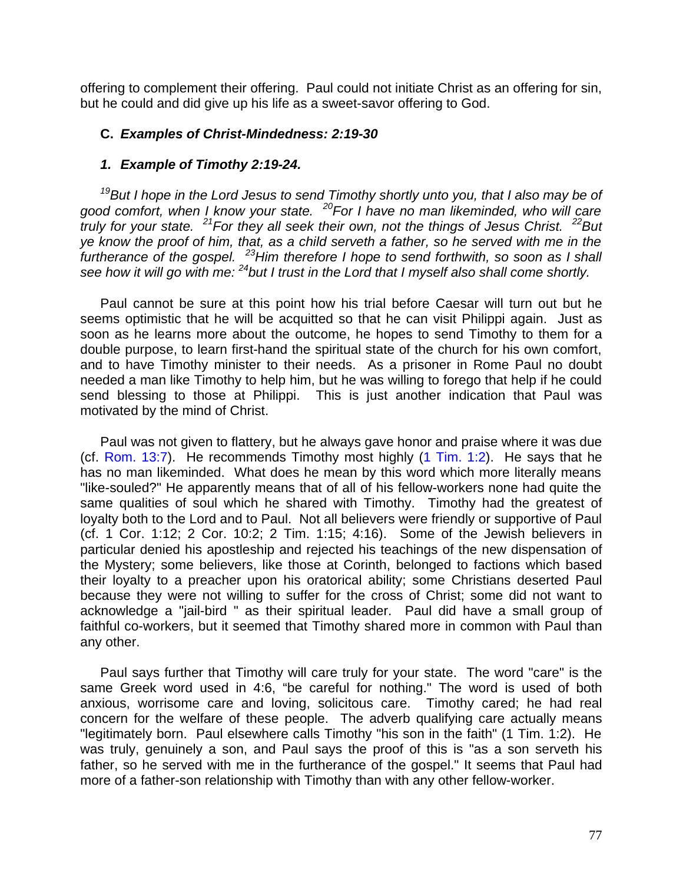offering to complement their offering. Paul could not initiate Christ as an offering for sin, but he could and did give up his life as a sweet-savor offering to God.

### C. *Examples of Christ-Mindedness: 2:19-30*

#### *1. Example of Timothy 2:19-24.*

*[19]But I hope in the Lord Jesus to send Timothy shortly unto you, that I also may be of good comfort, when I know your state. [20]For I have no man likeminded, who will care truly for your state. [21]For they all seek their own, not the things of Jesus Christ. [22]But ye know the proof of him, that, as a child serveth a father, so he served with me in the furtherance of the gospel. [23]Him therefore I hope to send forthwith, so soon as I shall see how it will go with me: [24]but I trust in the Lord that I myself also shall come shortly.*

Paul cannot be sure at this point how his trial before Caesar will turn out but he seems optimistic that he will be acquitted so that he can visit Philippi again. Just as soon as he learns more about the outcome, he hopes to send Timothy to them for a double purpose, to learn first-hand the spiritual state of the church for his own comfort, and to have Timothy minister to their needs. As a prisoner in Rome Paul no doubt needed a man like Timothy to help him, but he was willing to forego that help if he could send blessing to those at Philippi. This is just another indication that Paul was motivated by the mind of Christ.

Paul was not given to flattery, but he always gave honor and praise where it was due (cf. Rom. 13:7). He recommends Timothy most highly (1 Tim. 1:2). He says that he has no man likeminded. What does he mean by this word which more literally means "like-souled?" He apparently means that of all of his fellow-workers none had quite the same qualities of soul which he shared with Timothy. Timothy had the greatest of loyalty both to the Lord and to Paul. Not all believers were friendly or supportive of Paul (cf. 1 Cor. 1:12; 2 Cor. 10:2; 2 Tim. 1:15; 4:16). Some of the Jewish believers in particular denied his apostleship and rejected his teachings of the new dispensation of the Mystery; some believers, like those at Corinth, belonged to factions which based their loyalty to a preacher upon his oratorical ability; some Christians deserted Paul because they were not willing to suffer for the cross of Christ; some did not want to acknowledge a "jail-bird " as their spiritual leader. Paul did have a small group of faithful co-workers, but it seemed that Timothy shared more in common with Paul than any other.

Paul says further that Timothy will care truly for your state. The word "care" is the same Greek word used in 4:6, "be careful for nothing." The word is used of both anxious, worrisome care and loving, solicitous care. Timothy cared; he had real concern for the welfare of these people. The adverb qualifying care actually means "legitimately born. Paul elsewhere calls Timothy "his son in the faith" (1 Tim. 1:2). He was truly, genuinely a son, and Paul says the proof of this is "as a son serveth his father, so he served with me in the furtherance of the gospel." It seems that Paul had more of a father-son relationship with Timothy than with any other fellow-worker.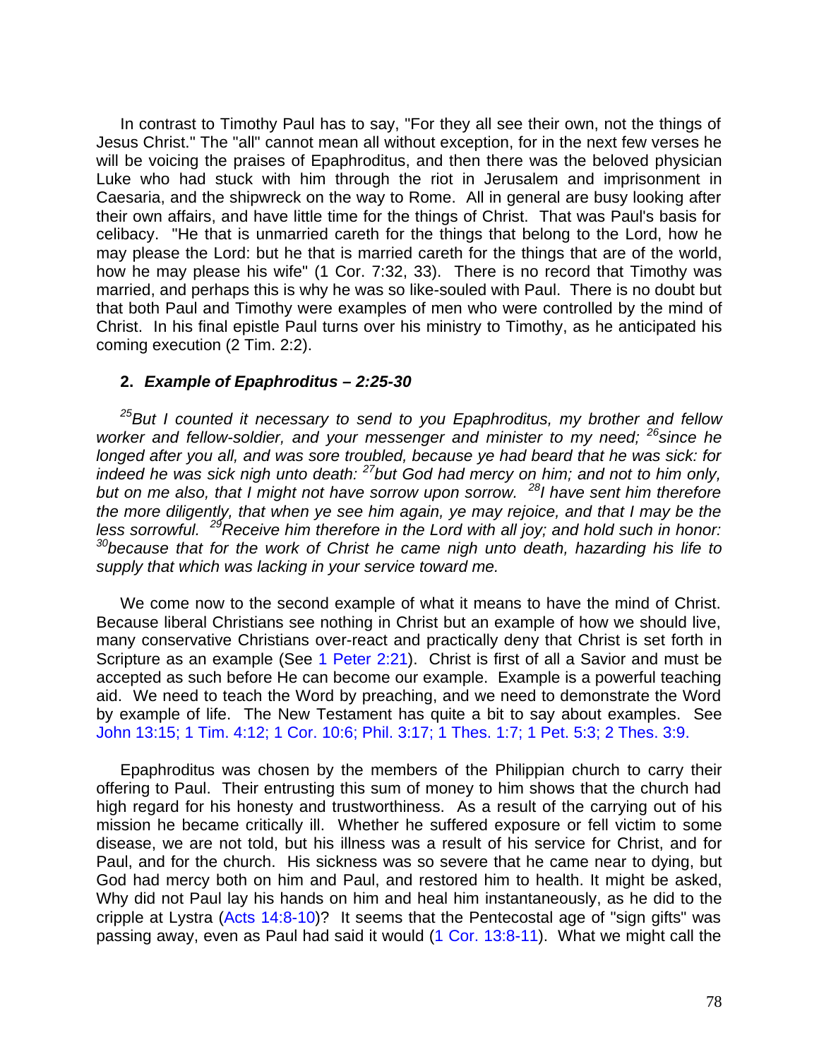In contrast to Timothy Paul has to say, "For they all see their own, not the things of Jesus Christ." The "all" cannot mean all without exception, for in the next few verses he will be voicing the praises of Epaphroditus, and then there was the beloved physician Luke who had stuck with him through the riot in Jerusalem and imprisonment in Caesaria, and the shipwreck on the way to Rome. All in general are busy looking after their own affairs, and have little time for the things of Christ. That was Paul's basis for celibacy. "He that is unmarried careth for the things that belong to the Lord, how he may please the Lord: but he that is married careth for the things that are of the world, how he may please his wife" (1 Cor. 7:32, 33). There is no record that Timothy was married, and perhaps this is why he was so like-souled with Paul. There is no doubt but that both Paul and Timothy were examples of men who were controlled by the mind of Christ. In his final epistle Paul turns over his ministry to Timothy, as he anticipated his coming execution (2 Tim. 2:2).

### 2. *Example of Epaphroditus – 2:25-30*

*[25]But I counted it necessary to send to you Epaphroditus, my brother and fellow worker and fellow-soldier, and your messenger and minister to my need; [26]since he longed after you all, and was sore troubled, because ye had beard that he was sick: for indeed he was sick nigh unto death: [27]but God had mercy on him; and not to him only, but on me also, that I might not have sorrow upon sorrow. [28]I have sent him therefore the more diligently, that when ye see him again, ye may rejoice, and that I may be the less sorrowful. [29]Receive him therefore in the Lord with all joy; and hold such in honor: [30]because that for the work of Christ he came nigh unto death, hazarding his life to supply that which was lacking in your service toward me.*

We come now to the second example of what it means to have the mind of Christ. Because liberal Christians see nothing in Christ but an example of how we should live, many conservative Christians over-react and practically deny that Christ is set forth in Scripture as an example (See 1 Peter 2:21). Christ is first of all a Savior and must be accepted as such before He can become our example. Example is a powerful teaching aid. We need to teach the Word by preaching, and we need to demonstrate the Word by example of life. The New Testament has quite a bit to say about examples. See John 13:15; 1 Tim. 4:12; 1 Cor. 10:6; Phil. 3:17; 1 Thes. 1:7; 1 Pet. 5:3; 2 Thes. 3:9.

Epaphroditus was chosen by the members of the Philippian church to carry their offering to Paul. Their entrusting this sum of money to him shows that the church had high regard for his honesty and trustworthiness. As a result of the carrying out of his mission he became critically ill. Whether he suffered exposure or fell victim to some disease, we are not told, but his illness was a result of his service for Christ, and for Paul, and for the church. His sickness was so severe that he came near to dying, but God had mercy both on him and Paul, and restored him to health. It might be asked, Why did not Paul lay his hands on him and heal him instantaneously, as he did to the cripple at Lystra (Acts 14:8-10)? It seems that the Pentecostal age of "sign gifts" was passing away, even as Paul had said it would (1 Cor. 13:8-11). What we might call the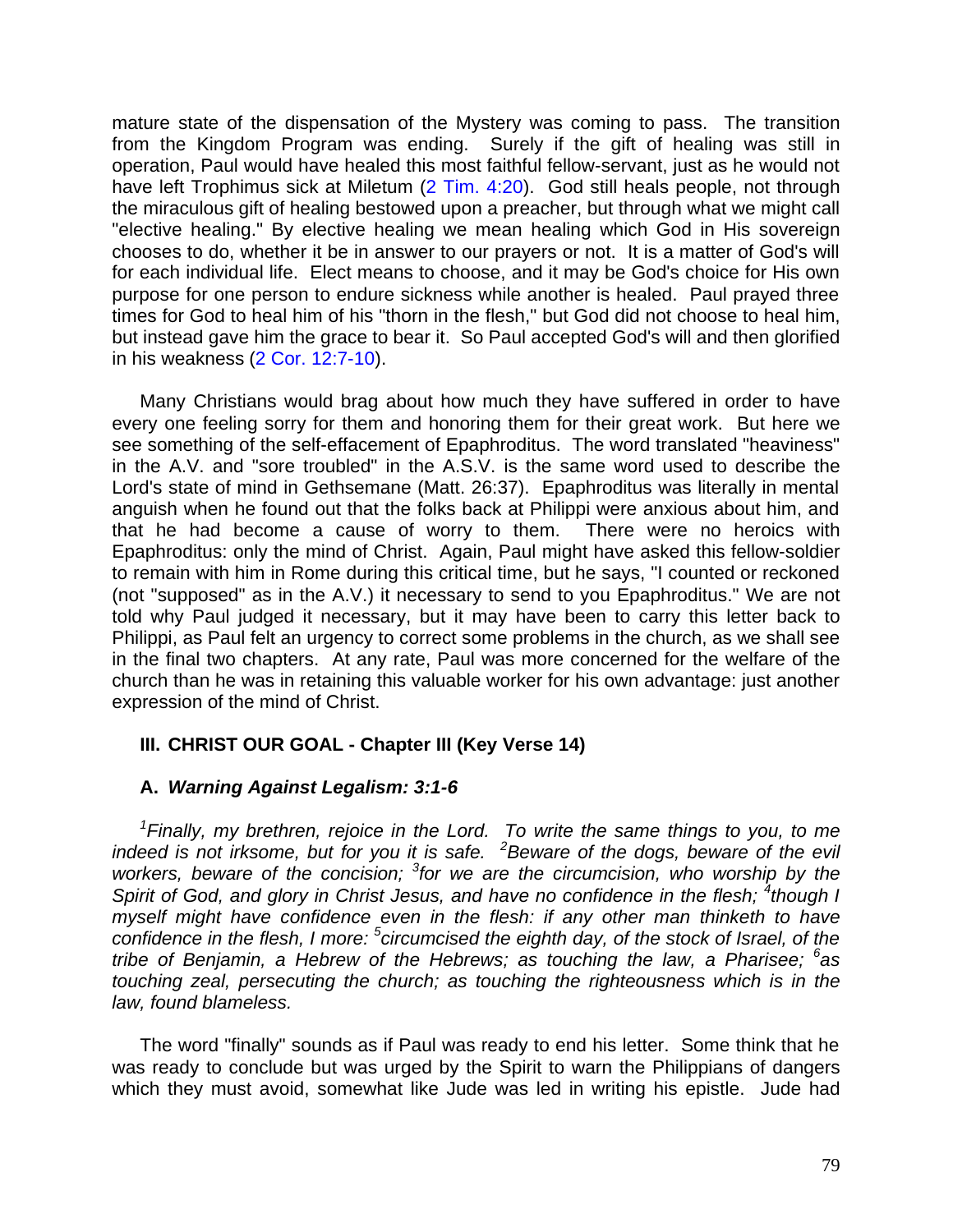mature state of the dispensation of the Mystery was coming to pass. The transition from the Kingdom Program was ending. Surely if the gift of healing was still in operation, Paul would have healed this most faithful fellow-servant, just as he would not have left Trophimus sick at Miletum (2 Tim. 4:20). God still heals people, not through the miraculous gift of healing bestowed upon a preacher, but through what we might call "elective healing." By elective healing we mean healing which God in His sovereign chooses to do, whether it be in answer to our prayers or not. It is a matter of God's will for each individual life. Elect means to choose, and it may be God's choice for His own purpose for one person to endure sickness while another is healed. Paul prayed three times for God to heal him of his "thorn in the flesh," but God did not choose to heal him, but instead gave him the grace to bear it. So Paul accepted God's will and then glorified in his weakness (2 Cor. 12:7-10).

Many Christians would brag about how much they have suffered in order to have every one feeling sorry for them and honoring them for their great work. But here we see something of the self-effacement of Epaphroditus. The word translated "heaviness" in the A.V. and "sore troubled" in the A.S.V. is the same word used to describe the Lord's state of mind in Gethsemane (Matt. 26:37). Epaphroditus was literally in mental anguish when he found out that the folks back at Philippi were anxious about him, and that he had become a cause of worry to them. There were no heroics with Epaphroditus: only the mind of Christ. Again, Paul might have asked this fellow-soldier to remain with him in Rome during this critical time, but he says, "I counted or reckoned (not "supposed" as in the A.V.) it necessary to send to you Epaphroditus." We are not told why Paul judged it necessary, but it may have been to carry this letter back to Philippi, as Paul felt an urgency to correct some problems in the church, as we shall see in the final two chapters. At any rate, Paul was more concerned for the welfare of the church than he was in retaining this valuable worker for his own advantage: just another expression of the mind of Christ.

### III. CHRIST OUR GOAL - Chapter III (Key Verse 14)

#### A. *Warning Against Legalism: 3:1-6*

*[1]Finally, my brethren, rejoice in the Lord. To write the same things to you, to me indeed is not irksome, but for you it is safe. [2]Beware of the dogs, beware of the evil workers, beware of the concision; [3]for we are the circumcision, who worship by the Spirit of God, and glory in Christ Jesus, and have no confidence in the flesh; [4]though I myself might have confidence even in the flesh: if any other man thinketh to have confidence in the flesh, I more: [5]circumcised the eighth day, of the stock of Israel, of the tribe of Benjamin, a Hebrew of the Hebrews; as touching the law, a Pharisee; [6]as touching zeal, persecuting the church; as touching the righteousness which is in the law, found blameless.*

The word "finally" sounds as if Paul was ready to end his letter. Some think that he was ready to conclude but was urged by the Spirit to warn the Philippians of dangers which they must avoid, somewhat like Jude was led in writing his epistle. Jude had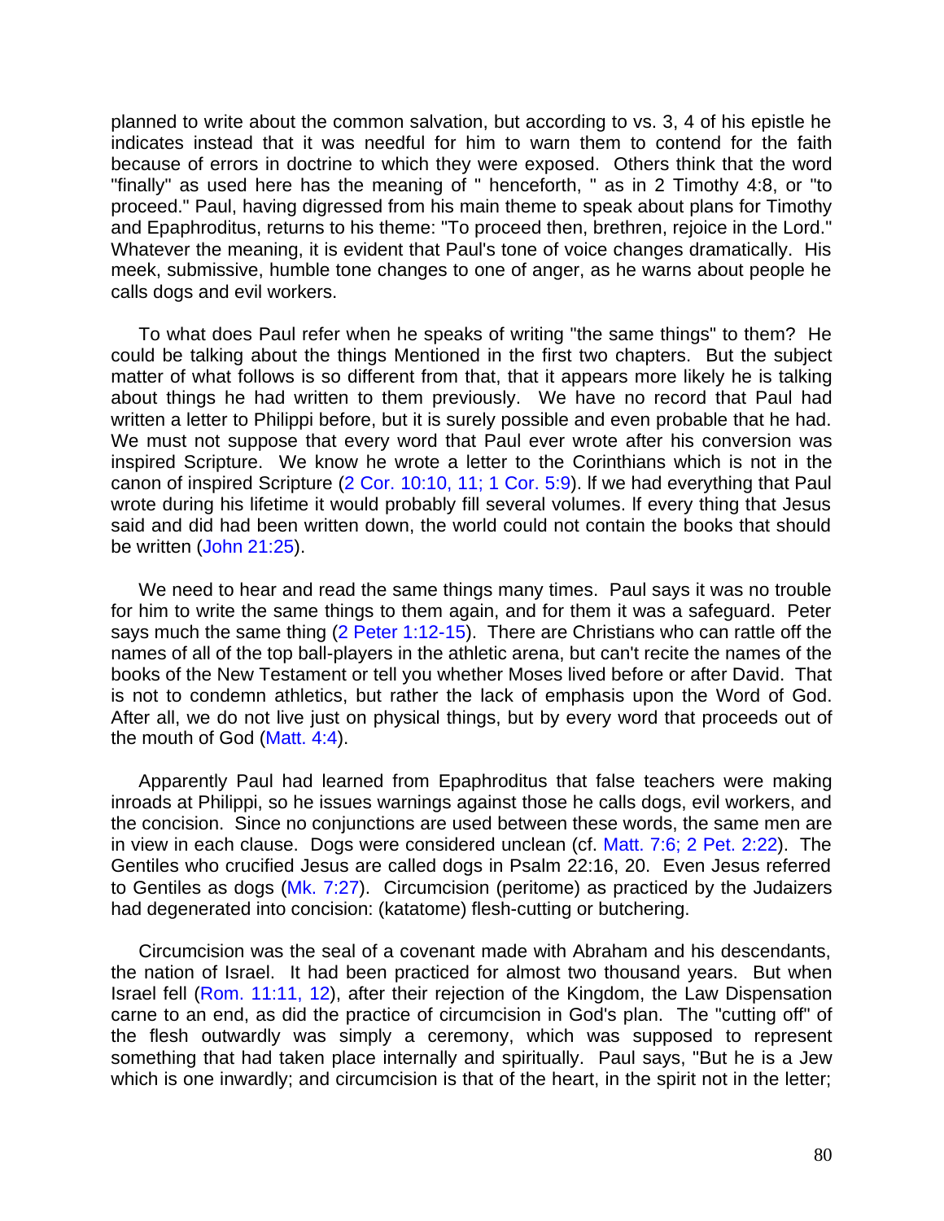planned to write about the common salvation, but according to vs. 3, 4 of his epistle he indicates instead that it was needful for him to warn them to contend for the faith because of errors in doctrine to which they were exposed. Others think that the word "finally" as used here has the meaning of " henceforth, " as in 2 Timothy 4:8, or "to proceed." Paul, having digressed from his main theme to speak about plans for Timothy and Epaphroditus, returns to his theme: "To proceed then, brethren, rejoice in the Lord." Whatever the meaning, it is evident that Paul's tone of voice changes dramatically. His meek, submissive, humble tone changes to one of anger, as he warns about people he calls dogs and evil workers.

To what does Paul refer when he speaks of writing "the same things" to them? He could be talking about the things Mentioned in the first two chapters. But the subject matter of what follows is so different from that, that it appears more likely he is talking about things he had written to them previously. We have no record that Paul had written a letter to Philippi before, but it is surely possible and even probable that he had. We must not suppose that every word that Paul ever wrote after his conversion was inspired Scripture. We know he wrote a letter to the Corinthians which is not in the canon of inspired Scripture (2 Cor. 10:10, 11; 1 Cor. 5:9). If we had everything that Paul wrote during his lifetime it would probably fill several volumes. If every thing that Jesus said and did had been written down, the world could not contain the books that should be written (John 21:25).

We need to hear and read the same things many times. Paul says it was no trouble for him to write the same things to them again, and for them it was a safeguard. Peter says much the same thing (2 Peter 1:12-15). There are Christians who can rattle off the names of all of the top ball-players in the athletic arena, but can't recite the names of the books of the New Testament or tell you whether Moses lived before or after David. That is not to condemn athletics, but rather the lack of emphasis upon the Word of God. After all, we do not live just on physical things, but by every word that proceeds out of the mouth of God (Matt. 4:4).

Apparently Paul had learned from Epaphroditus that false teachers were making inroads at Philippi, so he issues warnings against those he calls dogs, evil workers, and the concision. Since no conjunctions are used between these words, the same men are in view in each clause. Dogs were considered unclean (cf. Matt. 7:6; 2 Pet. 2:22). The Gentiles who crucified Jesus are called dogs in Psalm 22:16, 20. Even Jesus referred to Gentiles as dogs (Mk. 7:27). Circumcision (peritome) as practiced by the Judaizers had degenerated into concision: (katatome) flesh-cutting or butchering.

Circumcision was the seal of a covenant made with Abraham and his descendants, the nation of Israel. It had been practiced for almost two thousand years. But when Israel fell (Rom. 11:11, 12), after their rejection of the Kingdom, the Law Dispensation carne to an end, as did the practice of circumcision in God's plan. The "cutting off" of the flesh outwardly was simply a ceremony, which was supposed to represent something that had taken place internally and spiritually. Paul says, "But he is a Jew which is one inwardly; and circumcision is that of the heart, in the spirit not in the letter;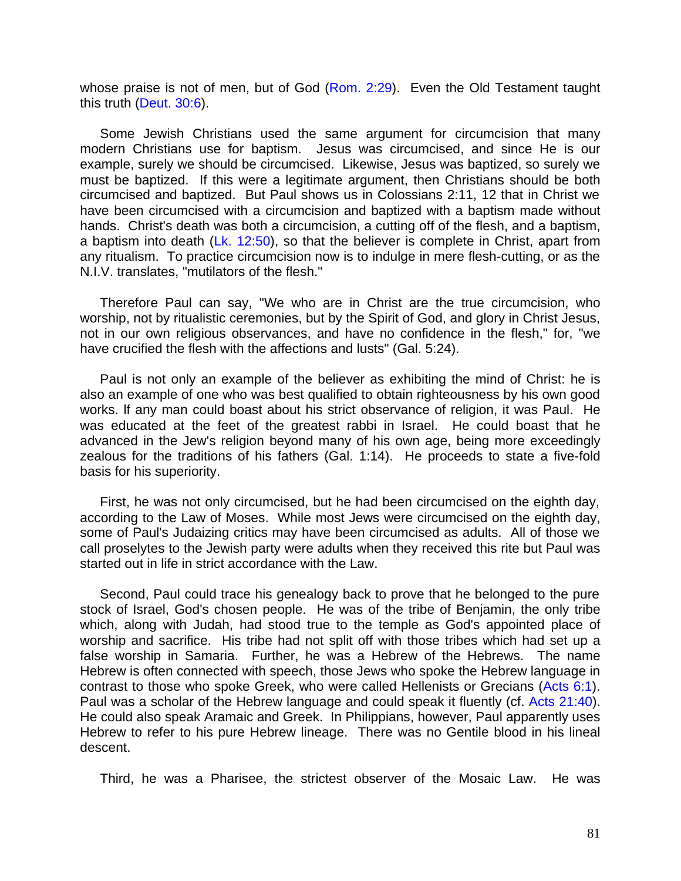whose praise is not of men, but of God (Rom. 2:29). Even the Old Testament taught this truth (Deut. 30:6).

Some Jewish Christians used the same argument for circumcision that many modern Christians use for baptism. Jesus was circumcised, and since He is our example, surely we should be circumcised. Likewise, Jesus was baptized, so surely we must be baptized. If this were a legitimate argument, then Christians should be both circumcised and baptized. But Paul shows us in Colossians 2:11, 12 that in Christ we have been circumcised with a circumcision and baptized with a baptism made without hands. Christ's death was both a circumcision, a cutting off of the flesh, and a baptism, a baptism into death (Lk. 12:50), so that the believer is complete in Christ, apart from any ritualism. To practice circumcision now is to indulge in mere flesh-cutting, or as the N.I.V. translates, "mutilators of the flesh."

Therefore Paul can say, "We who are in Christ are the true circumcision, who worship, not by ritualistic ceremonies, but by the Spirit of God, and glory in Christ Jesus, not in our own religious observances, and have no confidence in the flesh," for, "we have crucified the flesh with the affections and lusts" (Gal. 5:24).

Paul is not only an example of the believer as exhibiting the mind of Christ: he is also an example of one who was best qualified to obtain righteousness by his own good works. If any man could boast about his strict observance of religion, it was Paul. He was educated at the feet of the greatest rabbi in Israel. He could boast that he advanced in the Jew's religion beyond many of his own age, being more exceedingly zealous for the traditions of his fathers (Gal. 1:14). He proceeds to state a five-fold basis for his superiority.

First, he was not only circumcised, but he had been circumcised on the eighth day, according to the Law of Moses. While most Jews were circumcised on the eighth day, some of Paul's Judaizing critics may have been circumcised as adults. All of those we call proselytes to the Jewish party were adults when they received this rite but Paul was started out in life in strict accordance with the Law.

Second, Paul could trace his genealogy back to prove that he belonged to the pure stock of Israel, God's chosen people. He was of the tribe of Benjamin, the only tribe which, along with Judah, had stood true to the temple as God's appointed place of worship and sacrifice. His tribe had not split off with those tribes which had set up a false worship in Samaria. Further, he was a Hebrew of the Hebrews. The name Hebrew is often connected with speech, those Jews who spoke the Hebrew language in contrast to those who spoke Greek, who were called Hellenists or Grecians (Acts 6:1). Paul was a scholar of the Hebrew language and could speak it fluently (cf. Acts 21:40). He could also speak Aramaic and Greek. In Philippians, however, Paul apparently uses Hebrew to refer to his pure Hebrew lineage. There was no Gentile blood in his lineal descent.

Third, he was a Pharisee, the strictest observer of the Mosaic Law. He was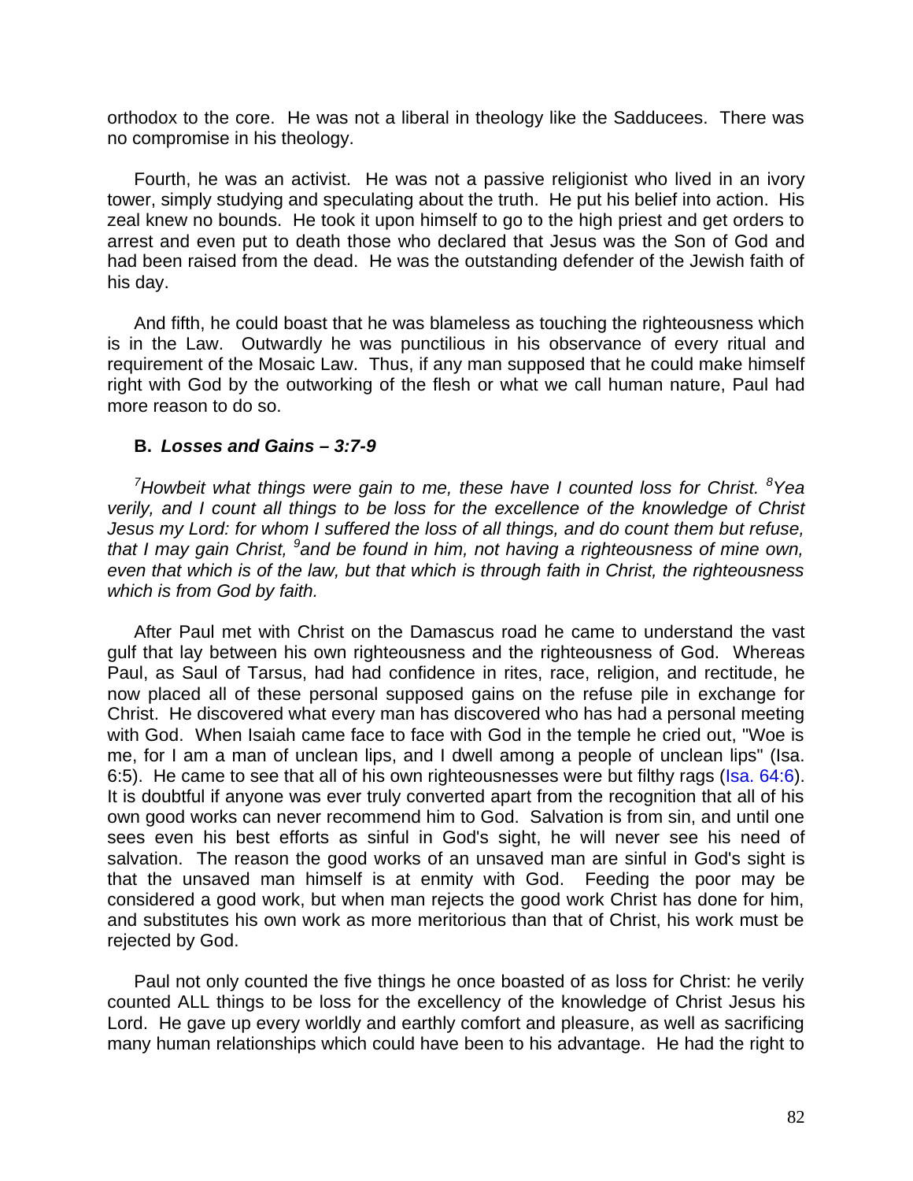orthodox to the core. He was not a liberal in theology like the Sadducees. There was no compromise in his theology.

Fourth, he was an activist. He was not a passive religionist who lived in an ivory tower, simply studying and speculating about the truth. He put his belief into action. His zeal knew no bounds. He took it upon himself to go to the high priest and get orders to arrest and even put to death those who declared that Jesus was the Son of God and had been raised from the dead. He was the outstanding defender of the Jewish faith of his day.

And fifth, he could boast that he was blameless as touching the righteousness which is in the Law. Outwardly he was punctilious in his observance of every ritual and requirement of the Mosaic Law. Thus, if any man supposed that he could make himself right with God by the outworking of the flesh or what we call human nature, Paul had more reason to do so.

### B. *Losses and Gains – 3:7-9*

*[7]Howbeit what things were gain to me, these have I counted loss for Christ. [8]Yea verily, and I count all things to be loss for the excellence of the knowledge of Christ Jesus my Lord: for whom I suffered the loss of all things, and do count them but refuse, that I may gain Christ, [9]and be found in him, not having a righteousness of mine own, even that which is of the law, but that which is through faith in Christ, the righteousness which is from God by faith.*

After Paul met with Christ on the Damascus road he came to understand the vast gulf that lay between his own righteousness and the righteousness of God. Whereas Paul, as Saul of Tarsus, had had confidence in rites, race, religion, and rectitude, he now placed all of these personal supposed gains on the refuse pile in exchange for Christ. He discovered what every man has discovered who has had a personal meeting with God. When Isaiah came face to face with God in the temple he cried out, "Woe is me, for I am a man of unclean lips, and I dwell among a people of unclean lips" (Isa. 6:5). He came to see that all of his own righteousnesses were but filthy rags (Isa. 64:6). It is doubtful if anyone was ever truly converted apart from the recognition that all of his own good works can never recommend him to God. Salvation is from sin, and until one sees even his best efforts as sinful in God's sight, he will never see his need of salvation. The reason the good works of an unsaved man are sinful in God's sight is that the unsaved man himself is at enmity with God. Feeding the poor may be considered a good work, but when man rejects the good work Christ has done for him, and substitutes his own work as more meritorious than that of Christ, his work must be rejected by God.

Paul not only counted the five things he once boasted of as loss for Christ: he verily counted ALL things to be loss for the excellency of the knowledge of Christ Jesus his Lord. He gave up every worldly and earthly comfort and pleasure, as well as sacrificing many human relationships which could have been to his advantage. He had the right to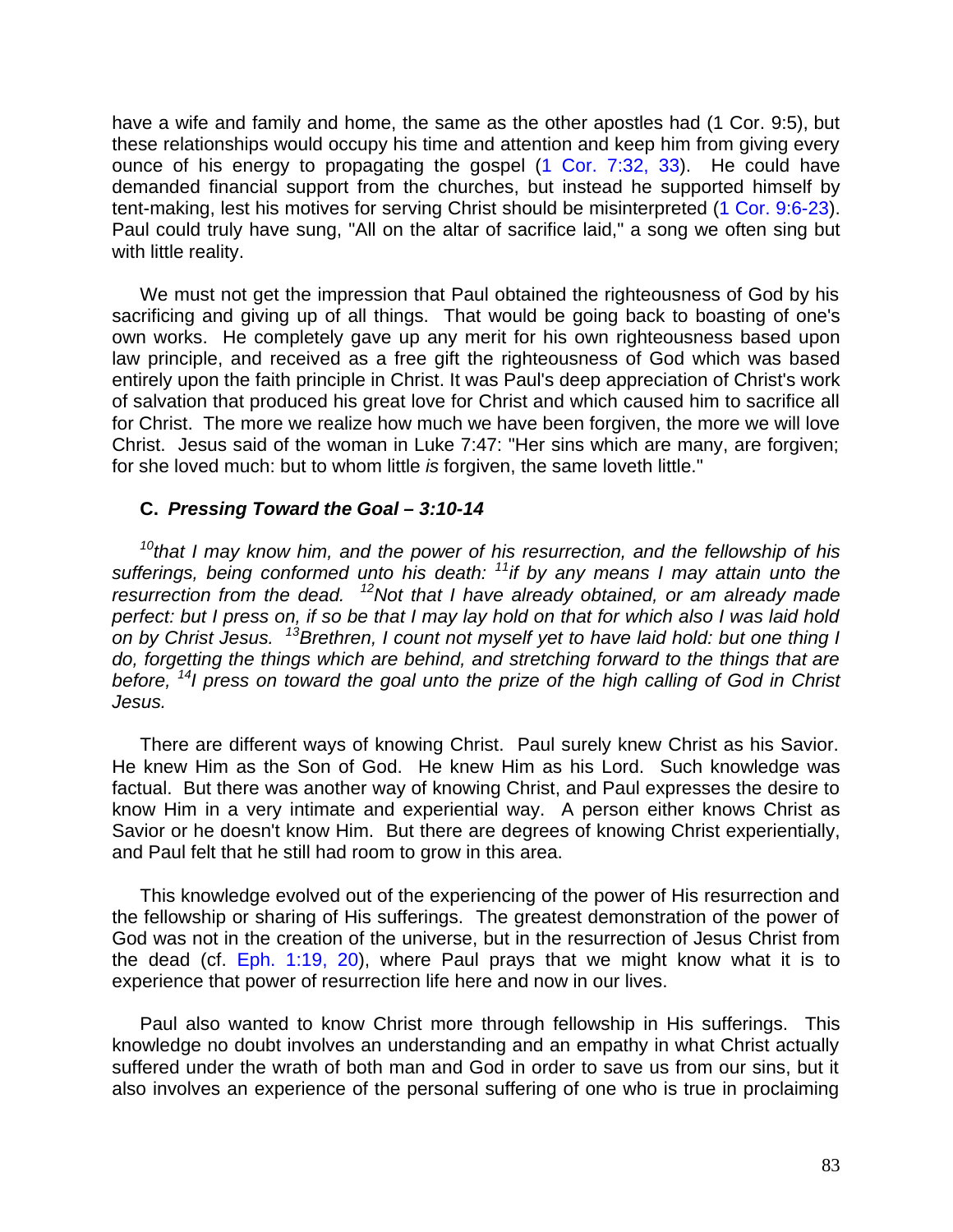have a wife and family and home, the same as the other apostles had (1 Cor. 9:5), but these relationships would occupy his time and attention and keep him from giving every ounce of his energy to propagating the gospel (1 Cor. 7:32, 33). He could have demanded financial support from the churches, but instead he supported himself by tent-making, lest his motives for serving Christ should be misinterpreted (1 Cor. 9:6-23). Paul could truly have sung, "All on the altar of sacrifice laid," a song we often sing but with little reality.

We must not get the impression that Paul obtained the righteousness of God by his sacrificing and giving up of all things. That would be going back to boasting of one's own works. He completely gave up any merit for his own righteousness based upon law principle, and received as a free gift the righteousness of God which was based entirely upon the faith principle in Christ. It was Paul's deep appreciation of Christ's work of salvation that produced his great love for Christ and which caused him to sacrifice all for Christ. The more we realize how much we have been forgiven, the more we will love Christ. Jesus said of the woman in Luke 7:47: "Her sins which are many, are forgiven; for she loved much: but to whom little *is* forgiven, the same loveth little."

### C. *Pressing Toward the Goal – 3:10-14*

*[10]that I may know him, and the power of his resurrection, and the fellowship of his sufferings, being conformed unto his death: [11]if by any means I may attain unto the resurrection from the dead. [12]Not that I have already obtained, or am already made perfect: but I press on, if so be that I may lay hold on that for which also I was laid hold on by Christ Jesus. [13]Brethren, I count not myself yet to have laid hold: but one thing I do, forgetting the things which are behind, and stretching forward to the things that are before, [14]I press on toward the goal unto the prize of the high calling of God in Christ Jesus.*

There are different ways of knowing Christ. Paul surely knew Christ as his Savior. He knew Him as the Son of God. He knew Him as his Lord. Such knowledge was factual. But there was another way of knowing Christ, and Paul expresses the desire to know Him in a very intimate and experiential way. A person either knows Christ as Savior or he doesn't know Him. But there are degrees of knowing Christ experientially, and Paul felt that he still had room to grow in this area.

This knowledge evolved out of the experiencing of the power of His resurrection and the fellowship or sharing of His sufferings. The greatest demonstration of the power of God was not in the creation of the universe, but in the resurrection of Jesus Christ from the dead (cf. Eph. 1:19, 20), where Paul prays that we might know what it is to experience that power of resurrection life here and now in our lives.

Paul also wanted to know Christ more through fellowship in His sufferings. This knowledge no doubt involves an understanding and an empathy in what Christ actually suffered under the wrath of both man and God in order to save us from our sins, but it also involves an experience of the personal suffering of one who is true in proclaiming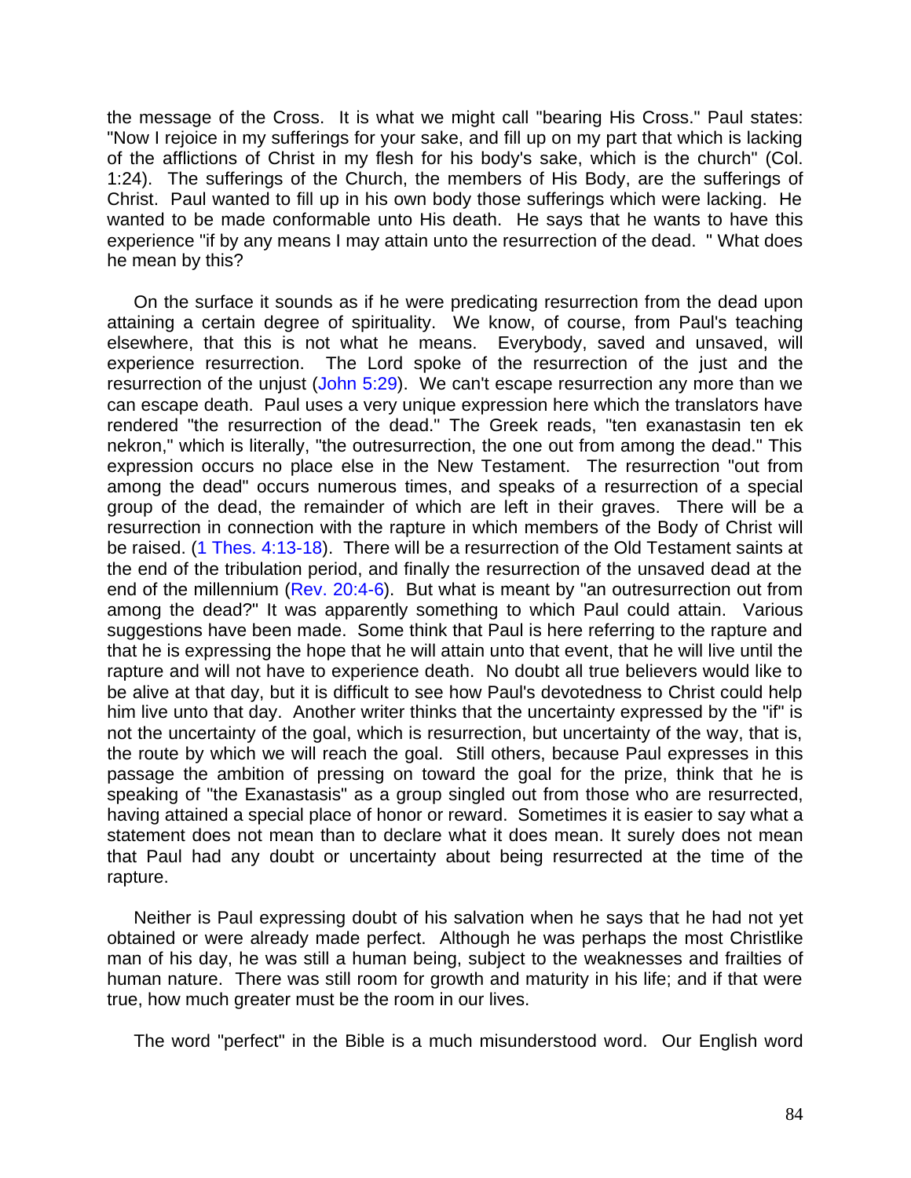the message of the Cross. It is what we might call "bearing His Cross." Paul states: "Now I rejoice in my sufferings for your sake, and fill up on my part that which is lacking of the afflictions of Christ in my flesh for his body's sake, which is the church" (Col. 1:24). The sufferings of the Church, the members of His Body, are the sufferings of Christ. Paul wanted to fill up in his own body those sufferings which were lacking. He wanted to be made conformable unto His death. He says that he wants to have this experience "if by any means I may attain unto the resurrection of the dead. " What does he mean by this?

On the surface it sounds as if he were predicating resurrection from the dead upon attaining a certain degree of spirituality. We know, of course, from Paul's teaching elsewhere, that this is not what he means. Everybody, saved and unsaved, will experience resurrection. The Lord spoke of the resurrection of the just and the resurrection of the unjust (John 5:29). We can't escape resurrection any more than we can escape death. Paul uses a very unique expression here which the translators have rendered "the resurrection of the dead." The Greek reads, "ten exanastasin ten ek nekron," which is literally, "the outresurrection, the one out from among the dead." This expression occurs no place else in the New Testament. The resurrection "out from among the dead" occurs numerous times, and speaks of a resurrection of a special group of the dead, the remainder of which are left in their graves. There will be a resurrection in connection with the rapture in which members of the Body of Christ will be raised. (1 Thes. 4:13-18). There will be a resurrection of the Old Testament saints at the end of the tribulation period, and finally the resurrection of the unsaved dead at the end of the millennium (Rev. 20:4-6). But what is meant by "an outresurrection out from among the dead?" It was apparently something to which Paul could attain. Various suggestions have been made. Some think that Paul is here referring to the rapture and that he is expressing the hope that he will attain unto that event, that he will live until the rapture and will not have to experience death. No doubt all true believers would like to be alive at that day, but it is difficult to see how Paul's devotedness to Christ could help him live unto that day. Another writer thinks that the uncertainty expressed by the "if" is not the uncertainty of the goal, which is resurrection, but uncertainty of the way, that is, the route by which we will reach the goal. Still others, because Paul expresses in this passage the ambition of pressing on toward the goal for the prize, think that he is speaking of "the Exanastasis" as a group singled out from those who are resurrected, having attained a special place of honor or reward. Sometimes it is easier to say what a statement does not mean than to declare what it does mean. It surely does not mean that Paul had any doubt or uncertainty about being resurrected at the time of the rapture.

Neither is Paul expressing doubt of his salvation when he says that he had not yet obtained or were already made perfect. Although he was perhaps the most Christlike man of his day, he was still a human being, subject to the weaknesses and frailties of human nature. There was still room for growth and maturity in his life; and if that were true, how much greater must be the room in our lives.

The word "perfect" in the Bible is a much misunderstood word. Our English word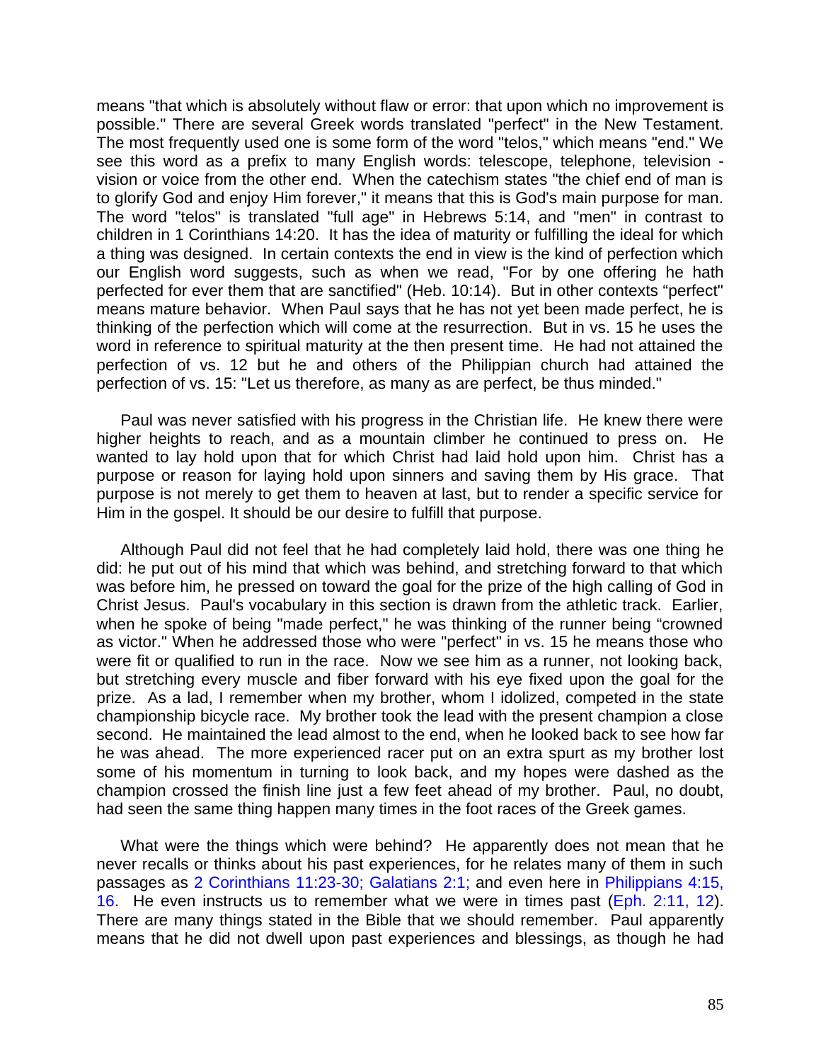means "that which is absolutely without flaw or error: that upon which no improvement is possible." There are several Greek words translated "perfect" in the New Testament. The most frequently used one is some form of the word "telos," which means "end." We see this word as a prefix to many English words: telescope, telephone, television - vision or voice from the other end. When the catechism states "the chief end of man is to glorify God and enjoy Him forever," it means that this is God's main purpose for man. The word "telos" is translated "full age" in Hebrews 5:14, and "men" in contrast to children in 1 Corinthians 14:20. It has the idea of maturity or fulfilling the ideal for which a thing was designed. In certain contexts the end in view is the kind of perfection which our English word suggests, such as when we read, "For by one offering he hath perfected for ever them that are sanctified" (Heb. 10:14). But in other contexts "perfect" means mature behavior. When Paul says that he has not yet been made perfect, he is thinking of the perfection which will come at the resurrection. But in vs. 15 he uses the word in reference to spiritual maturity at the then present time. He had not attained the perfection of vs. 12 but he and others of the Philippian church had attained the perfection of vs. 15: "Let us therefore, as many as are perfect, be thus minded."

Paul was never satisfied with his progress in the Christian life. He knew there were higher heights to reach, and as a mountain climber he continued to press on. He wanted to lay hold upon that for which Christ had laid hold upon him. Christ has a purpose or reason for laying hold upon sinners and saving them by His grace. That purpose is not merely to get them to heaven at last, but to render a specific service for Him in the gospel. It should be our desire to fulfill that purpose.

Although Paul did not feel that he had completely laid hold, there was one thing he did: he put out of his mind that which was behind, and stretching forward to that which was before him, he pressed on toward the goal for the prize of the high calling of God in Christ Jesus. Paul's vocabulary in this section is drawn from the athletic track. Earlier, when he spoke of being "made perfect," he was thinking of the runner being "crowned as victor." When he addressed those who were "perfect" in vs. 15 he means those who were fit or qualified to run in the race. Now we see him as a runner, not looking back, but stretching every muscle and fiber forward with his eye fixed upon the goal for the prize. As a lad, I remember when my brother, whom I idolized, competed in the state championship bicycle race. My brother took the lead with the present champion a close second. He maintained the lead almost to the end, when he looked back to see how far he was ahead. The more experienced racer put on an extra spurt as my brother lost some of his momentum in turning to look back, and my hopes were dashed as the champion crossed the finish line just a few feet ahead of my brother. Paul, no doubt, had seen the same thing happen many times in the foot races of the Greek games.

What were the things which were behind? He apparently does not mean that he never recalls or thinks about his past experiences, for he relates many of them in such passages as 2 Corinthians 11:23-30; Galatians 2:1; and even here in Philippians 4:15, 16. He even instructs us to remember what we were in times past (Eph. 2:11, 12). There are many things stated in the Bible that we should remember. Paul apparently means that he did not dwell upon past experiences and blessings, as though he had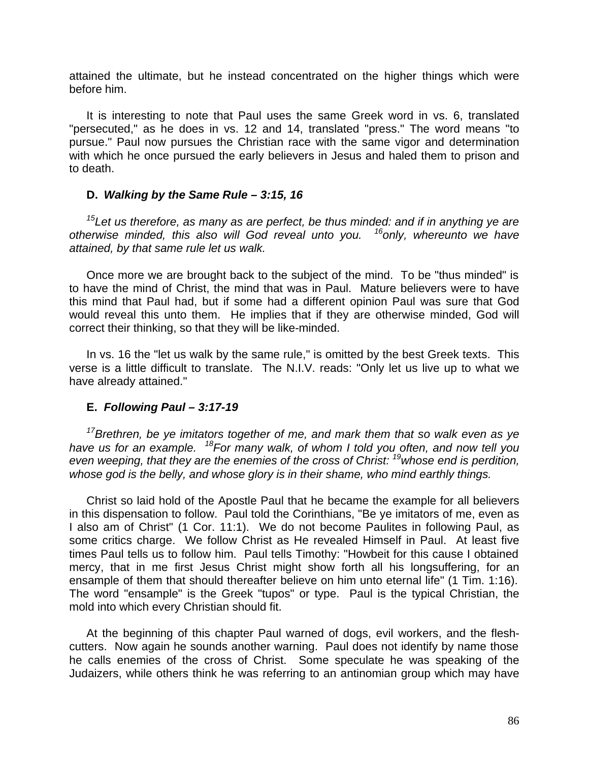attained the ultimate, but he instead concentrated on the higher things which were before him.

It is interesting to note that Paul uses the same Greek word in vs. 6, translated "persecuted," as he does in vs. 12 and 14, translated "press." The word means "to pursue." Paul now pursues the Christian race with the same vigor and determination with which he once pursued the early believers in Jesus and haled them to prison and to death.

### D. *Walking by the Same Rule – 3:15, 16*

*[15]Let us therefore, as many as are perfect, be thus minded: and if in anything ye are otherwise minded, this also will God reveal unto you. [16]only, whereunto we have attained, by that same rule let us walk.*

Once more we are brought back to the subject of the mind. To be "thus minded" is to have the mind of Christ, the mind that was in Paul. Mature believers were to have this mind that Paul had, but if some had a different opinion Paul was sure that God would reveal this unto them. He implies that if they are otherwise minded, God will correct their thinking, so that they will be like-minded.

In vs. 16 the "let us walk by the same rule," is omitted by the best Greek texts. This verse is a little difficult to translate. The N.I.V. reads: "Only let us live up to what we have already attained."

### E. *Following Paul – 3:17-19*

*[17]Brethren, be ye imitators together of me, and mark them that so walk even as ye have us for an example. [18]For many walk, of whom I told you often, and now tell you even weeping, that they are the enemies of the cross of Christ: [19]whose end is perdition, whose god is the belly, and whose glory is in their shame, who mind earthly things.*

Christ so laid hold of the Apostle Paul that he became the example for all believers in this dispensation to follow. Paul told the Corinthians, "Be ye imitators of me, even as I also am of Christ" (1 Cor. 11:1). We do not become Paulites in following Paul, as some critics charge. We follow Christ as He revealed Himself in Paul. At least five times Paul tells us to follow him. Paul tells Timothy: "Howbeit for this cause I obtained mercy, that in me first Jesus Christ might show forth all his longsuffering, for an ensample of them that should thereafter believe on him unto eternal life" (1 Tim. 1:16). The word "ensample" is the Greek "tupos" or type. Paul is the typical Christian, the mold into which every Christian should fit.

At the beginning of this chapter Paul warned of dogs, evil workers, and the flesh-cutters. Now again he sounds another warning. Paul does not identify by name those he calls enemies of the cross of Christ. Some speculate he was speaking of the Judaizers, while others think he was referring to an antinomian group which may have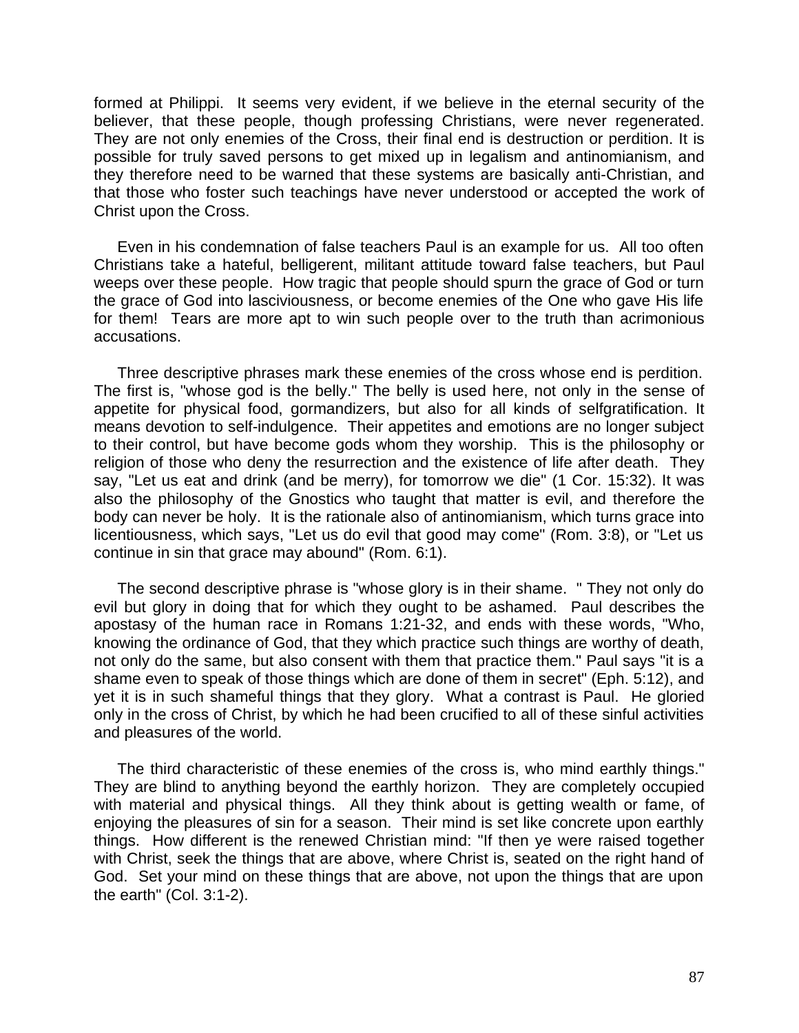formed at Philippi. It seems very evident, if we believe in the eternal security of the believer, that these people, though professing Christians, were never regenerated. They are not only enemies of the Cross, their final end is destruction or perdition. It is possible for truly saved persons to get mixed up in legalism and antinomianism, and they therefore need to be warned that these systems are basically anti-Christian, and that those who foster such teachings have never understood or accepted the work of Christ upon the Cross.

Even in his condemnation of false teachers Paul is an example for us. All too often Christians take a hateful, belligerent, militant attitude toward false teachers, but Paul weeps over these people. How tragic that people should spurn the grace of God or turn the grace of God into lasciviousness, or become enemies of the One who gave His life for them! Tears are more apt to win such people over to the truth than acrimonious accusations.

Three descriptive phrases mark these enemies of the cross whose end is perdition. The first is, "whose god is the belly." The belly is used here, not only in the sense of appetite for physical food, gormandizers, but also for all kinds of selfgratification. It means devotion to self-indulgence. Their appetites and emotions are no longer subject to their control, but have become gods whom they worship. This is the philosophy or religion of those who deny the resurrection and the existence of life after death. They say, "Let us eat and drink (and be merry), for tomorrow we die" (1 Cor. 15:32). It was also the philosophy of the Gnostics who taught that matter is evil, and therefore the body can never be holy. It is the rationale also of antinomianism, which turns grace into licentiousness, which says, "Let us do evil that good may come" (Rom. 3:8), or "Let us continue in sin that grace may abound" (Rom. 6:1).

The second descriptive phrase is "whose glory is in their shame. " They not only do evil but glory in doing that for which they ought to be ashamed. Paul describes the apostasy of the human race in Romans 1:21-32, and ends with these words, "Who, knowing the ordinance of God, that they which practice such things are worthy of death, not only do the same, but also consent with them that practice them." Paul says "it is a shame even to speak of those things which are done of them in secret" (Eph. 5:12), and yet it is in such shameful things that they glory. What a contrast is Paul. He gloried only in the cross of Christ, by which he had been crucified to all of these sinful activities and pleasures of the world.

The third characteristic of these enemies of the cross is, who mind earthly things." They are blind to anything beyond the earthly horizon. They are completely occupied with material and physical things. All they think about is getting wealth or fame, of enjoying the pleasures of sin for a season. Their mind is set like concrete upon earthly things. How different is the renewed Christian mind: "If then ye were raised together with Christ, seek the things that are above, where Christ is, seated on the right hand of God. Set your mind on these things that are above, not upon the things that are upon the earth" (Col. 3:1-2).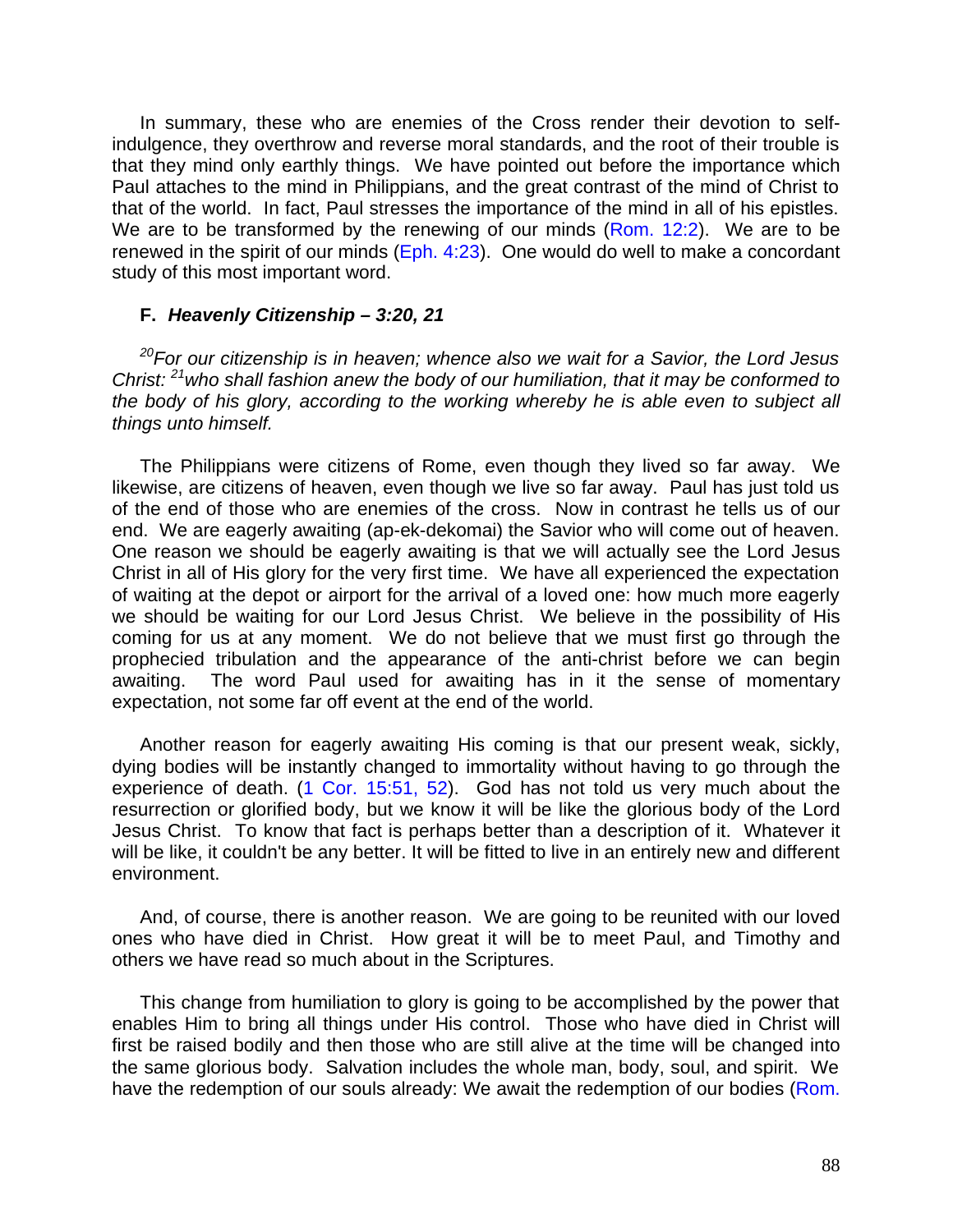In summary, these who are enemies of the Cross render their devotion to self-indulgence, they overthrow and reverse moral standards, and the root of their trouble is that they mind only earthly things. We have pointed out before the importance which Paul attaches to the mind in Philippians, and the great contrast of the mind of Christ to that of the world. In fact, Paul stresses the importance of the mind in all of his epistles. We are to be transformed by the renewing of our minds (Rom. 12:2). We are to be renewed in the spirit of our minds (Eph. 4:23). One would do well to make a concordant study of this most important word.

### F. *Heavenly Citizenship – 3:20, 21*

*[20]For our citizenship is in heaven; whence also we wait for a Savior, the Lord Jesus Christ: [21]who shall fashion anew the body of our humiliation, that it may be conformed to the body of his glory, according to the working whereby he is able even to subject all things unto himself.*

The Philippians were citizens of Rome, even though they lived so far away. We likewise, are citizens of heaven, even though we live so far away. Paul has just told us of the end of those who are enemies of the cross. Now in contrast he tells us of our end. We are eagerly awaiting (ap-ek-dekomai) the Savior who will come out of heaven. One reason we should be eagerly awaiting is that we will actually see the Lord Jesus Christ in all of His glory for the very first time. We have all experienced the expectation of waiting at the depot or airport for the arrival of a loved one: how much more eagerly we should be waiting for our Lord Jesus Christ. We believe in the possibility of His coming for us at any moment. We do not believe that we must first go through the prophecied tribulation and the appearance of the anti-christ before we can begin awaiting. The word Paul used for awaiting has in it the sense of momentary expectation, not some far off event at the end of the world.

Another reason for eagerly awaiting His coming is that our present weak, sickly, dying bodies will be instantly changed to immortality without having to go through the experience of death. (1 Cor. 15:51, 52). God has not told us very much about the resurrection or glorified body, but we know it will be like the glorious body of the Lord Jesus Christ. To know that fact is perhaps better than a description of it. Whatever it will be like, it couldn't be any better. It will be fitted to live in an entirely new and different environment.

And, of course, there is another reason. We are going to be reunited with our loved ones who have died in Christ. How great it will be to meet Paul, and Timothy and others we have read so much about in the Scriptures.

This change from humiliation to glory is going to be accomplished by the power that enables Him to bring all things under His control. Those who have died in Christ will first be raised bodily and then those who are still alive at the time will be changed into the same glorious body. Salvation includes the whole man, body, soul, and spirit. We have the redemption of our souls already: We await the redemption of our bodies (Rom.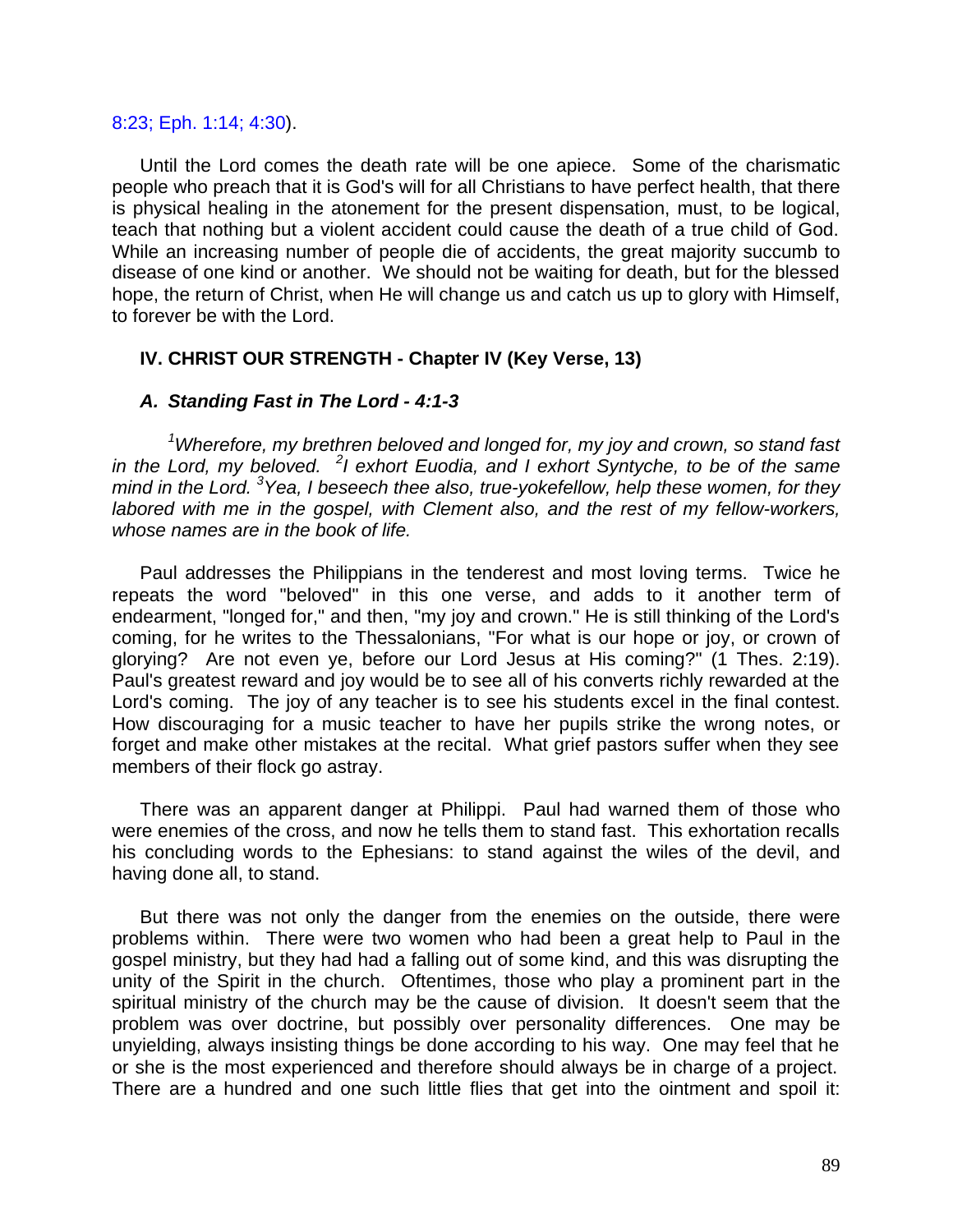8:23; Eph. 1:14; 4:30).

Until the Lord comes the death rate will be one apiece. Some of the charismatic people who preach that it is God's will for all Christians to have perfect health, that there is physical healing in the atonement for the present dispensation, must, to be logical, teach that nothing but a violent accident could cause the death of a true child of God. While an increasing number of people die of accidents, the great majority succumb to disease of one kind or another. We should not be waiting for death, but for the blessed hope, the return of Christ, when He will change us and catch us up to glory with Himself, to forever be with the Lord.

### IV. CHRIST OUR STRENGTH - Chapter IV (Key Verse, 13)

#### *A. Standing Fast in The Lord - 4:1-3*

*[1]Wherefore, my brethren beloved and longed for, my joy and crown, so stand fast in the Lord, my beloved. [2]I exhort Euodia, and I exhort Syntyche, to be of the same mind in the Lord. [3]Yea, I beseech thee also, true-yokefellow, help these women, for they labored with me in the gospel, with Clement also, and the rest of my fellow-workers, whose names are in the book of life.*

Paul addresses the Philippians in the tenderest and most loving terms. Twice he repeats the word "beloved" in this one verse, and adds to it another term of endearment, "longed for," and then, "my joy and crown." He is still thinking of the Lord's coming, for he writes to the Thessalonians, "For what is our hope or joy, or crown of glorying? Are not even ye, before our Lord Jesus at His coming?" (1 Thes. 2:19). Paul's greatest reward and joy would be to see all of his converts richly rewarded at the Lord's coming. The joy of any teacher is to see his students excel in the final contest. How discouraging for a music teacher to have her pupils strike the wrong notes, or forget and make other mistakes at the recital. What grief pastors suffer when they see members of their flock go astray.

There was an apparent danger at Philippi. Paul had warned them of those who were enemies of the cross, and now he tells them to stand fast. This exhortation recalls his concluding words to the Ephesians: to stand against the wiles of the devil, and having done all, to stand.

But there was not only the danger from the enemies on the outside, there were problems within. There were two women who had been a great help to Paul in the gospel ministry, but they had had a falling out of some kind, and this was disrupting the unity of the Spirit in the church. Oftentimes, those who play a prominent part in the spiritual ministry of the church may be the cause of division. It doesn't seem that the problem was over doctrine, but possibly over personality differences. One may be unyielding, always insisting things be done according to his way. One may feel that he or she is the most experienced and therefore should always be in charge of a project. There are a hundred and one such little flies that get into the ointment and spoil it: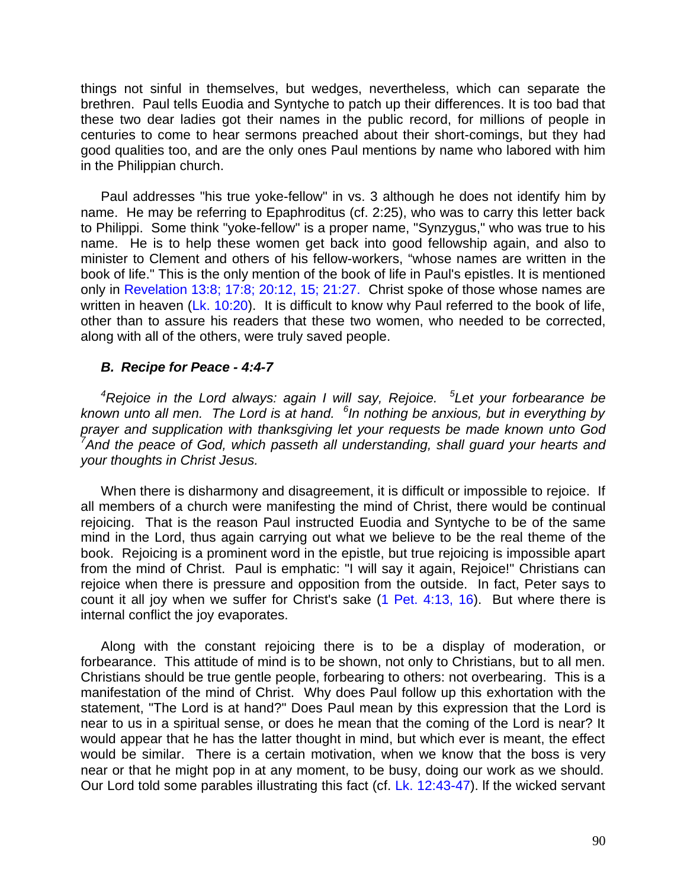things not sinful in themselves, but wedges, nevertheless, which can separate the brethren. Paul tells Euodia and Syntyche to patch up their differences. It is too bad that these two dear ladies got their names in the public record, for millions of people in centuries to come to hear sermons preached about their short-comings, but they had good qualities too, and are the only ones Paul mentions by name who labored with him in the Philippian church.

Paul addresses "his true yoke-fellow" in vs. 3 although he does not identify him by name. He may be referring to Epaphroditus (cf. 2:25), who was to carry this letter back to Philippi. Some think "yoke-fellow" is a proper name, "Synzygus," who was true to his name. He is to help these women get back into good fellowship again, and also to minister to Clement and others of his fellow-workers, "whose names are written in the book of life." This is the only mention of the book of life in Paul's epistles. It is mentioned only in Revelation 13:8; 17:8; 20:12, 15; 21:27. Christ spoke of those whose names are written in heaven (Lk. 10:20). It is difficult to know why Paul referred to the book of life, other than to assure his readers that these two women, who needed to be corrected, along with all of the others, were truly saved people.

### *B. Recipe for Peace - 4:4-7*

*[4]Rejoice in the Lord always: again I will say, Rejoice. [5]Let your forbearance be known unto all men. The Lord is at hand. [6]In nothing be anxious, but in everything by prayer and supplication with thanksgiving let your requests be made known unto God [7]And the peace of God, which passeth all understanding, shall guard your hearts and your thoughts in Christ Jesus.*

When there is disharmony and disagreement, it is difficult or impossible to rejoice. If all members of a church were manifesting the mind of Christ, there would be continual rejoicing. That is the reason Paul instructed Euodia and Syntyche to be of the same mind in the Lord, thus again carrying out what we believe to be the real theme of the book. Rejoicing is a prominent word in the epistle, but true rejoicing is impossible apart from the mind of Christ. Paul is emphatic: "I will say it again, Rejoice!" Christians can rejoice when there is pressure and opposition from the outside. In fact, Peter says to count it all joy when we suffer for Christ's sake (1 Pet. 4:13, 16). But where there is internal conflict the joy evaporates.

Along with the constant rejoicing there is to be a display of moderation, or forbearance. This attitude of mind is to be shown, not only to Christians, but to all men. Christians should be true gentle people, forbearing to others: not overbearing. This is a manifestation of the mind of Christ. Why does Paul follow up this exhortation with the statement, "The Lord is at hand?" Does Paul mean by this expression that the Lord is near to us in a spiritual sense, or does he mean that the coming of the Lord is near? It would appear that he has the latter thought in mind, but which ever is meant, the effect would be similar. There is a certain motivation, when we know that the boss is very near or that he might pop in at any moment, to be busy, doing our work as we should. Our Lord told some parables illustrating this fact (cf. Lk. 12:43-47). If the wicked servant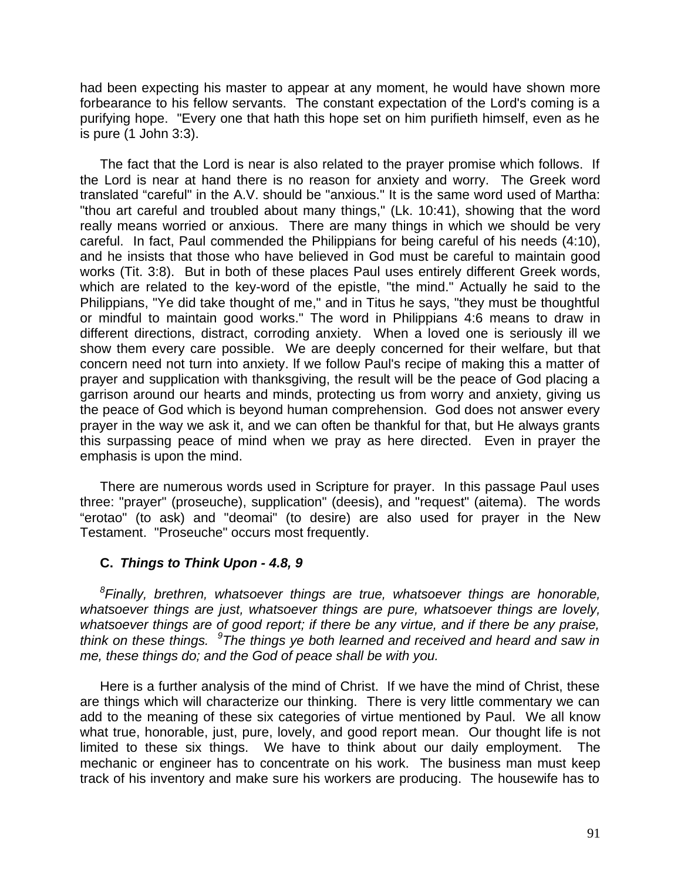had been expecting his master to appear at any moment, he would have shown more forbearance to his fellow servants. The constant expectation of the Lord's coming is a purifying hope. "Every one that hath this hope set on him purifieth himself, even as he is pure (1 John 3:3).

The fact that the Lord is near is also related to the prayer promise which follows. If the Lord is near at hand there is no reason for anxiety and worry. The Greek word translated "careful" in the A.V. should be "anxious." It is the same word used of Martha: "thou art careful and troubled about many things," (Lk. 10:41), showing that the word really means worried or anxious. There are many things in which we should be very careful. In fact, Paul commended the Philippians for being careful of his needs (4:10), and he insists that those who have believed in God must be careful to maintain good works (Tit. 3:8). But in both of these places Paul uses entirely different Greek words, which are related to the key-word of the epistle, "the mind." Actually he said to the Philippians, "Ye did take thought of me," and in Titus he says, "they must be thoughtful or mindful to maintain good works." The word in Philippians 4:6 means to draw in different directions, distract, corroding anxiety. When a loved one is seriously ill we show them every care possible. We are deeply concerned for their welfare, but that concern need not turn into anxiety. If we follow Paul's recipe of making this a matter of prayer and supplication with thanksgiving, the result will be the peace of God placing a garrison around our hearts and minds, protecting us from worry and anxiety, giving us the peace of God which is beyond human comprehension. God does not answer every prayer in the way we ask it, and we can often be thankful for that, but He always grants this surpassing peace of mind when we pray as here directed. Even in prayer the emphasis is upon the mind.

There are numerous words used in Scripture for prayer. In this passage Paul uses three: "prayer" (proseuche), supplication" (deesis), and "request" (aitema). The words "erotao" (to ask) and "deomai" (to desire) are also used for prayer in the New Testament. "Proseuche" occurs most frequently.

### C. *Things to Think Upon - 4.8, 9*

*[8]Finally, brethren, whatsoever things are true, whatsoever things are honorable, whatsoever things are just, whatsoever things are pure, whatsoever things are lovely, whatsoever things are of good report; if there be any virtue, and if there be any praise, think on these things. [9]The things ye both learned and received and heard and saw in me, these things do; and the God of peace shall be with you.*

Here is a further analysis of the mind of Christ. If we have the mind of Christ, these are things which will characterize our thinking. There is very little commentary we can add to the meaning of these six categories of virtue mentioned by Paul. We all know what true, honorable, just, pure, lovely, and good report mean. Our thought life is not limited to these six things. We have to think about our daily employment. The mechanic or engineer has to concentrate on his work. The business man must keep track of his inventory and make sure his workers are producing. The housewife has to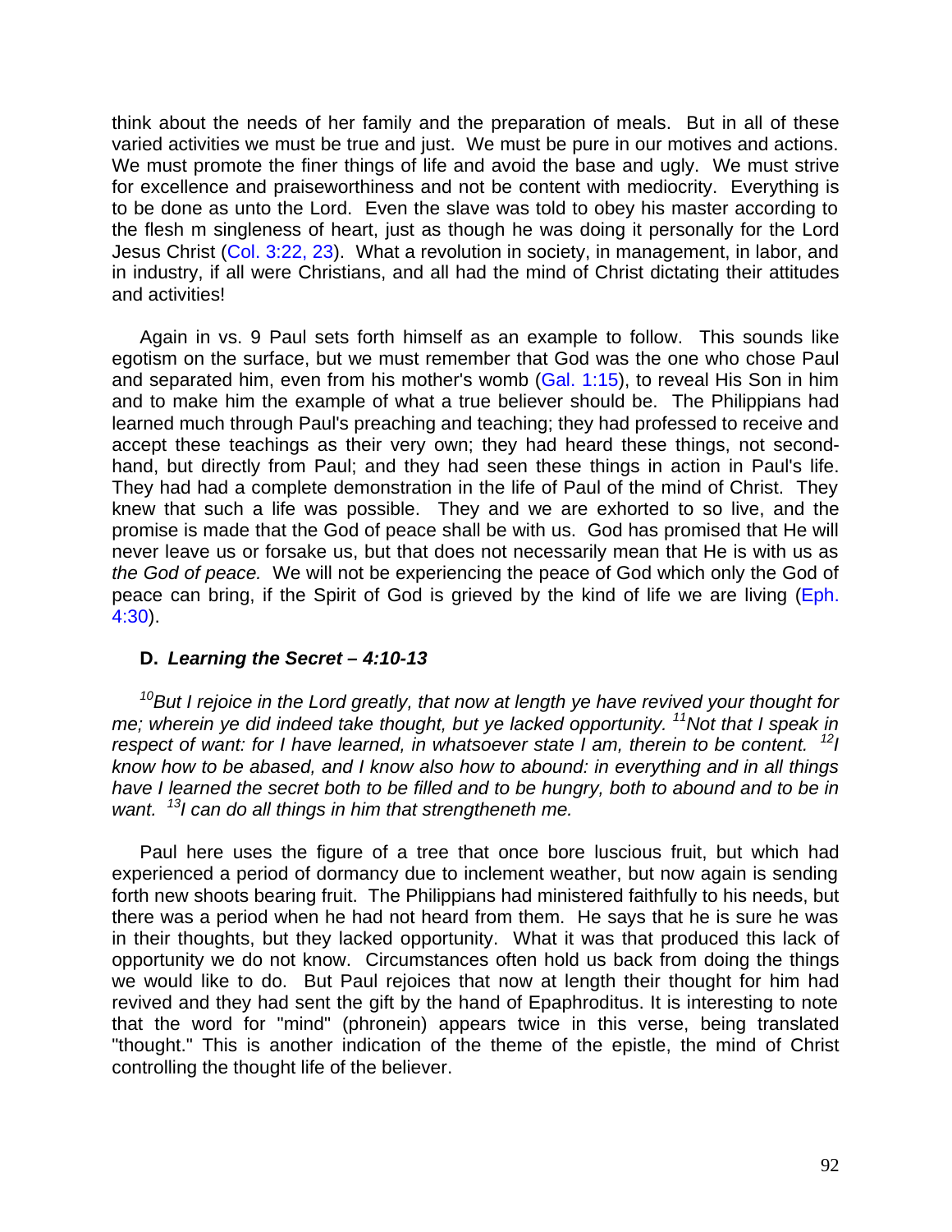think about the needs of her family and the preparation of meals. But in all of these varied activities we must be true and just. We must be pure in our motives and actions. We must promote the finer things of life and avoid the base and ugly. We must strive for excellence and praiseworthiness and not be content with mediocrity. Everything is to be done as unto the Lord. Even the slave was told to obey his master according to the flesh m singleness of heart, just as though he was doing it personally for the Lord Jesus Christ (Col. 3:22, 23). What a revolution in society, in management, in labor, and in industry, if all were Christians, and all had the mind of Christ dictating their attitudes and activities!

Again in vs. 9 Paul sets forth himself as an example to follow. This sounds like egotism on the surface, but we must remember that God was the one who chose Paul and separated him, even from his mother's womb (Gal. 1:15), to reveal His Son in him and to make him the example of what a true believer should be. The Philippians had learned much through Paul's preaching and teaching; they had professed to receive and accept these teachings as their very own; they had heard these things, not second-hand, but directly from Paul; and they had seen these things in action in Paul's life. They had had a complete demonstration in the life of Paul of the mind of Christ. They knew that such a life was possible. They and we are exhorted to so live, and the promise is made that the God of peace shall be with us. God has promised that He will never leave us or forsake us, but that does not necessarily mean that He is with us as *the God of peace.* We will not be experiencing the peace of God which only the God of peace can bring, if the Spirit of God is grieved by the kind of life we are living (Eph. 4:30).

### D. *Learning the Secret – 4:10-13*

*[10]But I rejoice in the Lord greatly, that now at length ye have revived your thought for me; wherein ye did indeed take thought, but ye lacked opportunity. [11]Not that I speak in respect of want: for I have learned, in whatsoever state I am, therein to be content. [12]I know how to be abased, and I know also how to abound: in everything and in all things have I learned the secret both to be filled and to be hungry, both to abound and to be in want. [13]I can do all things in him that strengtheneth me.*

Paul here uses the figure of a tree that once bore luscious fruit, but which had experienced a period of dormancy due to inclement weather, but now again is sending forth new shoots bearing fruit. The Philippians had ministered faithfully to his needs, but there was a period when he had not heard from them. He says that he is sure he was in their thoughts, but they lacked opportunity. What it was that produced this lack of opportunity we do not know. Circumstances often hold us back from doing the things we would like to do. But Paul rejoices that now at length their thought for him had revived and they had sent the gift by the hand of Epaphroditus. It is interesting to note that the word for "mind" (phronein) appears twice in this verse, being translated "thought." This is another indication of the theme of the epistle, the mind of Christ controlling the thought life of the believer.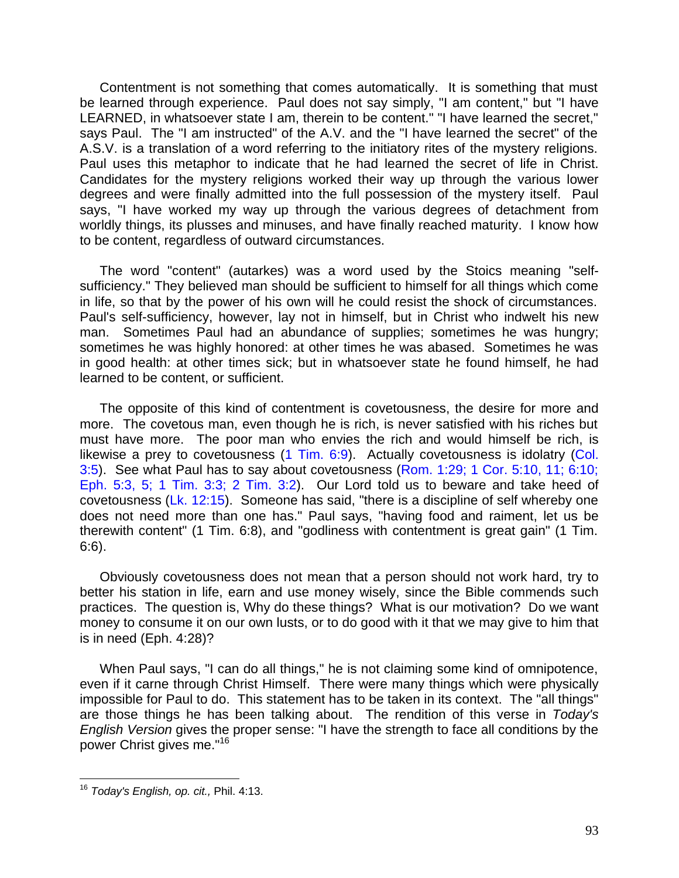Contentment is not something that comes automatically. It is something that must be learned through experience. Paul does not say simply, "I am content," but "I have LEARNED, in whatsoever state I am, therein to be content." "I have learned the secret," says Paul. The "I am instructed" of the A.V. and the "I have learned the secret" of the A.S.V. is a translation of a word referring to the initiatory rites of the mystery religions. Paul uses this metaphor to indicate that he had learned the secret of life in Christ. Candidates for the mystery religions worked their way up through the various lower degrees and were finally admitted into the full possession of the mystery itself. Paul says, "I have worked my way up through the various degrees of detachment from worldly things, its plusses and minuses, and have finally reached maturity. I know how to be content, regardless of outward circumstances.

The word "content" (autarkes) was a word used by the Stoics meaning "self-sufficiency." They believed man should be sufficient to himself for all things which come in life, so that by the power of his own will he could resist the shock of circumstances. Paul's self-sufficiency, however, lay not in himself, but in Christ who indwelt his new man. Sometimes Paul had an abundance of supplies; sometimes he was hungry; sometimes he was highly honored: at other times he was abased. Sometimes he was in good health: at other times sick; but in whatsoever state he found himself, he had learned to be content, or sufficient.

The opposite of this kind of contentment is covetousness, the desire for more and more. The covetous man, even though he is rich, is never satisfied with his riches but must have more. The poor man who envies the rich and would himself be rich, is likewise a prey to covetousness (1 Tim. 6:9). Actually covetousness is idolatry (Col. 3:5). See what Paul has to say about covetousness (Rom. 1:29; 1 Cor. 5:10, 11; 6:10; Eph. 5:3, 5; 1 Tim. 3:3; 2 Tim. 3:2). Our Lord told us to beware and take heed of covetousness (Lk. 12:15). Someone has said, "there is a discipline of self whereby one does not need more than one has." Paul says, "having food and raiment, let us be therewith content" (1 Tim. 6:8), and "godliness with contentment is great gain" (1 Tim. 6:6).

Obviously covetousness does not mean that a person should not work hard, try to better his station in life, earn and use money wisely, since the Bible commends such practices. The question is, Why do these things? What is our motivation? Do we want money to consume it on our own lusts, or to do good with it that we may give to him that is in need (Eph. 4:28)?

When Paul says, "I can do all things," he is not claiming some kind of omnipotence, even if it carne through Christ Himself. There were many things which were physically impossible for Paul to do. This statement has to be taken in its context. The "all things" are those things he has been talking about. The rendition of this verse in *Today's English Version* gives the proper sense: "I have the strength to face all conditions by the power Christ gives me."[16]

---

[16] *Today's English, op. cit.,* Phil. 4:13.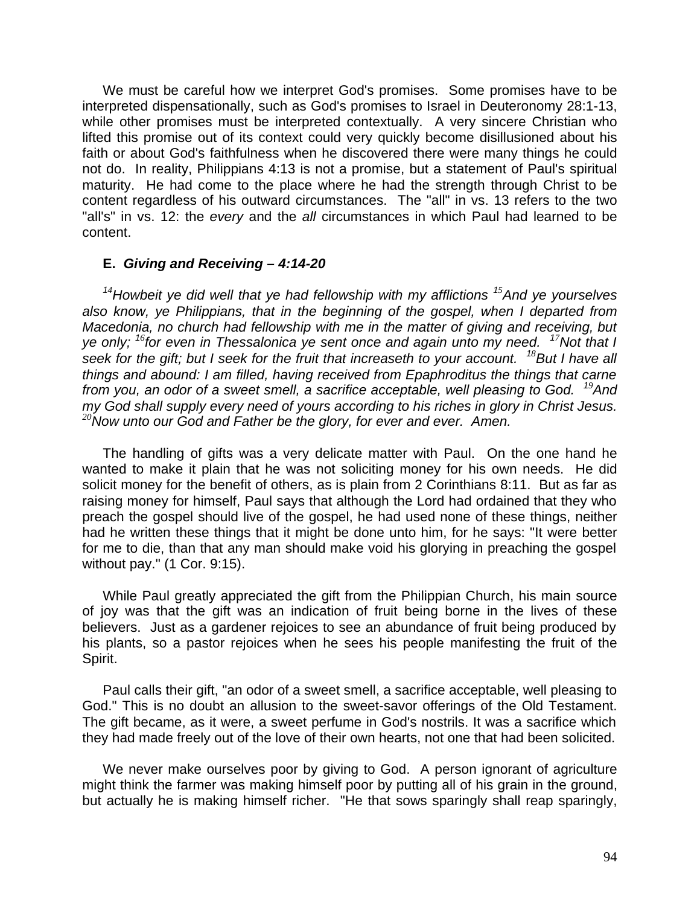We must be careful how we interpret God's promises. Some promises have to be interpreted dispensationally, such as God's promises to Israel in Deuteronomy 28:1-13, while other promises must be interpreted contextually. A very sincere Christian who lifted this promise out of its context could very quickly become disillusioned about his faith or about God's faithfulness when he discovered there were many things he could not do. In reality, Philippians 4:13 is not a promise, but a statement of Paul's spiritual maturity. He had come to the place where he had the strength through Christ to be content regardless of his outward circumstances. The "all" in vs. 13 refers to the two "all's" in vs. 12: the *every* and the *all* circumstances in which Paul had learned to be content.

### E. *Giving and Receiving – 4:14-20*

*[14]Howbeit ye did well that ye had fellowship with my afflictions [15]And ye yourselves also know, ye Philippians, that in the beginning of the gospel, when I departed from Macedonia, no church had fellowship with me in the matter of giving and receiving, but ye only; [16]for even in Thessalonica ye sent once and again unto my need. [17]Not that I seek for the gift; but I seek for the fruit that increaseth to your account. [18]But I have all things and abound: I am filled, having received from Epaphroditus the things that carne from you, an odor of a sweet smell, a sacrifice acceptable, well pleasing to God. [19]And my God shall supply every need of yours according to his riches in glory in Christ Jesus. [20]Now unto our God and Father be the glory, for ever and ever. Amen.*

The handling of gifts was a very delicate matter with Paul. On the one hand he wanted to make it plain that he was not soliciting money for his own needs. He did solicit money for the benefit of others, as is plain from 2 Corinthians 8:11. But as far as raising money for himself, Paul says that although the Lord had ordained that they who preach the gospel should live of the gospel, he had used none of these things, neither had he written these things that it might be done unto him, for he says: "It were better for me to die, than that any man should make void his glorying in preaching the gospel without pay." (1 Cor. 9:15).

While Paul greatly appreciated the gift from the Philippian Church, his main source of joy was that the gift was an indication of fruit being borne in the lives of these believers. Just as a gardener rejoices to see an abundance of fruit being produced by his plants, so a pastor rejoices when he sees his people manifesting the fruit of the Spirit.

Paul calls their gift, "an odor of a sweet smell, a sacrifice acceptable, well pleasing to God." This is no doubt an allusion to the sweet-savor offerings of the Old Testament. The gift became, as it were, a sweet perfume in God's nostrils. It was a sacrifice which they had made freely out of the love of their own hearts, not one that had been solicited.

We never make ourselves poor by giving to God. A person ignorant of agriculture might think the farmer was making himself poor by putting all of his grain in the ground, but actually he is making himself richer. "He that sows sparingly shall reap sparingly,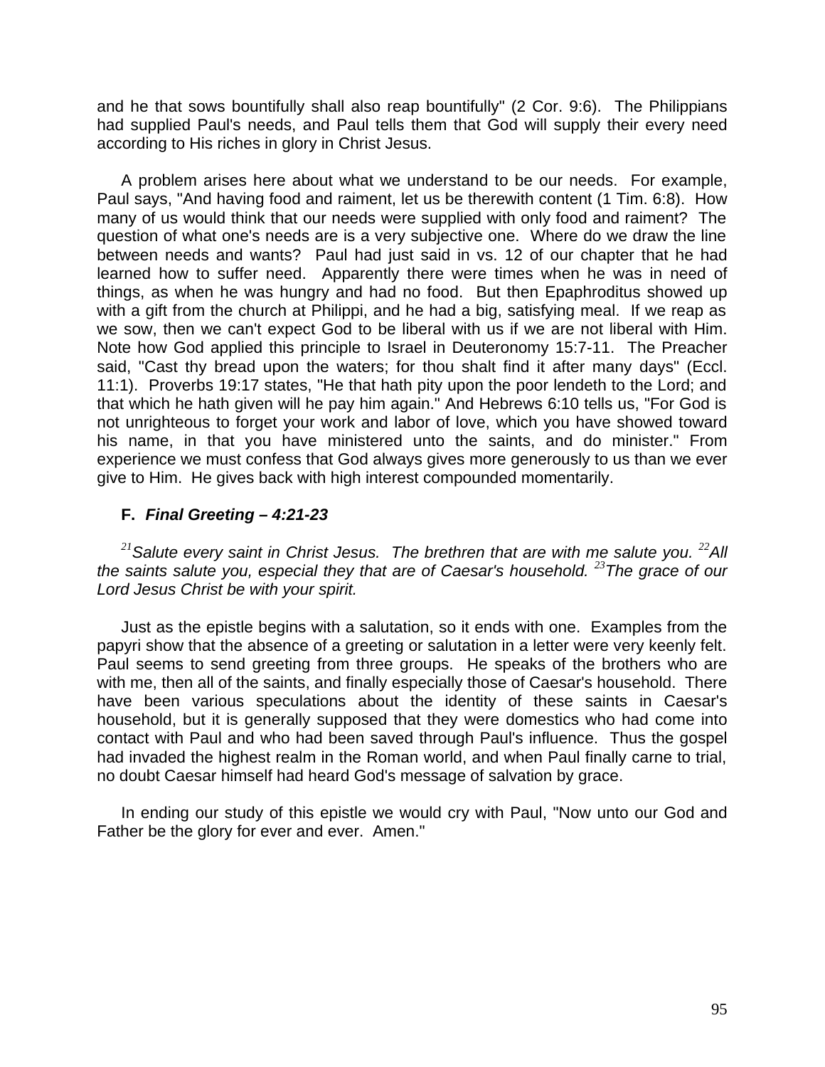and he that sows bountifully shall also reap bountifully" (2 Cor. 9:6). The Philippians had supplied Paul's needs, and Paul tells them that God will supply their every need according to His riches in glory in Christ Jesus.

A problem arises here about what we understand to be our needs. For example, Paul says, "And having food and raiment, let us be therewith content (1 Tim. 6:8). How many of us would think that our needs were supplied with only food and raiment? The question of what one's needs are is a very subjective one. Where do we draw the line between needs and wants? Paul had just said in vs. 12 of our chapter that he had learned how to suffer need. Apparently there were times when he was in need of things, as when he was hungry and had no food. But then Epaphroditus showed up with a gift from the church at Philippi, and he had a big, satisfying meal. If we reap as we sow, then we can't expect God to be liberal with us if we are not liberal with Him. Note how God applied this principle to Israel in Deuteronomy 15:7-11. The Preacher said, "Cast thy bread upon the waters; for thou shalt find it after many days" (Eccl. 11:1). Proverbs 19:17 states, "He that hath pity upon the poor lendeth to the Lord; and that which he hath given will he pay him again." And Hebrews 6:10 tells us, "For God is not unrighteous to forget your work and labor of love, which you have showed toward his name, in that you have ministered unto the saints, and do minister." From experience we must confess that God always gives more generously to us than we ever give to Him. He gives back with high interest compounded momentarily.

### F. *Final Greeting – 4:21-23*

*[21]Salute every saint in Christ Jesus. The brethren that are with me salute you. [22]All the saints salute you, especial they that are of Caesar's household. [23]The grace of our Lord Jesus Christ be with your spirit.*

Just as the epistle begins with a salutation, so it ends with one. Examples from the papyri show that the absence of a greeting or salutation in a letter were very keenly felt. Paul seems to send greeting from three groups. He speaks of the brothers who are with me, then all of the saints, and finally especially those of Caesar's household. There have been various speculations about the identity of these saints in Caesar's household, but it is generally supposed that they were domestics who had come into contact with Paul and who had been saved through Paul's influence. Thus the gospel had invaded the highest realm in the Roman world, and when Paul finally carne to trial, no doubt Caesar himself had heard God's message of salvation by grace.

In ending our study of this epistle we would cry with Paul, "Now unto our God and Father be the glory for ever and ever. Amen."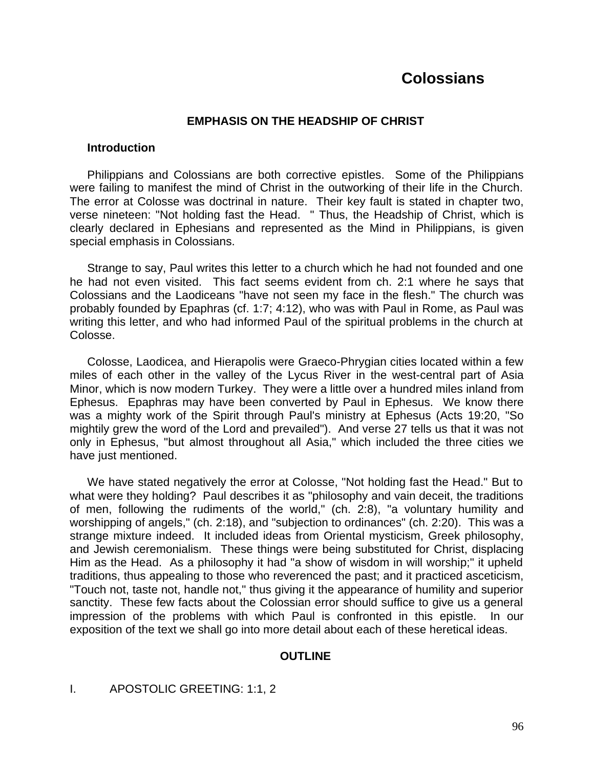# Colossians

### EMPHASIS ON THE HEADSHIP OF CHRIST

#### Introduction

Philippians and Colossians are both corrective epistles. Some of the Philippians were failing to manifest the mind of Christ in the outworking of their life in the Church. The error at Colosse was doctrinal in nature. Their key fault is stated in chapter two, verse nineteen: "Not holding fast the Head. " Thus, the Headship of Christ, which is clearly declared in Ephesians and represented as the Mind in Philippians, is given special emphasis in Colossians.

Strange to say, Paul writes this letter to a church which he had not founded and one he had not even visited. This fact seems evident from ch. 2:1 where he says that Colossians and the Laodiceans "have not seen my face in the flesh." The church was probably founded by Epaphras (cf. 1:7; 4:12), who was with Paul in Rome, as Paul was writing this letter, and who had informed Paul of the spiritual problems in the church at Colosse.

Colosse, Laodicea, and Hierapolis were Graeco-Phrygian cities located within a few miles of each other in the valley of the Lycus River in the west-central part of Asia Minor, which is now modern Turkey. They were a little over a hundred miles inland from Ephesus. Epaphras may have been converted by Paul in Ephesus. We know there was a mighty work of the Spirit through Paul's ministry at Ephesus (Acts 19:20, "So mightily grew the word of the Lord and prevailed"). And verse 27 tells us that it was not only in Ephesus, "but almost throughout all Asia," which included the three cities we have just mentioned.

We have stated negatively the error at Colosse, "Not holding fast the Head." But to what were they holding? Paul describes it as "philosophy and vain deceit, the traditions of men, following the rudiments of the world," (ch. 2:8), "a voluntary humility and worshipping of angels," (ch. 2:18), and "subjection to ordinances" (ch. 2:20). This was a strange mixture indeed. It included ideas from Oriental mysticism, Greek philosophy, and Jewish ceremonialism. These things were being substituted for Christ, displacing Him as the Head. As a philosophy it had "a show of wisdom in will worship;" it upheld traditions, thus appealing to those who reverenced the past; and it practiced asceticism, "Touch not, taste not, handle not," thus giving it the appearance of humility and superior sanctity. These few facts about the Colossian error should suffice to give us a general impression of the problems with which Paul is confronted in this epistle. In our exposition of the text we shall go into more detail about each of these heretical ideas.

### OUTLINE

I. APOSTOLIC GREETING: 1:1, 2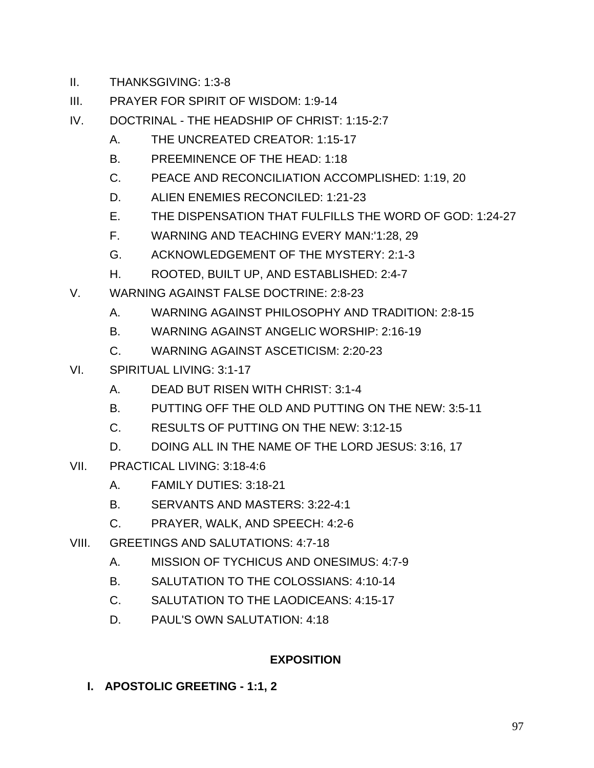II. THANKSGIVING: 1:3-8

III. PRAYER FOR SPIRIT OF WISDOM: 1:9-14

IV. DOCTRINAL - THE HEADSHIP OF CHRIST: 1:15-2:7

   A. THE UNCREATED CREATOR: 1:15-17

   B. PREEMINENCE OF THE HEAD: 1:18

   C. PEACE AND RECONCILIATION ACCOMPLISHED: 1:19, 20

   D. ALIEN ENEMIES RECONCILED: 1:21-23

   E. THE DISPENSATION THAT FULFILLS THE WORD OF GOD: 1:24-27

   F. WARNING AND TEACHING EVERY MAN:'1:28, 29

   G. ACKNOWLEDGEMENT OF THE MYSTERY: 2:1-3

   H. ROOTED, BUILT UP, AND ESTABLISHED: 2:4-7

V. WARNING AGAINST FALSE DOCTRINE: 2:8-23

   A. WARNING AGAINST PHILOSOPHY AND TRADITION: 2:8-15

   B. WARNING AGAINST ANGELIC WORSHIP: 2:16-19

   C. WARNING AGAINST ASCETICISM: 2:20-23

VI. SPIRITUAL LIVING: 3:1-17

   A. DEAD BUT RISEN WITH CHRIST: 3:1-4

   B. PUTTING OFF THE OLD AND PUTTING ON THE NEW: 3:5-11

   C. RESULTS OF PUTTING ON THE NEW: 3:12-15

   D. DOING ALL IN THE NAME OF THE LORD JESUS: 3:16, 17

VII. PRACTICAL LIVING: 3:18-4:6

   A. FAMILY DUTIES: 3:18-21

   B. SERVANTS AND MASTERS: 3:22-4:1

   C. PRAYER, WALK, AND SPEECH: 4:2-6

VIII. GREETINGS AND SALUTATIONS: 4:7-18

   A. MISSION OF TYCHICUS AND ONESIMUS: 4:7-9

   B. SALUTATION TO THE COLOSSIANS: 4:10-14

   C. SALUTATION TO THE LAODICEANS: 4:15-17

   D. PAUL'S OWN SALUTATION: 4:18

## EXPOSITION

### I. APOSTOLIC GREETING - 1:1, 2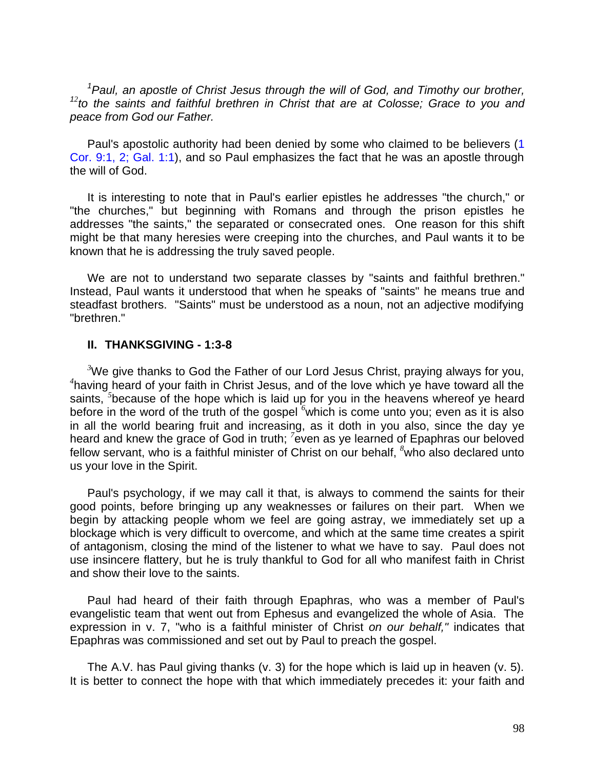*[1]Paul, an apostle of Christ Jesus through the will of God, and Timothy our brother, [12]to the saints and faithful brethren in Christ that are at Colosse; Grace to you and peace from God our Father.*

Paul's apostolic authority had been denied by some who claimed to be believers (1 Cor. 9:1, 2; Gal. 1:1), and so Paul emphasizes the fact that he was an apostle through the will of God.

It is interesting to note that in Paul's earlier epistles he addresses "the church," or "the churches," but beginning with Romans and through the prison epistles he addresses "the saints," the separated or consecrated ones. One reason for this shift might be that many heresies were creeping into the churches, and Paul wants it to be known that he is addressing the truly saved people.

We are not to understand two separate classes by "saints and faithful brethren." Instead, Paul wants it understood that when he speaks of "saints" he means true and steadfast brothers. "Saints" must be understood as a noun, not an adjective modifying "brethren."

## II. THANKSGIVING - 1:3-8

[3]We give thanks to God the Father of our Lord Jesus Christ, praying always for you, [4]having heard of your faith in Christ Jesus, and of the love which ye have toward all the saints, [5]because of the hope which is laid up for you in the heavens whereof ye heard before in the word of the truth of the gospel [6]which is come unto you; even as it is also in all the world bearing fruit and increasing, as it doth in you also, since the day ye heard and knew the grace of God in truth; [7]even as ye learned of Epaphras our beloved fellow servant, who is a faithful minister of Christ on our behalf, [8]who also declared unto us your love in the Spirit.

Paul's psychology, if we may call it that, is always to commend the saints for their good points, before bringing up any weaknesses or failures on their part. When we begin by attacking people whom we feel are going astray, we immediately set up a blockage which is very difficult to overcome, and which at the same time creates a spirit of antagonism, closing the mind of the listener to what we have to say. Paul does not use insincere flattery, but he is truly thankful to God for all who manifest faith in Christ and show their love to the saints.

Paul had heard of their faith through Epaphras, who was a member of Paul's evangelistic team that went out from Ephesus and evangelized the whole of Asia. The expression in v. 7, "who is a faithful minister of Christ *on our behalf,"* indicates that Epaphras was commissioned and set out by Paul to preach the gospel.

The A.V. has Paul giving thanks (v. 3) for the hope which is laid up in heaven (v. 5). It is better to connect the hope with that which immediately precedes it: your faith and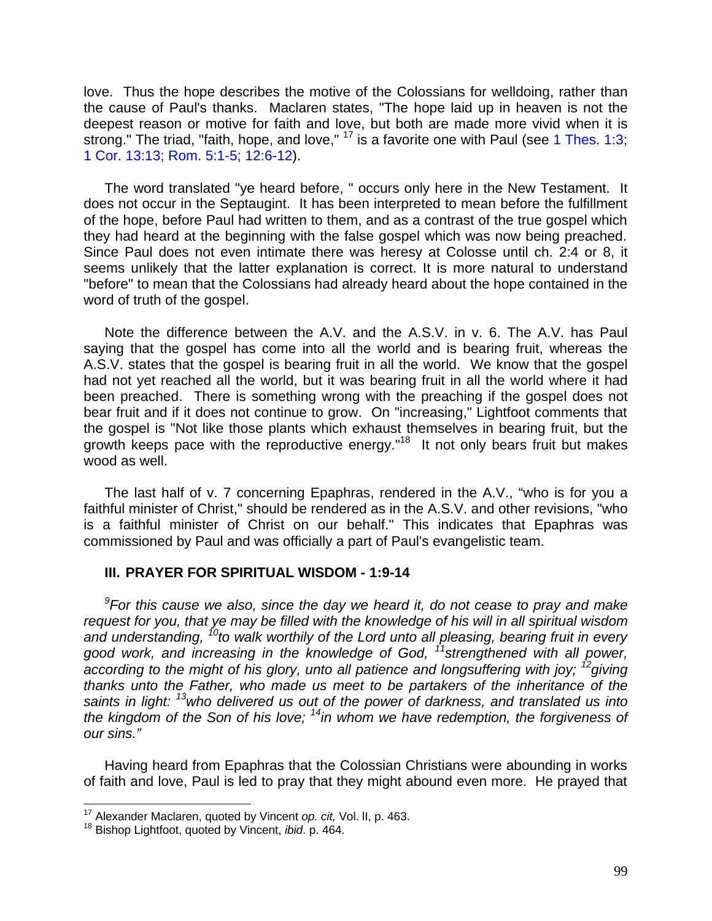love. Thus the hope describes the motive of the Colossians for welldoing, rather than the cause of Paul's thanks. Maclaren states, "The hope laid up in heaven is not the deepest reason or motive for faith and love, but both are made more vivid when it is strong." The triad, "faith, hope, and love," [17] is a favorite one with Paul (see 1 Thes. 1:3; 1 Cor. 13:13; Rom. 5:1-5; 12:6-12).

The word translated "ye heard before, " occurs only here in the New Testament. It does not occur in the Septaugint. It has been interpreted to mean before the fulfillment of the hope, before Paul had written to them, and as a contrast of the true gospel which they had heard at the beginning with the false gospel which was now being preached. Since Paul does not even intimate there was heresy at Colosse until ch. 2:4 or 8, it seems unlikely that the latter explanation is correct. It is more natural to understand "before" to mean that the Colossians had already heard about the hope contained in the word of truth of the gospel.

Note the difference between the A.V. and the A.S.V. in v. 6. The A.V. has Paul saying that the gospel has come into all the world and is bearing fruit, whereas the A.S.V. states that the gospel is bearing fruit in all the world. We know that the gospel had not yet reached all the world, but it was bearing fruit in all the world where it had been preached. There is something wrong with the preaching if the gospel does not bear fruit and if it does not continue to grow. On "increasing," Lightfoot comments that the gospel is "Not like those plants which exhaust themselves in bearing fruit, but the growth keeps pace with the reproductive energy."[18] It not only bears fruit but makes wood as well.

The last half of v. 7 concerning Epaphras, rendered in the A.V., "who is for you a faithful minister of Christ," should be rendered as in the A.S.V. and other revisions, "who is a faithful minister of Christ on our behalf." This indicates that Epaphras was commissioned by Paul and was officially a part of Paul's evangelistic team.

### III. PRAYER FOR SPIRITUAL WISDOM - 1:9-14

*[9]For this cause we also, since the day we heard it, do not cease to pray and make request for you, that ye may be filled with the knowledge of his will in all spiritual wisdom and understanding, [10]to walk worthily of the Lord unto all pleasing, bearing fruit in every good work, and increasing in the knowledge of God, [11]strengthened with all power, according to the might of his glory, unto all patience and longsuffering with joy; [12]giving thanks unto the Father, who made us meet to be partakers of the inheritance of the saints in light: [13]who delivered us out of the power of darkness, and translated us into the kingdom of the Son of his love; [14]in whom we have redemption, the forgiveness of our sins."*

Having heard from Epaphras that the Colossian Christians were abounding in works of faith and love, Paul is led to pray that they might abound even more. He prayed that

[17] Alexander Maclaren, quoted by Vincent *op. cit,* Vol. II, p. 463.

[18] Bishop Lightfoot, quoted by Vincent, *ibid*. p. 464.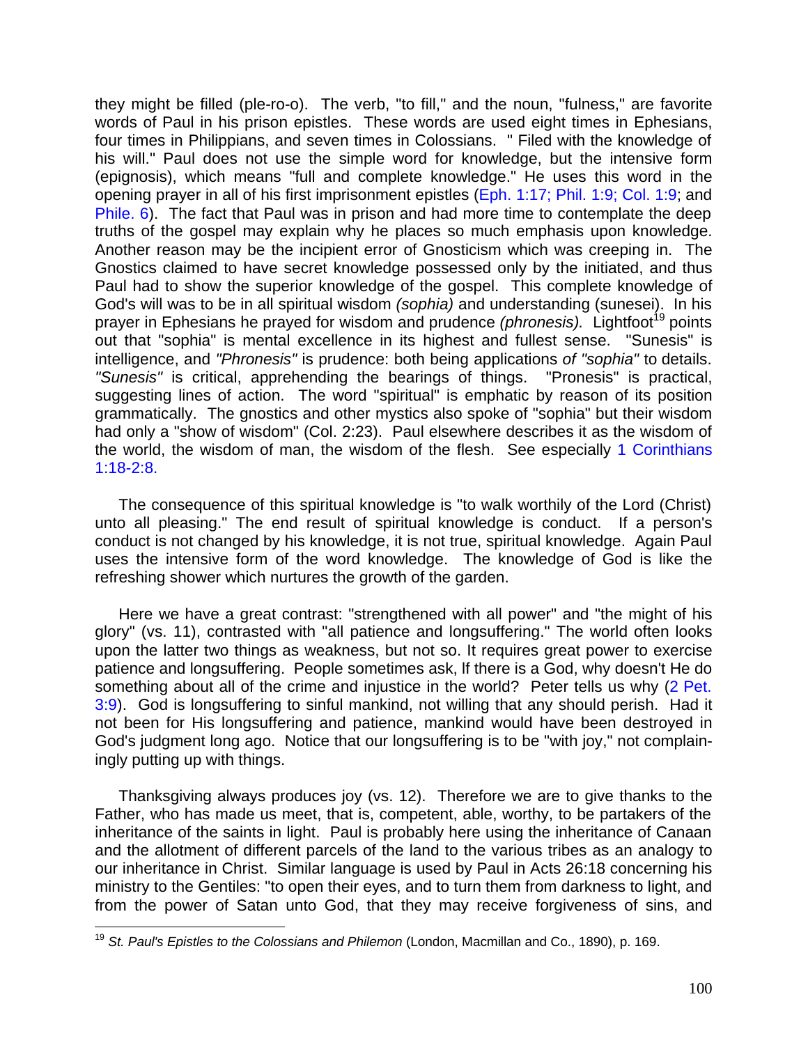they might be filled (ple-ro-o). The verb, "to fill," and the noun, "fulness," are favorite words of Paul in his prison epistles. These words are used eight times in Ephesians, four times in Philippians, and seven times in Colossians. " Filed with the knowledge of his will." Paul does not use the simple word for knowledge, but the intensive form (epignosis), which means "full and complete knowledge." He uses this word in the opening prayer in all of his first imprisonment epistles (Eph. 1:17; Phil. 1:9; Col. 1:9; and Phile. 6). The fact that Paul was in prison and had more time to contemplate the deep truths of the gospel may explain why he places so much emphasis upon knowledge. Another reason may be the incipient error of Gnosticism which was creeping in. The Gnostics claimed to have secret knowledge possessed only by the initiated, and thus Paul had to show the superior knowledge of the gospel. This complete knowledge of God's will was to be in all spiritual wisdom *(sophia)* and understanding (sunesei). In his prayer in Ephesians he prayed for wisdom and prudence *(phronesis).* Lightfoot[19] points out that "sophia" is mental excellence in its highest and fullest sense. "Sunesis" is intelligence, and *"Phronesis"* is prudence: both being applications *of "sophia"* to details. *"Sunesis"* is critical, apprehending the bearings of things. "Pronesis" is practical, suggesting lines of action. The word "spiritual" is emphatic by reason of its position grammatically. The gnostics and other mystics also spoke of "sophia" but their wisdom had only a "show of wisdom" (Col. 2:23). Paul elsewhere describes it as the wisdom of the world, the wisdom of man, the wisdom of the flesh. See especially 1 Corinthians 1:18-2:8.

The consequence of this spiritual knowledge is "to walk worthily of the Lord (Christ) unto all pleasing." The end result of spiritual knowledge is conduct. If a person's conduct is not changed by his knowledge, it is not true, spiritual knowledge. Again Paul uses the intensive form of the word knowledge. The knowledge of God is like the refreshing shower which nurtures the growth of the garden.

Here we have a great contrast: "strengthened with all power" and "the might of his glory" (vs. 11), contrasted with "all patience and longsuffering." The world often looks upon the latter two things as weakness, but not so. It requires great power to exercise patience and longsuffering. People sometimes ask, lf there is a God, why doesn't He do something about all of the crime and injustice in the world? Peter tells us why (2 Pet. 3:9). God is longsuffering to sinful mankind, not willing that any should perish. Had it not been for His longsuffering and patience, mankind would have been destroyed in God's judgment long ago. Notice that our longsuffering is to be "with joy," not complainingly putting up with things.

Thanksgiving always produces joy (vs. 12). Therefore we are to give thanks to the Father, who has made us meet, that is, competent, able, worthy, to be partakers of the inheritance of the saints in light. Paul is probably here using the inheritance of Canaan and the allotment of different parcels of the land to the various tribes as an analogy to our inheritance in Christ. Similar language is used by Paul in Acts 26:18 concerning his ministry to the Gentiles: "to open their eyes, and to turn them from darkness to light, and from the power of Satan unto God, that they may receive forgiveness of sins, and

---

[19] *St. Paul's Epistles to the Colossians and Philemon* (London, Macmillan and Co., 1890), p. 169.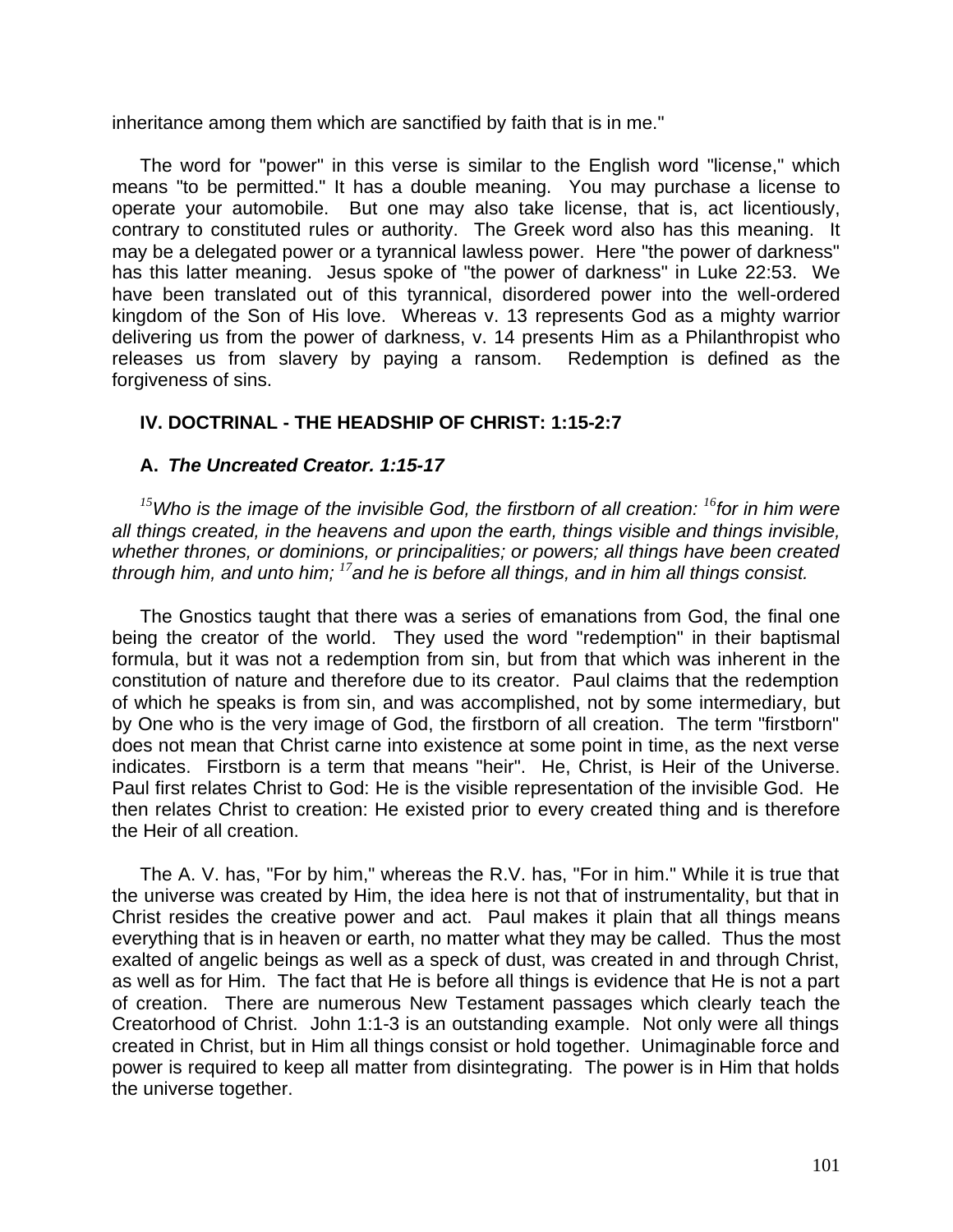inheritance among them which are sanctified by faith that is in me."

The word for "power" in this verse is similar to the English word "license," which means "to be permitted." It has a double meaning. You may purchase a license to operate your automobile. But one may also take license, that is, act licentiously, contrary to constituted rules or authority. The Greek word also has this meaning. It may be a delegated power or a tyrannical lawless power. Here "the power of darkness" has this latter meaning. Jesus spoke of "the power of darkness" in Luke 22:53. We have been translated out of this tyrannical, disordered power into the well-ordered kingdom of the Son of His love. Whereas v. 13 represents God as a mighty warrior delivering us from the power of darkness, v. 14 presents Him as a Philanthropist who releases us from slavery by paying a ransom. Redemption is defined as the forgiveness of sins.

### IV. DOCTRINAL - THE HEADSHIP OF CHRIST: 1:15-2:7

#### A. *The Uncreated Creator. 1:15-17*

*[15]Who is the image of the invisible God, the firstborn of all creation: [16]for in him were all things created, in the heavens and upon the earth, things visible and things invisible, whether thrones, or dominions, or principalities; or powers; all things have been created through him, and unto him; [17]and he is before all things, and in him all things consist.*

The Gnostics taught that there was a series of emanations from God, the final one being the creator of the world. They used the word "redemption" in their baptismal formula, but it was not a redemption from sin, but from that which was inherent in the constitution of nature and therefore due to its creator. Paul claims that the redemption of which he speaks is from sin, and was accomplished, not by some intermediary, but by One who is the very image of God, the firstborn of all creation. The term "firstborn" does not mean that Christ carne into existence at some point in time, as the next verse indicates. Firstborn is a term that means "heir". He, Christ, is Heir of the Universe. Paul first relates Christ to God: He is the visible representation of the invisible God. He then relates Christ to creation: He existed prior to every created thing and is therefore the Heir of all creation.

The A. V. has, "For by him," whereas the R.V. has, "For in him." While it is true that the universe was created by Him, the idea here is not that of instrumentality, but that in Christ resides the creative power and act. Paul makes it plain that all things means everything that is in heaven or earth, no matter what they may be called. Thus the most exalted of angelic beings as well as a speck of dust, was created in and through Christ, as well as for Him. The fact that He is before all things is evidence that He is not a part of creation. There are numerous New Testament passages which clearly teach the Creatorhood of Christ. John 1:1-3 is an outstanding example. Not only were all things created in Christ, but in Him all things consist or hold together. Unimaginable force and power is required to keep all matter from disintegrating. The power is in Him that holds the universe together.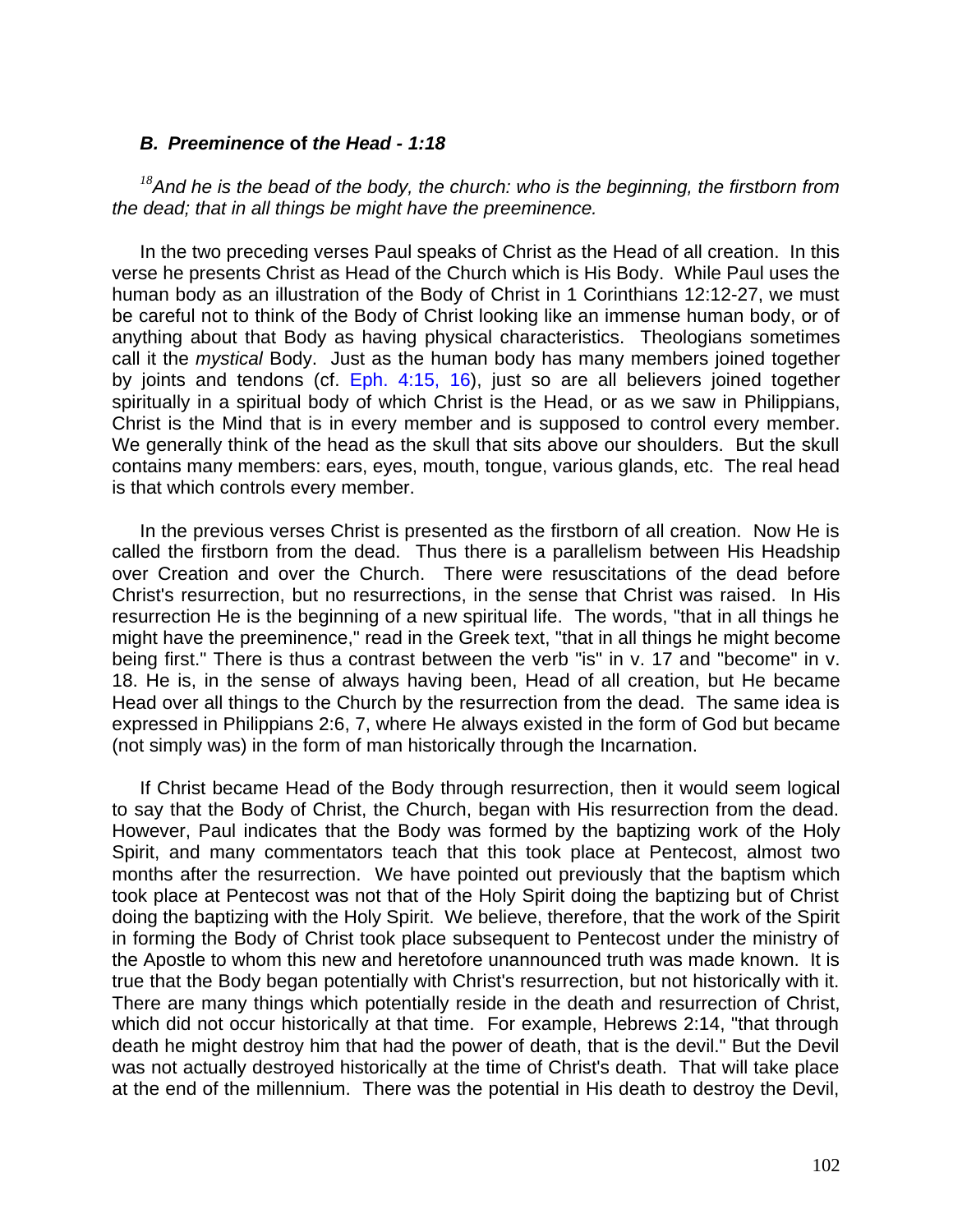### *B. Preeminence* **of** *the Head - 1:18*

*[18]And he is the bead of the body, the church: who is the beginning, the firstborn from the dead; that in all things be might have the preeminence.*

In the two preceding verses Paul speaks of Christ as the Head of all creation. In this verse he presents Christ as Head of the Church which is His Body. While Paul uses the human body as an illustration of the Body of Christ in 1 Corinthians 12:12-27, we must be careful not to think of the Body of Christ looking like an immense human body, or of anything about that Body as having physical characteristics. Theologians sometimes call it the *mystical* Body. Just as the human body has many members joined together by joints and tendons (cf. Eph. 4:15, 16), just so are all believers joined together spiritually in a spiritual body of which Christ is the Head, or as we saw in Philippians, Christ is the Mind that is in every member and is supposed to control every member. We generally think of the head as the skull that sits above our shoulders. But the skull contains many members: ears, eyes, mouth, tongue, various glands, etc. The real head is that which controls every member.

In the previous verses Christ is presented as the firstborn of all creation. Now He is called the firstborn from the dead. Thus there is a parallelism between His Headship over Creation and over the Church. There were resuscitations of the dead before Christ's resurrection, but no resurrections, in the sense that Christ was raised. In His resurrection He is the beginning of a new spiritual life. The words, "that in all things he might have the preeminence," read in the Greek text, "that in all things he might become being first." There is thus a contrast between the verb "is" in v. 17 and "become" in v. 18. He is, in the sense of always having been, Head of all creation, but He became Head over all things to the Church by the resurrection from the dead. The same idea is expressed in Philippians 2:6, 7, where He always existed in the form of God but became (not simply was) in the form of man historically through the Incarnation.

If Christ became Head of the Body through resurrection, then it would seem logical to say that the Body of Christ, the Church, began with His resurrection from the dead. However, Paul indicates that the Body was formed by the baptizing work of the Holy Spirit, and many commentators teach that this took place at Pentecost, almost two months after the resurrection. We have pointed out previously that the baptism which took place at Pentecost was not that of the Holy Spirit doing the baptizing but of Christ doing the baptizing with the Holy Spirit. We believe, therefore, that the work of the Spirit in forming the Body of Christ took place subsequent to Pentecost under the ministry of the Apostle to whom this new and heretofore unannounced truth was made known. It is true that the Body began potentially with Christ's resurrection, but not historically with it. There are many things which potentially reside in the death and resurrection of Christ, which did not occur historically at that time. For example, Hebrews 2:14, "that through death he might destroy him that had the power of death, that is the devil." But the Devil was not actually destroyed historically at the time of Christ's death. That will take place at the end of the millennium. There was the potential in His death to destroy the Devil,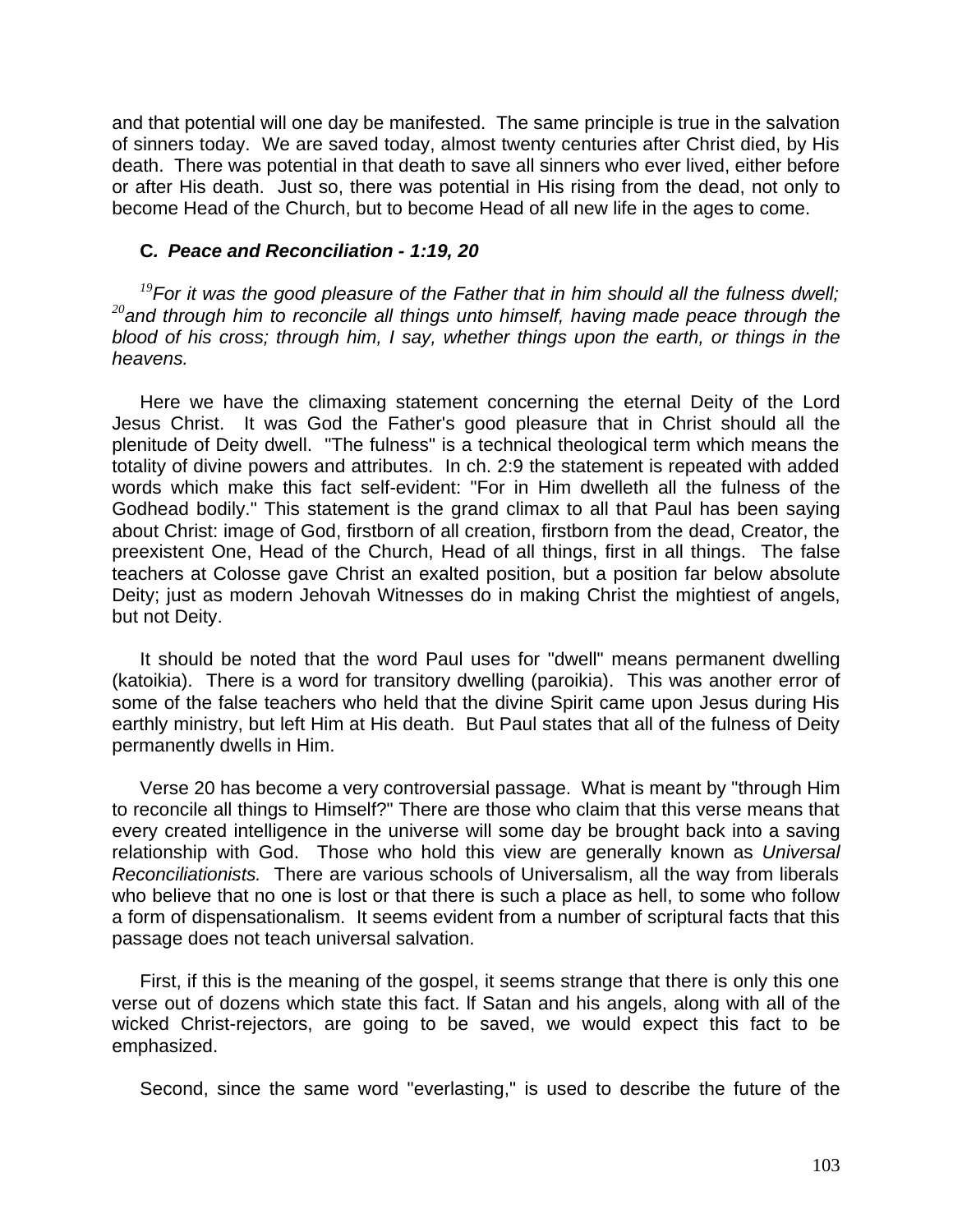and that potential will one day be manifested. The same principle is true in the salvation of sinners today. We are saved today, almost twenty centuries after Christ died, by His death. There was potential in that death to save all sinners who ever lived, either before or after His death. Just so, there was potential in His rising from the dead, not only to become Head of the Church, but to become Head of all new life in the ages to come.

### C. *Peace and Reconciliation - 1:19, 20*

*[19]For it was the good pleasure of the Father that in him should all the fulness dwell; [20]and through him to reconcile all things unto himself, having made peace through the blood of his cross; through him, I say, whether things upon the earth, or things in the heavens.*

Here we have the climaxing statement concerning the eternal Deity of the Lord Jesus Christ. It was God the Father's good pleasure that in Christ should all the plenitude of Deity dwell. "The fulness" is a technical theological term which means the totality of divine powers and attributes. In ch. 2:9 the statement is repeated with added words which make this fact self-evident: "For in Him dwelleth all the fulness of the Godhead bodily." This statement is the grand climax to all that Paul has been saying about Christ: image of God, firstborn of all creation, firstborn from the dead, Creator, the preexistent One, Head of the Church, Head of all things, first in all things. The false teachers at Colosse gave Christ an exalted position, but a position far below absolute Deity; just as modern Jehovah Witnesses do in making Christ the mightiest of angels, but not Deity.

It should be noted that the word Paul uses for "dwell" means permanent dwelling (katoikia). There is a word for transitory dwelling (paroikia). This was another error of some of the false teachers who held that the divine Spirit came upon Jesus during His earthly ministry, but left Him at His death. But Paul states that all of the fulness of Deity permanently dwells in Him.

Verse 20 has become a very controversial passage. What is meant by "through Him to reconcile all things to Himself?" There are those who claim that this verse means that every created intelligence in the universe will some day be brought back into a saving relationship with God. Those who hold this view are generally known as *Universal Reconciliationists.* There are various schools of Universalism, all the way from liberals who believe that no one is lost or that there is such a place as hell, to some who follow a form of dispensationalism. It seems evident from a number of scriptural facts that this passage does not teach universal salvation.

First, if this is the meaning of the gospel, it seems strange that there is only this one verse out of dozens which state this fact. If Satan and his angels, along with all of the wicked Christ-rejectors, are going to be saved, we would expect this fact to be emphasized.

Second, since the same word "everlasting," is used to describe the future of the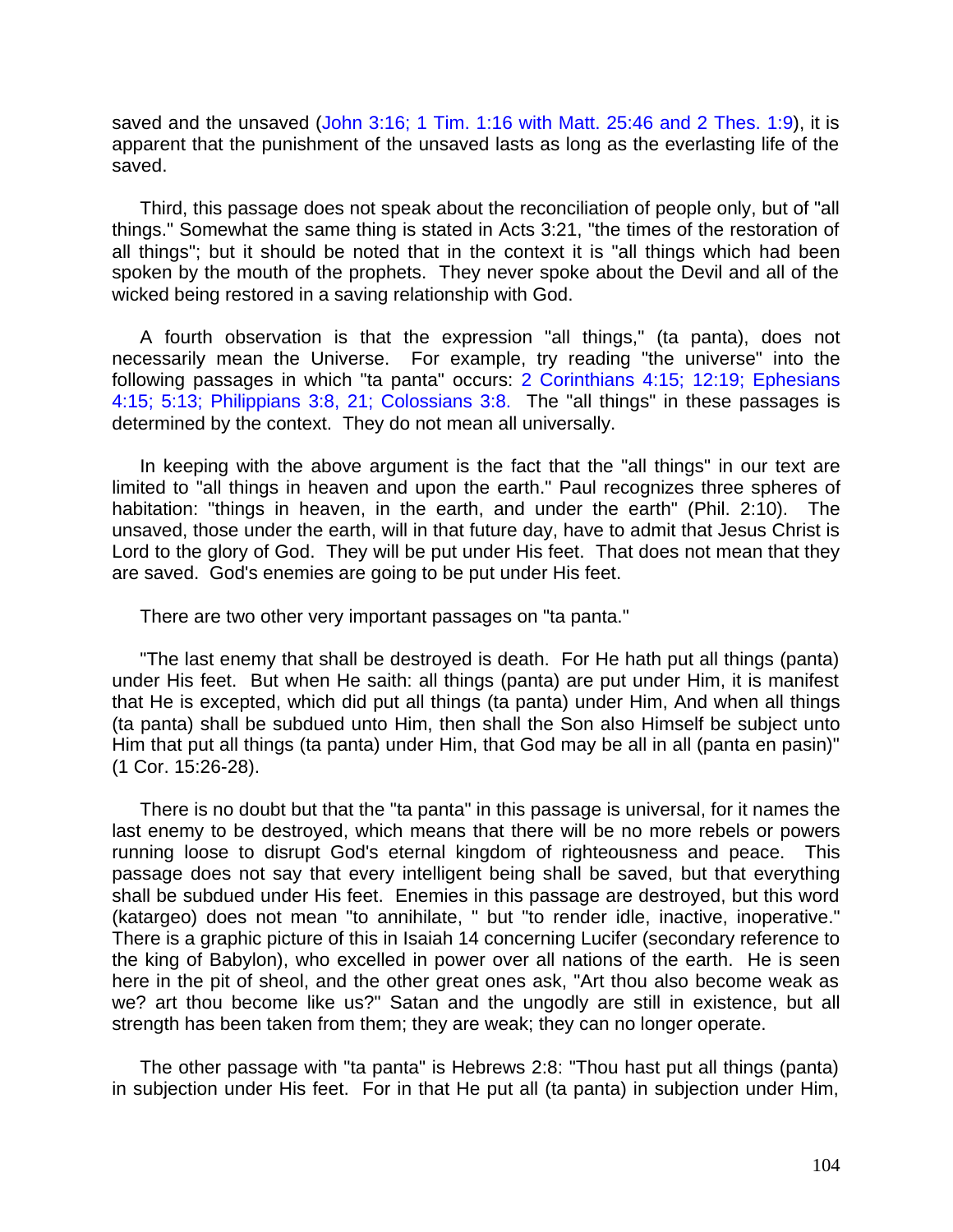saved and the unsaved (John 3:16; 1 Tim. 1:16 with Matt. 25:46 and 2 Thes. 1:9), it is apparent that the punishment of the unsaved lasts as long as the everlasting life of the saved.

Third, this passage does not speak about the reconciliation of people only, but of "all things." Somewhat the same thing is stated in Acts 3:21, "the times of the restoration of all things"; but it should be noted that in the context it is "all things which had been spoken by the mouth of the prophets. They never spoke about the Devil and all of the wicked being restored in a saving relationship with God.

A fourth observation is that the expression "all things," (ta panta), does not necessarily mean the Universe. For example, try reading "the universe" into the following passages in which "ta panta" occurs: 2 Corinthians 4:15; 12:19; Ephesians 4:15; 5:13; Philippians 3:8, 21; Colossians 3:8. The "all things" in these passages is determined by the context. They do not mean all universally.

In keeping with the above argument is the fact that the "all things" in our text are limited to "all things in heaven and upon the earth." Paul recognizes three spheres of habitation: "things in heaven, in the earth, and under the earth" (Phil. 2:10). The unsaved, those under the earth, will in that future day, have to admit that Jesus Christ is Lord to the glory of God. They will be put under His feet. That does not mean that they are saved. God's enemies are going to be put under His feet.

There are two other very important passages on "ta panta."

"The last enemy that shall be destroyed is death. For He hath put all things (panta) under His feet. But when He saith: all things (panta) are put under Him, it is manifest that He is excepted, which did put all things (ta panta) under Him, And when all things (ta panta) shall be subdued unto Him, then shall the Son also Himself be subject unto Him that put all things (ta panta) under Him, that God may be all in all (panta en pasin)" (1 Cor. 15:26-28).

There is no doubt but that the "ta panta" in this passage is universal, for it names the last enemy to be destroyed, which means that there will be no more rebels or powers running loose to disrupt God's eternal kingdom of righteousness and peace. This passage does not say that every intelligent being shall be saved, but that everything shall be subdued under His feet. Enemies in this passage are destroyed, but this word (katargeo) does not mean "to annihilate, " but "to render idle, inactive, inoperative." There is a graphic picture of this in Isaiah 14 concerning Lucifer (secondary reference to the king of Babylon), who excelled in power over all nations of the earth. He is seen here in the pit of sheol, and the other great ones ask, "Art thou also become weak as we? art thou become like us?" Satan and the ungodly are still in existence, but all strength has been taken from them; they are weak; they can no longer operate.

The other passage with "ta panta" is Hebrews 2:8: "Thou hast put all things (panta) in subjection under His feet. For in that He put all (ta panta) in subjection under Him,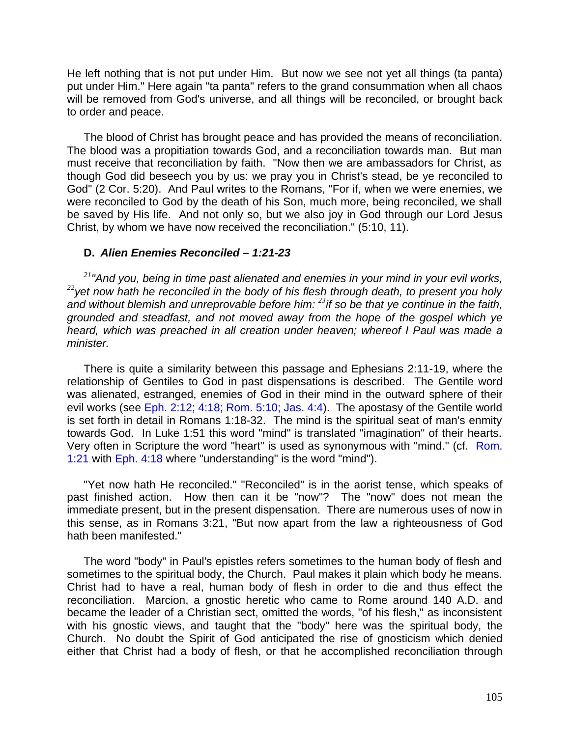He left nothing that is not put under Him. But now we see not yet all things (ta panta) put under Him." Here again "ta panta" refers to the grand consummation when all chaos will be removed from God's universe, and all things will be reconciled, or brought back to order and peace.

The blood of Christ has brought peace and has provided the means of reconciliation. The blood was a propitiation towards God, and a reconciliation towards man. But man must receive that reconciliation by faith. "Now then we are ambassadors for Christ, as though God did beseech you by us: we pray you in Christ's stead, be ye reconciled to God" (2 Cor. 5:20). And Paul writes to the Romans, "For if, when we were enemies, we were reconciled to God by the death of his Son, much more, being reconciled, we shall be saved by His life. And not only so, but we also joy in God through our Lord Jesus Christ, by whom we have now received the reconciliation." (5:10, 11).

### D. *Alien Enemies Reconciled – 1:21-23*

*[21]"And you, being in time past alienated and enemies in your mind in your evil works, [22]yet now hath he reconciled in the body of his flesh through death, to present you holy and without blemish and unreprovable before him: [23]if so be that ye continue in the faith, grounded and steadfast, and not moved away from the hope of the gospel which ye heard, which was preached in all creation under heaven; whereof I Paul was made a minister.*

There is quite a similarity between this passage and Ephesians 2:11-19, where the relationship of Gentiles to God in past dispensations is described. The Gentile word was alienated, estranged, enemies of God in their mind in the outward sphere of their evil works (see Eph. 2:12; 4:18; Rom. 5:10; Jas. 4:4). The apostasy of the Gentile world is set forth in detail in Romans 1:18-32. The mind is the spiritual seat of man's enmity towards God. In Luke 1:51 this word "mind" is translated "imagination" of their hearts. Very often in Scripture the word "heart" is used as synonymous with "mind." (cf. Rom. 1:21 with Eph. 4:18 where "understanding" is the word "mind").

"Yet now hath He reconciled." "Reconciled" is in the aorist tense, which speaks of past finished action. How then can it be "now"? The "now" does not mean the immediate present, but in the present dispensation. There are numerous uses of now in this sense, as in Romans 3:21, "But now apart from the law a righteousness of God hath been manifested."

The word "body" in Paul's epistles refers sometimes to the human body of flesh and sometimes to the spiritual body, the Church. Paul makes it plain which body he means. Christ had to have a real, human body of flesh in order to die and thus effect the reconciliation. Marcion, a gnostic heretic who came to Rome around 140 A.D. and became the leader of a Christian sect, omitted the words, "of his flesh," as inconsistent with his gnostic views, and taught that the "body" here was the spiritual body, the Church. No doubt the Spirit of God anticipated the rise of gnosticism which denied either that Christ had a body of flesh, or that he accomplished reconciliation through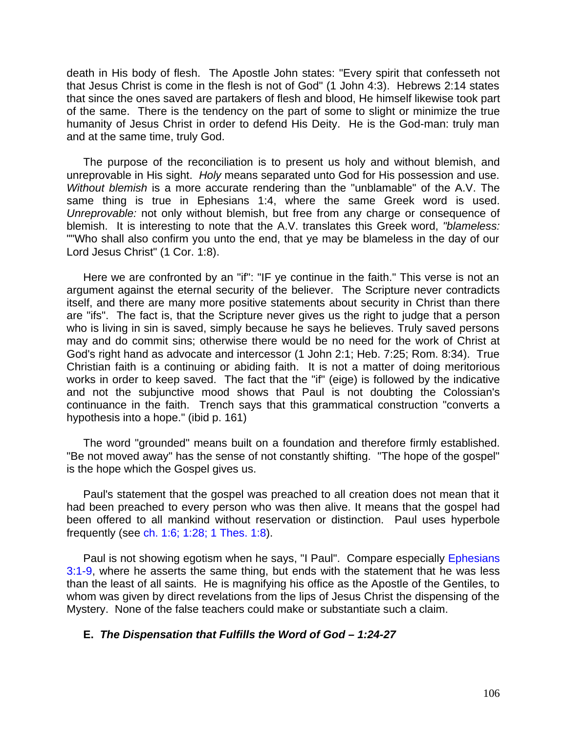death in His body of flesh. The Apostle John states: "Every spirit that confesseth not that Jesus Christ is come in the flesh is not of God" (1 John 4:3). Hebrews 2:14 states that since the ones saved are partakers of flesh and blood, He himself likewise took part of the same. There is the tendency on the part of some to slight or minimize the true humanity of Jesus Christ in order to defend His Deity. He is the God-man: truly man and at the same time, truly God.

The purpose of the reconciliation is to present us holy and without blemish, and unreprovable in His sight. *Holy* means separated unto God for His possession and use. *Without blemish* is a more accurate rendering than the "unblamable" of the A.V. The same thing is true in Ephesians 1:4, where the same Greek word is used. *Unreprovable:* not only without blemish, but free from any charge or consequence of blemish. It is interesting to note that the A.V. translates this Greek word, *"blameless:* ""Who shall also confirm you unto the end, that ye may be blameless in the day of our Lord Jesus Christ" (1 Cor. 1:8).

Here we are confronted by an "if": "IF ye continue in the faith." This verse is not an argument against the eternal security of the believer. The Scripture never contradicts itself, and there are many more positive statements about security in Christ than there are "ifs". The fact is, that the Scripture never gives us the right to judge that a person who is living in sin is saved, simply because he says he believes. Truly saved persons may and do commit sins; otherwise there would be no need for the work of Christ at God's right hand as advocate and intercessor (1 John 2:1; Heb. 7:25; Rom. 8:34). True Christian faith is a continuing or abiding faith. It is not a matter of doing meritorious works in order to keep saved. The fact that the "if" (eige) is followed by the indicative and not the subjunctive mood shows that Paul is not doubting the Colossian's continuance in the faith. Trench says that this grammatical construction "converts a hypothesis into a hope." (ibid p. 161)

The word "grounded" means built on a foundation and therefore firmly established. "Be not moved away" has the sense of not constantly shifting. "The hope of the gospel" is the hope which the Gospel gives us.

Paul's statement that the gospel was preached to all creation does not mean that it had been preached to every person who was then alive. It means that the gospel had been offered to all mankind without reservation or distinction. Paul uses hyperbole frequently (see ch. 1:6; 1:28; 1 Thes. 1:8).

Paul is not showing egotism when he says, "I Paul". Compare especially Ephesians 3:1-9, where he asserts the same thing, but ends with the statement that he was less than the least of all saints. He is magnifying his office as the Apostle of the Gentiles, to whom was given by direct revelations from the lips of Jesus Christ the dispensing of the Mystery. None of the false teachers could make or substantiate such a claim.

**E. *The Dispensation that Fulfills the Word of God – 1:24-27***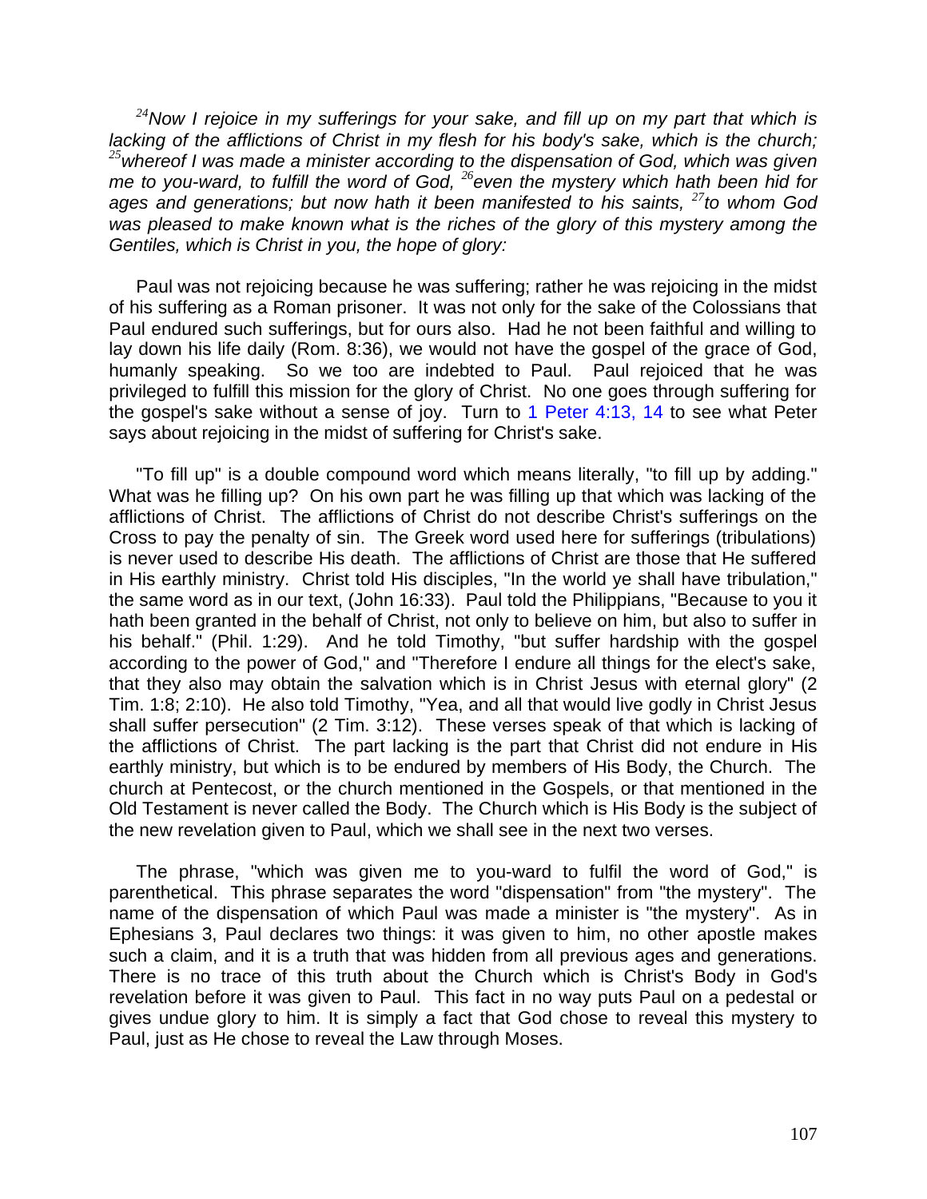*[24]Now I rejoice in my sufferings for your sake, and fill up on my part that which is lacking of the afflictions of Christ in my flesh for his body's sake, which is the church; [25]whereof I was made a minister according to the dispensation of God, which was given me to you-ward, to fulfill the word of God, [26]even the mystery which hath been hid for ages and generations; but now hath it been manifested to his saints, [27]to whom God was pleased to make known what is the riches of the glory of this mystery among the Gentiles, which is Christ in you, the hope of glory:*

Paul was not rejoicing because he was suffering; rather he was rejoicing in the midst of his suffering as a Roman prisoner. It was not only for the sake of the Colossians that Paul endured such sufferings, but for ours also. Had he not been faithful and willing to lay down his life daily (Rom. 8:36), we would not have the gospel of the grace of God, humanly speaking. So we too are indebted to Paul. Paul rejoiced that he was privileged to fulfill this mission for the glory of Christ. No one goes through suffering for the gospel's sake without a sense of joy. Turn to 1 Peter 4:13, 14 to see what Peter says about rejoicing in the midst of suffering for Christ's sake.

"To fill up" is a double compound word which means literally, "to fill up by adding." What was he filling up? On his own part he was filling up that which was lacking of the afflictions of Christ. The afflictions of Christ do not describe Christ's sufferings on the Cross to pay the penalty of sin. The Greek word used here for sufferings (tribulations) is never used to describe His death. The afflictions of Christ are those that He suffered in His earthly ministry. Christ told His disciples, "In the world ye shall have tribulation," the same word as in our text, (John 16:33). Paul told the Philippians, "Because to you it hath been granted in the behalf of Christ, not only to believe on him, but also to suffer in his behalf." (Phil. 1:29). And he told Timothy, "but suffer hardship with the gospel according to the power of God," and "Therefore I endure all things for the elect's sake, that they also may obtain the salvation which is in Christ Jesus with eternal glory" (2 Tim. 1:8; 2:10). He also told Timothy, "Yea, and all that would live godly in Christ Jesus shall suffer persecution" (2 Tim. 3:12). These verses speak of that which is lacking of the afflictions of Christ. The part lacking is the part that Christ did not endure in His earthly ministry, but which is to be endured by members of His Body, the Church. The church at Pentecost, or the church mentioned in the Gospels, or that mentioned in the Old Testament is never called the Body. The Church which is His Body is the subject of the new revelation given to Paul, which we shall see in the next two verses.

The phrase, "which was given me to you-ward to fulfil the word of God," is parenthetical. This phrase separates the word "dispensation" from "the mystery". The name of the dispensation of which Paul was made a minister is "the mystery". As in Ephesians 3, Paul declares two things: it was given to him, no other apostle makes such a claim, and it is a truth that was hidden from all previous ages and generations. There is no trace of this truth about the Church which is Christ's Body in God's revelation before it was given to Paul. This fact in no way puts Paul on a pedestal or gives undue glory to him. It is simply a fact that God chose to reveal this mystery to Paul, just as He chose to reveal the Law through Moses.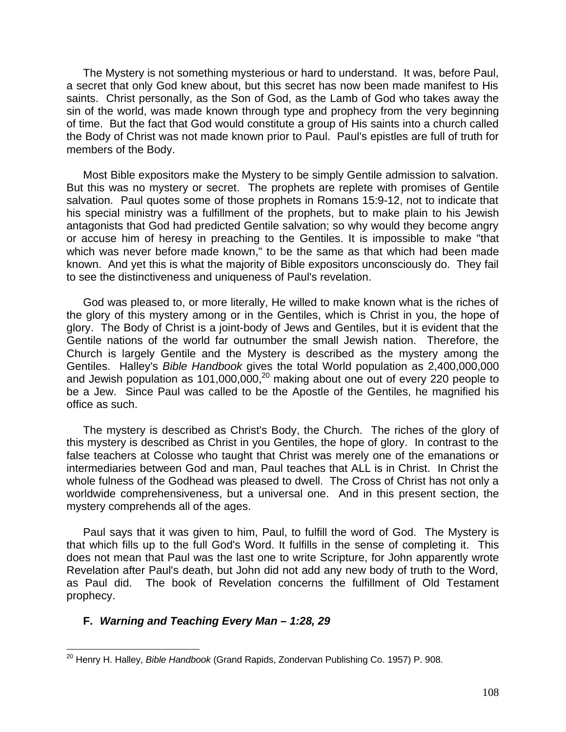The Mystery is not something mysterious or hard to understand. It was, before Paul, a secret that only God knew about, but this secret has now been made manifest to His saints. Christ personally, as the Son of God, as the Lamb of God who takes away the sin of the world, was made known through type and prophecy from the very beginning of time. But the fact that God would constitute a group of His saints into a church called the Body of Christ was not made known prior to Paul. Paul's epistles are full of truth for members of the Body.

Most Bible expositors make the Mystery to be simply Gentile admission to salvation. But this was no mystery or secret. The prophets are replete with promises of Gentile salvation. Paul quotes some of those prophets in Romans 15:9-12, not to indicate that his special ministry was a fulfillment of the prophets, but to make plain to his Jewish antagonists that God had predicted Gentile salvation; so why would they become angry or accuse him of heresy in preaching to the Gentiles. It is impossible to make "that which was never before made known," to be the same as that which had been made known. And yet this is what the majority of Bible expositors unconsciously do. They fail to see the distinctiveness and uniqueness of Paul's revelation.

God was pleased to, or more literally, He willed to make known what is the riches of the glory of this mystery among or in the Gentiles, which is Christ in you, the hope of glory. The Body of Christ is a joint-body of Jews and Gentiles, but it is evident that the Gentile nations of the world far outnumber the small Jewish nation. Therefore, the Church is largely Gentile and the Mystery is described as the mystery among the Gentiles. Halley's *Bible Handbook* gives the total World population as 2,400,000,000 and Jewish population as 101,000,000,[20] making about one out of every 220 people to be a Jew. Since Paul was called to be the Apostle of the Gentiles, he magnified his office as such.

The mystery is described as Christ's Body, the Church. The riches of the glory of this mystery is described as Christ in you Gentiles, the hope of glory. In contrast to the false teachers at Colosse who taught that Christ was merely one of the emanations or intermediaries between God and man, Paul teaches that ALL is in Christ. In Christ the whole fulness of the Godhead was pleased to dwell. The Cross of Christ has not only a worldwide comprehensiveness, but a universal one. And in this present section, the mystery comprehends all of the ages.

Paul says that it was given to him, Paul, to fulfill the word of God. The Mystery is that which fills up to the full God's Word. It fulfills in the sense of completing it. This does not mean that Paul was the last one to write Scripture, for John apparently wrote Revelation after Paul's death, but John did not add any new body of truth to the Word, as Paul did. The book of Revelation concerns the fulfillment of Old Testament prophecy.

### F. *Warning and Teaching Every Man – 1:28, 29*

---

[20] Henry H. Halley, *Bible Handbook* (Grand Rapids, Zondervan Publishing Co. 1957) P. 908.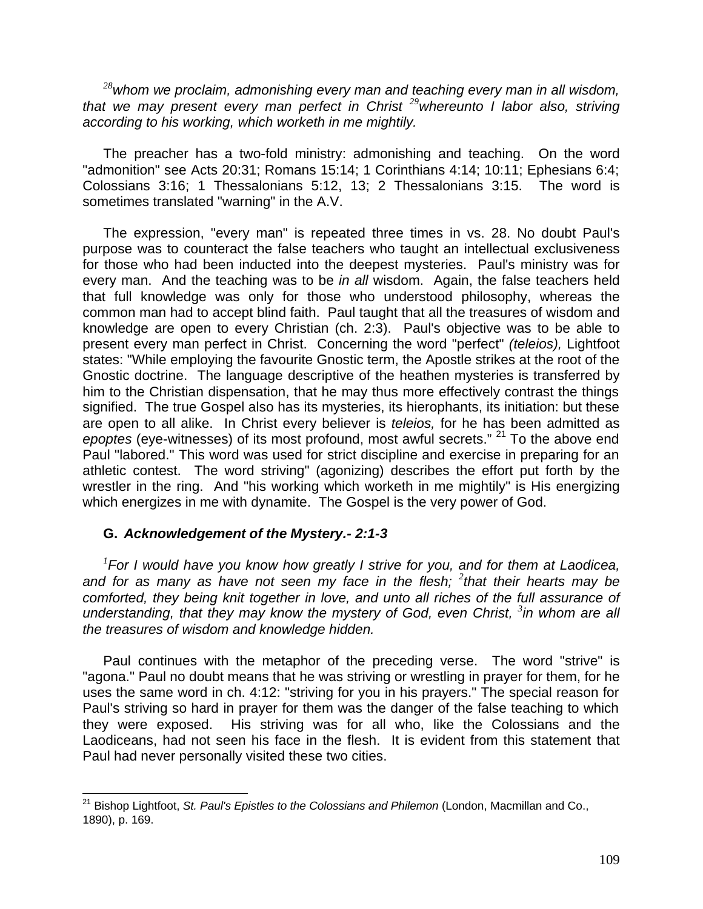*[28]whom we proclaim, admonishing every man and teaching every man in all wisdom, that we may present every man perfect in Christ [29]whereunto I labor also, striving according to his working, which worketh in me mightily.*

The preacher has a two-fold ministry: admonishing and teaching. On the word "admonition" see Acts 20:31; Romans 15:14; 1 Corinthians 4:14; 10:11; Ephesians 6:4; Colossians 3:16; 1 Thessalonians 5:12, 13; 2 Thessalonians 3:15. The word is sometimes translated "warning" in the A.V.

The expression, "every man" is repeated three times in vs. 28. No doubt Paul's purpose was to counteract the false teachers who taught an intellectual exclusiveness for those who had been inducted into the deepest mysteries. Paul's ministry was for every man. And the teaching was to be *in all* wisdom. Again, the false teachers held that full knowledge was only for those who understood philosophy, whereas the common man had to accept blind faith. Paul taught that all the treasures of wisdom and knowledge are open to every Christian (ch. 2:3). Paul's objective was to be able to present every man perfect in Christ. Concerning the word "perfect" *(teleios),* Lightfoot states: "While employing the favourite Gnostic term, the Apostle strikes at the root of the Gnostic doctrine. The language descriptive of the heathen mysteries is transferred by him to the Christian dispensation, that he may thus more effectively contrast the things signified. The true Gospel also has its mysteries, its hierophants, its initiation: but these are open to all alike. In Christ every believer is *teleios,* for he has been admitted as *epoptes* (eye-witnesses) of its most profound, most awful secrets." [21] To the above end Paul "labored." This word was used for strict discipline and exercise in preparing for an athletic contest. The word striving" (agonizing) describes the effort put forth by the wrestler in the ring. And "his working which worketh in me mightily" is His energizing which energizes in me with dynamite. The Gospel is the very power of God.

### G. *Acknowledgement of the Mystery.- 2:1-3*

*[1]For I would have you know how greatly I strive for you, and for them at Laodicea, and for as many as have not seen my face in the flesh; [2]that their hearts may be comforted, they being knit together in love, and unto all riches of the full assurance of understanding, that they may know the mystery of God, even Christ, [3]in whom are all the treasures of wisdom and knowledge hidden.*

Paul continues with the metaphor of the preceding verse. The word "strive" is "agona." Paul no doubt means that he was striving or wrestling in prayer for them, for he uses the same word in ch. 4:12: "striving for you in his prayers." The special reason for Paul's striving so hard in prayer for them was the danger of the false teaching to which they were exposed. His striving was for all who, like the Colossians and the Laodiceans, had not seen his face in the flesh. It is evident from this statement that Paul had never personally visited these two cities.

---

[21] Bishop Lightfoot, *St. Paul's Epistles to the Colossians and Philemon* (London, Macmillan and Co., 1890), p. 169.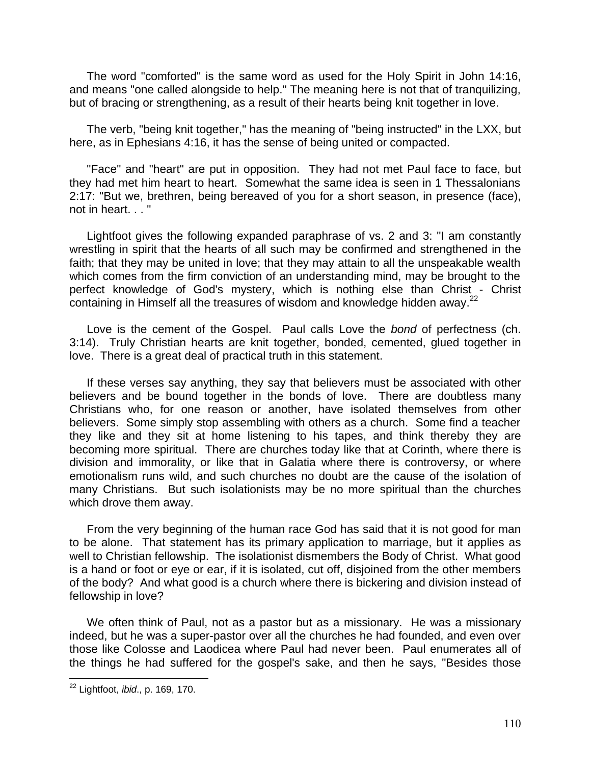The word "comforted" is the same word as used for the Holy Spirit in John 14:16, and means "one called alongside to help." The meaning here is not that of tranquilizing, but of bracing or strengthening, as a result of their hearts being knit together in love.

The verb, "being knit together," has the meaning of "being instructed" in the LXX, but here, as in Ephesians 4:16, it has the sense of being united or compacted.

"Face" and "heart" are put in opposition. They had not met Paul face to face, but they had met him heart to heart. Somewhat the same idea is seen in 1 Thessalonians 2:17: "But we, brethren, being bereaved of you for a short season, in presence (face), not in heart. . . "

Lightfoot gives the following expanded paraphrase of vs. 2 and 3: "I am constantly wrestling in spirit that the hearts of all such may be confirmed and strengthened in the faith; that they may be united in love; that they may attain to all the unspeakable wealth which comes from the firm conviction of an understanding mind, may be brought to the perfect knowledge of God's mystery, which is nothing else than Christ - Christ containing in Himself all the treasures of wisdom and knowledge hidden away.[22]

Love is the cement of the Gospel. Paul calls Love the *bond* of perfectness (ch. 3:14). Truly Christian hearts are knit together, bonded, cemented, glued together in love. There is a great deal of practical truth in this statement.

If these verses say anything, they say that believers must be associated with other believers and be bound together in the bonds of love. There are doubtless many Christians who, for one reason or another, have isolated themselves from other believers. Some simply stop assembling with others as a church. Some find a teacher they like and they sit at home listening to his tapes, and think thereby they are becoming more spiritual. There are churches today like that at Corinth, where there is division and immorality, or like that in Galatia where there is controversy, or where emotionalism runs wild, and such churches no doubt are the cause of the isolation of many Christians. But such isolationists may be no more spiritual than the churches which drove them away.

From the very beginning of the human race God has said that it is not good for man to be alone. That statement has its primary application to marriage, but it applies as well to Christian fellowship. The isolationist dismembers the Body of Christ. What good is a hand or foot or eye or ear, if it is isolated, cut off, disjoined from the other members of the body? And what good is a church where there is bickering and division instead of fellowship in love?

We often think of Paul, not as a pastor but as a missionary. He was a missionary indeed, but he was a super-pastor over all the churches he had founded, and even over those like Colosse and Laodicea where Paul had never been. Paul enumerates all of the things he had suffered for the gospel's sake, and then he says, "Besides those

---

[22] Lightfoot, *ibid*., p. 169, 170.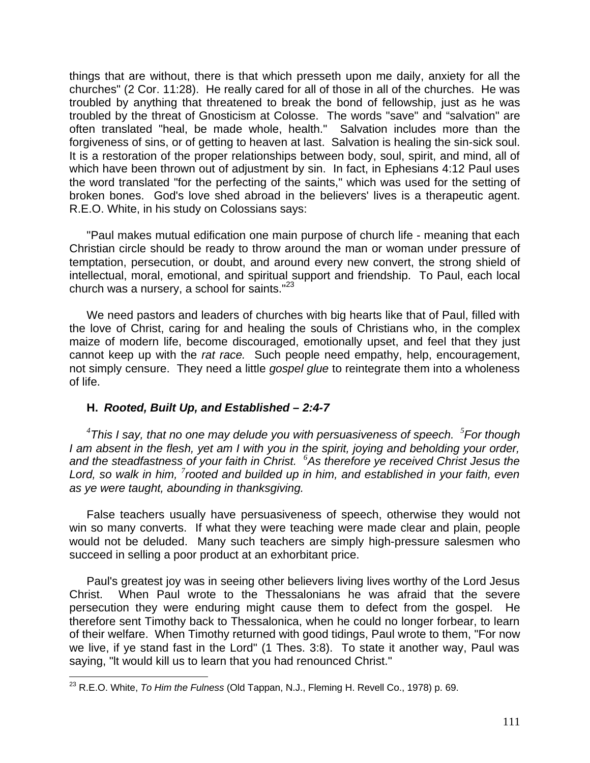things that are without, there is that which presseth upon me daily, anxiety for all the churches" (2 Cor. 11:28). He really cared for all of those in all of the churches. He was troubled by anything that threatened to break the bond of fellowship, just as he was troubled by the threat of Gnosticism at Colosse. The words "save" and “salvation" are often translated "heal, be made whole, health." Salvation includes more than the forgiveness of sins, or of getting to heaven at last. Salvation is healing the sin-sick soul. It is a restoration of the proper relationships between body, soul, spirit, and mind, all of which have been thrown out of adjustment by sin. In fact, in Ephesians 4:12 Paul uses the word translated "for the perfecting of the saints," which was used for the setting of broken bones. God's love shed abroad in the believers' lives is a therapeutic agent. R.E.O. White, in his study on Colossians says:

"Paul makes mutual edification one main purpose of church life - meaning that each Christian circle should be ready to throw around the man or woman under pressure of temptation, persecution, or doubt, and around every new convert, the strong shield of intellectual, moral, emotional, and spiritual support and friendship. To Paul, each local church was a nursery, a school for saints."[23]

We need pastors and leaders of churches with big hearts like that of Paul, filled with the love of Christ, caring for and healing the souls of Christians who, in the complex maize of modern life, become discouraged, emotionally upset, and feel that they just cannot keep up with the *rat race.* Such people need empathy, help, encouragement, not simply censure. They need a little *gospel glue* to reintegrate them into a wholeness of life.

### H. *Rooted, Built Up, and Established – 2:4-7*

*[4]This I say, that no one may delude you with persuasiveness of speech. [5]For though I am absent in the flesh, yet am I with you in the spirit, joying and beholding your order, and the steadfastness of your faith in Christ. [6]As therefore ye received Christ Jesus the Lord, so walk in him, [7]rooted and builded up in him, and established in your faith, even as ye were taught, abounding in thanksgiving.*

False teachers usually have persuasiveness of speech, otherwise they would not win so many converts. If what they were teaching were made clear and plain, people would not be deluded. Many such teachers are simply high-pressure salesmen who succeed in selling a poor product at an exhorbitant price.

Paul's greatest joy was in seeing other believers living lives worthy of the Lord Jesus Christ. When Paul wrote to the Thessalonians he was afraid that the severe persecution they were enduring might cause them to defect from the gospel. He therefore sent Timothy back to Thessalonica, when he could no longer forbear, to learn of their welfare. When Timothy returned with good tidings, Paul wrote to them, "For now we live, if ye stand fast in the Lord" (1 Thes. 3:8). To state it another way, Paul was saying, "It would kill us to learn that you had renounced Christ."

---

[23] R.E.O. White, *To Him the Fulness* (Old Tappan, N.J., Fleming H. Revell Co., 1978) p. 69.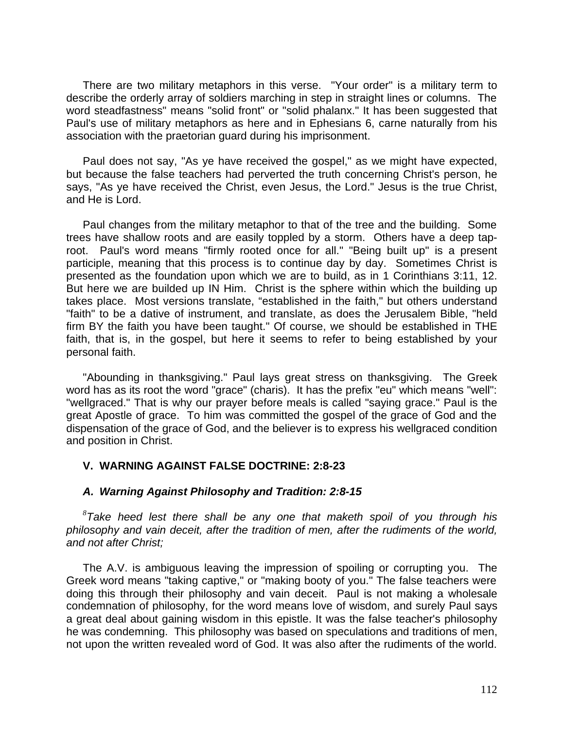There are two military metaphors in this verse. "Your order" is a military term to describe the orderly array of soldiers marching in step in straight lines or columns. The word steadfastness" means "solid front" or "solid phalanx." It has been suggested that Paul's use of military metaphors as here and in Ephesians 6, carne naturally from his association with the praetorian guard during his imprisonment.

Paul does not say, "As ye have received the gospel," as we might have expected, but because the false teachers had perverted the truth concerning Christ's person, he says, "As ye have received the Christ, even Jesus, the Lord." Jesus is the true Christ, and He is Lord.

Paul changes from the military metaphor to that of the tree and the building. Some trees have shallow roots and are easily toppled by a storm. Others have a deep tap-root. Paul's word means "firmly rooted once for all." "Being built up" is a present participle, meaning that this process is to continue day by day. Sometimes Christ is presented as the foundation upon which we are to build, as in 1 Corinthians 3:11, 12. But here we are builded up IN Him. Christ is the sphere within which the building up takes place. Most versions translate, "established in the faith," but others understand "faith" to be a dative of instrument, and translate, as does the Jerusalem Bible, "held firm BY the faith you have been taught." Of course, we should be established in THE faith, that is, in the gospel, but here it seems to refer to being established by your personal faith.

"Abounding in thanksgiving." Paul lays great stress on thanksgiving. The Greek word has as its root the word "grace" (charis). It has the prefix "eu" which means "well": "wellgraced." That is why our prayer before meals is called "saying grace." Paul is the great Apostle of grace. To him was committed the gospel of the grace of God and the dispensation of the grace of God, and the believer is to express his wellgraced condition and position in Christ.

## V. WARNING AGAINST FALSE DOCTRINE: 2:8-23

### *A. Warning Against Philosophy and Tradition: 2:8-15*

*[8]Take heed lest there shall be any one that maketh spoil of you through his philosophy and vain deceit, after the tradition of men, after the rudiments of the world, and not after Christ;*

The A.V. is ambiguous leaving the impression of spoiling or corrupting you. The Greek word means "taking captive," or "making booty of you." The false teachers were doing this through their philosophy and vain deceit. Paul is not making a wholesale condemnation of philosophy, for the word means love of wisdom, and surely Paul says a great deal about gaining wisdom in this epistle. It was the false teacher's philosophy he was condemning. This philosophy was based on speculations and traditions of men, not upon the written revealed word of God. It was also after the rudiments of the world.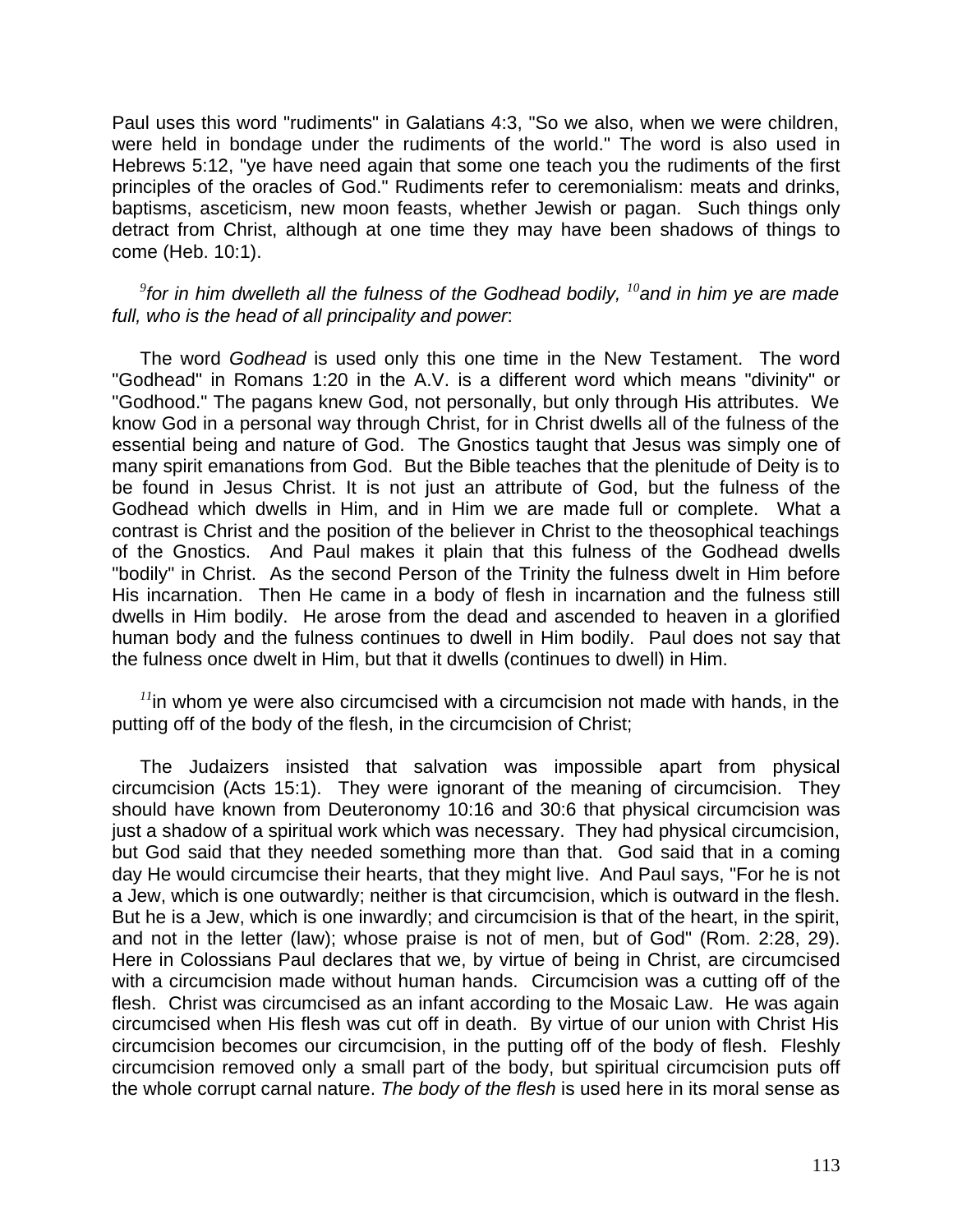Paul uses this word "rudiments" in Galatians 4:3, "So we also, when we were children, were held in bondage under the rudiments of the world." The word is also used in Hebrews 5:12, "ye have need again that some one teach you the rudiments of the first principles of the oracles of God." Rudiments refer to ceremonialism: meats and drinks, baptisms, asceticism, new moon feasts, whether Jewish or pagan. Such things only detract from Christ, although at one time they may have been shadows of things to come (Heb. 10:1).

[9]*for in him dwelleth all the fulness of the Godhead bodily,* [10]*and in him ye are made full, who is the head of all principality and power*:

The word *Godhead* is used only this one time in the New Testament. The word "Godhead" in Romans 1:20 in the A.V. is a different word which means "divinity" or "Godhood." The pagans knew God, not personally, but only through His attributes. We know God in a personal way through Christ, for in Christ dwells all of the fulness of the essential being and nature of God. The Gnostics taught that Jesus was simply one of many spirit emanations from God. But the Bible teaches that the plenitude of Deity is to be found in Jesus Christ. It is not just an attribute of God, but the fulness of the Godhead which dwells in Him, and in Him we are made full or complete. What a contrast is Christ and the position of the believer in Christ to the theosophical teachings of the Gnostics. And Paul makes it plain that this fulness of the Godhead dwells "bodily" in Christ. As the second Person of the Trinity the fulness dwelt in Him before His incarnation. Then He came in a body of flesh in incarnation and the fulness still dwells in Him bodily. He arose from the dead and ascended to heaven in a glorified human body and the fulness continues to dwell in Him bodily. Paul does not say that the fulness once dwelt in Him, but that it dwells (continues to dwell) in Him.

[11]in whom ye were also circumcised with a circumcision not made with hands, in the putting off of the body of the flesh, in the circumcision of Christ;

The Judaizers insisted that salvation was impossible apart from physical circumcision (Acts 15:1). They were ignorant of the meaning of circumcision. They should have known from Deuteronomy 10:16 and 30:6 that physical circumcision was just a shadow of a spiritual work which was necessary. They had physical circumcision, but God said that they needed something more than that. God said that in a coming day He would circumcise their hearts, that they might live. And Paul says, "For he is not a Jew, which is one outwardly; neither is that circumcision, which is outward in the flesh. But he is a Jew, which is one inwardly; and circumcision is that of the heart, in the spirit, and not in the letter (law); whose praise is not of men, but of God" (Rom. 2:28, 29). Here in Colossians Paul declares that we, by virtue of being in Christ, are circumcised with a circumcision made without human hands. Circumcision was a cutting off of the flesh. Christ was circumcised as an infant according to the Mosaic Law. He was again circumcised when His flesh was cut off in death. By virtue of our union with Christ His circumcision becomes our circumcision, in the putting off of the body of flesh. Fleshly circumcision removed only a small part of the body, but spiritual circumcision puts off the whole corrupt carnal nature. *The body of the flesh* is used here in its moral sense as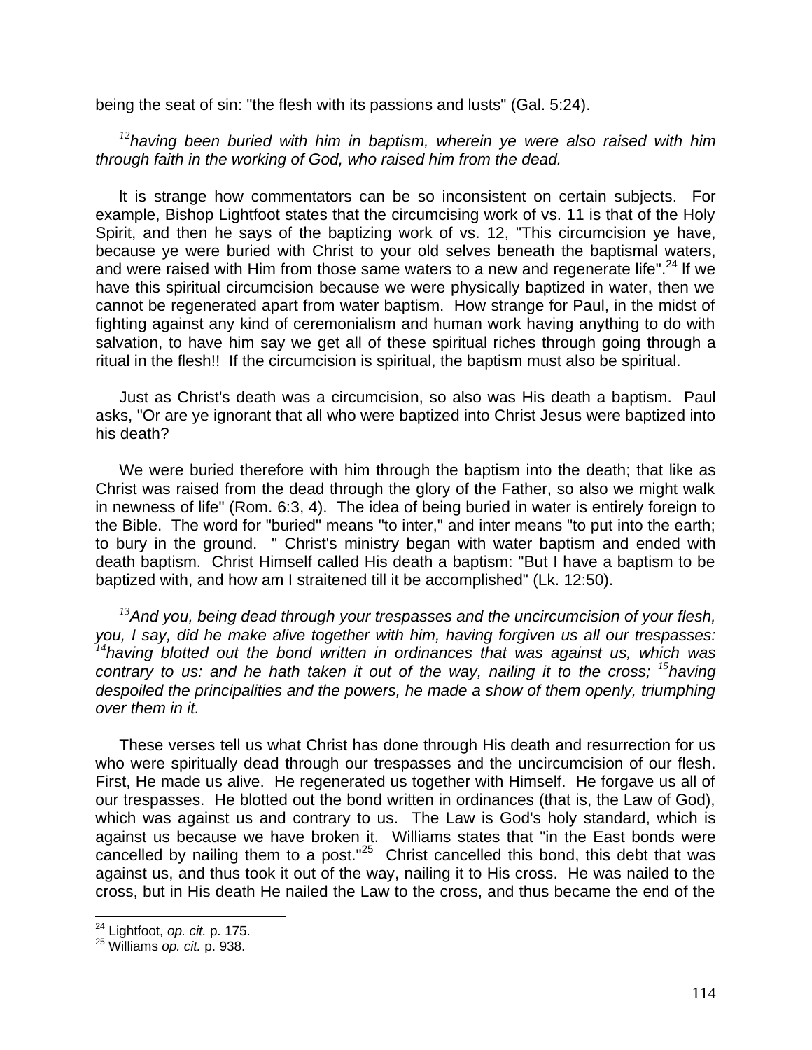being the seat of sin: "the flesh with its passions and lusts" (Gal. 5:24).

*[12]having been buried with him in baptism, wherein ye were also raised with him through faith in the working of God, who raised him from the dead.*

It is strange how commentators can be so inconsistent on certain subjects. For example, Bishop Lightfoot states that the circumcising work of vs. 11 is that of the Holy Spirit, and then he says of the baptizing work of vs. 12, "This circumcision ye have, because ye were buried with Christ to your old selves beneath the baptismal waters, and were raised with Him from those same waters to a new and regenerate life".[24] If we have this spiritual circumcision because we were physically baptized in water, then we cannot be regenerated apart from water baptism. How strange for Paul, in the midst of fighting against any kind of ceremonialism and human work having anything to do with salvation, to have him say we get all of these spiritual riches through going through a ritual in the flesh!! If the circumcision is spiritual, the baptism must also be spiritual.

Just as Christ's death was a circumcision, so also was His death a baptism. Paul asks, "Or are ye ignorant that all who were baptized into Christ Jesus were baptized into his death?

We were buried therefore with him through the baptism into the death; that like as Christ was raised from the dead through the glory of the Father, so also we might walk in newness of life" (Rom. 6:3, 4). The idea of being buried in water is entirely foreign to the Bible. The word for "buried" means "to inter," and inter means "to put into the earth; to bury in the ground. " Christ's ministry began with water baptism and ended with death baptism. Christ Himself called His death a baptism: "But I have a baptism to be baptized with, and how am I straitened till it be accomplished" (Lk. 12:50).

*[13]And you, being dead through your trespasses and the uncircumcision of your flesh, you, I say, did he make alive together with him, having forgiven us all our trespasses: [14]having blotted out the bond written in ordinances that was against us, which was contrary to us: and he hath taken it out of the way, nailing it to the cross; [15]having despoiled the principalities and the powers, he made a show of them openly, triumphing over them in it.*

These verses tell us what Christ has done through His death and resurrection for us who were spiritually dead through our trespasses and the uncircumcision of our flesh. First, He made us alive. He regenerated us together with Himself. He forgave us all of our trespasses. He blotted out the bond written in ordinances (that is, the Law of God), which was against us and contrary to us. The Law is God's holy standard, which is against us because we have broken it. Williams states that "in the East bonds were cancelled by nailing them to a post."[25] Christ cancelled this bond, this debt that was against us, and thus took it out of the way, nailing it to His cross. He was nailed to the cross, but in His death He nailed the Law to the cross, and thus became the end of the

[24] Lightfoot, *op. cit.* p. 175.
[25] Williams *op. cit.* p. 938.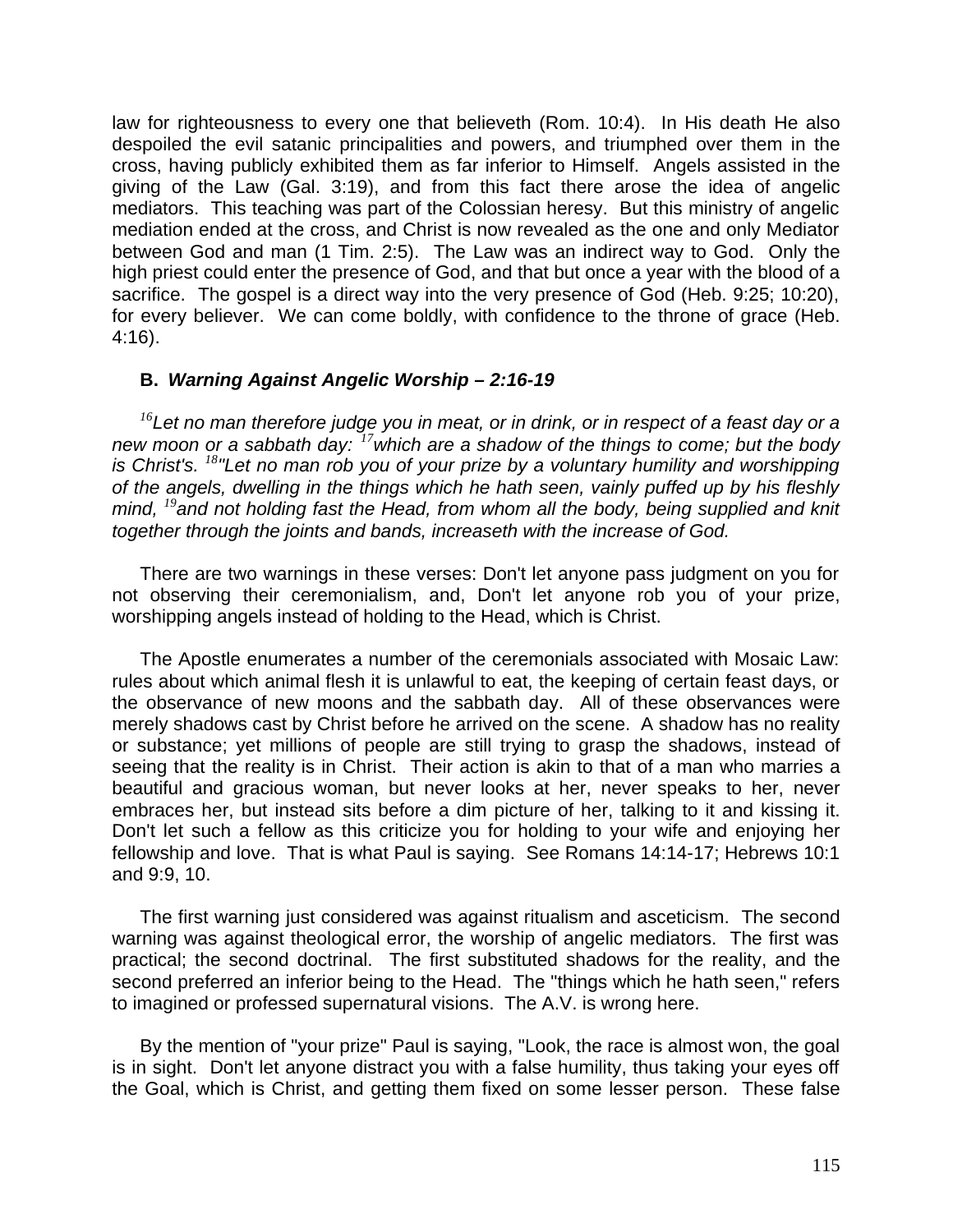law for righteousness to every one that believeth (Rom. 10:4). In His death He also despoiled the evil satanic principalities and powers, and triumphed over them in the cross, having publicly exhibited them as far inferior to Himself. Angels assisted in the giving of the Law (Gal. 3:19), and from this fact there arose the idea of angelic mediators. This teaching was part of the Colossian heresy. But this ministry of angelic mediation ended at the cross, and Christ is now revealed as the one and only Mediator between God and man (1 Tim. 2:5). The Law was an indirect way to God. Only the high priest could enter the presence of God, and that but once a year with the blood of a sacrifice. The gospel is a direct way into the very presence of God (Heb. 9:25; 10:20), for every believer. We can come boldly, with confidence to the throne of grace (Heb. 4:16).

### B. *Warning Against Angelic Worship – 2:16-19*

*[16]Let no man therefore judge you in meat, or in drink, or in respect of a feast day or a new moon or a sabbath day: [17]which are a shadow of the things to come; but the body is Christ's. [18]"Let no man rob you of your prize by a voluntary humility and worshipping of the angels, dwelling in the things which he hath seen, vainly puffed up by his fleshly mind, [19]and not holding fast the Head, from whom all the body, being supplied and knit together through the joints and bands, increaseth with the increase of God.*

There are two warnings in these verses: Don't let anyone pass judgment on you for not observing their ceremonialism, and, Don't let anyone rob you of your prize, worshipping angels instead of holding to the Head, which is Christ.

The Apostle enumerates a number of the ceremonials associated with Mosaic Law: rules about which animal flesh it is unlawful to eat, the keeping of certain feast days, or the observance of new moons and the sabbath day. All of these observances were merely shadows cast by Christ before he arrived on the scene. A shadow has no reality or substance; yet millions of people are still trying to grasp the shadows, instead of seeing that the reality is in Christ. Their action is akin to that of a man who marries a beautiful and gracious woman, but never looks at her, never speaks to her, never embraces her, but instead sits before a dim picture of her, talking to it and kissing it. Don't let such a fellow as this criticize you for holding to your wife and enjoying her fellowship and love. That is what Paul is saying. See Romans 14:14-17; Hebrews 10:1 and 9:9, 10.

The first warning just considered was against ritualism and asceticism. The second warning was against theological error, the worship of angelic mediators. The first was practical; the second doctrinal. The first substituted shadows for the reality, and the second preferred an inferior being to the Head. The "things which he hath seen," refers to imagined or professed supernatural visions. The A.V. is wrong here.

By the mention of "your prize" Paul is saying, "Look, the race is almost won, the goal is in sight. Don't let anyone distract you with a false humility, thus taking your eyes off the Goal, which is Christ, and getting them fixed on some lesser person. These false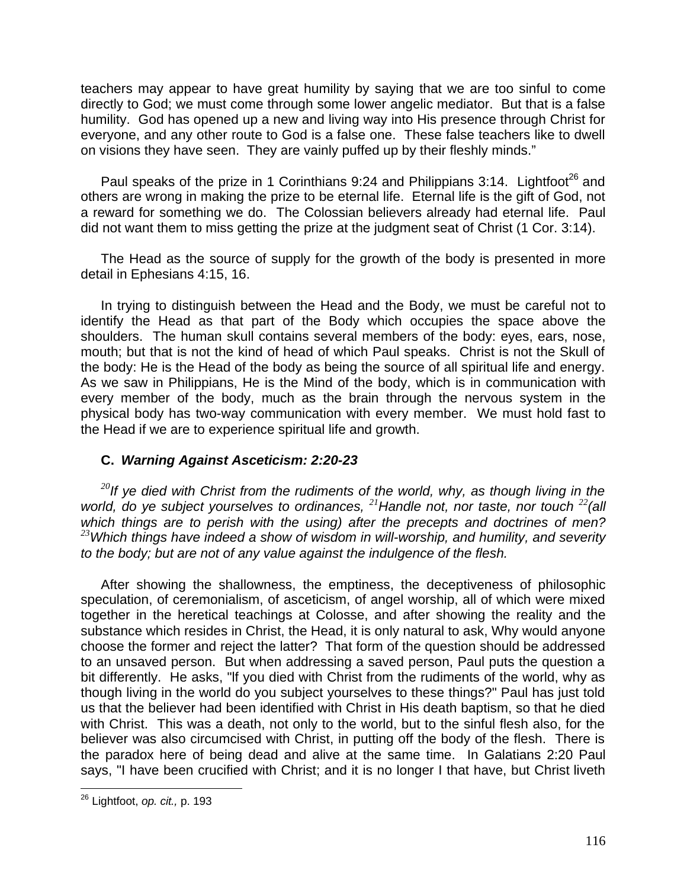teachers may appear to have great humility by saying that we are too sinful to come directly to God; we must come through some lower angelic mediator. But that is a false humility. God has opened up a new and living way into His presence through Christ for everyone, and any other route to God is a false one. These false teachers like to dwell on visions they have seen. They are vainly puffed up by their fleshly minds."

Paul speaks of the prize in 1 Corinthians 9:24 and Philippians 3:14. Lightfoot[26] and others are wrong in making the prize to be eternal life. Eternal life is the gift of God, not a reward for something we do. The Colossian believers already had eternal life. Paul did not want them to miss getting the prize at the judgment seat of Christ (1 Cor. 3:14).

The Head as the source of supply for the growth of the body is presented in more detail in Ephesians 4:15, 16.

In trying to distinguish between the Head and the Body, we must be careful not to identify the Head as that part of the Body which occupies the space above the shoulders. The human skull contains several members of the body: eyes, ears, nose, mouth; but that is not the kind of head of which Paul speaks. Christ is not the Skull of the body: He is the Head of the body as being the source of all spiritual life and energy. As we saw in Philippians, He is the Mind of the body, which is in communication with every member of the body, much as the brain through the nervous system in the physical body has two-way communication with every member. We must hold fast to the Head if we are to experience spiritual life and growth.

### C. *Warning Against Asceticism: 2:20-23*

*[20]If ye died with Christ from the rudiments of the world, why, as though living in the world, do ye subject yourselves to ordinances, [21]Handle not, nor taste, nor touch [22](all which things are to perish with the using) after the precepts and doctrines of men? [23]Which things have indeed a show of wisdom in will-worship, and humility, and severity to the body; but are not of any value against the indulgence of the flesh.*

After showing the shallowness, the emptiness, the deceptiveness of philosophic speculation, of ceremonialism, of asceticism, of angel worship, all of which were mixed together in the heretical teachings at Colosse, and after showing the reality and the substance which resides in Christ, the Head, it is only natural to ask, Why would anyone choose the former and reject the latter? That form of the question should be addressed to an unsaved person. But when addressing a saved person, Paul puts the question a bit differently. He asks, "If you died with Christ from the rudiments of the world, why as though living in the world do you subject yourselves to these things?" Paul has just told us that the believer had been identified with Christ in His death baptism, so that he died with Christ. This was a death, not only to the world, but to the sinful flesh also, for the believer was also circumcised with Christ, in putting off the body of the flesh. There is the paradox here of being dead and alive at the same time. In Galatians 2:20 Paul says, "I have been crucified with Christ; and it is no longer I that have, but Christ liveth

---

[26] Lightfoot, *op. cit.,* p. 193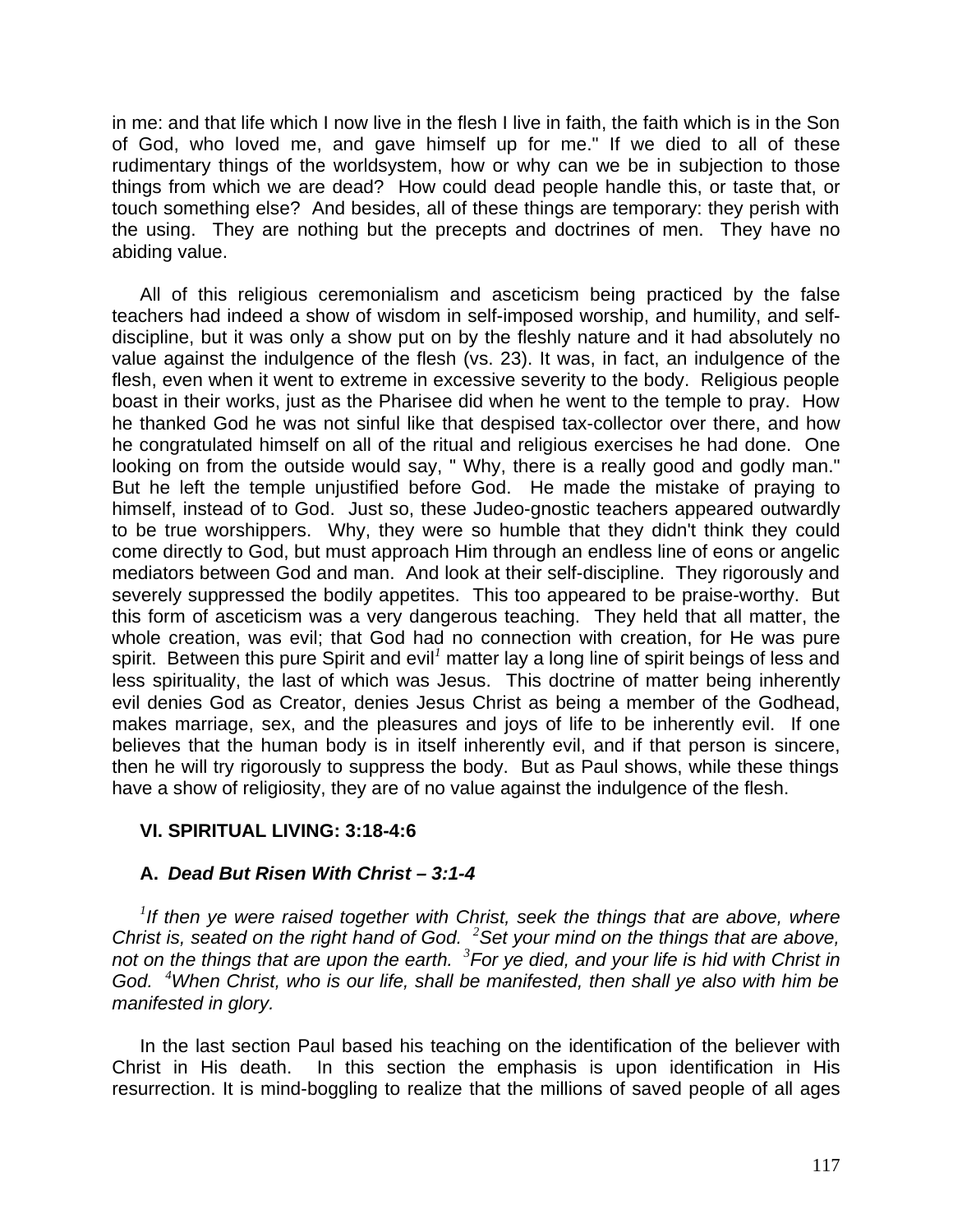in me: and that life which I now live in the flesh I live in faith, the faith which is in the Son of God, who loved me, and gave himself up for me." If we died to all of these rudimentary things of the worldsystem, how or why can we be in subjection to those things from which we are dead? How could dead people handle this, or taste that, or touch something else? And besides, all of these things are temporary: they perish with the using. They are nothing but the precepts and doctrines of men. They have no abiding value.

All of this religious ceremonialism and asceticism being practiced by the false teachers had indeed a show of wisdom in self-imposed worship, and humility, and self-discipline, but it was only a show put on by the fleshly nature and it had absolutely no value against the indulgence of the flesh (vs. 23). It was, in fact, an indulgence of the flesh, even when it went to extreme in excessive severity to the body. Religious people boast in their works, just as the Pharisee did when he went to the temple to pray. How he thanked God he was not sinful like that despised tax-collector over there, and how he congratulated himself on all of the ritual and religious exercises he had done. One looking on from the outside would say, " Why, there is a really good and godly man." But he left the temple unjustified before God. He made the mistake of praying to himself, instead of to God. Just so, these Judeo-gnostic teachers appeared outwardly to be true worshippers. Why, they were so humble that they didn't think they could come directly to God, but must approach Him through an endless line of eons or angelic mediators between God and man. And look at their self-discipline. They rigorously and severely suppressed the bodily appetites. This too appeared to be praise-worthy. But this form of asceticism was a very dangerous teaching. They held that all matter, the whole creation, was evil; that God had no connection with creation, for He was pure spirit. Between this pure Spirit and evil[1] matter lay a long line of spirit beings of less and less spirituality, the last of which was Jesus. This doctrine of matter being inherently evil denies God as Creator, denies Jesus Christ as being a member of the Godhead, makes marriage, sex, and the pleasures and joys of life to be inherently evil. If one believes that the human body is in itself inherently evil, and if that person is sincere, then he will try rigorously to suppress the body. But as Paul shows, while these things have a show of religiosity, they are of no value against the indulgence of the flesh.

## VI. SPIRITUAL LIVING: 3:18-4:6

### A. *Dead But Risen With Christ – 3:1-4*

*[1]If then ye were raised together with Christ, seek the things that are above, where Christ is, seated on the right hand of God. [2]Set your mind on the things that are above, not on the things that are upon the earth. [3]For ye died, and your life is hid with Christ in God. [4]When Christ, who is our life, shall be manifested, then shall ye also with him be manifested in glory.*

In the last section Paul based his teaching on the identification of the believer with Christ in His death. In this section the emphasis is upon identification in His resurrection. It is mind-boggling to realize that the millions of saved people of all ages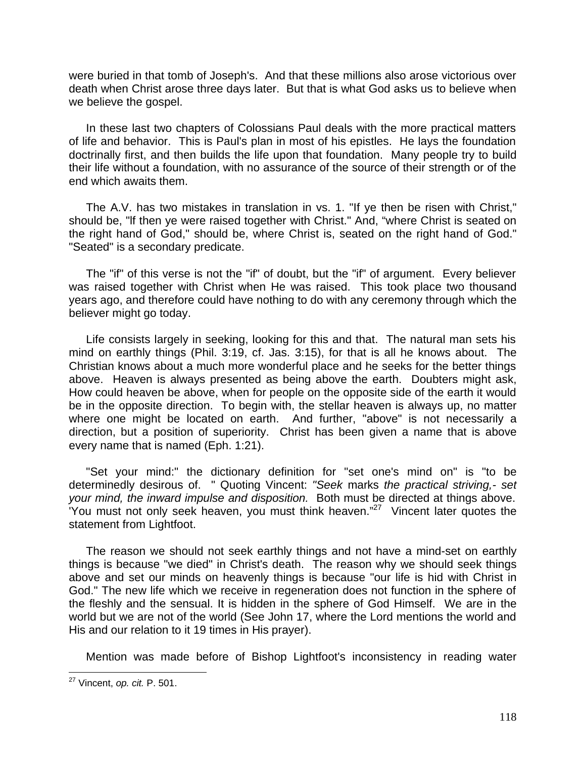were buried in that tomb of Joseph's. And that these millions also arose victorious over death when Christ arose three days later. But that is what God asks us to believe when we believe the gospel.

In these last two chapters of Colossians Paul deals with the more practical matters of life and behavior. This is Paul's plan in most of his epistles. He lays the foundation doctrinally first, and then builds the life upon that foundation. Many people try to build their life without a foundation, with no assurance of the source of their strength or of the end which awaits them.

The A.V. has two mistakes in translation in vs. 1. "If ye then be risen with Christ," should be, "lf then ye were raised together with Christ." And, "where Christ is seated on the right hand of God," should be, where Christ is, seated on the right hand of God." "Seated" is a secondary predicate.

The "if" of this verse is not the "if" of doubt, but the "if" of argument. Every believer was raised together with Christ when He was raised. This took place two thousand years ago, and therefore could have nothing to do with any ceremony through which the believer might go today.

Life consists largely in seeking, looking for this and that. The natural man sets his mind on earthly things (Phil. 3:19, cf. Jas. 3:15), for that is all he knows about. The Christian knows about a much more wonderful place and he seeks for the better things above. Heaven is always presented as being above the earth. Doubters might ask, How could heaven be above, when for people on the opposite side of the earth it would be in the opposite direction. To begin with, the stellar heaven is always up, no matter where one might be located on earth. And further, "above" is not necessarily a direction, but a position of superiority. Christ has been given a name that is above every name that is named (Eph. 1:21).

"Set your mind:" the dictionary definition for "set one's mind on" is "to be determinedly desirous of. " Quoting Vincent: *"Seek* marks *the practical striving,- set your mind, the inward impulse and disposition.* Both must be directed at things above. 'You must not only seek heaven, you must think heaven."[27] Vincent later quotes the statement from Lightfoot.

The reason we should not seek earthly things and not have a mind-set on earthly things is because "we died" in Christ's death. The reason why we should seek things above and set our minds on heavenly things is because "our life is hid with Christ in God." The new life which we receive in regeneration does not function in the sphere of the fleshly and the sensual. It is hidden in the sphere of God Himself. We are in the world but we are not of the world (See John 17, where the Lord mentions the world and His and our relation to it 19 times in His prayer).

Mention was made before of Bishop Lightfoot's inconsistency in reading water

[27] Vincent, *op. cit.* P. 501.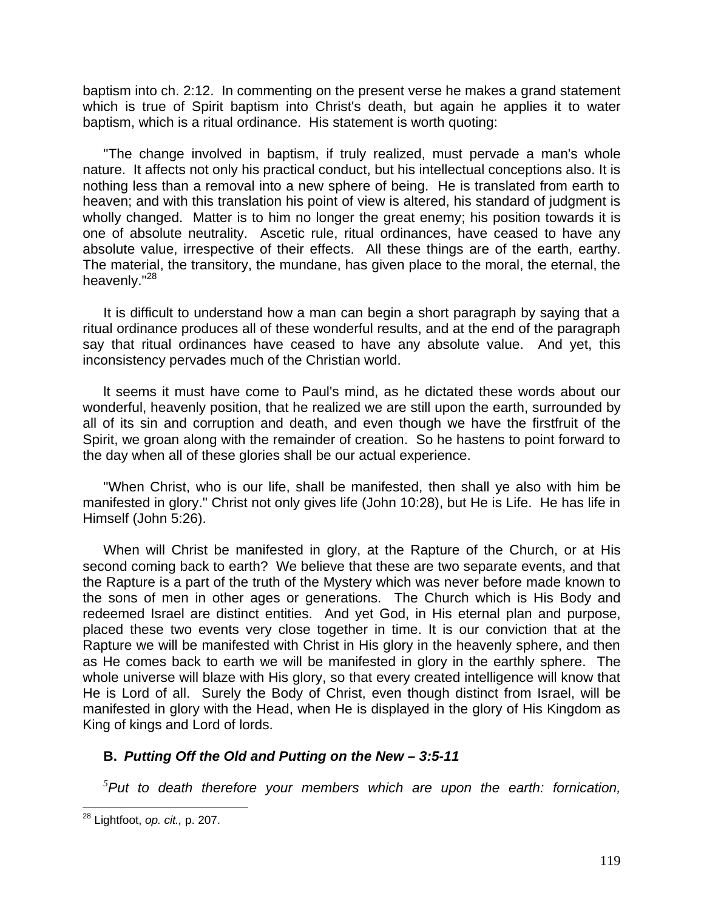baptism into ch. 2:12. In commenting on the present verse he makes a grand statement which is true of Spirit baptism into Christ's death, but again he applies it to water baptism, which is a ritual ordinance. His statement is worth quoting:

"The change involved in baptism, if truly realized, must pervade a man's whole nature. It affects not only his practical conduct, but his intellectual conceptions also. It is nothing less than a removal into a new sphere of being. He is translated from earth to heaven; and with this translation his point of view is altered, his standard of judgment is wholly changed. Matter is to him no longer the great enemy; his position towards it is one of absolute neutrality. Ascetic rule, ritual ordinances, have ceased to have any absolute value, irrespective of their effects. All these things are of the earth, earthy. The material, the transitory, the mundane, has given place to the moral, the eternal, the heavenly."[28]

It is difficult to understand how a man can begin a short paragraph by saying that a ritual ordinance produces all of these wonderful results, and at the end of the paragraph say that ritual ordinances have ceased to have any absolute value. And yet, this inconsistency pervades much of the Christian world.

It seems it must have come to Paul's mind, as he dictated these words about our wonderful, heavenly position, that he realized we are still upon the earth, surrounded by all of its sin and corruption and death, and even though we have the firstfruit of the Spirit, we groan along with the remainder of creation. So he hastens to point forward to the day when all of these glories shall be our actual experience.

"When Christ, who is our life, shall be manifested, then shall ye also with him be manifested in glory." Christ not only gives life (John 10:28), but He is Life. He has life in Himself (John 5:26).

When will Christ be manifested in glory, at the Rapture of the Church, or at His second coming back to earth? We believe that these are two separate events, and that the Rapture is a part of the truth of the Mystery which was never before made known to the sons of men in other ages or generations. The Church which is His Body and redeemed Israel are distinct entities. And yet God, in His eternal plan and purpose, placed these two events very close together in time. It is our conviction that at the Rapture we will be manifested with Christ in His glory in the heavenly sphere, and then as He comes back to earth we will be manifested in glory in the earthly sphere. The whole universe will blaze with His glory, so that every created intelligence will know that He is Lord of all. Surely the Body of Christ, even though distinct from Israel, will be manifested in glory with the Head, when He is displayed in the glory of His Kingdom as King of kings and Lord of lords.

### B. *Putting Off the Old and Putting on the New – 3:5-11*

*[5]Put to death therefore your members which are upon the earth: fornication,*

---

[28] Lightfoot, *op. cit.,* p. 207.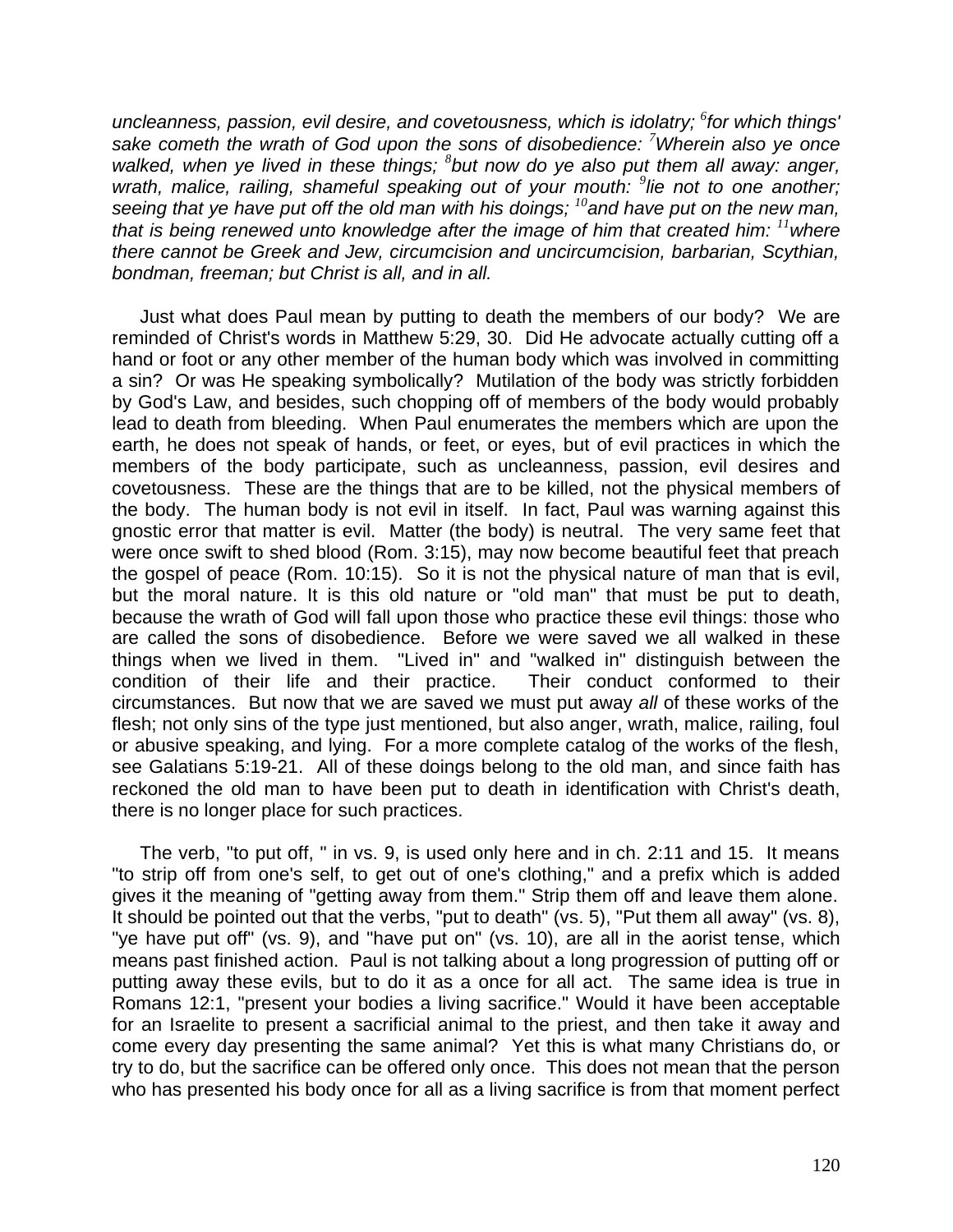*uncleanness, passion, evil desire, and covetousness, which is idolatry; [6]for which things' sake cometh the wrath of God upon the sons of disobedience: [7]Wherein also ye once walked, when ye lived in these things; [8]but now do ye also put them all away: anger, wrath, malice, railing, shameful speaking out of your mouth: [9]lie not to one another; seeing that ye have put off the old man with his doings; [10]and have put on the new man, that is being renewed unto knowledge after the image of him that created him: [11]where there cannot be Greek and Jew, circumcision and uncircumcision, barbarian, Scythian, bondman, freeman; but Christ is all, and in all.*

Just what does Paul mean by putting to death the members of our body? We are reminded of Christ's words in Matthew 5:29, 30. Did He advocate actually cutting off a hand or foot or any other member of the human body which was involved in committing a sin? Or was He speaking symbolically? Mutilation of the body was strictly forbidden by God's Law, and besides, such chopping off of members of the body would probably lead to death from bleeding. When Paul enumerates the members which are upon the earth, he does not speak of hands, or feet, or eyes, but of evil practices in which the members of the body participate, such as uncleanness, passion, evil desires and covetousness. These are the things that are to be killed, not the physical members of the body. The human body is not evil in itself. In fact, Paul was warning against this gnostic error that matter is evil. Matter (the body) is neutral. The very same feet that were once swift to shed blood (Rom. 3:15), may now become beautiful feet that preach the gospel of peace (Rom. 10:15). So it is not the physical nature of man that is evil, but the moral nature. It is this old nature or "old man" that must be put to death, because the wrath of God will fall upon those who practice these evil things: those who are called the sons of disobedience. Before we were saved we all walked in these things when we lived in them. "Lived in" and "walked in" distinguish between the condition of their life and their practice. Their conduct conformed to their circumstances. But now that we are saved we must put away *all* of these works of the flesh; not only sins of the type just mentioned, but also anger, wrath, malice, railing, foul or abusive speaking, and lying. For a more complete catalog of the works of the flesh, see Galatians 5:19-21. All of these doings belong to the old man, and since faith has reckoned the old man to have been put to death in identification with Christ's death, there is no longer place for such practices.

The verb, "to put off, " in vs. 9, is used only here and in ch. 2:11 and 15. It means "to strip off from one's self, to get out of one's clothing," and a prefix which is added gives it the meaning of "getting away from them." Strip them off and leave them alone. It should be pointed out that the verbs, "put to death" (vs. 5), "Put them all away" (vs. 8), "ye have put off" (vs. 9), and "have put on" (vs. 10), are all in the aorist tense, which means past finished action. Paul is not talking about a long progression of putting off or putting away these evils, but to do it as a once for all act. The same idea is true in Romans 12:1, "present your bodies a living sacrifice." Would it have been acceptable for an Israelite to present a sacrificial animal to the priest, and then take it away and come every day presenting the same animal? Yet this is what many Christians do, or try to do, but the sacrifice can be offered only once. This does not mean that the person who has presented his body once for all as a living sacrifice is from that moment perfect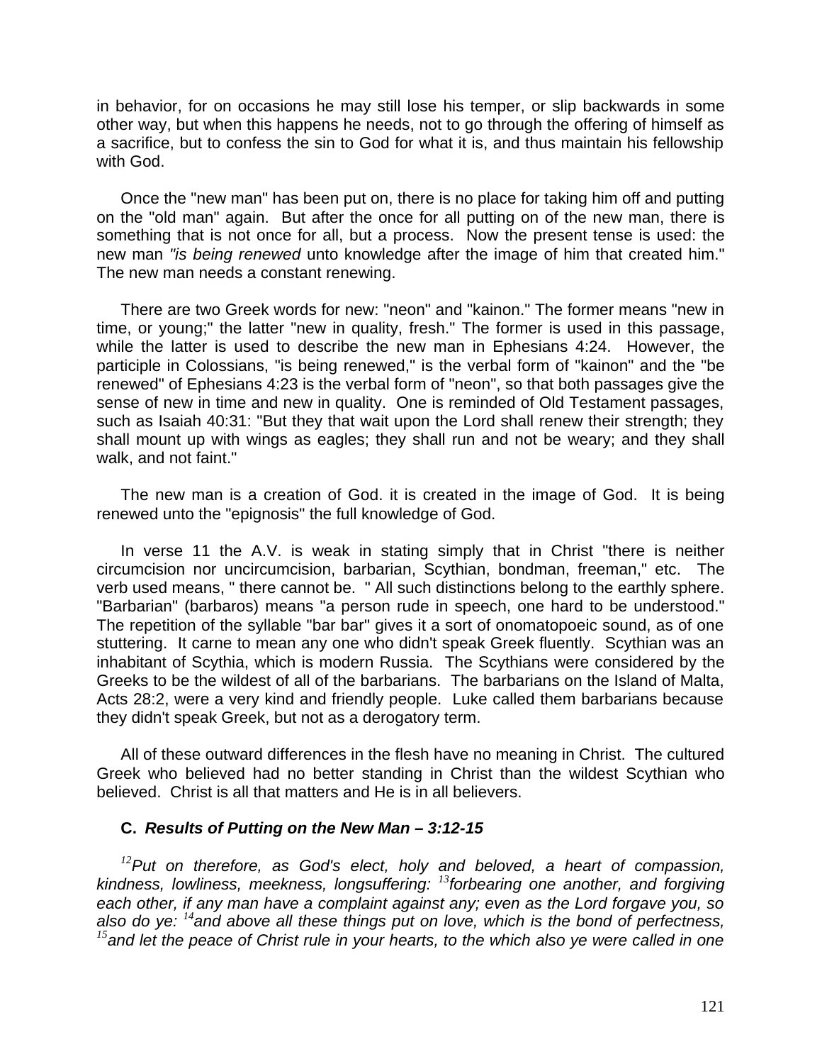in behavior, for on occasions he may still lose his temper, or slip backwards in some other way, but when this happens he needs, not to go through the offering of himself as a sacrifice, but to confess the sin to God for what it is, and thus maintain his fellowship with God.

Once the "new man" has been put on, there is no place for taking him off and putting on the "old man" again. But after the once for all putting on of the new man, there is something that is not once for all, but a process. Now the present tense is used: the new man *"is being renewed* unto knowledge after the image of him that created him." The new man needs a constant renewing.

There are two Greek words for new: "neon" and "kainon." The former means "new in time, or young;" the latter "new in quality, fresh." The former is used in this passage, while the latter is used to describe the new man in Ephesians 4:24. However, the participle in Colossians, "is being renewed," is the verbal form of "kainon" and the "be renewed" of Ephesians 4:23 is the verbal form of "neon", so that both passages give the sense of new in time and new in quality. One is reminded of Old Testament passages, such as Isaiah 40:31: "But they that wait upon the Lord shall renew their strength; they shall mount up with wings as eagles; they shall run and not be weary; and they shall walk, and not faint."

The new man is a creation of God. it is created in the image of God. It is being renewed unto the "epignosis" the full knowledge of God.

In verse 11 the A.V. is weak in stating simply that in Christ "there is neither circumcision nor uncircumcision, barbarian, Scythian, bondman, freeman," etc. The verb used means, " there cannot be. " All such distinctions belong to the earthly sphere. "Barbarian" (barbaros) means "a person rude in speech, one hard to be understood." The repetition of the syllable "bar bar" gives it a sort of onomatopoeic sound, as of one stuttering. It carne to mean any one who didn't speak Greek fluently. Scythian was an inhabitant of Scythia, which is modern Russia. The Scythians were considered by the Greeks to be the wildest of all of the barbarians. The barbarians on the Island of Malta, Acts 28:2, were a very kind and friendly people. Luke called them barbarians because they didn't speak Greek, but not as a derogatory term.

All of these outward differences in the flesh have no meaning in Christ. The cultured Greek who believed had no better standing in Christ than the wildest Scythian who believed. Christ is all that matters and He is in all believers.

### C. *Results of Putting on the New Man – 3:12-15*

*[12]Put on therefore, as God's elect, holy and beloved, a heart of compassion, kindness, lowliness, meekness, longsuffering: [13]forbearing one another, and forgiving each other, if any man have a complaint against any; even as the Lord forgave you, so also do ye: [14]and above all these things put on love, which is the bond of perfectness, [15]and let the peace of Christ rule in your hearts, to the which also ye were called in one*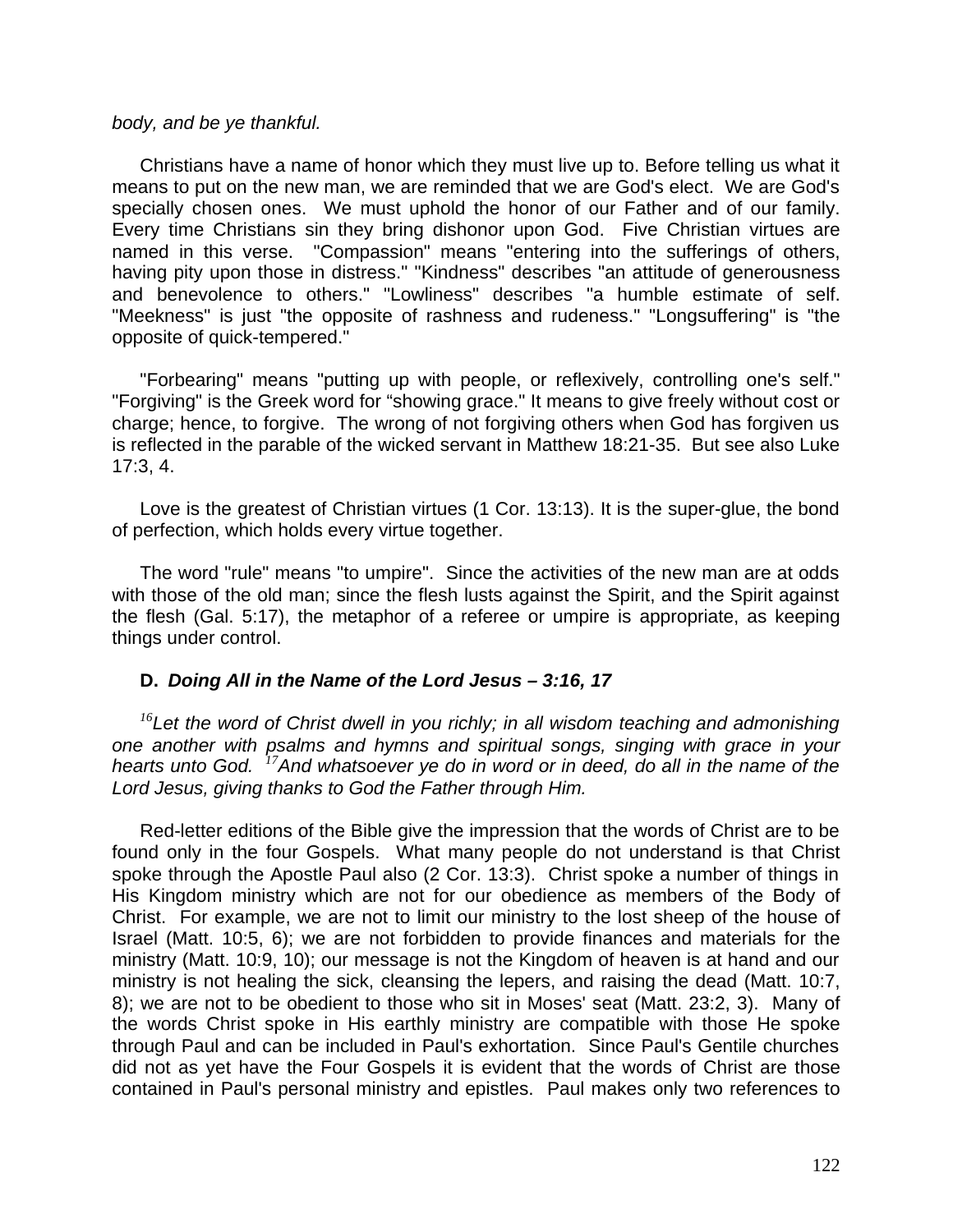*body, and be ye thankful.*

Christians have a name of honor which they must live up to. Before telling us what it means to put on the new man, we are reminded that we are God's elect. We are God's specially chosen ones. We must uphold the honor of our Father and of our family. Every time Christians sin they bring dishonor upon God. Five Christian virtues are named in this verse. "Compassion" means "entering into the sufferings of others, having pity upon those in distress." "Kindness" describes "an attitude of generousness and benevolence to others." "Lowliness" describes "a humble estimate of self. "Meekness" is just "the opposite of rashness and rudeness." "Longsuffering" is "the opposite of quick-tempered."

"Forbearing" means "putting up with people, or reflexively, controlling one's self." "Forgiving" is the Greek word for “showing grace." It means to give freely without cost or charge; hence, to forgive. The wrong of not forgiving others when God has forgiven us is reflected in the parable of the wicked servant in Matthew 18:21-35. But see also Luke 17:3, 4.

Love is the greatest of Christian virtues (1 Cor. 13:13). It is the super-glue, the bond of perfection, which holds every virtue together.

The word "rule" means "to umpire". Since the activities of the new man are at odds with those of the old man; since the flesh lusts against the Spirit, and the Spirit against the flesh (Gal. 5:17), the metaphor of a referee or umpire is appropriate, as keeping things under control.

### D. *Doing All in the Name of the Lord Jesus – 3:16, 17*

*[16]Let the word of Christ dwell in you richly; in all wisdom teaching and admonishing one another with psalms and hymns and spiritual songs, singing with grace in your hearts unto God. [17]And whatsoever ye do in word or in deed, do all in the name of the Lord Jesus, giving thanks to God the Father through Him.*

Red-letter editions of the Bible give the impression that the words of Christ are to be found only in the four Gospels. What many people do not understand is that Christ spoke through the Apostle Paul also (2 Cor. 13:3). Christ spoke a number of things in His Kingdom ministry which are not for our obedience as members of the Body of Christ. For example, we are not to limit our ministry to the lost sheep of the house of Israel (Matt. 10:5, 6); we are not forbidden to provide finances and materials for the ministry (Matt. 10:9, 10); our message is not the Kingdom of heaven is at hand and our ministry is not healing the sick, cleansing the lepers, and raising the dead (Matt. 10:7, 8); we are not to be obedient to those who sit in Moses' seat (Matt. 23:2, 3). Many of the words Christ spoke in His earthly ministry are compatible with those He spoke through Paul and can be included in Paul's exhortation. Since Paul's Gentile churches did not as yet have the Four Gospels it is evident that the words of Christ are those contained in Paul's personal ministry and epistles. Paul makes only two references to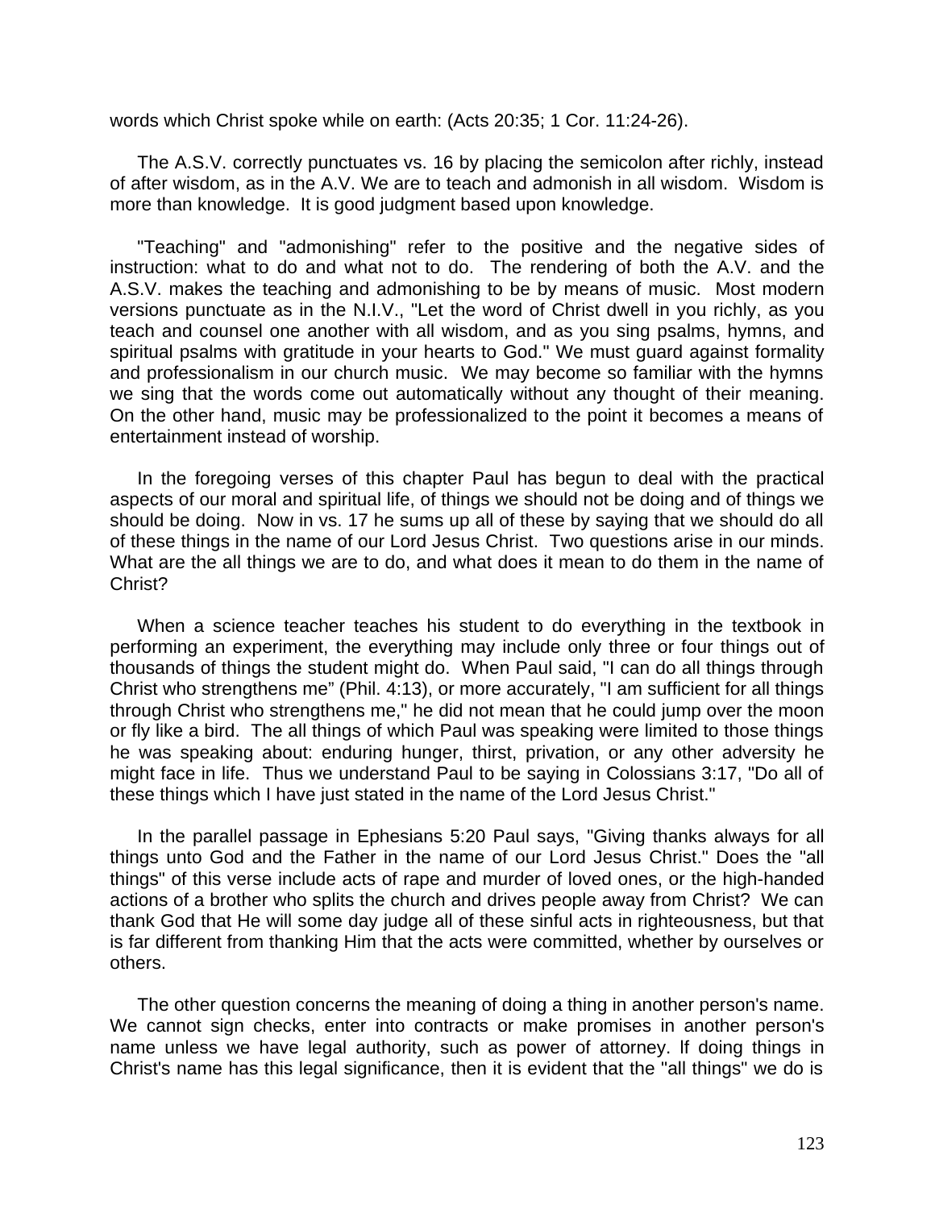words which Christ spoke while on earth: (Acts 20:35; 1 Cor. 11:24-26).

The A.S.V. correctly punctuates vs. 16 by placing the semicolon after richly, instead of after wisdom, as in the A.V. We are to teach and admonish in all wisdom. Wisdom is more than knowledge. It is good judgment based upon knowledge.

"Teaching" and "admonishing" refer to the positive and the negative sides of instruction: what to do and what not to do. The rendering of both the A.V. and the A.S.V. makes the teaching and admonishing to be by means of music. Most modern versions punctuate as in the N.I.V., "Let the word of Christ dwell in you richly, as you teach and counsel one another with all wisdom, and as you sing psalms, hymns, and spiritual psalms with gratitude in your hearts to God." We must guard against formality and professionalism in our church music. We may become so familiar with the hymns we sing that the words come out automatically without any thought of their meaning. On the other hand, music may be professionalized to the point it becomes a means of entertainment instead of worship.

In the foregoing verses of this chapter Paul has begun to deal with the practical aspects of our moral and spiritual life, of things we should not be doing and of things we should be doing. Now in vs. 17 he sums up all of these by saying that we should do all of these things in the name of our Lord Jesus Christ. Two questions arise in our minds. What are the all things we are to do, and what does it mean to do them in the name of Christ?

When a science teacher teaches his student to do everything in the textbook in performing an experiment, the everything may include only three or four things out of thousands of things the student might do. When Paul said, "I can do all things through Christ who strengthens me" (Phil. 4:13), or more accurately, "I am sufficient for all things through Christ who strengthens me," he did not mean that he could jump over the moon or fly like a bird. The all things of which Paul was speaking were limited to those things he was speaking about: enduring hunger, thirst, privation, or any other adversity he might face in life. Thus we understand Paul to be saying in Colossians 3:17, "Do all of these things which I have just stated in the name of the Lord Jesus Christ."

In the parallel passage in Ephesians 5:20 Paul says, "Giving thanks always for all things unto God and the Father in the name of our Lord Jesus Christ." Does the "all things" of this verse include acts of rape and murder of loved ones, or the high-handed actions of a brother who splits the church and drives people away from Christ? We can thank God that He will some day judge all of these sinful acts in righteousness, but that is far different from thanking Him that the acts were committed, whether by ourselves or others.

The other question concerns the meaning of doing a thing in another person's name. We cannot sign checks, enter into contracts or make promises in another person's name unless we have legal authority, such as power of attorney. If doing things in Christ's name has this legal significance, then it is evident that the "all things" we do is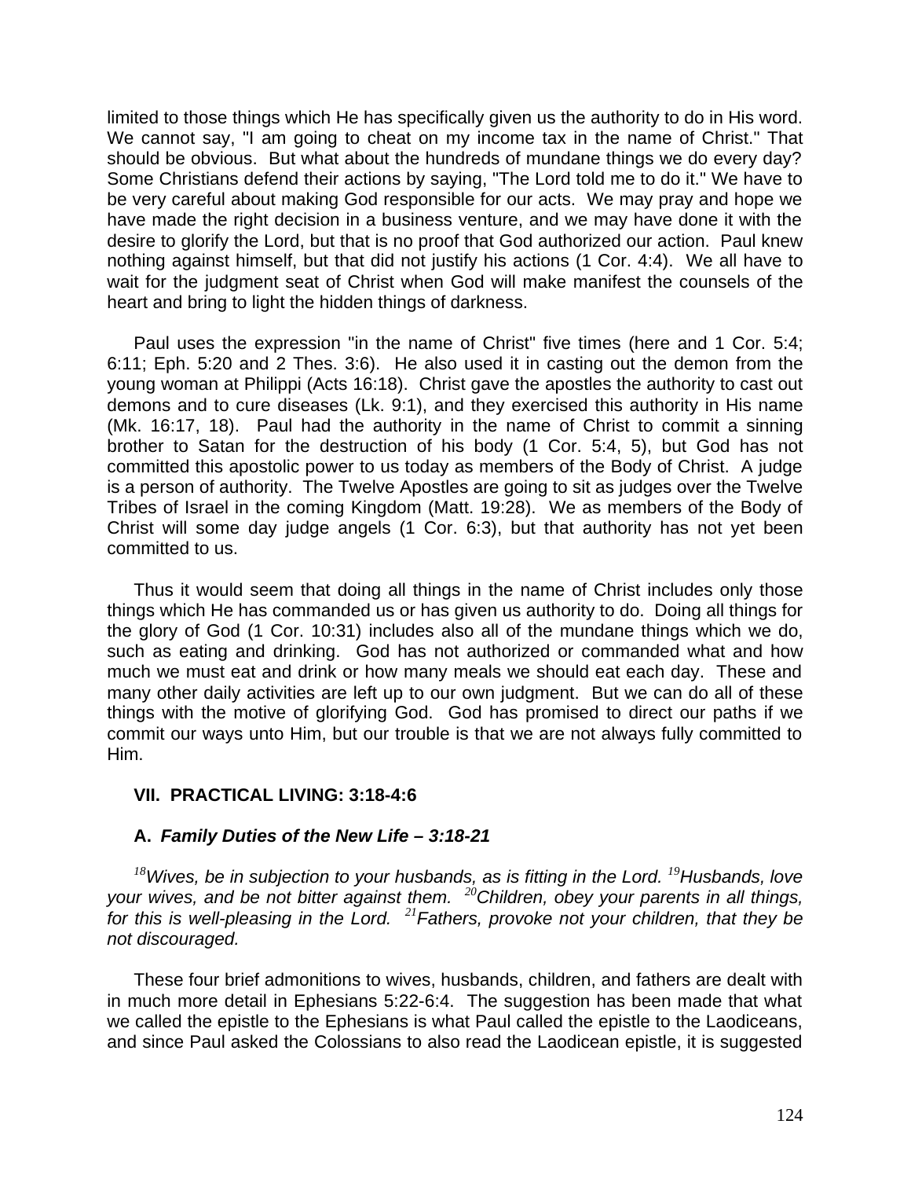limited to those things which He has specifically given us the authority to do in His word. We cannot say, "I am going to cheat on my income tax in the name of Christ." That should be obvious. But what about the hundreds of mundane things we do every day? Some Christians defend their actions by saying, "The Lord told me to do it." We have to be very careful about making God responsible for our acts. We may pray and hope we have made the right decision in a business venture, and we may have done it with the desire to glorify the Lord, but that is no proof that God authorized our action. Paul knew nothing against himself, but that did not justify his actions (1 Cor. 4:4). We all have to wait for the judgment seat of Christ when God will make manifest the counsels of the heart and bring to light the hidden things of darkness.

Paul uses the expression "in the name of Christ" five times (here and 1 Cor. 5:4; 6:11; Eph. 5:20 and 2 Thes. 3:6). He also used it in casting out the demon from the young woman at Philippi (Acts 16:18). Christ gave the apostles the authority to cast out demons and to cure diseases (Lk. 9:1), and they exercised this authority in His name (Mk. 16:17, 18). Paul had the authority in the name of Christ to commit a sinning brother to Satan for the destruction of his body (1 Cor. 5:4, 5), but God has not committed this apostolic power to us today as members of the Body of Christ. A judge is a person of authority. The Twelve Apostles are going to sit as judges over the Twelve Tribes of Israel in the coming Kingdom (Matt. 19:28). We as members of the Body of Christ will some day judge angels (1 Cor. 6:3), but that authority has not yet been committed to us.

Thus it would seem that doing all things in the name of Christ includes only those things which He has commanded us or has given us authority to do. Doing all things for the glory of God (1 Cor. 10:31) includes also all of the mundane things which we do, such as eating and drinking. God has not authorized or commanded what and how much we must eat and drink or how many meals we should eat each day. These and many other daily activities are left up to our own judgment. But we can do all of these things with the motive of glorifying God. God has promised to direct our paths if we commit our ways unto Him, but our trouble is that we are not always fully committed to Him.

## VII. PRACTICAL LIVING: 3:18-4:6

### A. *Family Duties of the New Life – 3:18-21*

*[18]Wives, be in subjection to your husbands, as is fitting in the Lord. [19]Husbands, love your wives, and be not bitter against them. [20]Children, obey your parents in all things, for this is well-pleasing in the Lord. [21]Fathers, provoke not your children, that they be not discouraged.*

These four brief admonitions to wives, husbands, children, and fathers are dealt with in much more detail in Ephesians 5:22-6:4. The suggestion has been made that what we called the epistle to the Ephesians is what Paul called the epistle to the Laodiceans, and since Paul asked the Colossians to also read the Laodicean epistle, it is suggested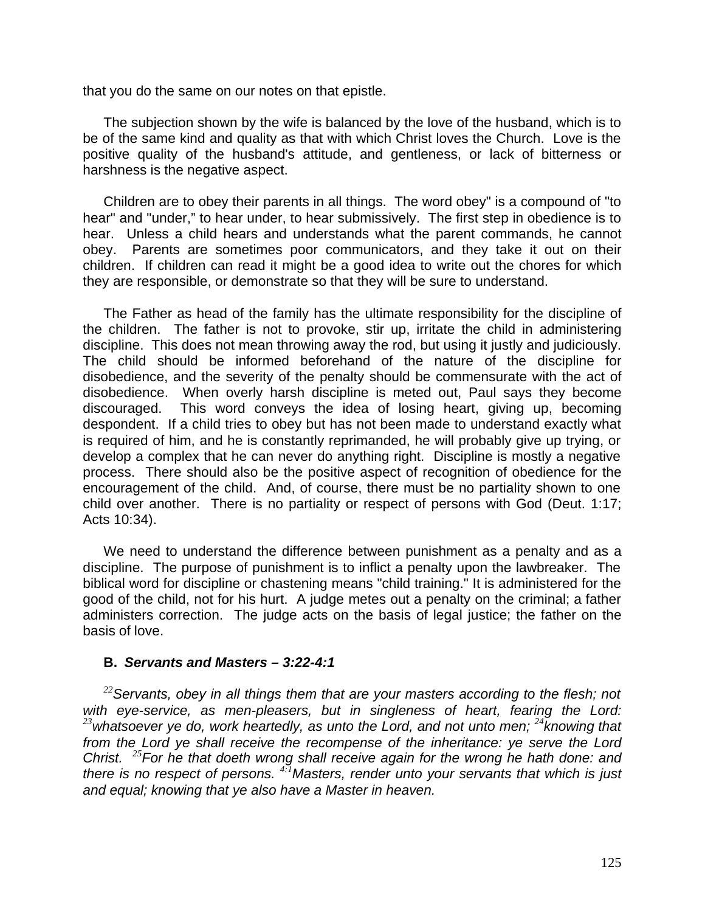that you do the same on our notes on that epistle.

The subjection shown by the wife is balanced by the love of the husband, which is to be of the same kind and quality as that with which Christ loves the Church. Love is the positive quality of the husband's attitude, and gentleness, or lack of bitterness or harshness is the negative aspect.

Children are to obey their parents in all things. The word obey" is a compound of "to hear" and "under," to hear under, to hear submissively. The first step in obedience is to hear. Unless a child hears and understands what the parent commands, he cannot obey. Parents are sometimes poor communicators, and they take it out on their children. If children can read it might be a good idea to write out the chores for which they are responsible, or demonstrate so that they will be sure to understand.

The Father as head of the family has the ultimate responsibility for the discipline of the children. The father is not to provoke, stir up, irritate the child in administering discipline. This does not mean throwing away the rod, but using it justly and judiciously. The child should be informed beforehand of the nature of the discipline for disobedience, and the severity of the penalty should be commensurate with the act of disobedience. When overly harsh discipline is meted out, Paul says they become discouraged. This word conveys the idea of losing heart, giving up, becoming despondent. If a child tries to obey but has not been made to understand exactly what is required of him, and he is constantly reprimanded, he will probably give up trying, or develop a complex that he can never do anything right. Discipline is mostly a negative process. There should also be the positive aspect of recognition of obedience for the encouragement of the child. And, of course, there must be no partiality shown to one child over another. There is no partiality or respect of persons with God (Deut. 1:17; Acts 10:34).

We need to understand the difference between punishment as a penalty and as a discipline. The purpose of punishment is to inflict a penalty upon the lawbreaker. The biblical word for discipline or chastening means "child training." It is administered for the good of the child, not for his hurt. A judge metes out a penalty on the criminal; a father administers correction. The judge acts on the basis of legal justice; the father on the basis of love.

### B. *Servants and Masters – 3:22-4:1*

*[22]Servants, obey in all things them that are your masters according to the flesh; not with eye-service, as men-pleasers, but in singleness of heart, fearing the Lord: [23]whatsoever ye do, work heartedly, as unto the Lord, and not unto men; [24]knowing that from the Lord ye shall receive the recompense of the inheritance: ye serve the Lord Christ. [25]For he that doeth wrong shall receive again for the wrong he hath done: and there is no respect of persons. [4:1]Masters, render unto your servants that which is just and equal; knowing that ye also have a Master in heaven.*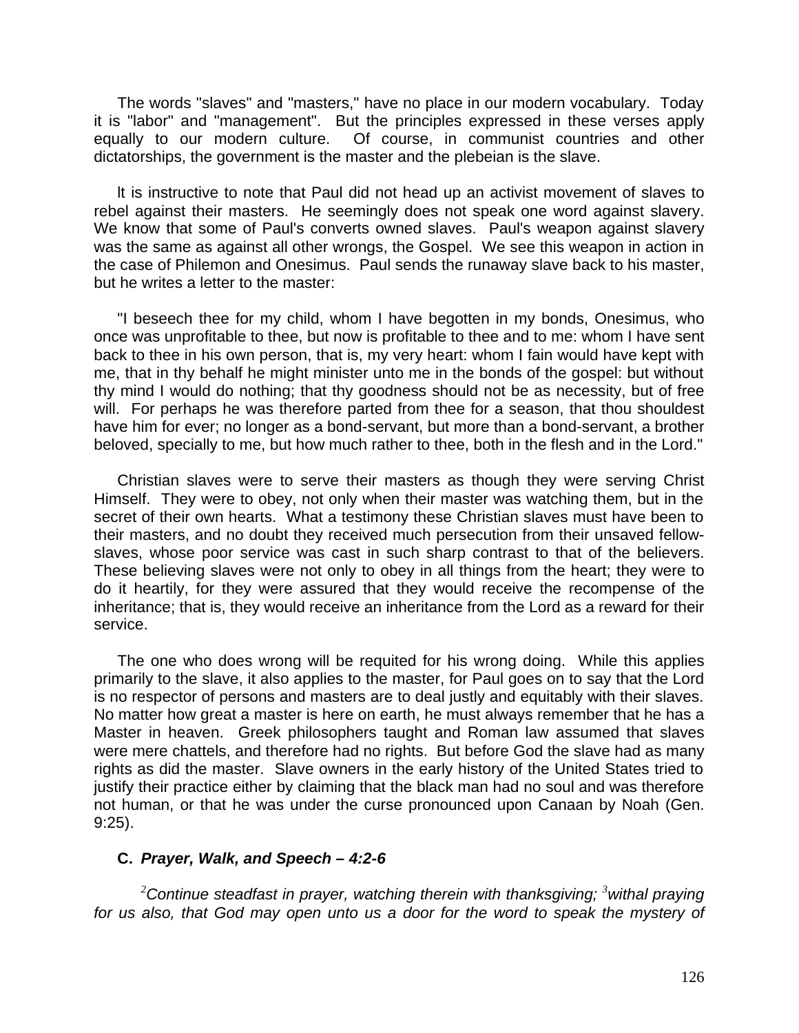The words "slaves" and "masters," have no place in our modern vocabulary. Today it is "labor" and "management". But the principles expressed in these verses apply equally to our modern culture. Of course, in communist countries and other dictatorships, the government is the master and the plebeian is the slave.

lt is instructive to note that Paul did not head up an activist movement of slaves to rebel against their masters. He seemingly does not speak one word against slavery. We know that some of Paul's converts owned slaves. Paul's weapon against slavery was the same as against all other wrongs, the Gospel. We see this weapon in action in the case of Philemon and Onesimus. Paul sends the runaway slave back to his master, but he writes a letter to the master:

"I beseech thee for my child, whom I have begotten in my bonds, Onesimus, who once was unprofitable to thee, but now is profitable to thee and to me: whom I have sent back to thee in his own person, that is, my very heart: whom I fain would have kept with me, that in thy behalf he might minister unto me in the bonds of the gospel: but without thy mind I would do nothing; that thy goodness should not be as necessity, but of free will. For perhaps he was therefore parted from thee for a season, that thou shouldest have him for ever; no longer as a bond-servant, but more than a bond-servant, a brother beloved, specially to me, but how much rather to thee, both in the flesh and in the Lord."

Christian slaves were to serve their masters as though they were serving Christ Himself. They were to obey, not only when their master was watching them, but in the secret of their own hearts. What a testimony these Christian slaves must have been to their masters, and no doubt they received much persecution from their unsaved fellow-slaves, whose poor service was cast in such sharp contrast to that of the believers. These believing slaves were not only to obey in all things from the heart; they were to do it heartily, for they were assured that they would receive the recompense of the inheritance; that is, they would receive an inheritance from the Lord as a reward for their service.

The one who does wrong will be requited for his wrong doing. While this applies primarily to the slave, it also applies to the master, for Paul goes on to say that the Lord is no respector of persons and masters are to deal justly and equitably with their slaves. No matter how great a master is here on earth, he must always remember that he has a Master in heaven. Greek philosophers taught and Roman law assumed that slaves were mere chattels, and therefore had no rights. But before God the slave had as many rights as did the master. Slave owners in the early history of the United States tried to justify their practice either by claiming that the black man had no soul and was therefore not human, or that he was under the curse pronounced upon Canaan by Noah (Gen. 9:25).

### C. *Prayer, Walk, and Speech – 4:2-6*

*[2]Continue steadfast in prayer, watching therein with thanksgiving; [3]withal praying for us also, that God may open unto us a door for the word to speak the mystery of*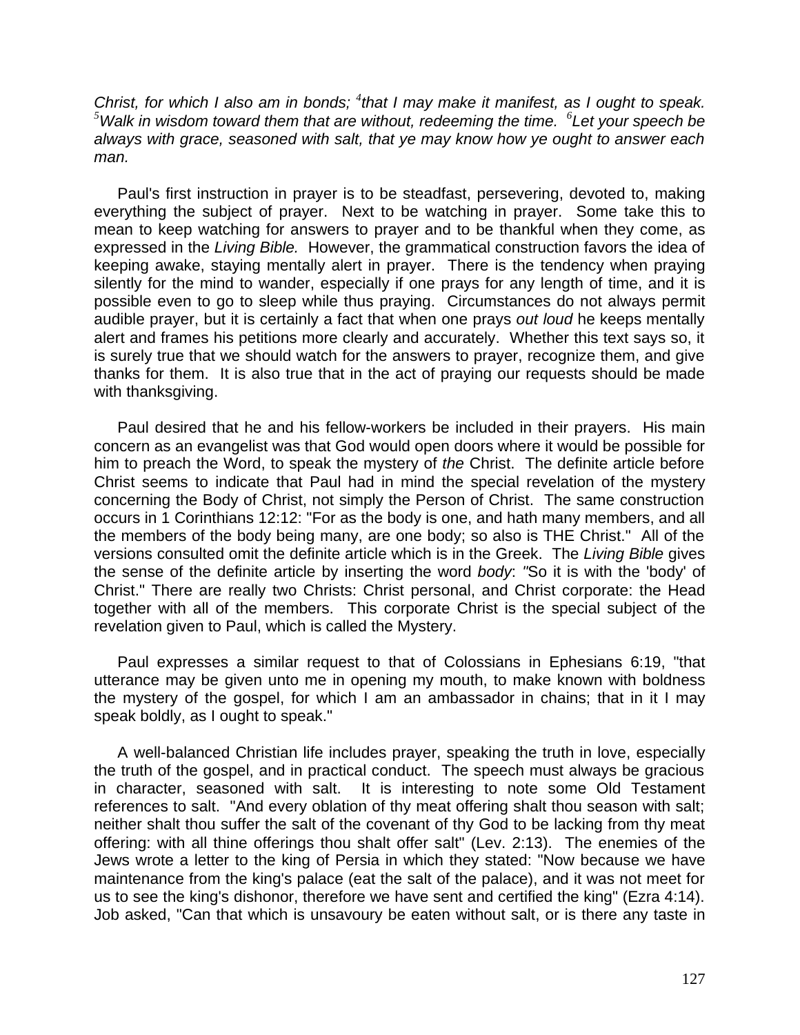*Christ, for which I also am in bonds; [4]that I may make it manifest, as I ought to speak. [5]Walk in wisdom toward them that are without, redeeming the time. [6]Let your speech be always with grace, seasoned with salt, that ye may know how ye ought to answer each man.*

Paul's first instruction in prayer is to be steadfast, persevering, devoted to, making everything the subject of prayer. Next to be watching in prayer. Some take this to mean to keep watching for answers to prayer and to be thankful when they come, as expressed in the *Living Bible.* However, the grammatical construction favors the idea of keeping awake, staying mentally alert in prayer. There is the tendency when praying silently for the mind to wander, especially if one prays for any length of time, and it is possible even to go to sleep while thus praying. Circumstances do not always permit audible prayer, but it is certainly a fact that when one prays *out loud* he keeps mentally alert and frames his petitions more clearly and accurately. Whether this text says so, it is surely true that we should watch for the answers to prayer, recognize them, and give thanks for them. It is also true that in the act of praying our requests should be made with thanksgiving.

Paul desired that he and his fellow-workers be included in their prayers. His main concern as an evangelist was that God would open doors where it would be possible for him to preach the Word, to speak the mystery of *the* Christ. The definite article before Christ seems to indicate that Paul had in mind the special revelation of the mystery concerning the Body of Christ, not simply the Person of Christ. The same construction occurs in 1 Corinthians 12:12: "For as the body is one, and hath many members, and all the members of the body being many, are one body; so also is THE Christ." All of the versions consulted omit the definite article which is in the Greek. The *Living Bible* gives the sense of the definite article by inserting the word *body*: "So it is with the 'body' of Christ." There are really two Christs: Christ personal, and Christ corporate: the Head together with all of the members. This corporate Christ is the special subject of the revelation given to Paul, which is called the Mystery.

Paul expresses a similar request to that of Colossians in Ephesians 6:19, "that utterance may be given unto me in opening my mouth, to make known with boldness the mystery of the gospel, for which I am an ambassador in chains; that in it I may speak boldly, as I ought to speak."

A well-balanced Christian life includes prayer, speaking the truth in love, especially the truth of the gospel, and in practical conduct. The speech must always be gracious in character, seasoned with salt. It is interesting to note some Old Testament references to salt. "And every oblation of thy meat offering shalt thou season with salt; neither shalt thou suffer the salt of the covenant of thy God to be lacking from thy meat offering: with all thine offerings thou shalt offer salt" (Lev. 2:13). The enemies of the Jews wrote a letter to the king of Persia in which they stated: "Now because we have maintenance from the king's palace (eat the salt of the palace), and it was not meet for us to see the king's dishonor, therefore we have sent and certified the king" (Ezra 4:14). Job asked, "Can that which is unsavoury be eaten without salt, or is there any taste in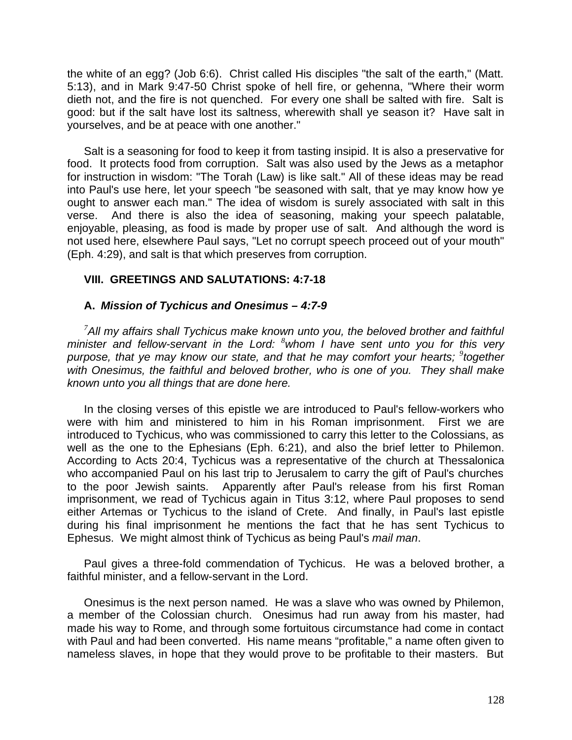the white of an egg? (Job 6:6). Christ called His disciples "the salt of the earth," (Matt. 5:13), and in Mark 9:47-50 Christ spoke of hell fire, or gehenna, "Where their worm dieth not, and the fire is not quenched. For every one shall be salted with fire. Salt is good: but if the salt have lost its saltness, wherewith shall ye season it? Have salt in yourselves, and be at peace with one another."

Salt is a seasoning for food to keep it from tasting insipid. It is also a preservative for food. It protects food from corruption. Salt was also used by the Jews as a metaphor for instruction in wisdom: "The Torah (Law) is like salt." All of these ideas may be read into Paul's use here, let your speech "be seasoned with salt, that ye may know how ye ought to answer each man." The idea of wisdom is surely associated with salt in this verse. And there is also the idea of seasoning, making your speech palatable, enjoyable, pleasing, as food is made by proper use of salt. And although the word is not used here, elsewhere Paul says, "Let no corrupt speech proceed out of your mouth" (Eph. 4:29), and salt is that which preserves from corruption.

### VIII. GREETINGS AND SALUTATIONS: 4:7-18

#### A. *Mission of Tychicus and Onesimus – 4:7-9*

*[7]All my affairs shall Tychicus make known unto you, the beloved brother and faithful minister and fellow-servant in the Lord: [8]whom I have sent unto you for this very purpose, that ye may know our state, and that he may comfort your hearts; [9]together with Onesimus, the faithful and beloved brother, who is one of you. They shall make known unto you all things that are done here.*

In the closing verses of this epistle we are introduced to Paul's fellow-workers who were with him and ministered to him in his Roman imprisonment. First we are introduced to Tychicus, who was commissioned to carry this letter to the Colossians, as well as the one to the Ephesians (Eph. 6:21), and also the brief letter to Philemon. According to Acts 20:4, Tychicus was a representative of the church at Thessalonica who accompanied Paul on his last trip to Jerusalem to carry the gift of Paul's churches to the poor Jewish saints. Apparently after Paul's release from his first Roman imprisonment, we read of Tychicus again in Titus 3:12, where Paul proposes to send either Artemas or Tychicus to the island of Crete. And finally, in Paul's last epistle during his final imprisonment he mentions the fact that he has sent Tychicus to Ephesus. We might almost think of Tychicus as being Paul's *mail man*.

Paul gives a three-fold commendation of Tychicus. He was a beloved brother, a faithful minister, and a fellow-servant in the Lord.

Onesimus is the next person named. He was a slave who was owned by Philemon, a member of the Colossian church. Onesimus had run away from his master, had made his way to Rome, and through some fortuitous circumstance had come in contact with Paul and had been converted. His name means "profitable," a name often given to nameless slaves, in hope that they would prove to be profitable to their masters. But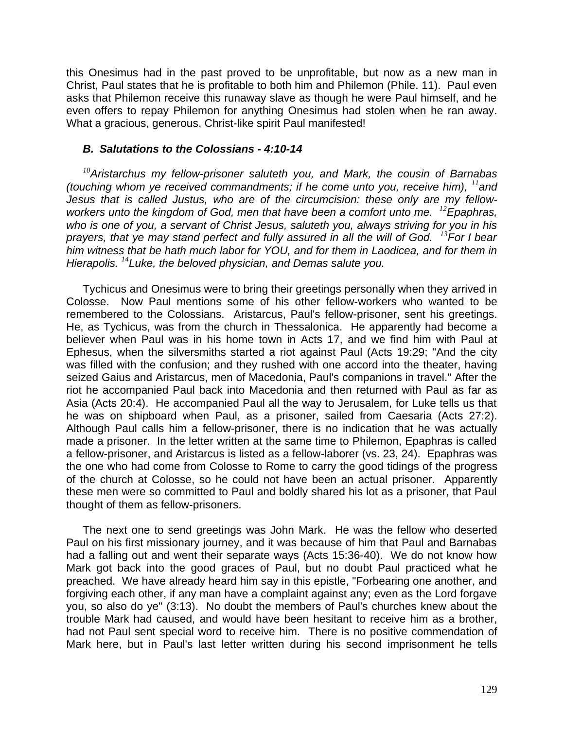this Onesimus had in the past proved to be unprofitable, but now as a new man in Christ, Paul states that he is profitable to both him and Philemon (Phile. 11). Paul even asks that Philemon receive this runaway slave as though he were Paul himself, and he even offers to repay Philemon for anything Onesimus had stolen when he ran away. What a gracious, generous, Christ-like spirit Paul manifested!

### *B. Salutations to the Colossians - 4:10-14*

*[10]Aristarchus my fellow-prisoner saluteth you, and Mark, the cousin of Barnabas (touching whom ye received commandments; if he come unto you, receive him), [11]and Jesus that is called Justus, who are of the circumcision: these only are my fellow-workers unto the kingdom of God, men that have been a comfort unto me. [12]Epaphras, who is one of you, a servant of Christ Jesus, saluteth you, always striving for you in his prayers, that ye may stand perfect and fully assured in all the will of God. [13]For I bear him witness that be hath much labor for YOU, and for them in Laodicea, and for them in Hierapolis. [14]Luke, the beloved physician, and Demas salute you.*

Tychicus and Onesimus were to bring their greetings personally when they arrived in Colosse. Now Paul mentions some of his other fellow-workers who wanted to be remembered to the Colossians. Aristarcus, Paul's fellow-prisoner, sent his greetings. He, as Tychicus, was from the church in Thessalonica. He apparently had become a believer when Paul was in his home town in Acts 17, and we find him with Paul at Ephesus, when the silversmiths started a riot against Paul (Acts 19:29; "And the city was filled with the confusion; and they rushed with one accord into the theater, having seized Gaius and Aristarcus, men of Macedonia, Paul's companions in travel." After the riot he accompanied Paul back into Macedonia and then returned with Paul as far as Asia (Acts 20:4). He accompanied Paul all the way to Jerusalem, for Luke tells us that he was on shipboard when Paul, as a prisoner, sailed from Caesaria (Acts 27:2). Although Paul calls him a fellow-prisoner, there is no indication that he was actually made a prisoner. In the letter written at the same time to Philemon, Epaphras is called a fellow-prisoner, and Aristarcus is listed as a fellow-laborer (vs. 23, 24). Epaphras was the one who had come from Colosse to Rome to carry the good tidings of the progress of the church at Colosse, so he could not have been an actual prisoner. Apparently these men were so committed to Paul and boldly shared his lot as a prisoner, that Paul thought of them as fellow-prisoners.

The next one to send greetings was John Mark. He was the fellow who deserted Paul on his first missionary journey, and it was because of him that Paul and Barnabas had a falling out and went their separate ways (Acts 15:36-40). We do not know how Mark got back into the good graces of Paul, but no doubt Paul practiced what he preached. We have already heard him say in this epistle, "Forbearing one another, and forgiving each other, if any man have a complaint against any; even as the Lord forgave you, so also do ye" (3:13). No doubt the members of Paul's churches knew about the trouble Mark had caused, and would have been hesitant to receive him as a brother, had not Paul sent special word to receive him. There is no positive commendation of Mark here, but in Paul's last letter written during his second imprisonment he tells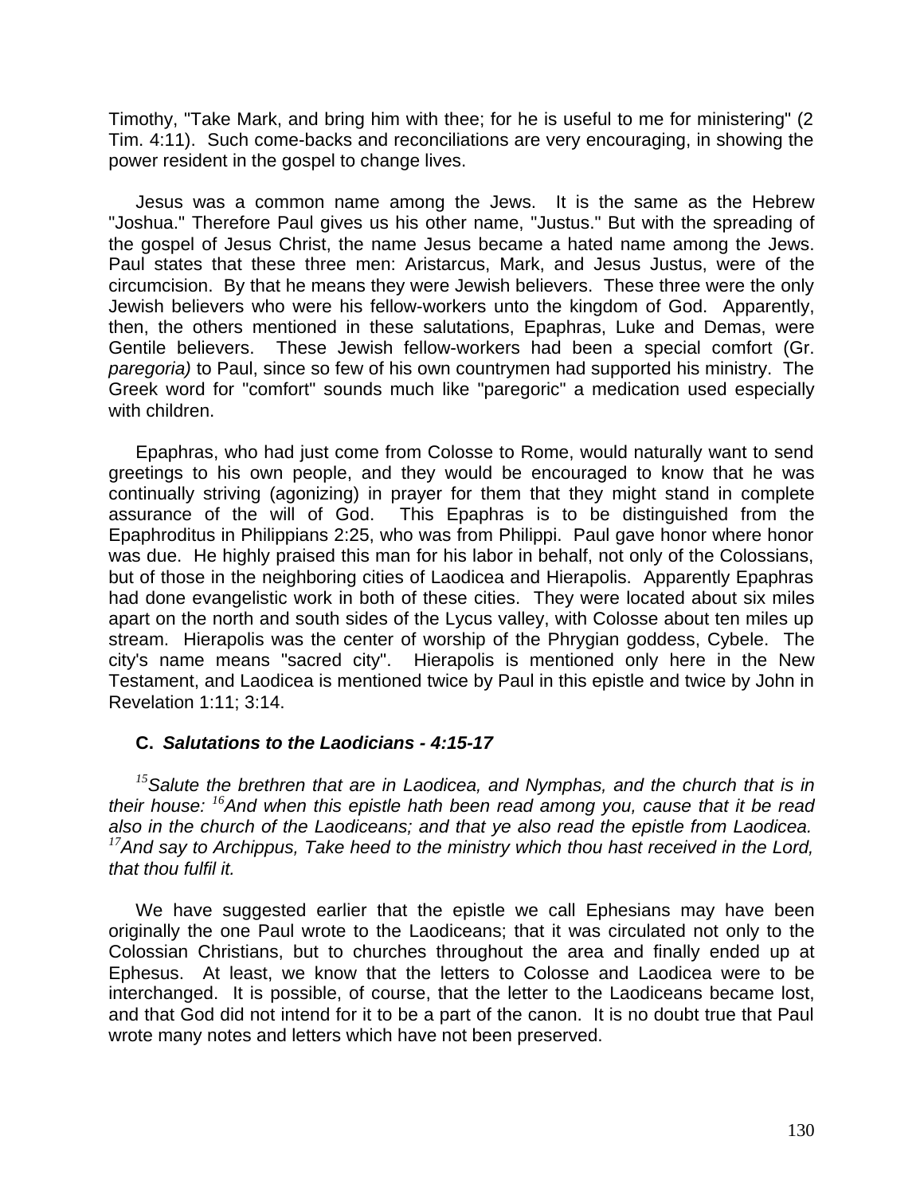Timothy, "Take Mark, and bring him with thee; for he is useful to me for ministering" (2 Tim. 4:11). Such come-backs and reconciliations are very encouraging, in showing the power resident in the gospel to change lives.

Jesus was a common name among the Jews. It is the same as the Hebrew "Joshua." Therefore Paul gives us his other name, "Justus." But with the spreading of the gospel of Jesus Christ, the name Jesus became a hated name among the Jews. Paul states that these three men: Aristarcus, Mark, and Jesus Justus, were of the circumcision. By that he means they were Jewish believers. These three were the only Jewish believers who were his fellow-workers unto the kingdom of God. Apparently, then, the others mentioned in these salutations, Epaphras, Luke and Demas, were Gentile believers. These Jewish fellow-workers had been a special comfort (Gr. *paregoria)* to Paul, since so few of his own countrymen had supported his ministry. The Greek word for "comfort" sounds much like "paregoric" a medication used especially with children.

Epaphras, who had just come from Colosse to Rome, would naturally want to send greetings to his own people, and they would be encouraged to know that he was continually striving (agonizing) in prayer for them that they might stand in complete assurance of the will of God. This Epaphras is to be distinguished from the Epaphroditus in Philippians 2:25, who was from Philippi. Paul gave honor where honor was due. He highly praised this man for his labor in behalf, not only of the Colossians, but of those in the neighboring cities of Laodicea and Hierapolis. Apparently Epaphras had done evangelistic work in both of these cities. They were located about six miles apart on the north and south sides of the Lycus valley, with Colosse about ten miles up stream. Hierapolis was the center of worship of the Phrygian goddess, Cybele. The city's name means "sacred city". Hierapolis is mentioned only here in the New Testament, and Laodicea is mentioned twice by Paul in this epistle and twice by John in Revelation 1:11; 3:14.

### C. *Salutations to the Laodicians - 4:15-17*

*[15]Salute the brethren that are in Laodicea, and Nymphas, and the church that is in their house: [16]And when this epistle hath been read among you, cause that it be read also in the church of the Laodiceans; and that ye also read the epistle from Laodicea. [17]And say to Archippus, Take heed to the ministry which thou hast received in the Lord, that thou fulfil it.*

We have suggested earlier that the epistle we call Ephesians may have been originally the one Paul wrote to the Laodiceans; that it was circulated not only to the Colossian Christians, but to churches throughout the area and finally ended up at Ephesus. At least, we know that the letters to Colosse and Laodicea were to be interchanged. It is possible, of course, that the letter to the Laodiceans became lost, and that God did not intend for it to be a part of the canon. It is no doubt true that Paul wrote many notes and letters which have not been preserved.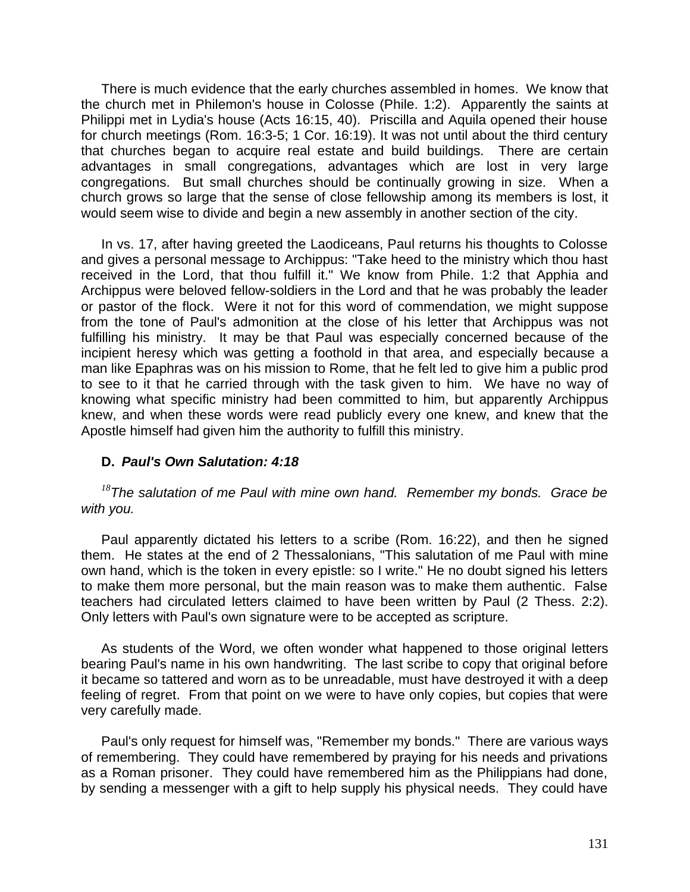There is much evidence that the early churches assembled in homes. We know that the church met in Philemon's house in Colosse (Phile. 1:2). Apparently the saints at Philippi met in Lydia's house (Acts 16:15, 40). Priscilla and Aquila opened their house for church meetings (Rom. 16:3-5; 1 Cor. 16:19). It was not until about the third century that churches began to acquire real estate and build buildings. There are certain advantages in small congregations, advantages which are lost in very large congregations. But small churches should be continually growing in size. When a church grows so large that the sense of close fellowship among its members is lost, it would seem wise to divide and begin a new assembly in another section of the city.

In vs. 17, after having greeted the Laodiceans, Paul returns his thoughts to Colosse and gives a personal message to Archippus: "Take heed to the ministry which thou hast received in the Lord, that thou fulfill it." We know from Phile. 1:2 that Apphia and Archippus were beloved fellow-soldiers in the Lord and that he was probably the leader or pastor of the flock. Were it not for this word of commendation, we might suppose from the tone of Paul's admonition at the close of his letter that Archippus was not fulfilling his ministry. It may be that Paul was especially concerned because of the incipient heresy which was getting a foothold in that area, and especially because a man like Epaphras was on his mission to Rome, that he felt led to give him a public prod to see to it that he carried through with the task given to him. We have no way of knowing what specific ministry had been committed to him, but apparently Archippus knew, and when these words were read publicly every one knew, and knew that the Apostle himself had given him the authority to fulfill this ministry.

### D. *Paul's Own Salutation: 4:18*

*[18]The salutation of me Paul with mine own hand. Remember my bonds. Grace be with you.*

Paul apparently dictated his letters to a scribe (Rom. 16:22), and then he signed them. He states at the end of 2 Thessalonians, "This salutation of me Paul with mine own hand, which is the token in every epistle: so I write." He no doubt signed his letters to make them more personal, but the main reason was to make them authentic. False teachers had circulated letters claimed to have been written by Paul (2 Thess. 2:2). Only letters with Paul's own signature were to be accepted as scripture.

As students of the Word, we often wonder what happened to those original letters bearing Paul's name in his own handwriting. The last scribe to copy that original before it became so tattered and worn as to be unreadable, must have destroyed it with a deep feeling of regret. From that point on we were to have only copies, but copies that were very carefully made.

Paul's only request for himself was, "Remember my bonds." There are various ways of remembering. They could have remembered by praying for his needs and privations as a Roman prisoner. They could have remembered him as the Philippians had done, by sending a messenger with a gift to help supply his physical needs. They could have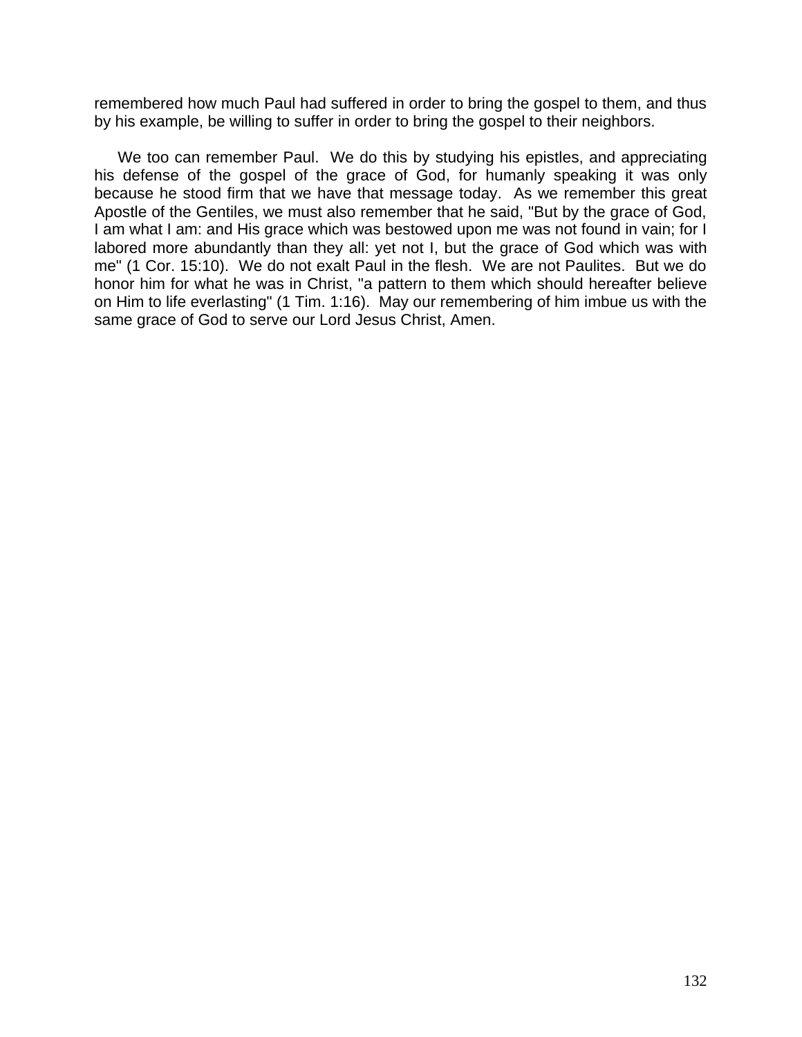remembered how much Paul had suffered in order to bring the gospel to them, and thus by his example, be willing to suffer in order to bring the gospel to their neighbors.

We too can remember Paul. We do this by studying his epistles, and appreciating his defense of the gospel of the grace of God, for humanly speaking it was only because he stood firm that we have that message today. As we remember this great Apostle of the Gentiles, we must also remember that he said, "But by the grace of God, I am what I am: and His grace which was bestowed upon me was not found in vain; for I labored more abundantly than they all: yet not I, but the grace of God which was with me" (1 Cor. 15:10). We do not exalt Paul in the flesh. We are not Paulites. But we do honor him for what he was in Christ, "a pattern to them which should hereafter believe on Him to life everlasting" (1 Tim. 1:16). May our remembering of him imbue us with the same grace of God to serve our Lord Jesus Christ, Amen.